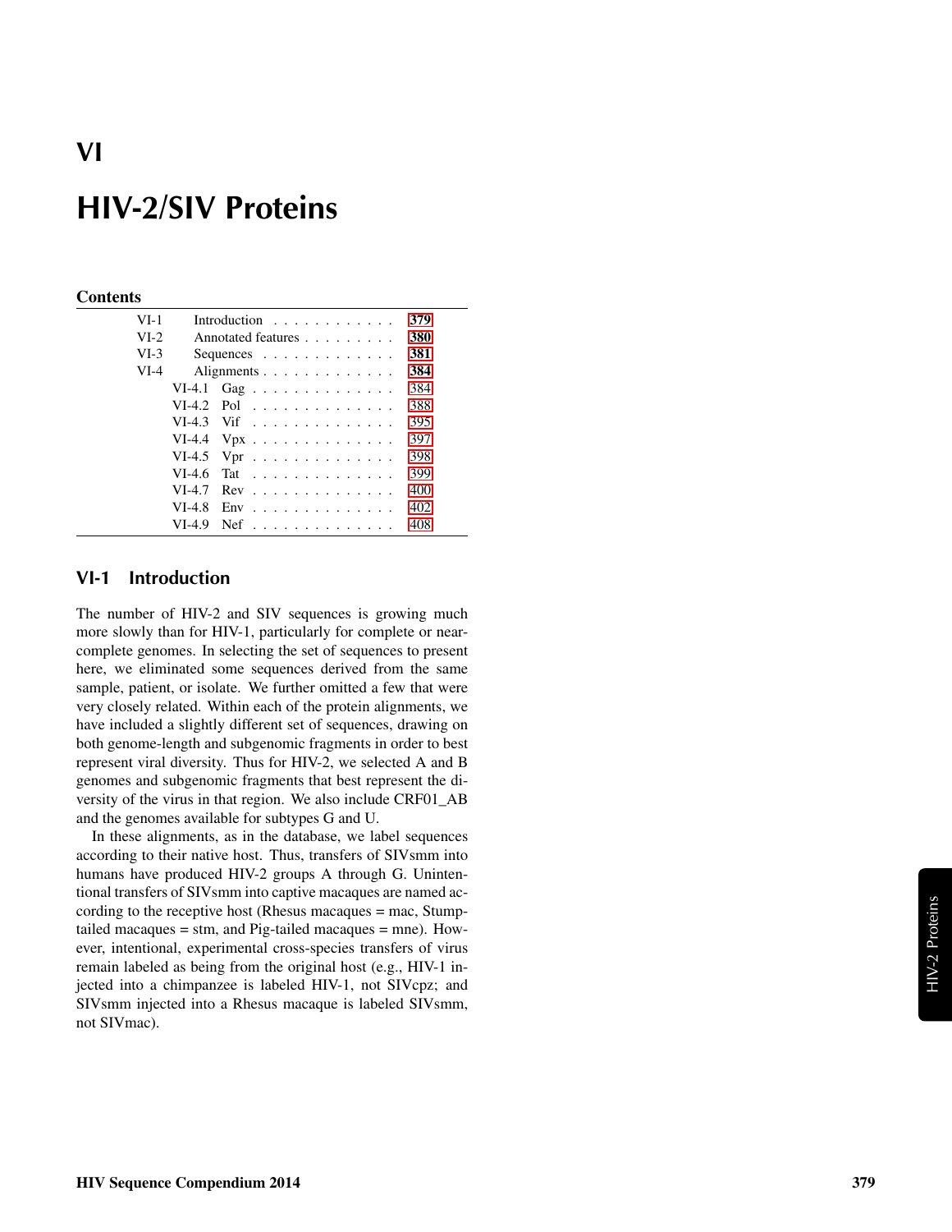# VI

# HIV-2/SIV Proteins

**Contents**

| | | |
|---|---|---|
| VI-1 | Introduction | 379 |
| VI-2 | Annotated features | 380 |
| VI-3 | Sequences | 381 |
| VI-4 | Alignments | 384 |
| VI-4.1 | Gag | 384 |
| VI-4.2 | Pol | 388 |
| VI-4.3 | Vif | 395 |
| VI-4.4 | Vpx | 397 |
| VI-4.5 | Vpr | 398 |
| VI-4.6 | Tat | 399 |
| VI-4.7 | Rev | 400 |
| VI-4.8 | Env | 402 |
| VI-4.9 | Nef | 408 |

## VI-1 Introduction

The number of HIV-2 and SIV sequences is growing much more slowly than for HIV-1, particularly for complete or near-complete genomes. In selecting the set of sequences to present here, we eliminated some sequences derived from the same sample, patient, or isolate. We further omitted a few that were very closely related. Within each of the protein alignments, we have included a slightly different set of sequences, drawing on both genome-length and subgenomic fragments in order to best represent viral diversity. Thus for HIV-2, we selected A and B genomes and subgenomic fragments that best represent the diversity of the virus in that region. We also include CRF01_AB and the genomes available for subtypes G and U.

In these alignments, as in the database, we label sequences according to their native host. Thus, transfers of SIVsmm into humans have produced HIV-2 groups A through G. Unintentional transfers of SIVsmm into captive macaques are named according to the receptive host (Rhesus macaques = mac, Stump-tailed macaques = stm, and Pig-tailed macaques = mne). However, intentional, experimental cross-species transfers of virus remain labeled as being from the original host (e.g., HIV-1 injected into a chimpanzee is labeled HIV-1, not SIVcpz; and SIVsmm injected into a Rhesus macaque is labeled SIVsmm, not SIVmac).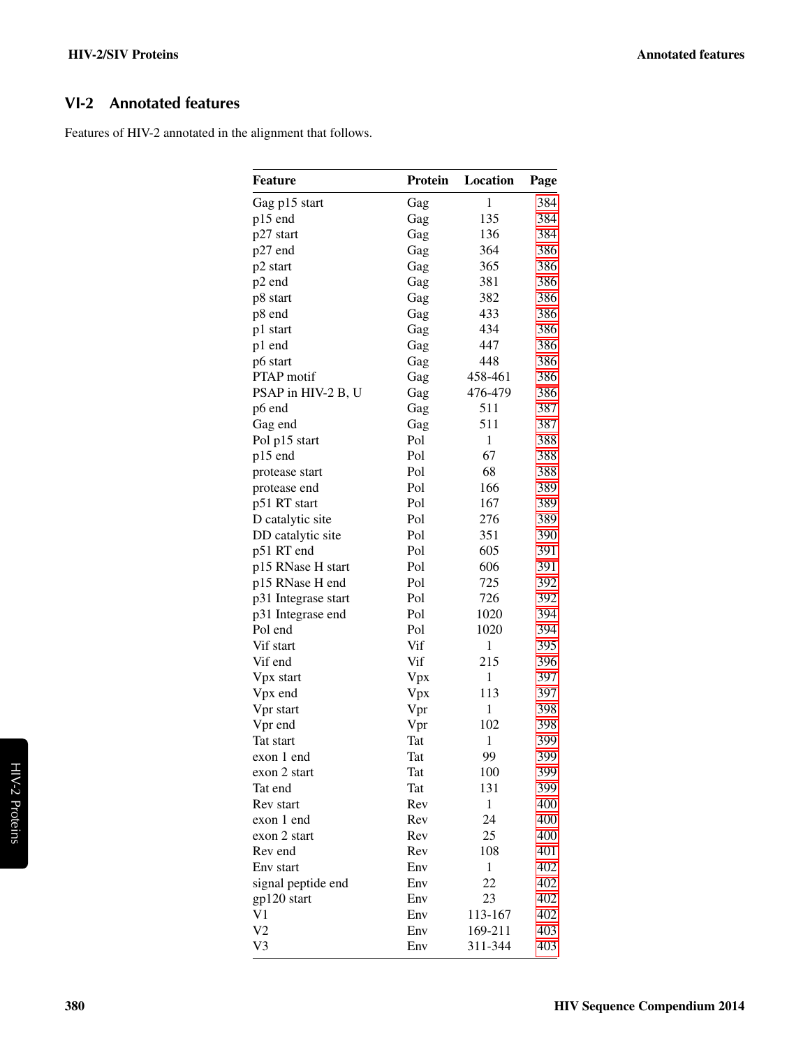## VI-2 Annotated features

Features of HIV-2 annotated in the alignment that follows.

| Feature | Protein | Location | Page |
|---|---|---|---|
| Gag p15 start | Gag | 1 | 384 |
| p15 end | Gag | 135 | 384 |
| p27 start | Gag | 136 | 384 |
| p27 end | Gag | 364 | 386 |
| p2 start | Gag | 365 | 386 |
| p2 end | Gag | 381 | 386 |
| p8 start | Gag | 382 | 386 |
| p8 end | Gag | 433 | 386 |
| p1 start | Gag | 434 | 386 |
| p1 end | Gag | 447 | 386 |
| p6 start | Gag | 448 | 386 |
| PTAP motif | Gag | 458-461 | 386 |
| PSAP in HIV-2 B, U | Gag | 476-479 | 386 |
| p6 end | Gag | 511 | 387 |
| Gag end | Gag | 511 | 387 |
| Pol p15 start | Pol | 1 | 388 |
| p15 end | Pol | 67 | 388 |
| protease start | Pol | 68 | 388 |
| protease end | Pol | 166 | 389 |
| p51 RT start | Pol | 167 | 389 |
| D catalytic site | Pol | 276 | 389 |
| DD catalytic site | Pol | 351 | 390 |
| p51 RT end | Pol | 605 | 391 |
| p15 RNase H start | Pol | 606 | 391 |
| p15 RNase H end | Pol | 725 | 392 |
| p31 Integrase start | Pol | 726 | 392 |
| p31 Integrase end | Pol | 1020 | 394 |
| Pol end | Pol | 1020 | 394 |
| Vif start | Vif | 1 | 395 |
| Vif end | Vif | 215 | 396 |
| Vpx start | Vpx | 1 | 397 |
| Vpx end | Vpx | 113 | 397 |
| Vpr start | Vpr | 1 | 398 |
| Vpr end | Vpr | 102 | 398 |
| Tat start | Tat | 1 | 399 |
| exon 1 end | Tat | 99 | 399 |
| exon 2 start | Tat | 100 | 399 |
| Tat end | Tat | 131 | 399 |
| Rev start | Rev | 1 | 400 |
| exon 1 end | Rev | 24 | 400 |
| exon 2 start | Rev | 25 | 400 |
| Rev end | Rev | 108 | 401 |
| Env start | Env | 1 | 402 |
| signal peptide end | Env | 22 | 402 |
| gp120 start | Env | 23 | 402 |
| V1 | Env | 113-167 | 402 |
| V2 | Env | 169-211 | 403 |
| V3 | Env | 311-344 | 403 |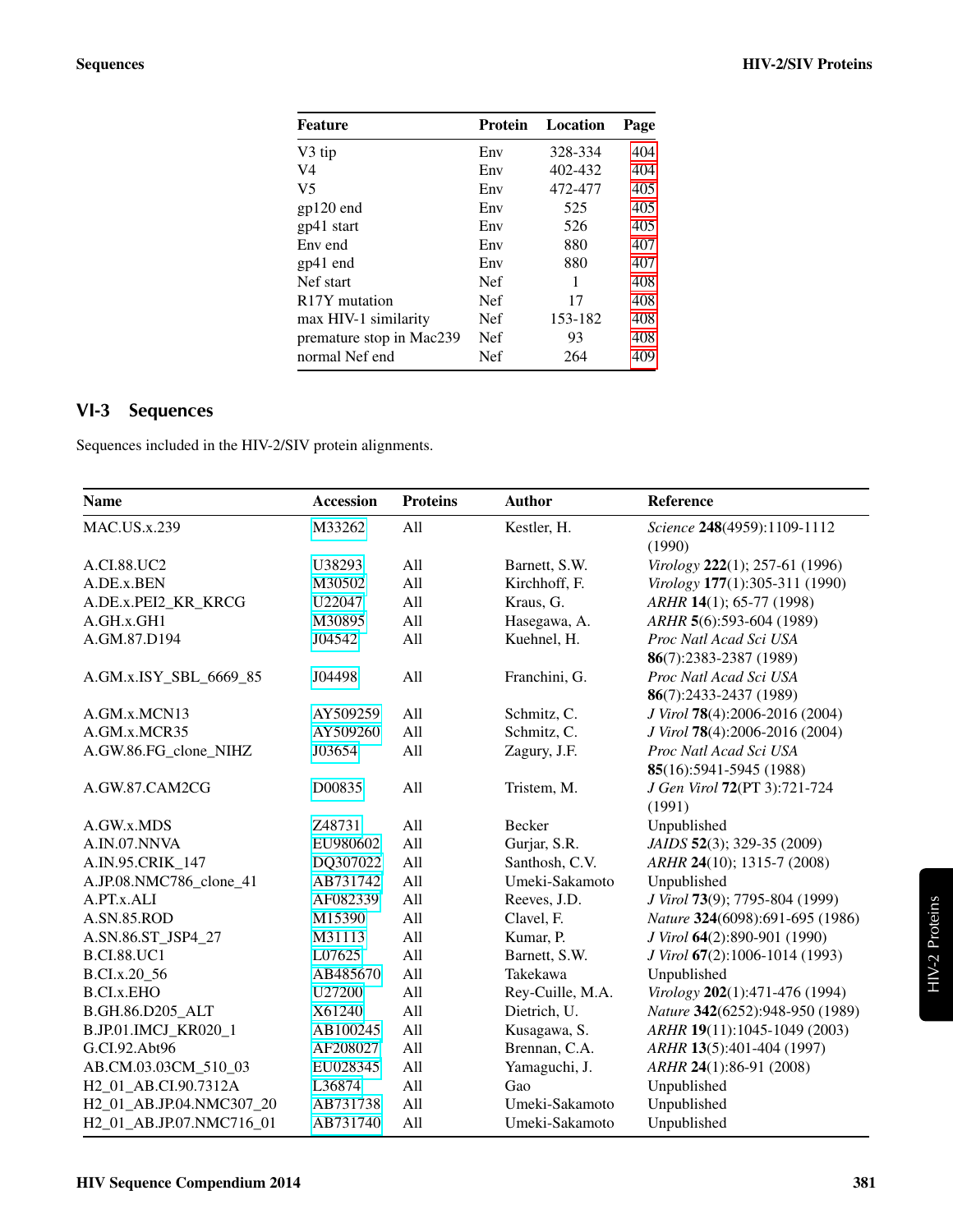| Feature | Protein | Location | Page |
|---|---|---|---|
| V3 tip | Env | 328-334 | 404 |
| V4 | Env | 402-432 | 404 |
| V5 | Env | 472-477 | 405 |
| gp120 end | Env | 525 | 405 |
| gp41 start | Env | 526 | 405 |
| Env end | Env | 880 | 407 |
| gp41 end | Env | 880 | 407 |
| Nef start | Nef | 1 | 408 |
| R17Y mutation | Nef | 17 | 408 |
| max HIV-1 similarity | Nef | 153-182 | 408 |
| premature stop in Mac239 | Nef | 93 | 408 |
| normal Nef end | Nef | 264 | 409 |

## VI-3 Sequences

Sequences included in the HIV-2/SIV protein alignments.

| Name | Accession | Proteins | Author | Reference |
|---|---|---|---|---|
| MAC.US.x.239 | M33262 | All | Kestler, H. | *Science* **248**(4959):1109-1112 (1990) |
| A.CI.88.UC2 | U38293 | All | Barnett, S.W. | *Virology* **222**(1); 257-61 (1996) |
| A.DE.x.BEN | M30502 | All | Kirchhoff, F. | *Virology* **177**(1):305-311 (1990) |
| A.DE.x.PEI2_KR_KRCG | U22047 | All | Kraus, G. | *ARHR* **14**(1); 65-77 (1998) |
| A.GH.x.GH1 | M30895 | All | Hasegawa, A. | *ARHR* **5**(6):593-604 (1989) |
| A.GM.87.D194 | J04542 | All | Kuehnel, H. | *Proc Natl Acad Sci USA* **86**(7):2383-2387 (1989) |
| A.GM.x.ISY_SBL_6669_85 | J04498 | All | Franchini, G. | *Proc Natl Acad Sci USA* **86**(7):2433-2437 (1989) |
| A.GM.x.MCN13 | AY509259 | All | Schmitz, C. | *J Virol* **78**(4):2006-2016 (2004) |
| A.GM.x.MCR35 | AY509260 | All | Schmitz, C. | *J Virol* **78**(4):2006-2016 (2004) |
| A.GW.86.FG_clone_NIHZ | J03654 | All | Zagury, J.F. | *Proc Natl Acad Sci USA* **85**(16):5941-5945 (1988) |
| A.GW.87.CAM2CG | D00835 | All | Tristem, M. | *J Gen Virol* **72**(PT 3):721-724 (1991) |
| A.GW.x.MDS | Z48731 | All | Becker | Unpublished |
| A.IN.07.NNVA | EU980602 | All | Gurjar, S.R. | *JAIDS* **52**(3); 329-35 (2009) |
| A.IN.95.CRIK_147 | DQ307022 | All | Santhosh, C.V. | *ARHR* **24**(10); 1315-7 (2008) |
| A.JP.08.NMC786_clone_41 | AB731742 | All | Umeki-Sakamoto | Unpublished |
| A.PT.x.ALI | AF082339 | All | Reeves, J.D. | *J Virol* **73**(9); 7795-804 (1999) |
| A.SN.85.ROD | M15390 | All | Clavel, F. | *Nature* **324**(6098):691-695 (1986) |
| A.SN.86.ST_JSP4_27 | M31113 | All | Kumar, P. | *J Virol* **64**(2):890-901 (1990) |
| B.CI.88.UC1 | L07625 | All | Barnett, S.W. | *J Virol* **67**(2):1006-1014 (1993) |
| B.CI.x.20_56 | AB485670 | All | Takekawa | Unpublished |
| B.CI.x.EHO | U27200 | All | Rey-Cuille, M.A. | *Virology* **202**(1):471-476 (1994) |
| B.GH.86.D205_ALT | X61240 | All | Dietrich, U. | *Nature* **342**(6252):948-950 (1989) |
| B.JP.01.IMCJ_KR020_1 | AB100245 | All | Kusagawa, S. | *ARHR* **19**(11):1045-1049 (2003) |
| G.CI.92.Abt96 | AF208027 | All | Brennan, C.A. | *ARHR* **13**(5):401-404 (1997) |
| AB.CM.03.03CM_510_03 | EU028345 | All | Yamaguchi, J. | *ARHR* **24**(1):86-91 (2008) |
| H2_01_AB.CI.90.7312A | L36874 | All | Gao | Unpublished |
| H2_01_AB.JP.04.NMC307_20 | AB731738 | All | Umeki-Sakamoto | Unpublished |
| H2_01_AB.JP.07.NMC716_01 | AB731740 | All | Umeki-Sakamoto | Unpublished |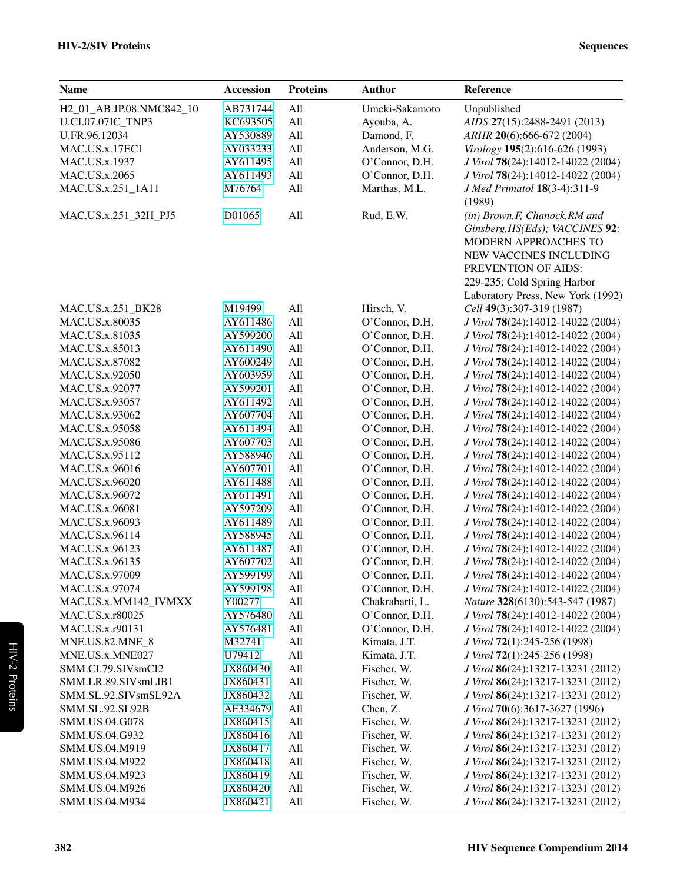| Name | Accession | Proteins | Author | Reference |
|---|---|---|---|---|
| H2_01_AB.JP.08.NMC842_10 | AB731744 | All | Umeki-Sakamoto | Unpublished |
| U.CI.07.07IC_TNP3 | KC693505 | All | Ayouba, A. | *AIDS* **27**(15):2488-2491 (2013) |
| U.FR.96.12034 | AY530889 | All | Damond, F. | *ARHR* **20**(6):666-672 (2004) |
| MAC.US.x.17EC1 | AY033233 | All | Anderson, M.G. | *Virology* **195**(2):616-626 (1993) |
| MAC.US.x.1937 | AY611495 | All | O'Connor, D.H. | *J Virol* **78**(24):14012-14022 (2004) |
| MAC.US.x.2065 | AY611493 | All | O'Connor, D.H. | *J Virol* **78**(24):14012-14022 (2004) |
| MAC.US.x.251_1A11 | M76764 | All | Marthas, M.L. | *J Med Primatol* **18**(3-4):311-9 (1989) |
| MAC.US.x.251_32H_PJ5 | D01065 | All | Rud, E.W. | *(in) Brown,F, Chanock,RM and Ginsberg,HS(Eds); VACCINES* **92**: MODERN APPROACHES TO NEW VACCINES INCLUDING PREVENTION OF AIDS: 229-235; Cold Spring Harbor Laboratory Press, New York (1992) |
| MAC.US.x.251_BK28 | M19499 | All | Hirsch, V. | *Cell* **49**(3):307-319 (1987) |
| MAC.US.x.80035 | AY611486 | All | O'Connor, D.H. | *J Virol* **78**(24):14012-14022 (2004) |
| MAC.US.x.81035 | AY599200 | All | O'Connor, D.H. | *J Virol* **78**(24):14012-14022 (2004) |
| MAC.US.x.85013 | AY611490 | All | O'Connor, D.H. | *J Virol* **78**(24):14012-14022 (2004) |
| MAC.US.x.87082 | AY600249 | All | O'Connor, D.H. | *J Virol* **78**(24):14012-14022 (2004) |
| MAC.US.x.92050 | AY603959 | All | O'Connor, D.H. | *J Virol* **78**(24):14012-14022 (2004) |
| MAC.US.x.92077 | AY599201 | All | O'Connor, D.H. | *J Virol* **78**(24):14012-14022 (2004) |
| MAC.US.x.93057 | AY611492 | All | O'Connor, D.H. | *J Virol* **78**(24):14012-14022 (2004) |
| MAC.US.x.93062 | AY607704 | All | O'Connor, D.H. | *J Virol* **78**(24):14012-14022 (2004) |
| MAC.US.x.95058 | AY611494 | All | O'Connor, D.H. | *J Virol* **78**(24):14012-14022 (2004) |
| MAC.US.x.95086 | AY607703 | All | O'Connor, D.H. | *J Virol* **78**(24):14012-14022 (2004) |
| MAC.US.x.95112 | AY588946 | All | O'Connor, D.H. | *J Virol* **78**(24):14012-14022 (2004) |
| MAC.US.x.96016 | AY607701 | All | O'Connor, D.H. | *J Virol* **78**(24):14012-14022 (2004) |
| MAC.US.x.96020 | AY611488 | All | O'Connor, D.H. | *J Virol* **78**(24):14012-14022 (2004) |
| MAC.US.x.96072 | AY611491 | All | O'Connor, D.H. | *J Virol* **78**(24):14012-14022 (2004) |
| MAC.US.x.96081 | AY597209 | All | O'Connor, D.H. | *J Virol* **78**(24):14012-14022 (2004) |
| MAC.US.x.96093 | AY611489 | All | O'Connor, D.H. | *J Virol* **78**(24):14012-14022 (2004) |
| MAC.US.x.96114 | AY588945 | All | O'Connor, D.H. | *J Virol* **78**(24):14012-14022 (2004) |
| MAC.US.x.96123 | AY611487 | All | O'Connor, D.H. | *J Virol* **78**(24):14012-14022 (2004) |
| MAC.US.x.96135 | AY607702 | All | O'Connor, D.H. | *J Virol* **78**(24):14012-14022 (2004) |
| MAC.US.x.97009 | AY599199 | All | O'Connor, D.H. | *J Virol* **78**(24):14012-14022 (2004) |
| MAC.US.x.97074 | AY599198 | All | O'Connor, D.H. | *J Virol* **78**(24):14012-14022 (2004) |
| MAC.US.x.MM142_IVMXX | Y00277 | All | Chakrabarti, L. | *Nature* **328**(6130):543-547 (1987) |
| MAC.US.x.r80025 | AY576480 | All | O'Connor, D.H. | *J Virol* **78**(24):14012-14022 (2004) |
| MAC.US.x.r90131 | AY576481 | All | O'Connor, D.H. | *J Virol* **78**(24):14012-14022 (2004) |
| MNE.US.82.MNE_8 | M32741 | All | Kimata, J.T. | *J Virol* **72**(1):245-256 (1998) |
| MNE.US.x.MNE027 | U79412 | All | Kimata, J.T. | *J Virol* **72**(1):245-256 (1998) |
| SMM.CI.79.SIVsmCI2 | JX860430 | All | Fischer, W. | *J Virol* **86**(24):13217-13231 (2012) |
| SMM.LR.89.SIVsmLIB1 | JX860431 | All | Fischer, W. | *J Virol* **86**(24):13217-13231 (2012) |
| SMM.SL.92.SIVsmSL92A | JX860432 | All | Fischer, W. | *J Virol* **86**(24):13217-13231 (2012) |
| SMM.SL.92.SL92B | AF334679 | All | Chen, Z. | *J Virol* **70**(6):3617-3627 (1996) |
| SMM.US.04.G078 | JX860415 | All | Fischer, W. | *J Virol* **86**(24):13217-13231 (2012) |
| SMM.US.04.G932 | JX860416 | All | Fischer, W. | *J Virol* **86**(24):13217-13231 (2012) |
| SMM.US.04.M919 | JX860417 | All | Fischer, W. | *J Virol* **86**(24):13217-13231 (2012) |
| SMM.US.04.M922 | JX860418 | All | Fischer, W. | *J Virol* **86**(24):13217-13231 (2012) |
| SMM.US.04.M923 | JX860419 | All | Fischer, W. | *J Virol* **86**(24):13217-13231 (2012) |
| SMM.US.04.M926 | JX860420 | All | Fischer, W. | *J Virol* **86**(24):13217-13231 (2012) |
| SMM.US.04.M934 | JX860421 | All | Fischer, W. | *J Virol* **86**(24):13217-13231 (2012) |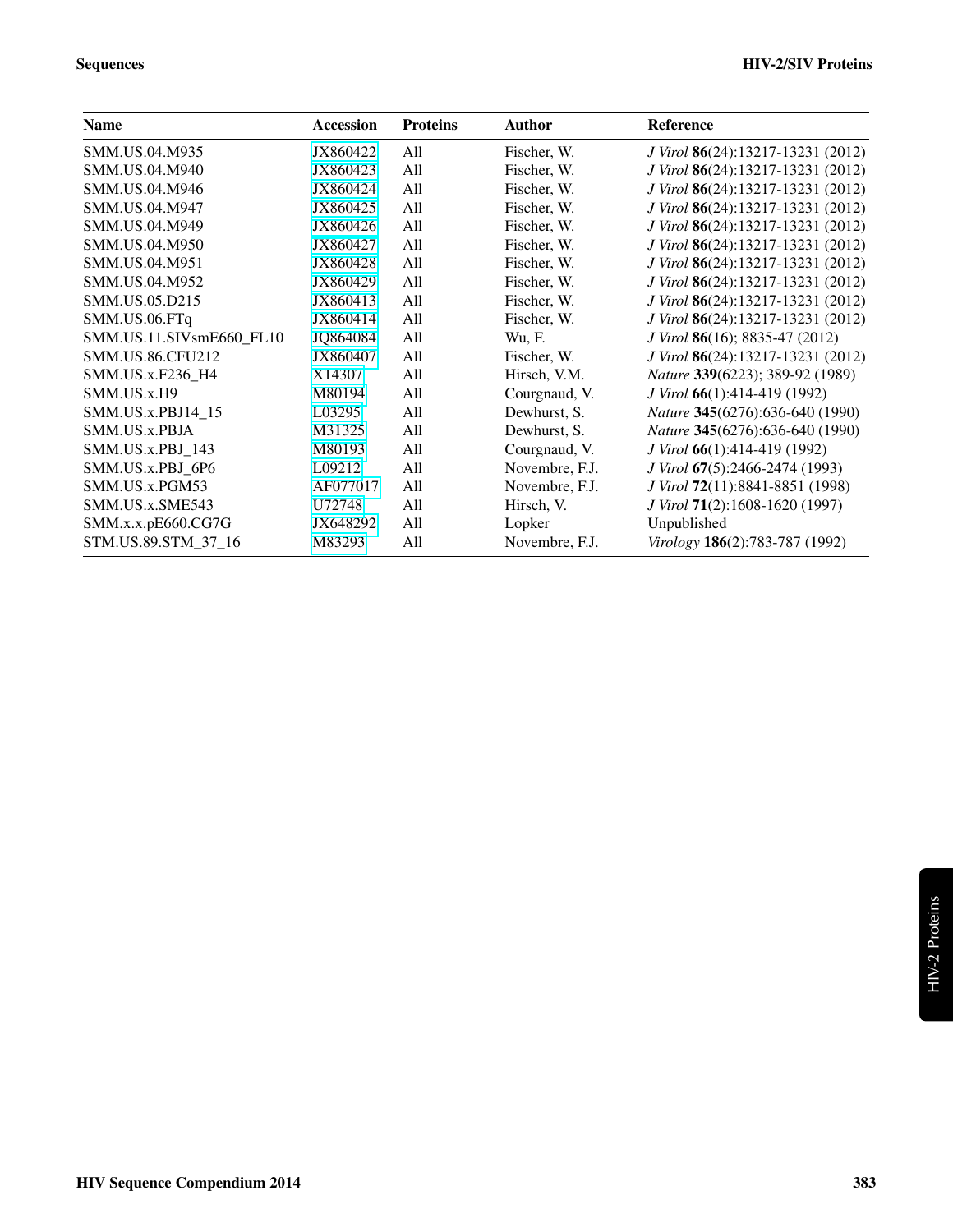| Name | Accession | Proteins | Author | Reference |
|---|---|---|---|---|
| SMM.US.04.M935 | JX860422 | All | Fischer, W. | *J Virol* **86**(24):13217-13231 (2012) |
| SMM.US.04.M940 | JX860423 | All | Fischer, W. | *J Virol* **86**(24):13217-13231 (2012) |
| SMM.US.04.M946 | JX860424 | All | Fischer, W. | *J Virol* **86**(24):13217-13231 (2012) |
| SMM.US.04.M947 | JX860425 | All | Fischer, W. | *J Virol* **86**(24):13217-13231 (2012) |
| SMM.US.04.M949 | JX860426 | All | Fischer, W. | *J Virol* **86**(24):13217-13231 (2012) |
| SMM.US.04.M950 | JX860427 | All | Fischer, W. | *J Virol* **86**(24):13217-13231 (2012) |
| SMM.US.04.M951 | JX860428 | All | Fischer, W. | *J Virol* **86**(24):13217-13231 (2012) |
| SMM.US.04.M952 | JX860429 | All | Fischer, W. | *J Virol* **86**(24):13217-13231 (2012) |
| SMM.US.05.D215 | JX860413 | All | Fischer, W. | *J Virol* **86**(24):13217-13231 (2012) |
| SMM.US.06.FTq | JX860414 | All | Fischer, W. | *J Virol* **86**(24):13217-13231 (2012) |
| SMM.US.11.SIVsmE660_FL10 | JQ864084 | All | Wu, F. | *J Virol* **86**(16); 8835-47 (2012) |
| SMM.US.86.CFU212 | JX860407 | All | Fischer, W. | *J Virol* **86**(24):13217-13231 (2012) |
| SMM.US.x.F236_H4 | X14307 | All | Hirsch, V.M. | *Nature* **339**(6223); 389-92 (1989) |
| SMM.US.x.H9 | M80194 | All | Courgnaud, V. | *J Virol* **66**(1):414-419 (1992) |
| SMM.US.x.PBJ14_15 | L03295 | All | Dewhurst, S. | *Nature* **345**(6276):636-640 (1990) |
| SMM.US.x.PBJA | M31325 | All | Dewhurst, S. | *Nature* **345**(6276):636-640 (1990) |
| SMM.US.x.PBJ_143 | M80193 | All | Courgnaud, V. | *J Virol* **66**(1):414-419 (1992) |
| SMM.US.x.PBJ_6P6 | L09212 | All | Novembre, F.J. | *J Virol* **67**(5):2466-2474 (1993) |
| SMM.US.x.PGM53 | AF077017 | All | Novembre, F.J. | *J Virol* **72**(11):8841-8851 (1998) |
| SMM.US.x.SME543 | U72748 | All | Hirsch, V. | *J Virol* **71**(2):1608-1620 (1997) |
| SMM.x.x.pE660.CG7G | JX648292 | All | Lopker | Unpublished |
| STM.US.89.STM_37_16 | M83293 | All | Novembre, F.J. | *Virology* **186**(2):783-787 (1992) |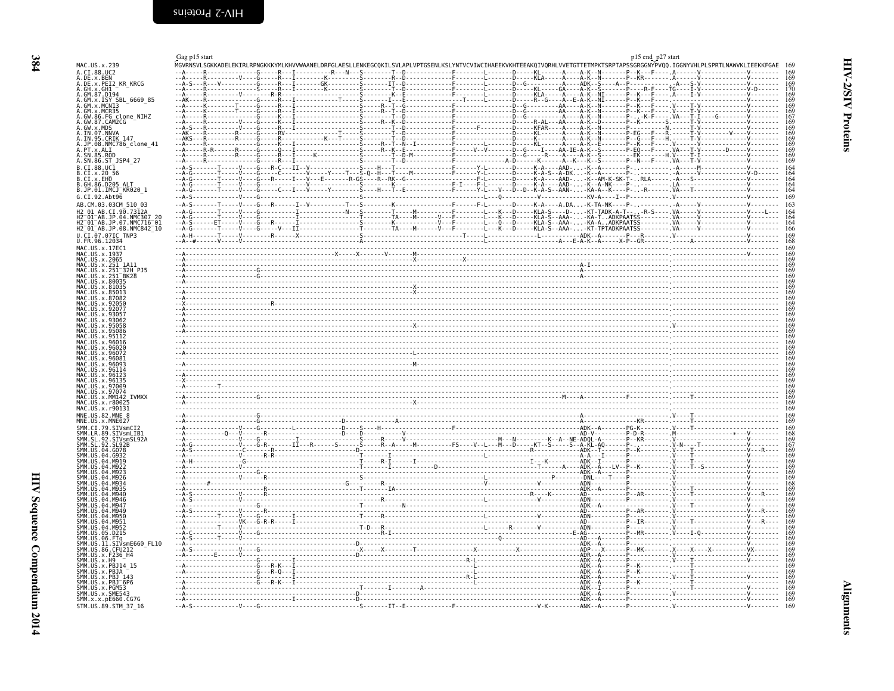Gag p15 start — p15 end_p27 start

| Sequence | Alignment | Length |
|---|---|---|
| MAC.US.x.239 | MGVRNSVLSGKKADELEKIRLRPNGKKKYMLKHVVWAANELDRFGLAESLLENKEGCQKILSVLAPLVPTGSENLKSLYNTVCVIWCIHAEEKVKHTEEAKQIVQRHLVVETGTTETMPKTSRPTAPSSGRGGNYPVQQ.IGGNYVHLPLSPRTLNAWVKLIEEKKFGAE | 169 |
| A.CI.88.UC2 | | 169 |
| A.DE.x.BEN | | 169 |
| A.DE.x.PEI2_KR_KRCG | | 169 |
| A.GH.x.GH1 | | 170 |
| A.GM.87.D194 | | 169 |
| A.GM.x.ISY_SBL_6669_85 | | 169 |
| A.GM.x.MCN13 | | 169 |
| A.GM.x.MCR35 | | 169 |
| A.GW.86.FG_clone_NIHZ | | 167 |
| A.GW.87.CAM2CG | | 169 |
| A.GW.x.MDS | | 169 |
| A.IN.07.NNVA | | 169 |
| A.IN.95.CRIK_147 | | 169 |
| A.JP.08.NMC786_clone_41 | | 169 |
| A.PT.x.ALI | | 169 |
| A.SN.85.ROD | | 169 |
| A.SN.86.ST_JSP4_27 | | 169 |
| B.CI.88.UC1 | | 164 |
| B.CI.x.20_56 | | 164 |
| B.CI.x.EHO | | 164 |
| B.GH.86.D205_ALT | | 164 |
| B.JP.01.IMCJ_KR020_1 | | 164 |
| G.CI.92.Abt96 | | 169 |
| AB.CM.03.03CM_510_03 | | 163 |
| H2_01_AB.CI.90.7312A | | 164 |
| H2_01_AB.JP.04.NMC307_20 | | 164 |
| H2_01_AB.JP.07.NMC716_01 | | 164 |
| H2_01_AB.JP.08.NMC842_10 | | 166 |
| U.CI.07.07IC_TNP3 | | 169 |
| U.FR.96.12034 | | 168 |
| MAC.US.x.17EC1 | | 169 |
| MAC.US.x.1937 | | 169 |
| MAC.US.x.2065 | | 169 |
| MAC.US.x.251_1A11 | | 169 |
| MAC.US.x.251_32H_PJ5 | | 169 |
| MAC.US.x.251_BK28 | | 169 |
| MAC.US.x.80035 | | 169 |
| MAC.US.x.81035 | | 169 |
| MAC.US.x.85013 | | 169 |
| MAC.US.x.87082 | | 169 |
| MAC.US.x.92050 | | 169 |
| MAC.US.x.92077 | | 169 |
| MAC.US.x.93057 | | 169 |
| MAC.US.x.93062 | | 169 |
| MAC.US.x.95058 | | 169 |
| MAC.US.x.95086 | | 169 |
| MAC.US.x.95112 | | 169 |
| MAC.US.x.96016 | | 169 |
| MAC.US.x.96020 | | 169 |
| MAC.US.x.96072 | | 169 |
| MAC.US.x.96081 | | 169 |
| MAC.US.x.96093 | | 169 |
| MAC.US.x.96114 | | 169 |
| MAC.US.x.96123 | | 169 |
| MAC.US.x.96135 | | 169 |
| MAC.US.x.97009 | | 169 |
| MAC.US.x.97074 | | 169 |
| MAC.US.x.MM142_IVMXX | | 169 |
| MAC.US.x.r80025 | | 169 |
| MAC.US.x.r90131 | | 169 |
| MNE.US.82.MNE_8 | | 169 |
| MNE.US.x.MNE027 | | 169 |
| SMM.CI.79.SIVsmCI2 | | 169 |
| SMM.LR.89.SIVsmLIB1 | | 168 |
| SMM.SL.92.SIVsmSL92A | | 168 |
| SMM.SL.92.SL92B | | 167 |
| SMM.US.04.G078 | | 169 |
| SMM.US.04.G932 | | 169 |
| SMM.US.04.M919 | | 169 |
| SMM.US.04.M922 | | 169 |
| SMM.US.04.M923 | | 169 |
| SMM.US.04.M926 | | 169 |
| SMM.US.04.M934 | | 168 |
| SMM.US.04.M935 | | 169 |
| SMM.US.04.M940 | | 169 |
| SMM.US.04.M946 | | 169 |
| SMM.US.04.M947 | | 169 |
| SMM.US.04.M949 | | 169 |
| SMM.US.04.M950 | | 169 |
| SMM.US.04.M951 | | 169 |
| SMM.US.04.M952 | | 169 |
| SMM.US.05.D215 | | 169 |
| SMM.US.06.FTq | | 169 |
| SMM.US.11.SIVsmE660_FL10 | | 169 |
| SMM.US.86.CFU212 | | 169 |
| SMM.US.x.F236_H4 | | 169 |
| SMM.US.x.H9 | | 169 |
| SMM.US.x.PBJ14_15 | | 169 |
| SMM.US.x.PBJA | | 169 |
| SMM.US.x.PBJ_143 | | 169 |
| SMM.US.x.PBJ_6P6 | | 169 |
| SMM.US.x.PGM53 | | 169 |
| SMM.US.x.SME543 | | 169 |
| SMM.x.x.pE660.CG7G | | 169 |
| STM.US.89.STM_37_16 | | 169 |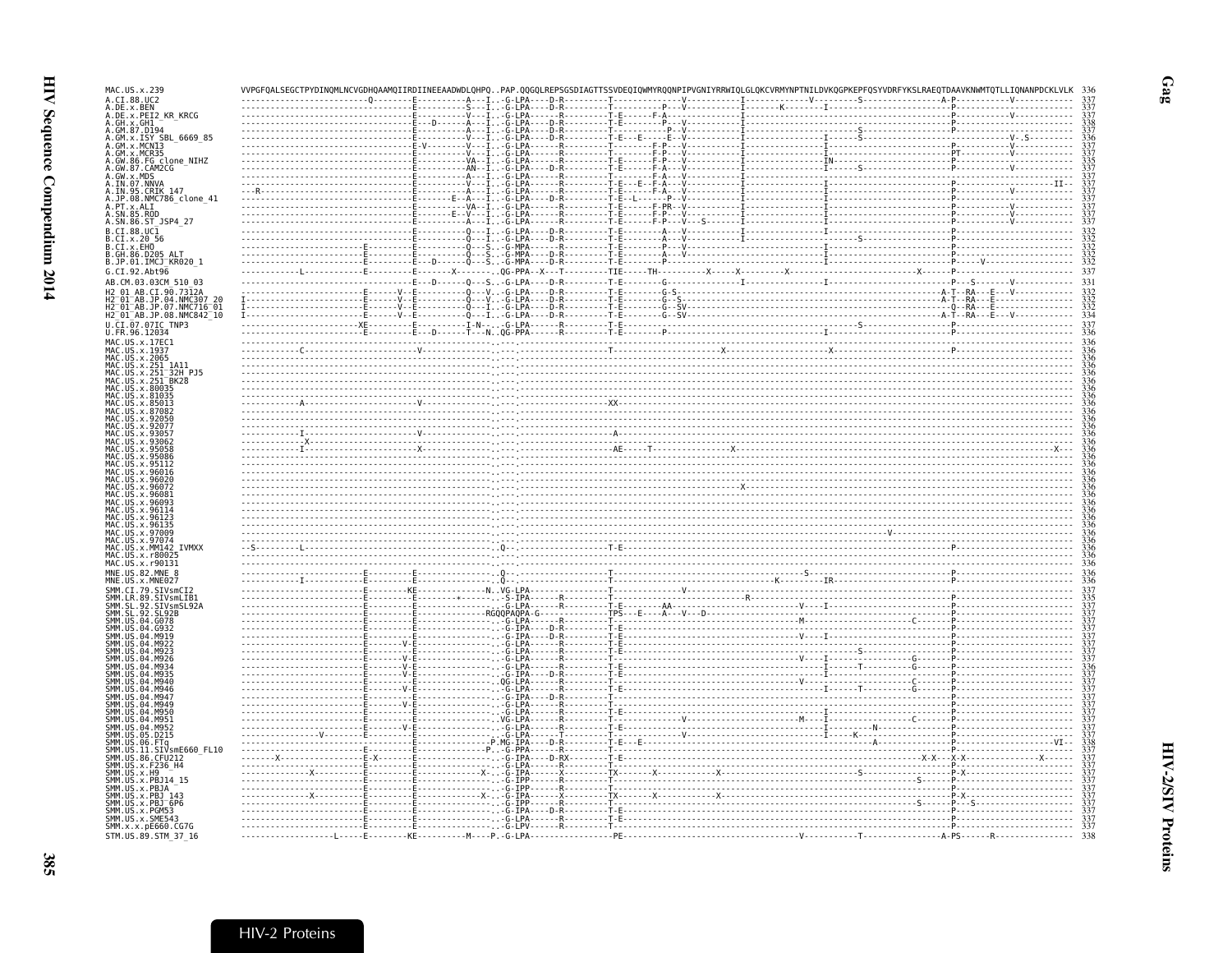```
MAC.US.x.239                  VVPGFQALSEGCTPYDINQMLNCVGDHQAAMQIIRDIINEEAADWDLQHPQ..PAP.QQGQLREPSGSDIAGTTSSVDEQIQWMYRQQNPIPVGNIYRRWIQLGLQKCVRMYNPTNILDVKQGPKEPFQSYVDRFYKSLRAEQTDAAVKNWMTQTLLIQNANPDCKLVLK  336
A.CI.88.UC2                                                                                                                                                                          337
A.DE.x.BEN                                                                                                                                                                           337
A.DE.x.PEI2_KR_KRCG                                                                                                                                                                  337
A.GH.x.GH1                                                                                                                                                                           338
A.GM.87.D194                                                                                                                                                                         337
A.GM.x.ISY_SBL_6669_85                                                                                                                                                               336
A.GM.x.MCN13                                                                                                                                                                         337
A.GM.x.MCR35                                                                                                                                                                         337
A.GW.86.FG_clone_NIHZ                                                                                                                                                                335
A.GW.87.CAM2CG                                                                                                                                                                       337
A.GW.x.MDS                                                                                                                                                                           337
A.IN.07.NNVA                                                                                                                                                                         337
A.IN.95.CRIK_147                                                                                                                                                                     337
A.JP.08.NMC786_clone_41                                                                                                                                                              337
A.PT.x.ALI                                                                                                                                                                           337
A.SN.85.ROD                                                                                                                                                                          337
A.SN.86.ST_JSP4_27                                                                                                                                                                   337
B.CI.88.UC1                                                                                                                                                                          332
B.CI.x.20_56                                                                                                                                                                         332
B.CI.x.EHO                                                                                                                                                                           332
B.GH.86.D205_ALT                                                                                                                                                                     332
B.JP.01.IMCJ_KR020_1                                                                                                                                                                 332
G.CI.92.Abt96                                                                                                                                                                        337
AB.CM.03.03CM_510_03                                                                                                                                                                 331
H2_01_AB.CI.90.7312A                                                                                                                                                                 332
H2_01_AB.JP.04.NMC307_20                                                                                                                                                             332
H2_01_AB.JP.07.NMC716_01                                                                                                                                                             332
H2_01_AB.JP.08.NMC842_10                                                                                                                                                             334
U.CI.07.07IC_TNP3                                                                                                                                                                    337
U.FR.96.12034                                                                                                                                                                        336
MAC.US.x.17EC1                                                                                                                                                                       336
MAC.US.x.1937                                                                                                                                                                        336
MAC.US.x.2065                                                                                                                                                                        336
MAC.US.x.251_1A11                                                                                                                                                                    336
MAC.US.x.251_32H_PJ5                                                                                                                                                                 336
MAC.US.x.251_BK28                                                                                                                                                                    336
MAC.US.x.80035                                                                                                                                                                       336
MAC.US.x.81035                                                                                                                                                                       336
MAC.US.x.85013                                                                                                                                                                       336
MAC.US.x.87082                                                                                                                                                                       336
MAC.US.x.92050                                                                                                                                                                       336
MAC.US.x.92077                                                                                                                                                                       336
MAC.US.x.93057                                                                                                                                                                       336
MAC.US.x.93062                                                                                                                                                                       336
MAC.US.x.95058                                                                                                                                                                       336
MAC.US.x.95086                                                                                                                                                                       336
MAC.US.x.95112                                                                                                                                                                       336
MAC.US.x.96016                                                                                                                                                                       336
MAC.US.x.96020                                                                                                                                                                       336
MAC.US.x.96072                                                                                                                                                                       336
MAC.US.x.96081                                                                                                                                                                       336
MAC.US.x.96093                                                                                                                                                                       336
MAC.US.x.96114                                                                                                                                                                       336
MAC.US.x.96123                                                                                                                                                                       336
MAC.US.x.96135                                                                                                                                                                       336
MAC.US.x.97009                                                                                                                                                                       336
MAC.US.x.97074                                                                                                                                                                       336
MAC.US.x.MM142_IVMXX                                                                                                                                                                 336
MAC.US.x.r80025                                                                                                                                                                      336
MAC.US.x.r90131                                                                                                                                                                      336
MNE.US.82.MNE_8                                                                                                                                                                      336
MNE.US.x.MNE027                                                                                                                                                                      336
SMM.CI.79.SIVsmCI2                                                                                                                                                                   337
SMM.LR.89.SIVsmLIB1                                                                                                                                                                  335
SMM.SL.92.SIVsmSL92A                                                                                                                                                                 337
SMM.SL.92.SL92B                                                                                                                                                                      337
SMM.US.04.G078                                                                                                                                                                       337
SMM.US.04.G932                                                                                                                                                                       337
SMM.US.04.M919                                                                                                                                                                       337
SMM.US.04.M922                                                                                                                                                                       337
SMM.US.04.M923                                                                                                                                                                       337
SMM.US.04.M926                                                                                                                                                                       337
SMM.US.04.M934                                                                                                                                                                       337
SMM.US.04.M935                                                                                                                                                                       336
SMM.US.04.M940                                                                                                                                                                       337
SMM.US.04.M946                                                                                                                                                                       337
SMM.US.04.M947                                                                                                                                                                       337
SMM.US.04.M949                                                                                                                                                                       337
SMM.US.04.M950                                                                                                                                                                       337
SMM.US.04.M951                                                                                                                                                                       337
SMM.US.04.M952                                                                                                                                                                       337
SMM.US.05.D215                                                                                                                                                                       337
SMM.US.06.FTq                                                                                                                                                                        338
SMM.US.11.SIVsmE660_FL10                                                                                                                                                             337
SMM.US.86.CFU212                                                                                                                                                                     337
SMM.US.x.F236_H4                                                                                                                                                                     337
SMM.US.x.H9                                                                                                                                                                          337
SMM.US.x.PBJ14_15                                                                                                                                                                    337
SMM.US.x.PBJA                                                                                                                                                                        337
SMM.US.x.PBJ_143                                                                                                                                                                     337
SMM.US.x.PBJ_6P6                                                                                                                                                                     337
SMM.US.x.PGM53                                                                                                                                                                       337
SMM.US.x.SME543                                                                                                                                                                      337
SMM.x.x.pE660.CG7G                                                                                                                                                                   337
STM.US.89.STM_37_16                                                                                                                                                                  338
```

HIV-2 Proteins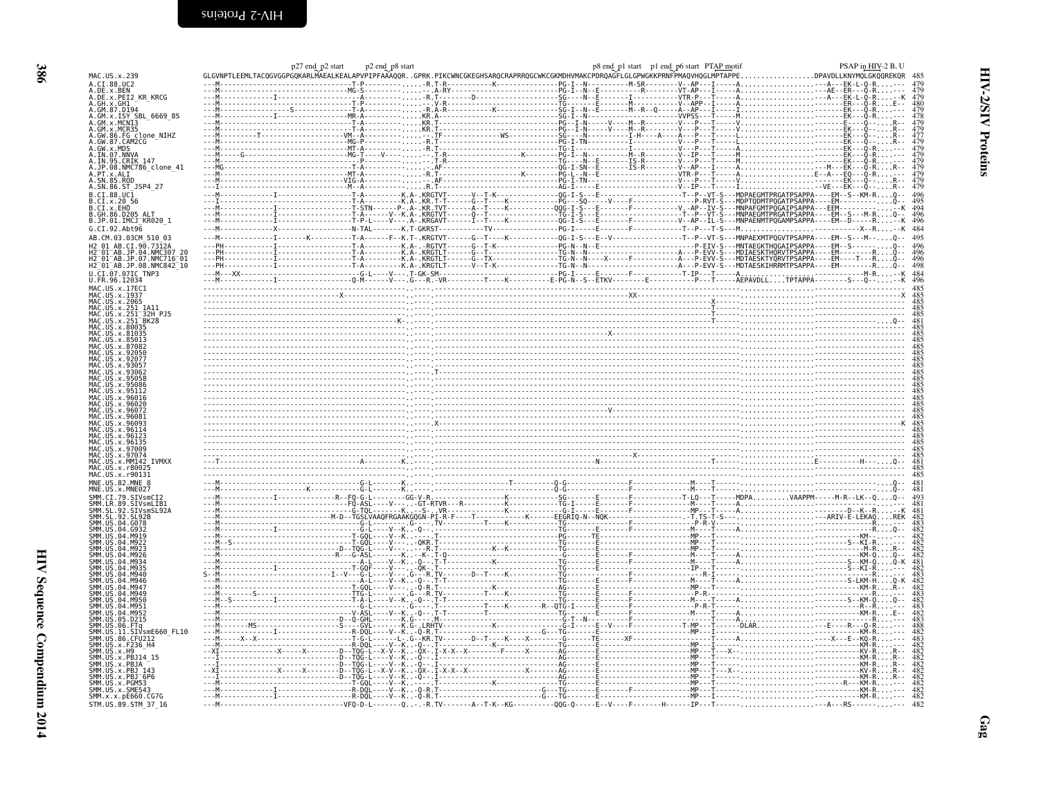```
                         p27 end_p2 start      p2 end_p8 start                          p8 end_p1 start    p1 end_p6 start  PTAP motif                    PSAP in HIV-2 B, U
MAC.US.x.239            GLGVNPTLEEMLTACQGVGGPGQKARLMAEALKEALAPVPIPFAAAQQR..GPRK.PIKCWNCGKEGHSARQCRAPRRQGCWKCGKMDHVMAKCPDRQAGFLGLGPWGKKPRNFPMAQVHQGLMPTAPPE.................DPAVDLLKNYMQLGKQQREKQR 485
A.CI.88.UC2             ---M---------------------------------T-P---------.....-R.T-R-----------K-----------------PG-I--N----------M-SR--------V--AP---I-----A......................-A---EK-L-Q-R------- 479
A.DE.x.BEN              ---M------------------------------MG-S-----------..-.A-RY--------------------------------PG-I--N--E-----------R--------VT-AP---I-----A......................AE--ER---Q-R------ 479
A.DE.x.PEI2_KR_KRCG     ---M------------I--------------------A-----------..-R.T--------D-------------------------SG-----N--E---------I----------VTR-P---T-----A......................-A---EK-L-Q-R------K 479
A.GH.x.GH1              ---M---------------------------------T-P---------..-.V-R-------------------------------TG-----E---------M-----------V--APP--I-----A......................-----ER---Q-R----E-- 480
A.GM.87.D194            ---M-------------------S-------------T-A---------..-R.A-R-----------K--------------------SG-I--N--E---------M--R--Q------A--AP---I-----I......................-----EK---Q-R------- 479
A.GM.x.ISY_SBL_6669_85  ---M------------I--------------------MR-A--------..-KR.A-------------------------------SG-I--N--E---------------------VVPSS---T-----M......................-----EK---Q-R------- 478
A.GM.x.MCN13            ---M---------------------------------T-A---------..-KR.T-------------------------------PG---I-N------V----M--R---------V---P---T-----V......................-----E----Q-----R-- 479
A.GM.x.MCR35            ---M---------------------------------T-A---------..-KR.T-------------------------------PG---I-N------V----M--R---------V---P---T-----V......................-----EK---Q-----R-- 479
A.GW.86.FG_clone_NIHZ   ---M---------T----------------------VM--A--------..-.-TF----------------WS-------------SG-----N--E---------I--H------A----A---P---T-----L......................-----EK---Q-----R-- 477
A.GW.87.CAM2CG          ---M--------------------------------MG-P---------..-R.T--------------------------------PG-I-TN-----------I-------------V---P---T-----L......................-----EK---Q-----R-- 479
A.GW.x.MDS              ---M--------------------------------MT-A---------..-R.T--------------------------------TG-I---------------I-------------V---P---T-----L......................-----EK---Q-R------- 479
A.IN.07.NNVA            ---M-----G--------------------------MG-T----V----..-.-T-R---------------K--------------PG-I--N--E---------M--R---------V--IP---T-----M......................-----EK---Q-R------- 479
A.IN.95.CRIK_147        ---M---------------------------------P-----------..-.-T-R------------------------------SG-----N--E---------IS-R---------V---P---T-----M......................-----EK---Q-R------- 479
A.JP.08.NMC786_clone_41 ---MG--------------------------------T-A---------..-.-AF-------------------------------QG-I-SN--E---------IS-R---------V--AP---I-----A......................---M---EK---Q-R----R-- 479
A.PT.x.ALI              ---M--------------------------------MT-A---------..-R.T-----------------K--------------PG-I--N--E-------------------VTR-P---T-----A.................E--A---EQ---Q-R------- 479
A.SN.85.ROD             ---M--------------------------------VIG-A--------..-.-AF-------------------------------PG-I-TN-----------------------V---P---T-----V......................-----EK---Q-----R-- 479
A.SN.86.ST_JSP4_27      ---I--------------------------------M--A---------..-R.T--------------------------------AG-I-----E-----------------------V--IP---T-----I.................-VE---EK---Q--.---R-- 479
B.CI.88.UC1             ---M------------I--------------------T-A--------K.A-.KRGTVT-------V--T-K---------------QG-I-S---E------------------T--P--VT-S---MDPAEGMTPRGATPSAPPA----EM--S--KM-R....Q-- 496
B.CI.x.20_56            ---I------------I--------------------T-A--------K.A-.KR.T-T------G--T----K-------------PG---SQ---V----F--------------P-RVT-S---MDPTQDMTPQGATPSAPPA----EM----------..Q-- 495
B.CI.x.EHO              ---M------------I--------------------T-STN------P-.A-.KR.TVT------A--T----K------------QQG-I-S---E--------F-----------V.-AP--IV-S---MNPAFGMTPQGAIPSAPPA---EEM----------------K 494
B.GH.86.D205_ALT        ---M------------I--------------------T-A-----V--K.A-.KRGTVT-------Q--T-----------------TG-I-S---E---------------------T--P--VT-S---MNPAEGMTPRGATPSAPPA----EM--S---M-R....Q-- 496
B.JP.01.IMCJ_KR020_1    ---M------------I--------------------T-P-L------V---.A-.KRGAVT------I--T-----K---------QG-I-S---E--------F----------V--AP--IL-S---MNPAENMTPQGAMPSAPPA----EM--D----R....K 496
G.CI.92.Abt96           ---M------------X--------------------N-TAL--------K.T-GKRST-----------TV---------------PG-I-----E--------F------------T--P---T-S---M......................--------X--R.....K 484
AB.CM.03.03CM_510_03    ---M------------I--------K-----------T-A--------F--K.T-.KRGTVT------G--T----K----------QG-I-S---E--V--------------------T--P--VT-S---MNPAEXMTPQGVTPSAPPA----EM--S---M-.....Q-- 495
H2_01_AB.CI.90.7312A    ---PH-----------I--------------------T-A--------K.A-.-RGTVT-------G--T-K---------------PG-N--N--E----------------------P-EIV-S---MNTAEGKTHQGAIPSAPPA----EM--S------......Q-- 496
H2_01_AB.JP.04.NMC307_20 ---PH----------I--------------------T-A--------K.A-.KRGTLT-------G--T-----------------TG-N--N----------------------A---P-EVV-S---MDIAESKTHQRVTPSAPPA----EM-----------R....Q-- 496
H2_01_AB.JP.07.NMC716_01 ---PH----------I--------------------T-A--------K.A-.KRGTLT-------G--TX----------------TG-N--N---------X----F-------A---P-EVV-S---MDTAESKTYQRVTPSAPPA----EM-----T---R....Q-- 496
H2_01_AB.JP.08.NMC842_10 ---PH----------I--------------------T-A--------K.A-.KRGTLT-------V--T-K---------------TG-N--N----------------------A---P-EVV-S---MDTAESKIHRRMTPSAPPA----EM----------R....Q-- 498
U.CI.07.07IC_TNP3       ---M---XX-------------------------G-L-----V---.T-GK-SM-----------------------------------PG-I-----E-------F-----------T-IP---T-----A.................................M-R......K 484
U.FR.96.12034           ---M------------I--------------------Q-M-------V---.G---R.-VR---------T-----K----------E-PG-N--S--ETKV---------E-------------P---T-----AEPAVDLL.....TPTAPPA--------S---Q--.-----K 496
MAC.US.x.17EC1          --------------------------------------------------..----.-------------------------------------------------------------------------------------.................................. 485
MAC.US.x.1937           ---------------------------------X----------------..----.-------------------------------------------XX--------------------------------------------.................................X 485
MAC.US.x.2065           --------------------------------------------------..----.---------------------------------------------------------------------X-------------------.................................. 485
MAC.US.x.251_1A11       --------------------------------------------------..----.---------------------------------------------------------------------T-------------------.................................. 485
MAC.US.x.251_32H_PJ5    --------------------------------------------------..----.---------------------------------------------------------------------T-------------------.................................. 485
MAC.US.x.251_BK28       --------------------------------------------K-----..----.------------------------------------------------------------------------------------------..............................Q-- 481
MAC.US.x.80035          --------------------------------------------------..----.-------------------------------------------------------------------------------------.................................. 485
MAC.US.x.81035          --------------------------------------------------..----.-----------------------------X------------------------------------------------------------.................................. 485
MAC.US.x.85013          --------------------------------------------------..----.-------------------------------------------------------------------------------------.................................. 485
MAC.US.x.87082          --------------------------------------------------..----.-------------------------------------------------------------------------------------.................................. 485
MAC.US.x.92050          --------------------------------------------------..----.-------------------------------------------------------------------------------------.................................. 485
MAC.US.x.92077          --------------------------------------------------..----.-------------------------------------------------------------------------------------.................................. 485
MAC.US.x.93057          --------------------------------------------------..----.-------------------------------------------------------------------------------------.................................. 485
MAC.US.x.93062          --------------------------------------------------..----.T------------------------------------------------------------------------------------.................................. 485
MAC.US.x.95058          --------------------------------------------------..----.-------------------------------------------------------------------------------------.................................. 485
MAC.US.x.95086          --------------------------------------------------..----.-------------------------------------------------------------------------------------.................................. 485
MAC.US.x.95112          --------------------------------------------------..----.-------------------------------------------------------------------------------------.................................. 485
MAC.US.x.96016          --------------------------------------------------..----.-------------------------------------------------------------------------------------.................................. 485
MAC.US.x.96020          --------------------------------------------------..----.-------------------------------------------------------------------------------------.................................. 485
MAC.US.x.96072          --------------------------------------------------..----.-----------------------------V------------------------------------------------------------.................................. 485
MAC.US.x.96081          --------------------------------------------------..----.-------------------------------------------------------------------------------------.................................. 485
MAC.US.x.96093          --------------------------------------------------..----X-------------------------------------------------------------------------------------.................................K 485
MAC.US.x.96114          --------------------------------------------------..----.-------------------------------------------------------------------------------------.................................. 485
MAC.US.x.96123          --------------------------------------------------..----.-------------------------------------------------------------------------------------.................................. 485
MAC.US.x.96135          --------------------------------------------------..----.-------------------------------------------------------------------------------------.................................. 485
MAC.US.x.97009          --------------------------------------------------..----.-------------------------------------------------------------------------------------.................................. 485
MAC.US.x.97074          --------------------------------------------------..----.------------------------------------------X--------------------------------------------.................................. 485
MAC.US.x.MM142_IVMXX    ---T------------------------------A---------K.----.-----------------------------N------------------------------------T-----------------E-----------H---.....Q-- 481
MAC.US.x.r80025         --------------------------------------------------..----.-------------------------------------------------------------------------------------.................................. 485
MAC.US.x.r90131         --------------------------------------------------..----.-------------------------------------------------------------------------------------.................................. 485
MNE.US.82.MNE_8         ---M----------------------------G-L-------K..----.-----------------T----------Q-G-----------------F-------------M----T-----......................................Q-- 481
MNE.US.x.MNE027         ---M---------------K------------G-L-------K..----.----------------------------Q-G-----------------F-------------M----T-----......................................Q-- 481
SMM.CI.79.SIVsmCI2      ---M------------I---------------R--FQ-G-L-----GG-V-R.-------------K----------SG-------E---------F-----------T-LQ---T-----MDPA.........VAAPPM-----M-R--LK--Q....Q-- 493
SMM.LR.89.SIVsmLIB1     ---M---------------------------FQ-ASL------V---.-GT-RTVR---R-------K--------------TG-I-----E---------F------------M----T-----A.............................................. 481
SMM.SL.92.SIVsmSL92A    ---M---------------------------G-TQL------K..-S-..VR-------------K------------G-I-----E---------F-----------MP---T-----A................................D--K--R......K 481
SMM.SL.92.SL92B         ---M---------------------------M-D--TGSLVAAQFRGAAKGQGN-PI-R-F----T----------K-----EEGRIQ-N--NQK----------------.T.TS-T-S---...................ARIV-E-LEKAQ....REK 482
SMM.US.04.G078          ---M--------------------------G-L------V---.G---.TV---------T-----K-----------TG-------E---------F----------P-R-V-----......................................R......... 483
SMM.US.04.G932          ---M------------I---------------G-L-----V--K..-Q-.-T--------------------------TG-------E---------F----------M----T----A.......................................R.....Q-- 482
SMM.US.04.M919          ---M---------------------------T-GQL-----V--K..-.T----------------------------PG-------TE---------------------MP---T-----...................................KM---......... 482
SMM.US.04.M922          ---M-S-------------------------T-GQL-----V--K..-QKR-T---------------------------TG-------E---------F-----------MP---T-----A................................S--KI-R......... 482
SMM.US.04.M923          ---M---------------------------D--TQG-L------V---..--R.T-----------K--K-------TG-------E------------------------MP---T-----...................................M-R....R-- 482
SMM.US.04.M926          ---M---------------------------R---G-ASL------K..-K-.T-Q-----------------------G-------E-------F------------MP---T-----A...................................KM-Q....Q-- 482
SMM.US.04.M934          ---M---------------------------A-L-----V--K..-Q-.-T-T---------K---------------TG-------E-------F-----------M----T-----A..............................S--KM-Q....Q-K 481
SMM.US.04.M935          ---M------------I--------------T-GQF-----V---..QK..T--------------------------TG-------E-------F-----------IP---T-----................................S--KI-R......... 482
SMM.US.04.M940          S--M---------------------------I--V---G-L-----V---.G---R.TV--------D--T-----K--TG-------E----------------------R-I------------------------------------R......... 483
SMM.US.04.M946          ---M---------------------------A-L-----V--K..-Q-.-T-T-------------------------TG-------E-------F-----------M----T-----A..............................S-LKM-R....Q-K 482
SMM.US.04.M947          ---M---------------------------T-GQL-----V---..-Q-R.T-------------K-----------AG-------E-------F-----------MP---T-----...................................KM-R....R-- 482
SMM.US.04.M949          ---M-------S-------------------TTG-L-----.G---R.TV----------T-----K-----------TG-------E-------F----------P-R---------......................................R......... 483
SMM.US.04.M950          ---M-S----------I--------------T-A-L-----V--K..-Q-.-T-T-----------------------TG-------E-------F-----------M----T-----A..............................S--KM-Q....Q-- 482
SMM.US.04.M951          ---M---------------------------A-L-----V--K..-Q-R.T------------T-----K---------R--QTG-I-----E-------F----------P-R-T-----...................................R--R......... 483
SMM.US.04.M952          ---M---------------------------V-ASL-----V--K..-Q-.-T-T-------T----------------TG-------E-------F-----------M----T-----A...................................KM-R....E-- 482
SMM.US.05.D215          ---M---------------------------D--Q-GHL-------K.G-----.M---------------------------G-T--N-------------------MP---T-----.......................................R......... 483
SMM.US.06.FTq           ---M------MS-------------------S---GVL-------K.G-.LRHTV-----------K------------G-I-----E--V----F-----------T-MP---T-------DLAR.....................E-----R---Q-R......... 488
SMM.US.11.SIVsmE660_FL10 ---M----------I---------------R-DQL-----V--K..-Q-R.T------------------G---TG-------E-----------------------MP---I-----...................................KM-R......... 482
SMM.US.86.CFU212        ---M-----X--X-----------------T-G-L-----L-.G-.KR.TV--------D--T----K----X--------G-------TE--------XF--------------------T-----A............................X----E--KQ-R......... 483
SMM.US.x.F236_H4        ---M---------------------------R-DQL-----V--K..-Q-.-T---------------K----------TG-------E------------------------MP---I-----...................................KM-R......... 482
SMM.US.x.H9             --XI-------------X-----X-------D--TQG-L--X-V--K..QX-.I-X-X--X----------F-----X-------AG-------E-------------------MP---T---X--......................................KV-R....R-- 482
SMM.US.x.PBJ14_15       ---I---------------------------D--TQG-L-----V--K..-Q-.-I----------------------AG-------E-------------------MP---T-----.........................................KM-R....R-- 482
SMM.US.x.PBJA           ---I---------------------------D--TQG-L-----V--K..-Q-.-I----------------------AG-------E-------------------MP---T-----.........................................KM-R....R-- 482
SMM.US.x.PBJ_143        --XI-------------X-----X-------D--TQG-L--X-V--K..QX-.I-X-X--X--------------X--------AG-------E-------------------MP---T---X--......................................KV-R....R-- 482
SMM.US.x.PBJ_6P6        ---I---------------------------D--TQG-L-----V--K..-Q-.-I----------------------AG-------E-------------------MP---T-----.........................................KM-R....R-- 482
SMM.US.x.PGM53          ---M---------------------------T-GQL-----V--K..-.-T---------------K-----------TG-------E-------------------MP---T-----.........................................R---KM-R......... 482
SMM.US.x.SME543         ---M------------I--------------R-DQL-----V--K..-Q-R.T----------------------G---TG-------E-------F-----------MP---T-----...................................KM-R......... 482
SMM.x.x.pE660.CG7G      ---M------------I--------------R-DQL-----V--K..-Q-R.T----------------------G---TG-------E-------F-----------MP---T-----...................................KM-R......... 482
STM.US.89.STM_37_16     ---M---------------------------VFQ-D-L-------Q..-.-R.TV--------A--T-K--KG-----------QQG-Q------E--V----F--------H-------IP---T-----....................-A---RS-----.------ 482
```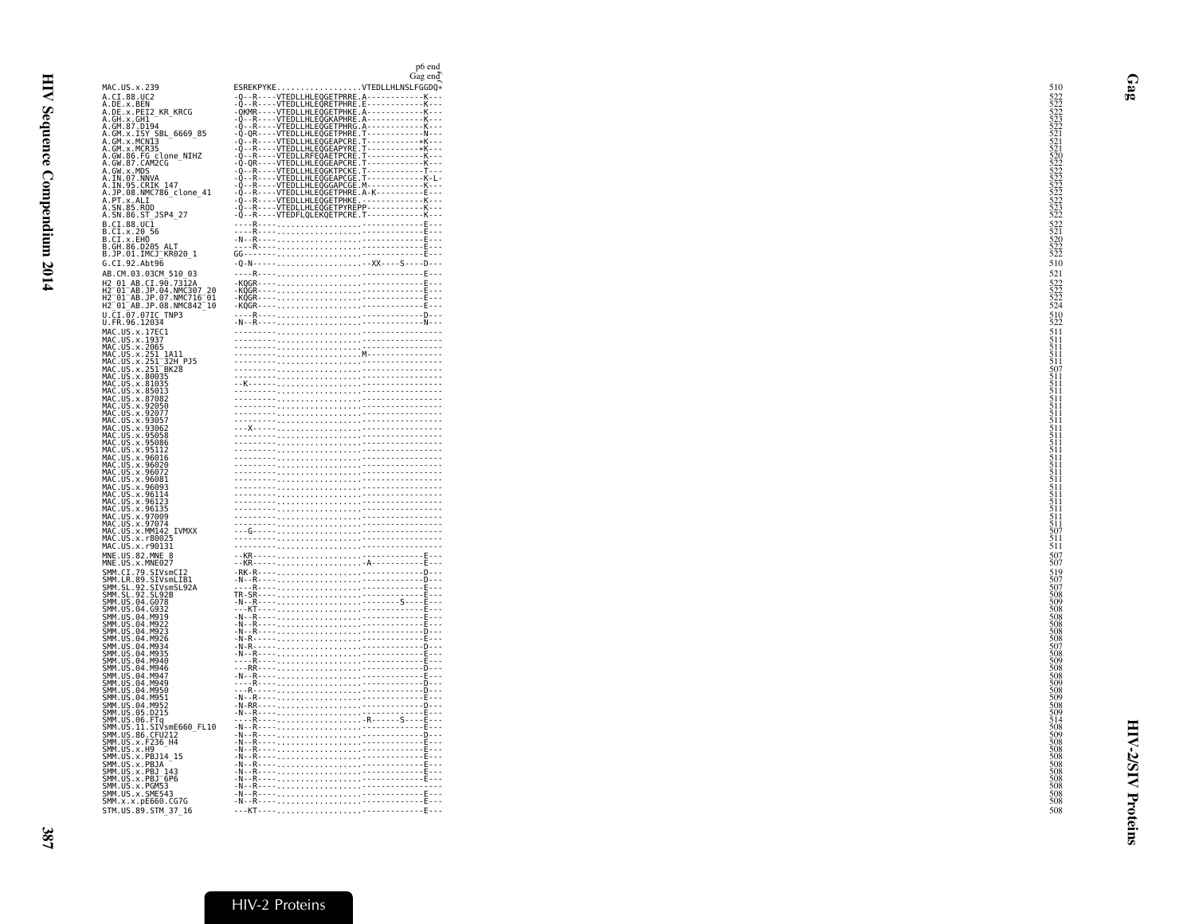```
                                                       p6 end
                                                      Gag end
MAC.US.x.239                 ESREKPYKE..................VTEDLLHLNSLFGGDQ*     510
A.CI.88.UC2                  -Q--R----VTEDLLHLEQGETPRRE.A------------K---     522
A.DE.x.BEN                   -Q--R----VTEDLLHLEQRETPHRE.E------------K---     522
A.DE.x.PEI2_KR_KRCG          -QKMR----VTEDLLHLEQGETPHKE.A------------K---     522
A.GH.x.GH1                   -Q--R----VTEDLLHLEQGKAPHRE.A------------K---     523
A.GM.87.D194                 -Q--R----VTEDLLHLEQGETPHRG.A------------K---     522
A.GM.x.ISY_SBL_6669_85       -Q-QR----VTEDLLHLEQGETPHRE.T------------N---     521
A.GM.x.MCN13                 -Q--R----VTEDLLHLEQGEAPCRE.T-----------*K---     521
A.GM.x.MCR35                 -Q--R----VTEDLLHLEQGEAPYRE.T-----------*K---     521
A.GW.86.FG_clone_NIHZ        -Q--R----VTEDLLRFEQAETPCRE.T------------K---     520
A.GW.87.CAM2CG               -Q-QR----VTEDLLHLEQGEAPCRE.T------------K---     522
A.GW.x.MDS                   -Q--R----VTEDLLHLEQGKTPCKE.T------------T---     522
A.IN.07.NNVA                 -Q--R----VTEDLLHLEQGEAPCGE.T------------K-L-     522
A.IN.95.CRIK_147             -Q--R----VTEDLLHLEQGGAPCGE.M------------K---     522
A.JP.08.NMC786_clone_41      -Q--R----VTEDLLHLEQGETPHRE.A-K----------E---     522
A.PT.x.ALI                   -Q--R----VTEDLLHLEQGETPHKE.-------------K---     522
A.SN.85.ROD                  -Q--R----VTEDLLHLEQGETPYREPP------------K---     523
A.SN.86.ST_JSP4_27           -Q--R----VTEDFLQLEKQETPCRE.T------------K---     522
B.CI.88.UC1                  ----R----..................-------------E---     522
B.CI.x.20_56                 ----R----..................-------------E---     521
B.CI.x.EHO                   -N--R----..................-------------E---     520
B.GH.86.D205_ALT             ----R----..................-------------E---     522
B.JP.01.IMCJ_KR020_1         GG-------..................-------------E---     522
G.CI.92.Abt96                -Q-N-----..................--XX----S----D---     510
AB.CM.03.03CM_510_03         ----R----..................-------------E---     521
H2_01_AB.CI.90.7312A         -KQGR----..................-------------E---     522
H2_01_AB.JP.04.NMC307_20     -KQGR----..................-------------E---     522
H2_01_AB.JP.07.NMC716_01     -KQGR----..................-------------E---     522
H2_01_AB.JP.08.NMC842_10     -KQGR----..................-------------E---     524
U.CI.07.07IC_TNP3            ----R----..................-------------D---     510
U.FR.96.12034                -N--R----..................-------------N---     522
MAC.US.x.17EC1               ---------..................-----------------     511
MAC.US.x.1937                ---------..................-----------------     511
MAC.US.x.2065                ---------..................-----------------     511
MAC.US.x.251_1A11            ---------..................M----------------     511
MAC.US.x.251_32H_PJ5         ---------..................-----------------     511
MAC.US.x.251_BK28            ---------..................-----------------     507
MAC.US.x.80035               ---------..................-----------------     511
MAC.US.x.81035               --K------..................-----------------     511
MAC.US.x.85013               ---------..................-----------------     511
MAC.US.x.87082               ---------..................-----------------     511
MAC.US.x.92050               ---------..................-----------------     511
MAC.US.x.92077               ---------..................-----------------     511
MAC.US.x.93057               ---------..................-----------------     511
MAC.US.x.93062               ---X-----..................-----------------     511
MAC.US.x.95058               ---------..................-----------------     511
MAC.US.x.95086               ---------..................-----------------     511
MAC.US.x.95112               ---------..................-----------------     511
MAC.US.x.96016               ---------..................-----------------     511
MAC.US.x.96020               ---------..................-----------------     511
MAC.US.x.96072               ---------..................-----------------     511
MAC.US.x.96081               ---------..................-----------------     511
MAC.US.x.96093               ---------..................-----------------     511
MAC.US.x.96114               ---------..................-----------------     511
MAC.US.x.96123               ---------..................-----------------     511
MAC.US.x.96135               ---------..................-----------------     511
MAC.US.x.97009               ---------..................-----------------     511
MAC.US.x.97074               ---------..................-----------------     511
MAC.US.x.MM142_IVMXX         ---G-----..................-----------------     507
MAC.US.x.r80025              ---------..................-----------------     511
MAC.US.x.r90131              ---------..................-----------------     511
MNE.US.82.MNE_8              --KR-----..................-------------E---     507
MNE.US.x.MNE027              --KR-----..................A------------E---     507
SMM.CI.79.SIVsmCI2           -RK-R----..................-------------D---     519
SMM.LR.89.SIVsmLIB1          -N--R----..................-------------D---     507
SMM.SL.92.SIVsmSL92A         ----R----..................-------------E---     507
SMM.SL.92.SL92B              TR-SR----..................-------------E---     508
SMM.US.04.G078               -N--R----..................---------S---E---     509
SMM.US.04.G932               ---KT----..................-------------E---     508
SMM.US.04.M919               -N--R----..................-------------E---     508
SMM.US.04.M922               -N--R----..................-------------E---     508
SMM.US.04.M923               -N--R----..................-------------D---     508
SMM.US.04.M926               -N-R-----..................-------------E---     508
SMM.US.04.M934               -N-R-----..................-------------D---     507
SMM.US.04.M935               -N--R----..................-------------E---     508
SMM.US.04.M940               ----R----..................-------------E---     509
SMM.US.04.M946               ---RR----..................-------------D---     508
SMM.US.04.M947               -N--R----..................-------------E---     508
SMM.US.04.M949               ----R----..................-------------D---     509
SMM.US.04.M950               ---R-----..................-------------D---     508
SMM.US.04.M951               -N--R----..................-------------E---     509
SMM.US.04.M952               -N-RR----..................-------------D---     508
SMM.US.05.D215               -N--R----..................-------------E---     509
SMM.US.06.FTq                ----R----..................R------S-----E---     514
SMM.US.11.SIVsmE660_FL10     -N--R----..................-------------E---     508
SMM.US.86.CFU212             -N--R----..................-------------D---     509
SMM.US.x.F236_H4             -N--R----..................-------------E---     508
SMM.US.x.H9                  -N--R----..................-------------E---     508
SMM.US.x.PBJ14_15            -N--R----..................-------------E---     508
SMM.US.x.PBJA                -N--R----..................-------------E---     508
SMM.US.x.PBJ_143             -N--R----..................-------------E---     508
SMM.US.x.PBJ_6P6             -N--R----..................-------------E---     508
SMM.US.x.PGM53               -N--R----..................-----------------     508
SMM.US.x.SME543              -N--R----..................-------------E---     508
SMM.x.x.pE660.CG7G           -N--R----..................-------------E---     508
STM.US.89.STM_37_16          ---KT----..................-------------E---     508
```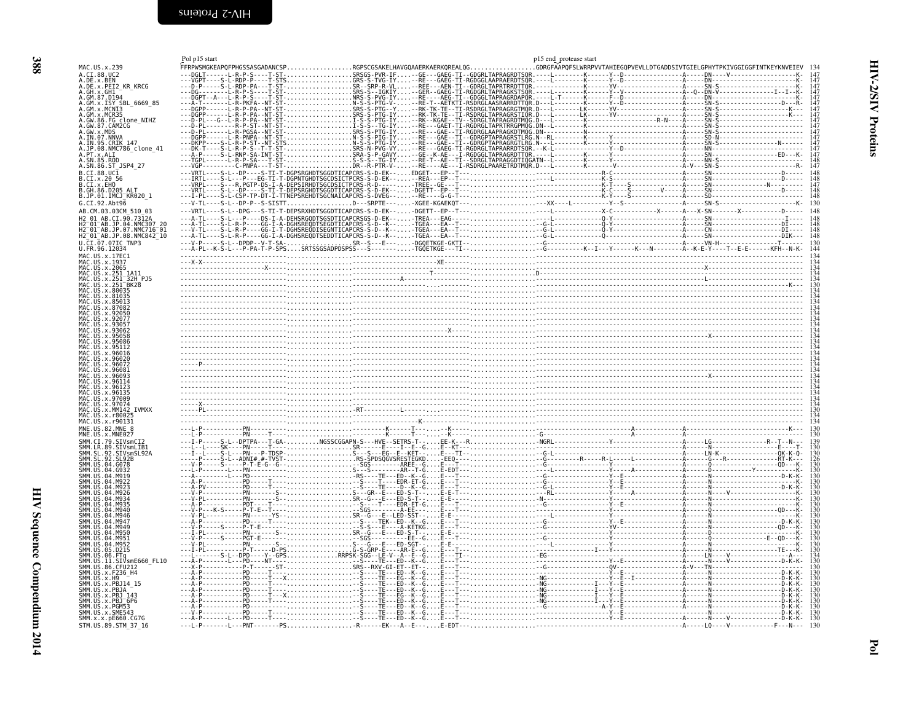Pol p15 start

p15 end_protease start

```
MAC.US.x.239              FFRPWSMGKEAPQFPHGSSASGADANCSP..................RGPSCGSAKELHAVGQAAERKAERKQREALQG.................GDRGFAAPQFSLWRRPVVTAHIEGQPVEVLLDTGADDSIVTGIELGPHYTPKIVGGIGGFINTKEYKNVEIEV  134
A.CI.88.UC2               ---DGLT------L-R-P-S----T-ST-..................SRSGS-PVR-IF....--GE---GAEG-TI--GDGRLTAPRAGRDTSQR.-----L---------K-------Y--D---------------A-----DN----V-----------------K-  147
A.DE.x.BEN                ---VGPT----S-L-RDP-P----T-STS..................GRS-S-TVG-IY....--RE---GAEG-TI-RGDGGLAAPRAERDTSR.-----L---------K-------Y--D---------------A-----DN------------------------K-  147
A.DE.x.PEI2_KR_KRCG       ---D-P------S-L-RDP-PA---T-ST-..................SR--SRP-R-VL....--REE---AEN-TI--GDRGLTAPRTRRDTTQR.-------------K------YV--------------------A-----SN-S---------------------K-  147
A.GH.x.GH1                ---DG-------L-R-P-S----T-ST-..................SRS-S--IGKIY....--GER--GAEG-TI-RGDGRLTAPRAGRSTSQR.-----L---------K-----Y--V-----------------A--Q-DN-V------------I--I--K-  147
A.GM.87.D194              ---DGPT--A---L-R-P-S----T-ST-..................NRS-S-PVG-IY....--RE-----AEG-TI--GDGGLTAPRAGRDAPQR.-----L-T------K-------F--D---------------A-----DN------------------------K-  147
A.GM.x.ISY_SBL_6669_85    ---A-T------L-R-PKFA--NT-ST-..................N-S-S-PTG-V-....--RE-T--AETKTI-RSDRGLAASRARRDTTQR.D---L---------K-------Y--D---------------A-----SN-S--------------D---R-  147
A.GM.x.MCN13              ---DGPP------L-R-P-PA--NT-ST-..................SRS-S-PTG--Y....--RK-TK-TE--TI-RSDRGLTAPRAGRGTMQR.D---L--------LK------YV-------------------A-----SN-S--------------------K--  147
A.GM.x.MCR35              ---DGPP------L-R-P-PA--NT-ST-..................SRS-S-PTG-IY....--RK-TK-TE--TI-RSDRGLTAPRAGRSTIQR.D---L--------LK------YV-------------------A-----SN-S-------------------K---  147
A.GW.86.FG_clone_NIHZ     ---D-PL----G--L-R-P-PA--NT-ST-..................I-S-S-PTG-IY....--RK--KGAE--TV--SDRGLTAFRAGRDTMQG.D---L-----------------------R-N------------A-----SN-S-----------------------  147
A.GW.87.CAM2CG            ---D-PL------L-R-P-ST--NT-ST-..................I-S-S--TG-IY....--RE---GAET-TI-RGDRGLTAPRTRRGPMQG.DN--L---------K------------------------------A-----SN-S-----------------------  147
A.GW.x.MDS                ---D-PL------L-R-PGSA--NT-ST-..................SRS-S-PTG-IY....--RE---GAE--TI-RGDRGLAAPRAGKDTMQG.DN----------N----------------------------------A-----SN-S-----------------------  147
A.IN.07.NNVA              ---DGPP------L-R-PNPA--NT-ST-..................N-S-S-PIG-IY....--RE---GAE--TI-RGDRGPTAPRAGRSTLRG.N--RL----------K------Y-----------------------A-----SD-N-----------------------  147
A.IN.95.CRIK_147          ---DKPP------S-L-R-P-ST--NT-STS..................N-S-S-PTG-IY....--RE---GAE--TI--GDRGPTAPRAGRGTLRG.N---L---------K-------Y------------------------A-----SN-S------------N--------  147
A.JP.08.NMC786_clone_41   ---DK-T------S-L-R-P-S--T-T-ST-..................SRS-N-PVG-VY....--RE---GAEG-TI-RGDRGLTAPRARRDTSQR.---K-L---------K-------Y--D---------------A-----NN------------------------  147
A.PT.x.ALI                ---A-P------S-L-RNP-SA-INT-ST-..................SRA-S-P-GAVY....--GE--K-AE---I-RGDGGLTAPRAGRDTTQR.D---L---------K-------Y-----------------------A-----SN------------------ED---K-  147
A.SN.85.ROD               ---TGPL------L-R-P-SA---T-ST-..................S-S-S--TG-IY....--RE-T--AE---TI--SDRGLTAPRAGGDTIQGATN--L---------K-------Y-----------------------A-----NN-S-----------------------  148
A.SN.86.ST_JSP4_27        ---VGP--------C-PNPA---T-ST-..................DR--R-PTR-V-....--RE----AE---I-RSDRGLPAARETRDTMQR.D---L---------K---------V---------------------A-V---SN-S------------------R-  147
B.CI.88.UC1               ---VRTL-----S-L--DP----S-TI-T-DGPSRGHDTSGGDTICAPCRS-S-D-EK......EDGET--EP--T--.............................R-C-------------------A-----SN------------------------D-----  148
B.CI.x.20_56              ---IRTL-----S-L---P---EG-TI-T-DGPNTGHDTSGCDSICTPCRS-S-D-EK......--REA---EP--T--..................L-------K-S-------------------A-----SN------------------------D-----  148
B.CI.x.EHO                ---VRPL-----S---R.PGTP-DS-I-A-DEPSIRHDTSGCDSICTPCRS-R-D-........-TREE--GE--T--.............................K-T----S-----------------A-----SN--------------N----------  147
B.GH.86.D205_ALT          ---VRTL-----S-L--DP----S-TI-T-DEPSRGHDTSGCDTICAPCRS-S-D-EK......-DGETT--EP--T--..............................K-C----S-------V--------A-----SN-------------------D-----  148
B.JP.01.IMCJ_KR020_1      ---I-PL-----S-L-CSP-TP-DT-I-TTNEPSREHDTSGCNAICAPCRS-S-DVEG......--RE---G-G-T--..................K-Y-----S-------------------A-----SD------------------------------  148
G.CI.92.Abt96             ---V-TL-----S-L--DP-P--S-SISTT..................D---SRPTE-------XGEE-KGAEKQT---......................--XX----L----------Y--S------------------A-----SN-S---------------------K-  130
AB.CM.03.03CM_510_03      ---VRTL-----S-L--DPG----S-TI-T-DEPSRXHDTSGGDTICAPCRS-S-D-EK......-DGETT--EP--T--.............................X-C-----------X------A---X-SN-------X-----------D-----  148
H2_01_AB.CI.90.7312A      ---A-TL-----S-L---P----DS-I-A-DEHSRGQDTSGSDTICAPCRSGS-D-EK......-TREA---EAG--.................................Q-Y-------------------A-----SN--------------------------I----  148
H2_01_AB.JP.04.NMC307_20  ---A-TL-----S-L-R-P----GG-I-A-DGHSREQDTSEGDTICAPCRS-S-D--K......-TGEA---EA--T--..........G-L--------------Q-Y-------------------A-----SN------------------------DI---  148
H2_01_AB.JP.07.NMC716_01  ---V-TL-----S-L-R-P----GG-I-A-DGHSREQDISEGNTICAPCRS-S-D--K......-TGEA---CN--T--..........G-L--------------Q-Y-------------------A-----SN------------------------DI---  148
H2_01_AB.JP.08.NMC842_10  ---A-TL-----S-L-R-P----GG-I-A-DGHSREQDTSEDDTICAPCRS-S-D--K......-TGEA---EA--T--..........G-L--------------Q------------------------A-----SN------------------------DIK--  148
U.CI.07.07IC_TNP3         ---V-P------S-L--DPDP--V-T-SA-..................SR--S---E-------DGQETKGE-GKTI--....................G-------------------------------------------A-----VN-H-------------T-------  130
U.FR.96.12034             ---A-PL--K-S-L---P-PA-T-P-SPS....SRTSSGSADPDSPSS---S---------TGQETKGE---TI--....................--------K--I---Y------K---N-------A--K-E-Y----T--E-E-------KFH--N-K-  144
MAC.US.x.17EC1            -----------------------------------------------------------------------------------------------------------------------------------------------------------  134
MAC.US.x.1937             ---X-X------------------------------------------------------------XE--------------------------------------------------------------------------------------  134
MAC.US.x.2065             ------------------------X-------------------------------------------------------------------------------------------------------X-------------------------  134
MAC.US.x.251_1A11         ---------------------------------------------------------T------------------D-----------------------------------------------------------------------------  134
MAC.US.x.251_32H_PJ5      -----------------------------------------------A--------------------------------------------------------------------------------L-------------------------  134
MAC.US.x.251_BK28         ---------------------------------------------------------------------------------------------------------------------------------------------------K---  130
MAC.US.x.80035            -----------------------------------------------------------------------------------------------------------------------------------------------------------  134
MAC.US.x.81035            -----------------------------------------------------------------------------------------------------------------------------------------------------------  134
MAC.US.x.85013            -----------------------------------------------------------------------------------------------------------------------------------------------------------  134
MAC.US.x.87082            -----------------------------------------------------------------------------------------------------------------------------------------------------------  134
MAC.US.x.92050            -----------------------------------------------------------------------------------------------------------------------------------------------------------  134
MAC.US.x.92077            -----------------------------------------------------------------------------------------------------------------------------------------------------------  134
MAC.US.x.93057            -----------------------------------------------------------------------------------------------------------------------------------------------------------  134
MAC.US.x.93062            ----------------------------------------------------------X-----------------------------------------------------------------------------------------------  134
MAC.US.x.95058            ------------------------------------------------------------------------------------------------------------------------------------X---------------------  134
MAC.US.x.95086            -----------------------------------------------------------------------------------------------------------------------------------------------------------  134
MAC.US.x.95112            -----------------------------------------------------------------------------------------------------------------------------------------------------------  134
MAC.US.x.96016            -----------------------------------------------------------------------------------------------------------------------------------------------------------  134
MAC.US.x.96020            -----------------------------------------------------------------------------------------------------------------------------------------------------------  134
MAC.US.x.96072            ------P--------------------------------------------------------------------------------------------------------------------------------------------------  134
MAC.US.x.96081            -----------------------------------------------------------------------------------------------------------------------------------------------------------  134
MAC.US.x.96093            --------------------------------------------------------------------------------------------------------------------------------X-------------------------  134
MAC.US.x.96114            -----------------------------------------------------------------------------------------------------------------------------------------------------------  134
MAC.US.x.96123            -----------------------------------------------------------------------------------------------------------------------------------------------------------  134
MAC.US.x.96135            -----------------------------------------------------------------------------------------------------------------------------------------------------------  134
MAC.US.x.97009            -----------------------------------------------------------------------------------------------------------------------------------------------------------  134
MAC.US.x.97074            ------X--------------------------------------------------------------------------------------------------------------------------------------------------  134
MAC.US.x.MM142_IVMXX      -----PL-------------------------------------RT---------L--------------------------------------------------------------------------------------------------  130
MAC.US.x.r80025           -----------------------------------------------------------------------------------------------------------------------------------------------------------  134
MAC.US.x.r90131           ----------------------------------------------------K-------------------------------------------------------------------------------------------------  134
MNE.US.82.MNE_8           ---L-P-----------PN-----------------------------------K-------T---.....K-----.....................G--------------------A---------------A-----------------------K---  130
MNE.US.x.MNE027           ---L-P-----------PN-----------------------------------K-------T---.....K-----.....................G--------------------A---------------A-----------------------K---  130
SMM.CI.79.SIVsmCI2        ---I-P------S-L--DPTPA---T-GA-.........NGSSCGGAPN-S---HVE--SETRS-T--.....EE-K---R..................NGRL-----------------Y------------------A-----LG-----------------R--T--N---  139
SMM.LR.89.SIVsmLIB1       ---L--L-----SK---PN-----T---...................SR-----E----I---E--G....E--KT---..................--------------------------------------A-----N------------------------E---T-  130
SMM.SL.92.SIVsmSL92A      ---I--L-----S-L--PN---P-TDSP-..................S---S---EG--E--KET-.....E---TI-...................-G-L-------------------------------------A-----LN-K--------------------QK-K-Q-  130
SMM.SL.92.SL92B           ------P-----S-L--ADNI#,#-TVST-..................RS-SPDSQGVSRESTEGKD.....EEQ--..................--G-------------R------R-L-----L---------A-----G---R--------------RT-K---  126
SMM.US.04.G078            ---V-P------S-----P-T-E-G--G-..................-SGS-------AREE---G-....E---T--..................--G--------------------Y--------------------A-----------------------QD---K-  130
SMM.US.04.G932            ---L-P-----------PN------------..................S---S-------AR--T-G-....E-EDT---..................--L-----------------Y------A-------------A-----D-----------Y--------------K-  130
SMM.US.04.M919            ---A---------L---PD-----------..................-RS----TE---ED--K--G-....E---T--..................--G--------------------Y--E-------------------A-----N--------------------D-K-K-  130
SMM.US.04.M922            ---A-P-----------PD-----T-----..................--S----T----EDR-ET-G-....E---T--..................--G--------------------Y--E-------------------A-----N---------------------K-  130
SMM.US.04.M923            ---A-PV----------PD-----T-----..................--S----TE---D--K--G-....E---T--..................--G-L------------------Y--E-------------------A-----N--------------------D-K-K-  130
SMM.US.04.M926            ---V-P-----------PN--------S--..................S---GR--E---ED-S-T--....E-E-T---..................--RL------------------Y-------A------------A-----N-----V-------------------K-  130
SMM.US.04.M934            ---V-PL----------PN--------S--..................SR--G---E---ED-S-T--....E---T--..................--N--------------------Y-------------------A-----N------------------------K-  130
SMM.US.04.M935            ---A-P-----------PDT---T-------..................-S----T----EDR-ET-G-....E---T--..................--G--------------------Y--E-------------------A-----N------------------------K-  130
SMM.US.04.M940            ---V-P---K-S-----P-T-E--T--...................-SGS--------A-EE---....E---T--..................--G--------------------Y-----------------------A-----Q-------------------QD---K-  130
SMM.US.04.M946            ---V-PL----------PN-----YS--...................SR--G---E---LED-SST--....E-E----..................--L--------------------Y-----------------------A-----N------------------------K-  130
SMM.US.04.M947            ---A-P-----------PD-----T-----..................--S----TEK--ED--K--G-....E---T--..................--G--------------------Y--E-------------------A-----N--------------------D-K-K-  130
SMM.US.04.M949            ---V-P-----S-----P-T-E--------..................-S-S---E----A-KETKG....E---T--..................--G--------------------YV-----------------------A-----N-------------------QD---K-  130
SMM.US.04.M950            ---I-PL----------PN--------S--..................SR--G---E---ED-S-T--....E---T--..................--G--------------------Y-----------------------A-----N------------------------K-  130
SMM.US.04.M951            ---V-P-----S-----PGT-E--------..................-SGS-------EE--G-...E---T--..................--G--------------------Y-----------------------A-----Q------------------E--QD---K-  130
SMM.US.04.M952            ---V-PL----------PN--------S--..................S---G---E---ED-SGT--....E-E-T---..................--L--------------------Y-----------------------A-----N------------------------K-  130
SMM.US.05.D215            ---I-PL----------P-T-----D-PS...................G-S-GRP-E-----AR-E--G-....E---T--..................--------------I-------Y-----------------------A-----N----------------------TE---K-  130
SMM.US.06.FTq             ---L--------S-L--DPD----Y--GPS..................RRPSK-SGG--LE-V--A--E--G....E---TI-..................EG-------------------------------------A-----LN-----V---------------------A---  134
SMM.US.11.SIVsmE660_FL10  ---A-P-----------L---PD-----NT----...............-S----TE---ED--K--G-....E---T--..................--------------------Y--E-------------------A-----N-----V--------------D-K-K-  130
SMM.US.86.CFU212          ---X-P-----------P-T---------ST-..................SRS--RXV-GI-ET--ET-....E---T--..................--G--------------------QV----------------------A-V---TN------------------------  130
SMM.US.x.F236_H4          ---A-P-----------PD-----T-----..................--S----TE---ED--K--G-....E---T--..................--G--------------------Y--E-------------------A-----N--------------------D-K-K-  130
SMM.US.x.H9               ---A-P-----------PD-----T---X-..................--S----TE---EG--K--G-....E---T--..................NG--------------------Y--E--I----------------A-----N--------------------D-K-K-  130
SMM.US.x.PBJ14_15         ---A-P-----------PD-----T-----..................--S----TE---ED--K--G-....E---T--..................NG---------------I---Y--E-------------------A-----N--------------------D-K-K-  130
SMM.US.x.PBJA             ---A-P-----------PD-----T-----..................--S----TE---ED--K--G-....E---T--..................NG---------------I---Y--E-------------------A-----N--------------------D-K-K-  130
SMM.US.x.PBJ_143          ---A-P-----------PD-----T---X-..................--S----TE---EG--K--G-....E---T--..................NG---------------I---Y--E-------------------A-----N--------------------D-K-K-  130
SMM.US.x.PBJ_6P6          ---A-P-----------PD-----T-----..................--S----TE---ED--K--G-....E---T--..................NG---------------I---Y--E-------------------A-----N--------------------D-K-K-  130
SMM.US.x.PGM53            ---A-P-----------PD-----T-----..................--S----TE---ED--K--G-....E---T--..................--G-----------------A-Y--E-------------------A-----N--------------------D-K-K-  130
SMM.US.x.SME543           ---V-P-----------PD-----T-----..................--S----TE---ED--K--G-....E---T--..................--------------------Y--E-------------------A-----N--------------------D-K-K-  130
SMM.x.x.pE660.CG7G        ---A-P-----------L---PD-----T-----..................--S----TE---ED--K--G-....E---T--..................--------------------Y--E-------------------A-----N-----V--------------D-K-K-  130
STM.US.89.STM_37_16       ---L-P-------L---PNT-------PS..................-R------EK---A--E---....E-EDT---..................--------------------------------------------A-----LQ----V-----------F---N---  130
```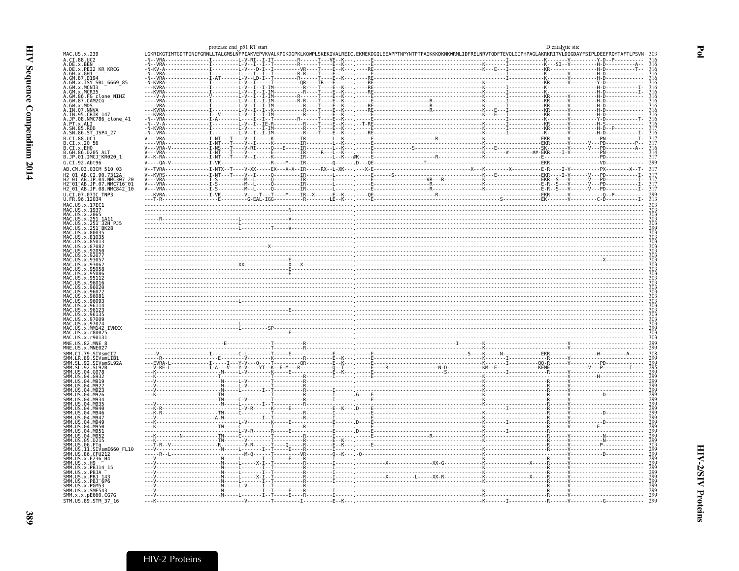# Pol

## HIV-2/SIV Proteins

```
                 protease end p51 RT start                                                                                                  D catalytic site
MAC.US.x.239                LGKRIKGTIMTGDTPINIFGRNLLTALGMSLNFPIAKVEPVKVALKPGKDGPKLKQWPLSKEKIVALREIC.EKMEKDGQLEEAPPTNPYNTPTFAIKKKDKNKWRMLIDFRELNRVTQDFTEVQLGIPHPAGLAKRKRITVLDIGDAYFSIPLDEEFRQYTAFTLPSVN  303
A.CI.88.UC2                 316
A.DE.x.BEN                  316
A.DE.x.PEI2_KR_KRCG         316
A.GH.x.GH1                  316
A.GM.87.D194                316
A.GM.x.ISY_SBL_6669_85      316
A.GM.x.MCN13                316
A.GM.x.MCR35                316
A.GW.86.FG_clone_NIHZ       316
A.GW.87.CAM2CG              316
A.GW.x.MDS                  316
A.IN.07.NNVA                316
A.IN.95.CRIK_147            316
A.JP.08.NMC786_clone_41     316
A.PT.x.ALI                  316
A.SN.85.ROD                 317
A.SN.86.ST_JSP4_27          316
B.CI.88.UC1                 317
B.CI.x.20_56                317
B.CI.x.EHO                  316
B.GH.86.D205_ALT            314
B.JP.01.IMCJ_KR020_1        317
G.CI.92.Abt96               299
AB.CM.03.03CM_510_03        317
H2_01_AB.CI.90.7312A        317
H2_01_AB.JP.04.NMC307_20    317
H2_01_AB.JP.07.NMC716_01    317
H2_01_AB.JP.08.NMC842_10    317
U.CI.07.07IC_TNP3           299
U.FR.96.12034               313
MAC.US.x.17EC1              303
MAC.US.x.1937               303
MAC.US.x.2065               303
MAC.US.x.251_1A11           303
MAC.US.x.251_32H_PJ5        303
MAC.US.x.251_BK28           299
MAC.US.x.80035              303
MAC.US.x.81035              303
MAC.US.x.85013              303
MAC.US.x.87082              303
MAC.US.x.92050              303
MAC.US.x.92077              303
MAC.US.x.93057              303
MAC.US.x.93062              303
MAC.US.x.95058              303
MAC.US.x.95086              303
MAC.US.x.95112              303
MAC.US.x.96016              303
MAC.US.x.96020              303
MAC.US.x.96072              303
MAC.US.x.96081              303
MAC.US.x.96093              303
MAC.US.x.96114              303
MAC.US.x.96123              303
MAC.US.x.96135              303
MAC.US.x.97009              303
MAC.US.x.97074              303
MAC.US.x.MM142_IVMXX        299
MAC.US.x.r80025             303
MAC.US.x.r90131             303
MNE.US.82.MNE_8             299
MNE.US.x.MNE027             299
SMM.CI.79.SIVsmCI2          308
SMM.LR.89.SIVsmLIB1         299
SMM.SL.92.SIVsmSL92A        299
SMM.SL.92.SL92B             295
SMM.US.04.G078              299
SMM.US.04.G932              299
SMM.US.04.M919              299
SMM.US.04.M922              299
SMM.US.04.M923              299
SMM.US.04.M926              299
SMM.US.04.M934              299
SMM.US.04.M935              299
SMM.US.04.M940              299
SMM.US.04.M946              299
SMM.US.04.M947              299
SMM.US.04.M949              299
SMM.US.04.M950              299
SMM.US.04.M951              299
SMM.US.04.M952              299
SMM.US.05.D215              299
SMM.US.06.FTq               303
SMM.US.11.SIVsmE660_FL10    299
SMM.US.86.CFU212            299
SMM.US.x.F236_H4            299
SMM.US.x.H9                 299
SMM.US.x.PBJ14_15           299
SMM.US.x.PBJA               299
SMM.US.x.PBJ_143            299
SMM.US.x.PBJ_6P6            299
SMM.US.x.PGM53              299
SMM.US.x.SME543             299
SMM.x.x.pE660.CG7G          299
STM.US.89.STM_37_16         299
```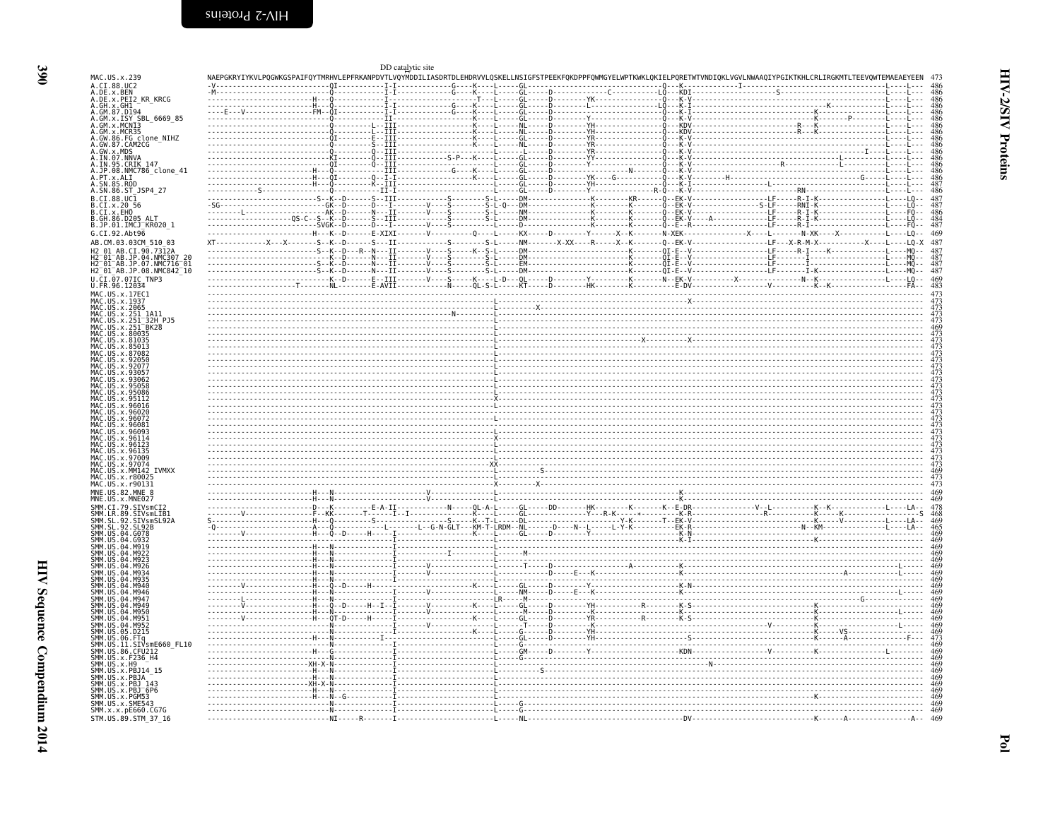DD catalytic site

```
MAC.US.x.239                  NAEPGKRYIYKVLPQGWKGSPAIFQYTMRHVLEPFRKANPDVTLVQYMDDILIASDRTDLEHDRVVLQSKELLNSIGFSTPEEKFQKDPPFQWMGYELWPTKWKLQKIELPQRETWTVNDIQKLVGVLNWAAQIYPGIKTKHLCRLIRGKMTLTEEVQWTEMAEAEYEEN  473
A.CI.88.UC2                   -V---------------------------QI-----------I-I------------G----K----L----GL-------------------------------Q---K-------------I----------------------------------------L----L---  486
A.DE.x.BEN                    -M---------------------------Q------------I-I------------G----K----L----GL------D-----------C----------LQ---KDI-----------------------S-------------------------L----L---  486
A.DE.x.PEI2_KR_KRCG           --------------------H---Q-----------------I-------------------T---L----GL------D--------YK-----------------Q---K-V----------------------------------------------L----L---  486
A.GH.x.GH1                    --------------------H---Q-----------------I-I------------G----K----L----GL------D--------L-------------LQ---K-I-------------------------------------K-----------L----L---  486
A.GM.87.D194                  ----E---V-------------FM--QI--------------I-I------------G----K----L----GL------D-------------------------Q---K-I-----------------------------------K-----------L----L---  486
A.GM.x.ISY_SBL_6669_85        -----------------------------Q------------II------------------K----L----GL------D--------Y------------------Q---K-V-----------------------------------K----------P----L---  486
A.GM.x.MCN13                  -----------------------------Q--------L---III-----------------K----L----NL------D--------YH-----------------Q---KDV------------------------------R---K-----------L----L---  486
A.GM.x.MCR35                  -----------------------------Q--------L---III-----------------K----L----NL------D--------YH-----------------Q---KDV------------------------------R---K-----------L----L---  486
A.GW.86.FG_clone_NIHZ         -----------------------------QI-------E---III-----------------K----L----GL------D--------YR-----------------Q---K-V----------------------------------------------L----L---  486
A.GW.87.CAM2CG                -----------------------------Q--------S---III-----------------K----L----NL------D--------YR-----------------Q---K-V----------------------------------------------L----L---  486
A.GW.x.MDS                    -----------------------------Q--------Q---III-----------------L----L----L-------D--------YR-----------------Q---K-V-------------------------------------------I----L----L---  486
A.IN.07.NNVA                  -----------------------------KI-------Q---III----------S-P----K----L----GL------D--------YY-----------------Q---K-V----------------------------------L---------L----L---  486
A.IN.95.CRIK_147              -----------------------------QI-------Q---III-----------------K----L----GL------D--------Y------------------Q---K-V--------------------R------------L---------L----L---  486
A.JP.08.NMC786_clone_41       --------------------H---Q-----------------III------------G----K----L----GL------D-----------------N--------Q---K-V----------------------------------------------L----L---  486
A.PT.x.ALI                    --------------------H---QI------------Q---I-I-----------------K----L----GL------D--------YK----G------------Q---K-V-------H---------------------------------G------L----L---  486
A.SN.85.ROD                   --------------------H---Q-------------K---III-----------------K----L----GL------D--------YH-----------------Q---K-I----------------L--------------------------------L----L---  487
A.SN.86.ST_JSP4_27            ------------S----------------Q------------II-I-----------------------L----GL------D--------Y---------------R-Q---K-V--------------------------RN--------------------L----L---  486
B.CI.88.UC1                   --------------------------S--K--D-------S--III-------------S--------S-L-----DM--------------K---------KR-----Q---EK-V-----------------LF-----R-I-K----------------L----LQ--  487
B.CI.x.20_56                  -SG-------------------------GK--D-------D--I------------V----S--------S-L-Q---DM--------------K---------K------Q---EK-V-----------------S-LF-----RNI-K----------------L----LQ--  487
B.CI.x.EHO                    --------L--------------------AK--D-------N--II-----------V----S--------S-L-----NM--------------K---------K------Q---EK-V-----------------LF-----R-I-K----------------L----FQ--  486
B.GH.86.D205_ALT              -------------------QS-C--S--K--D-------S--III-----------V----S--------S-L-----DM--------------K---------K------Q---EK-V-----A------------LF-----R-I-K----------------L----LQ--  484
B.JP.01.IMCJ_KR020_1          -------------------------SVGK--D-------D--I-------------V----S--------S-L-----D---------------K---------K------Q---E--R-----------------LF-----R-I------------------L----FQ--  487
G.CI.92.Abt96                 --------------------H---K--D--------E-XIXI----------V---------Q-----L-----KX-----D---------Y------X--K--------N-XEK--------------------X----L--------N-XK----X-------------L----LQ--  469
AB.CM.03.03CM_510_03          XT------------X---X---------S--K--D-------S--II------------S-------------S-L-----NM--------X-XX----R------X--K--------Q--EK-V-----------------LF---X-R-M-X----------X----L----LQ-X  487
H2_01_AB.CI.90.7312A          --------------------------S--K--D---R--N---II----------V----S------K--S-L-----DM--------------K---------QI-E--V-----------------LF-----R-I----K---------------L----MQ--  487
H2_01_AB.JP.04.NMC307_20      --------------------------K--D-------N---II----------V----S-----------S-L-----DM--------------K---------QI-E--V-----------------LF------I--------------------L----MQ--  487
H2_01_AB.JP.07.NMC716_01      --------------------------S--K--D-------N---II----------V----S-----------S-L-----EM--------------K---------QI-E--V-----------------LF------I--------------------L----MQ--  487
H2_01_AB.JP.08.NMC842_10      --------------------------S--K--D-------N---II----------V----S-----------S-L-----DM--------------K---------QI-E--V-----------------LF------I-K-----------------L----MQ--  487
U.CI.07.07IC_TNP3             ----------------------------K--D-------E--III----------V----S--------K----L-D---QL-----D--------Y--------K-------N--EK-V----------X--------------N--K---------------L----LQ--  469
U.FR.96.12034                 -----------------------T---------NL-------E-AVII---------------N------QL-S-L-----KT-----D--------HK--------K-------E-DV-----------------------V---------K--K-----------------FA-  483
MAC.US.x.17EC1                -----------------------------------------------------------------------L-------------------------------------------------------------------------------------------------  473
MAC.US.x.1937                 -----------------------------------------------------------------------L-------------------------------------------X-----------------------------------------------------  473
MAC.US.x.2065                 -----------------------------------------------------------------------L--------X---------------------------------------------------------------------------------------  473
MAC.US.x.251_1A11             ---------------------------------------------------N-------------------L-------------------------------------------------------------------------------------------------  473
MAC.US.x.251_32H_PJ5          -----------------------------------------------------------------------L-------------------------------------------------------------------------------------------------  473
MAC.US.x.251_BK28             -----------------------------------------------------------------------L-------------------------------------------------------------------------------------------------  469
MAC.US.x.80035                -----------------------------------------------------------------------L-------------------------------------------------------------------------------------------------  473
MAC.US.x.81035                -----------------------------------------------------------------------L--------------------------------X--------X-----------------------------------------------------  473
MAC.US.x.85013                -----------------------------------------------------------------------L-------------------------------------------------------------------------------------------------  473
MAC.US.x.87082                -----------------------------------------------------------------------L-------------------------------------------------------------------------------------------------  473
MAC.US.x.92050                -----------------------------------------------------------------------L-------------------------------------------------------------------------------------------------  473
MAC.US.x.92077                -----------------------------------------------------------------------L-------------------------------------------------------------------------------------------------  473
MAC.US.x.93057                -----------------------------------------------------------------------L-------------------------------------------------------------------------------------------------  473
MAC.US.x.93062                -----------------------------------------------------------------------L-------------------------------------------------------------------------------------------------  473
MAC.US.x.95058                -----------------------------------------------------------------------L-------------------------------------------------------------------------------------------------  473
MAC.US.x.95086                -----------------------------------------------------------------------L-------------------------------------------------------------------------------------------------  473
MAC.US.x.95112                -----------------------------------------------------------------------X-------------------------------------------------------------------------------------------------  473
MAC.US.x.96016                -----------------------------------------------------------------------L-------------------------------------------------------------------------------------------------  473
MAC.US.x.96020                -----------------------------------------------------------------------L-------------------------------------------------------------------------------------------------  473
MAC.US.x.96072                -----------------------------------------------------------------------L-------------------------------------------------------------------------------------------------  473
MAC.US.x.96081                -----------------------------------------------------------------------L-------------------------------------------------------------------------------------------------  473
MAC.US.x.96093                -----------------------------------------------------------------------L-------------------------------------------------------------------------------------------------  473
MAC.US.x.96114                -----------------------------------------------------------------------X-------------------------------------------------------------------------------------------------  473
MAC.US.x.96123                -----------------------------------------------------------------------L-------------------------------------------------------------------------------------------------  473
MAC.US.x.96135                -----------------------------------------------------------------------L-------------------------------------------------------------------------------------------------  473
MAC.US.x.97009                -----------------------------------------------------------------------L-------------------------------------------------------------------------------------------------  473
MAC.US.x.97074                ----------------------------------------------------------------------XX-------------------------------------------------------------------------------------------------  473
MAC.US.x.MM142_IVMXX          -----------------------------------------------------------------------L-------S-----------------------------------------------------------------------------------------  469
MAC.US.x.r80025               -----------------------------------------------------------------------L-------------------------------------------------------------------------------------------------  473
MAC.US.x.r90131               -----------------------------------------------------------------------X--------X--------------------------------------------------------------------------------------  473
MNE.US.82.MNE_8               --------------------H---N--------------------V----------------------L--------------------------------------K---------------------------------------------------------  469
MNE.US.x.MNE027               --------------------H---N--------------------V----------------------L--------------------------------------K---------------------------------------------------------  469
SMM.CI.79.SIVsmCI2            --------------------D---K--------E-A-II-----------N------QL-A-L-----GL-----DD-------HK---------K-------K--E-DR---------------V--L----------K--K------------L-----LA--  478
SMM.LR.89.SIVsmLIB1           ---------V-----------F--KK--------T-----I--I-------------K------L-----GL------------Y--R-K-----+-------K-R---------------------R--------K--------K----------L-------S  468
SMM.SL.92.SIVsmSL92A          S-------------------H---Q-------S-----------------S-------K--T-L-----DL---------------Y-K-------T--EK-V------------------------------K-----V-----------L-----LA--  469
SMM.SL.92.SL92B               -Q------------------A---Q-----------L------L--G-N-GLT---KM-T-LRDM--NL------D----N--L-----L-Y-K----------EK-R----------------------N--KM-----------------L-----LA--  465
SMM.US.04.G078                ---------V----------H---Q--D------H-----I---------------------K----L-----GL-----D-------Y-------------------K-R---------------------------------------------------  469
SMM.US.04.G932                --------------------H---N--------------I--------------------L--------------------------------------K-I------------------------------K----------------------  469
SMM.US.04.M919                --------------------H---N--------------I-----------------------L--------------------------------------------------------------------------------------------  469
SMM.US.04.M922                --------------------H---N--------------I------------I----------L--------M--------------------------------------------------------------------------------------  469
SMM.US.04.M923                --------------------H---N--------------I-----------------------L----------------------------------------------------------------------------------------------  469
SMM.US.04.M926                --------------------H---N--------------I-----V-----------------L------T------D------------------A-------------K--------------------------------------------L------  469
SMM.US.04.M934                --------------------H---N--------------I-----V-----------------L-------------D------E---K-----------------------------------------------------A-----------L------  469
SMM.US.04.M935                --------------------H---N--------------I-----------------------L----------------------------------------------------------------------------------------------  469
SMM.US.04.M940                --------V-----------H---Q--D------H----------------------K-----L-----GL-----D------Y--------------------K-N-----------------------------------------------------  469
SMM.US.04.M946                --------------------H---N--------------I-----V-----------------L-----NM-----D------E---K---------------------------------------------------------------L------  469
SMM.US.04.M947                --------L-----------H---N--------------I-----------------------LR-----M--------------------------------------------------------------------------G-------------  469
SMM.US.04.M949                --------V-----------H---Q--D------H--I--I-------V---------K----L-----GL-----D--------YH-----------R--------K-S----------------------------K--------------------  469
SMM.US.04.M950                --------------------H---N--------------I-----V-----------------L------M-----D------K---------------------K---------------------------------------------L------  469
SMM.US.04.M951                --------V-----------H---QT-D------H-----I-------------------K----L-----GL-----D--------YR-----------R--------K-S----------------------------K--------------------  469
SMM.US.04.M952                --------------------N------------------I-----V-----------------L------T-----D--------K-------------------------------------------------V-----K------------L------  469
SMM.US.05.D215                --------------------N------------------I-----------------K----L------G------D--------YH------------------------------------------------------K-------VS--------------  469
SMM.US.06.FTq                 --------------------H---N---------I----------------------------L-----GL-----D--------YH-------------------S-------------------------------------K------A--------------F---  473
SMM.US.11.SIVsmE660_FL10      --------------------N------------------I-----------------------L------G-------------------------------------------------------------------------------------------------  469
SMM.US.86.CFU212              --------------------H---G--------------I-----------------------L-----GM-----D-------Y------------------KDN---------------------V-----------K------------L--------  469
SMM.US.x.F236_H4              --------------------N------------------I-----------------------L------G-------------------------------------------------------------------------------------------------  469
SMM.US.x.H9                   -------------------XH-X-N--------------I-----------------------L-------------------------------------------N------------------------------------------------------  469
SMM.US.x.PBJ14_15             --------------------H---N--------------I-----------------------L---------S------------------------------------------------------------------------------------  469
SMM.US.x.PBJA                 --------------------H---N--------------I-----------------------L------------------------------------------------------------------------------------------------  469
SMM.US.x.PBJ_143              -------------------XH-X-N--------------I-----------------------L------------------------------------------------------------------------------------------------  469
SMM.US.x.PBJ_6P6              --------------------H---N--------------I-----------------------L------------------------------------------------------------------------------------------------  469
SMM.US.x.PGM53                --------------------H---N--G-----------I-----------------------L--------------------------------------------------------------------------K---------------------  469
SMM.US.x.SME543               --------------------N------------------I-----------------------L----G-------------------------------------------------------------------------------------------  469
SMM.x.x.pE660.CG7G            --------------------N------------------I-----------------------L----G-------------------------------------------------------------------------------------------  469
STM.US.89.STM_37_16           --------------------NI----R--------I--------------------------L-----NL---------------------------------DV------------------------------K------A-----------------A--  469
```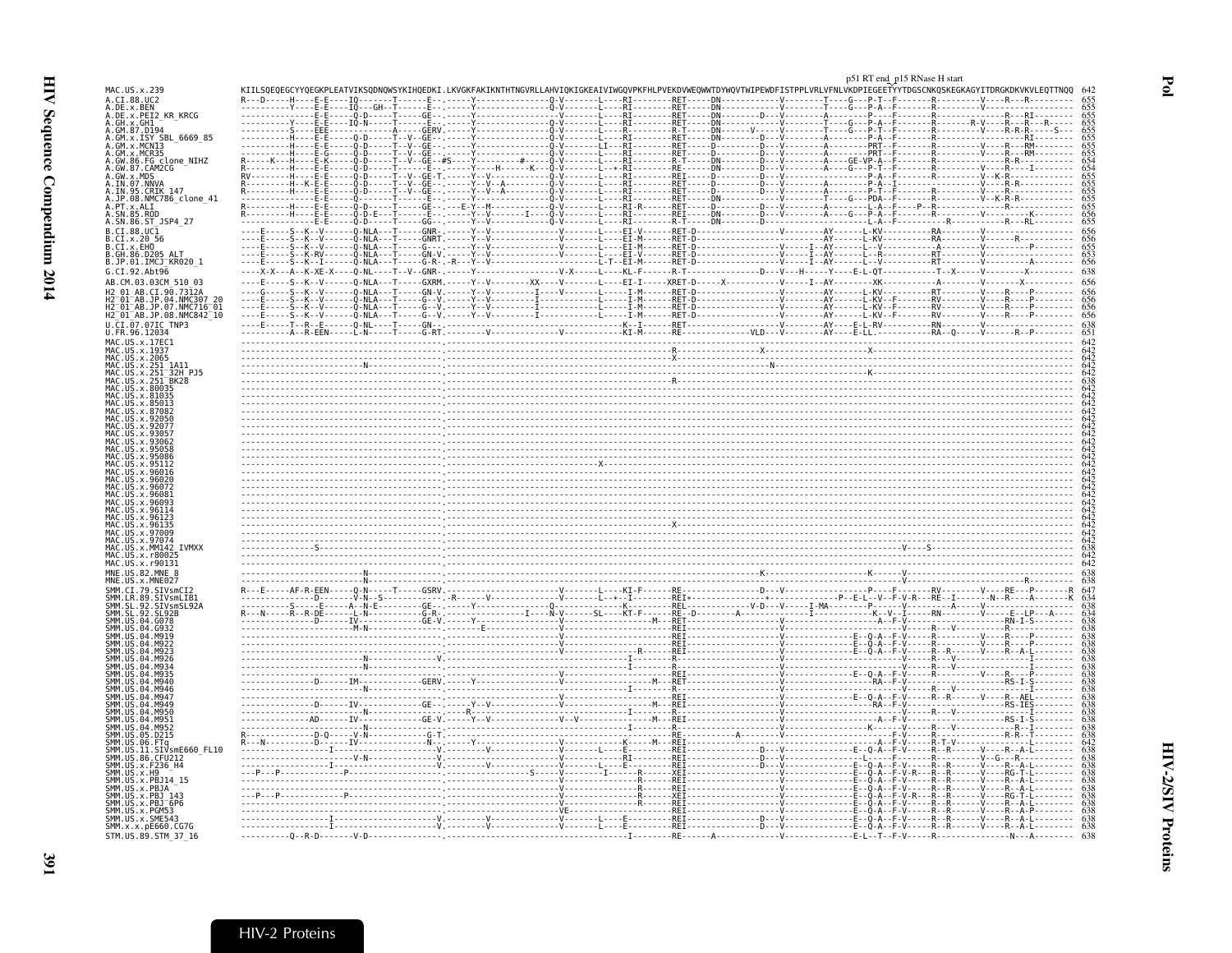p51 RT end p15 RNase H start

```
MAC.US.x.239              KIILSQEQEGCYYQEGKPLEATVIKSQDNQWSYKIHQEDKI.LKVGKFAKIKNTHTNGVRLLAHVIQKIGKEAIVIWGQVPKFHLPVEKDVWEQWWTDYWQVTWIPEWDFISTPPLVRLVFNLVKDPIEGEETYYTDGSCNKQSKEGKAGYITDRGKDKVKVLEQTTNQQ  642
A.CI.88.UC2               R---D-----H----E-E----IQ-------T------E-.------Y----------------Q-V-------L----RI--------RET-----DN-----------V--------T----G---P-T--F-------R---------V-----R---R---------  655
A.DE.x.BEN                ----------Y----E-E----IQ---GH--T------E-.------Y----------------Q-V-------L----RI--------RET-----DN-----------V--------T----G---P-A--F-------R---------V-----------------  655
A.DE.x.PEI2_KR_KRCG       ---------------E-E----Q-D------T------GE-.------Y----------------Q-V-------L----RI--------RET-----DN--------D---V--------A-----------P----F-------R---------------R---RI-------  655
A.GH.x.GH1                ----------Y----E-E----IQ-N-----T------E-.------Y----------------Q-V-------L----RI--------RET-----DN-----------V--------T----G---P-A--F-------R-------R-V-----R---R---R-----  655
A.GM.87.D194              ----------S----EEE----------------A-----GERV.------Y----------------Q-V-------L----R---------R-T-----DN------V-----V--------T----G---P-T--F-------R---------V-----R-R-R-----S---  655
A.GM.x.ISY_SBL_6669_85    ----------H----E-E----Q-D------T--V--GE-.------Y----------------Q-V-------L----RI--------RET-----DN-----------V--------A-----------P-A--F-------R---------------R---RI-------  655
A.GM.x.MCN13              ----------H----E-E----Q-D------T--V--GE-.------Y----------------Q-V-------LI---RI--------RET-----D--------D---V--------A-----------PRT--F-------R---------V-----R----RM-------  655
A.GM.x.MCR35              ----------H----E-G----Q-D------T--V--GE-.------Y----------------Q-V-------L----RI--------RET-----D--------D---V--------A-----------PRT--F-------R---------V-----R---RM-------  655
A.GW.86.FG_clone_NIHZ     R-----K---H----E-K----Q-D------T--V--GE-#S------Y----------#----Q-V-------L----RI--------R-T-----DN-------D---V--------AY-----GE-VP-A--F-------R---------------R-R---------  654
A.GW.87.CAM2CG            R---------H----E-E----Q-D------T------E-.------Y----H------K----Q-V-------L--+-RI--------RE------DN-------D---V--------A----G---P-T--F-------R---------V-----R------I------  654
A.GW.x.MDS                RV--------H----E-E----Q-D------T--V--GE-T.------Y--V-------------Q-V-------L----RI--------REI-----D--------D---V-----------------P-A--F-------R---------V--K-R-------------  655
A.IN.07.NNVA              R---------H--K-E-E----Q-D------T--V--GE-.------Y--V--A-----------Q-V-------L----RI--------RET-----D--------D---V--------A-----------P-A--I-------R---------V-----R-R---------  655
A.IN.95.CRIK_147          R---------H----E-E----Q-D------T--V--GE-.------Y--V--A-----------Q-V-------L----RI--------RET-----D--------D---V--------A-----------P-T--F-------R---------V-----R-----------  655
A.JP.08.NMC786_clone_41   ---------------E-E----Q--------T------E-.------Y----------------Q-V-------L----RI--------RET-----DN-----------V--------T----G---PDA--F-------R---------V--K-R-R---------  655
A.PT.x.ALI                R---------H----E-E----Q-D------T------GE-.------E-Y--M-----------Q-V-------L----RI-R-------RET-----D--------D---V--------A--------L-A--F-----P--R-------------R-----------  655
A.SN.85.ROD               R---------H----E-E----Q-D-E----T------E-.------Y--V-------I-----Q-V-------L----RI--------RET-----DN-------D---V--------A----G---P-A--F-------R---------V-----------K------  656
A.SN.86.ST_JSP4_27        ---------------E-E----Q-D------T------GG-.------Y--V-------------Q-V-------L----RI--------R-T-----DN-------D-------------------------L-A--F---------------R---------R---RL-------  655
B.CI.88.UC1               ----E-----S--K--V------Q-NLA---T------GNR.------Y--V-------------V-------L----EI-V------RET-D----------------V--------AY------L-KV----------RA--------V-------------------  656
B.CI.x.20_56              ----E-----S--K--V------Q-NLA---T------GNRT.------Y--V-------------V-------L----EI-M------RET-D----------------V--------AY------L-KV----------RA--------V--------R---------  656
B.CI.x.EHO                ----E-----S--K--V------Q-NLA---T------G---.------Y--V-------------V-------L----EI-M------RET-D----------------V-----I--AY------L--V-----------A--------V-----------P-------  655
B.GH.86.D205_ALT          ----E-----S--K-RV------Q-NLA---T------GN-V.------Y--V-------------V-------L----EI-V------RET-D----------------V-----I--AY------L--R----------RT--------V-------------------  653
B.JP.01.IMCJ_KR020_1      ----E-----S--K--I------Q-NLA---T------G-R-.-R----Y--V-------------V-------L-T--EI-M------RET-D----------------V-----I--AY------L--V----------RT--------V------------------  656
G.CI.92.Abt96             ----X-X---A--K-XE-X----Q-NL----T--V--GNR-.------Y----------------V-X------L----KL-F------R-T------------D---V---H------Y----E-L-QT----------T--X------V--------X---------  638
AB.CM.03.03CM_510_03      ----E-----S--K--V------Q-NLA---T------GXRM.------Y--V---------XX----V-------L----EI-I-----XRET-D-----X-----------V-----I--AY--------XK----------A--------V--------X---------  656
H2_01_AB.CI.90.7312A      ----G-----S--K--V------Q-NLA---T------GN-V.------Y--V-----------I----V-------L-----I-M------RET-D----------------V--------AY------L-KV----------RT--------V-----R----P-------  656
H2_01_AB.JP.04.NMC307_20  ----E-----S--K--V------Q-NLA---T------G--V.------Y--V-----------I------------L-----I-M------RET-D----------------V--------AY------L-KV--F-------RV--------V-----R----P-------  656
H2_01_AB.JP.07.NMC716_01  ----E-----S--K--V------Q-NLA---T------G--V.------Y--V-----------I------------L-----I-M------RET-D----------------V--------AY------L-KV--F-------RV--------V-----R----P-------  656
H2_01_AB.JP.08.NMC842_10  ----E-----S--K--V------Q-NLA---T------G--V.------Y--V-----------I------------L-----I-M------RET-D----------------V--------AY------L-KV--F-------RV--------V-----R----P-------  656
U.CI.07.07IC_TNP3         ----E-----T--R--E------Q-NL----T------GN-.--------------------------------K--I-------RET-----------------------V--------AY----E-L-RV----------RN--------V-------------------  638
U.FR.96.12034             ----------A--R-EEN-----L-N-----T------G-RT.-------V------------------V-------KI-M------RE----------------VLD---V--------AY----E-LL.----------RA---Q------V--------R---P-------  651
MAC.US.x.17EC1            ----------------------------------------.----------------------------------------------------------------------------------------------------------------------------------  642
MAC.US.x.1937             ----------------------------------------.--------------------------------------------R-------------------------X----------------------X-------------------------------------  642
MAC.US.x.2065             ----------------------------------------.--------------------------------------------X-------------------------------------------------------------------------------------  642
MAC.US.x.251_1A11         --------------------N-------------------.------------------------------------------------------------------N--------------------------------------------------------------  642
MAC.US.x.251_32H_PJ5      ----------------------------------------.-----------------------------------------------------------------------------------------K---------------------------------------  642
MAC.US.x.251_BK28         ----------------------------------------.--------------------------------------------R-------------------------------------------------------------------------------------  638
MAC.US.x.80035            ----------------------------------------.----------------------------------------------------------------------------------------------------------------------------------  642
MAC.US.x.81035            ----------------------------------------.----------------------------------------------------------------------------------------------------------------------------------  642
MAC.US.x.85013            ----------------------------------------.----------------------------------------------------------------------------------------------------------------------------------  642
MAC.US.x.87082            ----------------------------------------.----------------------------------------------------------------------------------------------------------------------------------  642
MAC.US.x.92050            ----------------------------------------.----------------------------------------------------------------------------------------------------------------------------------  642
MAC.US.x.92077            ----------------------------------------.----------------------------------------------------------------------------------------------------------------------------------  642
MAC.US.x.93057            ----------------------------------------.----------------------------------------------------------------------------------------------------------------------------------  642
MAC.US.x.93062            ----------------------------------------.----------------------------------------------------------------------------------------------------------------------------------  642
MAC.US.x.95058            ----------------------------------------.----------------------------------------------------------------------------------------------------------------------------------  642
MAC.US.x.95086            ----------------------------------------.----------------------------------------------------------------------------------------------------------------------------------  642
MAC.US.x.95112            ----------------------------------------.--------------------X-------------------------------------------------------------------------------------------------------------  642
MAC.US.x.96016            ----------------------------------------.----------------------------------------------------------------------------------------------------------------------------------  642
MAC.US.x.96020            ----------------------------------------.----------------------------------------------------------------------------------------------------------------------------------  642
MAC.US.x.96072            ----------------------------------------.----------------------------------------------------------------------------------------------------------------------------------  642
MAC.US.x.96081            ----------------------------------------.----------------------------------------------------------------------------------------------------------------------------------  642
MAC.US.x.96093            ----------------------------------------.----------------------------------------------------------------------------------------------------------------------------------  642
MAC.US.x.96114            ----------------------------------------.----------------------------------------------------------------------------------------------------------------------------------  642
MAC.US.x.96123            ----------------------------------------.----------------------------------------------------------------------------------------------------------------------------------  642
MAC.US.x.96135            ----------------------------------------.--------------------------------------------X-------------------------------------------------------------------------------------  642
MAC.US.x.97009            ----------------------------------------.----------------------------------------------------------------------------------------------------------------------------------  642
MAC.US.x.97074            ----------------------------------------.----------------------------------------------------------------------------------------------------------------------------------  642
MAC.US.x.MM142_IVMXX      --------------S-------------------------.-----------------------------------------------------------------------------------------------V----S------------------------------  638
MAC.US.x.r80025           ----------------------------------------.----------------------------------------------------------------------------------------------------------------------------------  642
MAC.US.x.r90131           ----------------------------------------.----------------------------------------------------------------------------------------------------------------------------------  642
MNE.US.82.MNE_8           --------------------N-------------------.--------------------------------------------------------K------------------K------V------------------------------------------------  638
MNE.US.x.MNE027           --------------------N-------------------.-----------------------------------------------------------------------------------V----------------------------------R--------  638
SMM.CI.79.SIVsmCI2        R---E-----AF-R-EEN-----Q-N-----T------GSRV.------------------------V-------L----KI-F------RE----------------D---V--------------------P----F------RV--------V-----RE---P-------R  647
SMM.LR.89.SIVsmLIB1       --------------------D------V-N--S------------------------------------V-------L--+--I-------REI+-----------------*---------------P--E-L--V--F-V-R---RE--I-------N--R----A-------K  634
SMM.SL.92.SIVsmSL92A      ----------S-----E-----A--N-E-----------GE-.------Y----------------Q-------------K--------REL------------V-D---V-----I-MA---------P-------V--------------A-----V-------------  638
SMM.SL.92.SL92B           R---N-----R--R-DE------L-N-------------G-R-.----------------I----N-V-------SL----KT-F------RE--D-------A-----------------I----------K--V--I------RN--------V------E--LP---A----  634
SMM.US.04.G078            -------------------D------IV-------------GE-V.------Y-------------------------------M---REI------------------V-------------------A--F-V-----------------------RN-I-S--------  638
SMM.US.04.G932            ---------------------------M-N----------.-----------E---------------V----------------------REI-----------------V---------------------------R----V-----------R--------------  638
SMM.US.04.M919            ----------------------------------------.------------------------------------V-----------REI-----------------V--------------E--Q-A--F-V------R--------V-----R----P-------  638
SMM.US.04.M922            ----------------------------------------.------------------------------------V-----------REI-----------------V--------------E--Q-A--F-V------R--------V-----R----P-------  638
SMM.US.04.M923            ----------------------------------------.------------------------------------V--------R---REI-----------------V--------------E--Q-A--F-V------R---R-------V-----R--A-L-----  638
SMM.US.04.M926            --------------------N------------------V.----------------------------------I--------R-----------------------V---------------------------R----V-----------------I---------  638
SMM.US.04.M934            --------------------N-------------------.----------------------------------I--------R-----------------------V---------------------------R----V-----------------I---------  638
SMM.US.04.M935            ----------------------------------------.------------------------------------V-----------REI-----------------V--------------E--Q-A--F-V------R--------V-----R----P-------  638
SMM.US.04.M940            --------------D------IM----------------GERV.------Y-------------------------------M---RET-----------------V-------------------RA--F-V-----------------------RS-I-S--------  638
SMM.US.04.M946            --------------------N-------------------.----------------------------------I--------R-----------------------V---------------------------R---V-----------------I---------  638
SMM.US.04.M947            ----------------------------------------.------------------------------------V-----------REI-----------------V--------------E--Q-A--F-V------R--R---------R--AEL---------  638
SMM.US.04.M949            --------------D------IV----------------GE-.------Y--V----------------------------M---REI-----------------V-------------------RA--F-V-----------------------RS-IES--------  638
SMM.US.04.M950            --------------------N---------------------R----------------------------I--------R---------------------V------------------------R---V-----------------I---------  638
SMM.US.04.M951            -------------AD------IV----------------GE-V.------Y--V-----------V--V-----------M---REI------------------V-------------------A--F-V-----------------------RS-I-S--------  638
SMM.US.04.M952            --------------------N-------------------.----------------------------------I--------R-----------------------V----------------K----------R---V-----------R--I---------  638
SMM.US.05.D215            R------------D-Q------V-N-------------G-T.----------------------------------I--------RE-------A--------------V---------------------F-V-----R-------------R-R---T--------  638
SMM.US.06.FTq             R---N---------D-------IV--------------N--.-------Y--------------V----------K-----M---REI------------------V-------------------A--F-V-----R-T-V-----------------L--------  642
SMM.US.11.SIVsmE660_FL10  ----------------I-----------------------V.---------V----------------V------L-----E---------REI--------------D---V--------------E--Q-A--F-V-----R--R------V----R--A-L-------  638
SMM.US.86.CFU212          ----------------------V-N---------------V.-----------------------------V--------RI---------REI--------------D---V-----------------L---F-------R--------V--G---R-------------  638
SMM.US.x.F236_H4          ----------------I-----------------------V.---------V----------------V------L-----E---------REI--------------D---V--------------E--Q-A--F-V-----R--R------V----R--A-L-------  638
SMM.US.x.H9               ---P---P-------------P------------------.--------------------S-----V-------I------R-------XEI-----------------V--------------E--Q-A--F-V-R---R--R------V----RG-T-L-------  638
SMM.US.x.PBJ14_15         ----------------------------------------.------------------------------------V------------R-------REI-----------------V--------------E--Q-A--F-V-----R--R------V----R--A-L-------  638
SMM.US.x.PBJA             ----------------------------------------.------------------------------------V------------R-------REI-----------------V--------------E--Q-A--F-V-----R--R------V----R--A-L-------  638
SMM.US.x.PBJ_143          ---P---P-------------P------------------.------------------------------------V------------R-------XEI-----------------V--------------E--Q-A--F-V-R---R--R------V----RG-T-L-------  638
SMM.US.x.PBJ_6P6          ----------------------------------------.------------------------------------V------------R-------REI-----------------V--------------E--Q-A--F-V-----R--R------V----R--A-L-------  638
SMM.US.x.PGM53            ----------------------------------------.------------------------------------VE-----------------REI-----------------V--------------E--Q-A--F-V-----R--R------V----R--A-P-------  638
SMM.US.x.SME543           ----------------I-----------------------V.---------V----------------V------L-----E---------REI--------------D---V--------------E--Q-A--F-V-----R--R------V----R--A-L-------  638
SMM.x.x.pE660.CG7G        ----------------I-----------------------V.---------V----------------V------L-----E---------REI--------------D---V--------------E--Q-A--F-V-----R--R------V----R--A-L-------  638
STM.US.89.STM_37_16       ----------Q--R-D-------V-D--------------.------------------------------------I--------RE------A----------------V-----------------E-L--T--F-V-----R-------------------N---A--------  638
```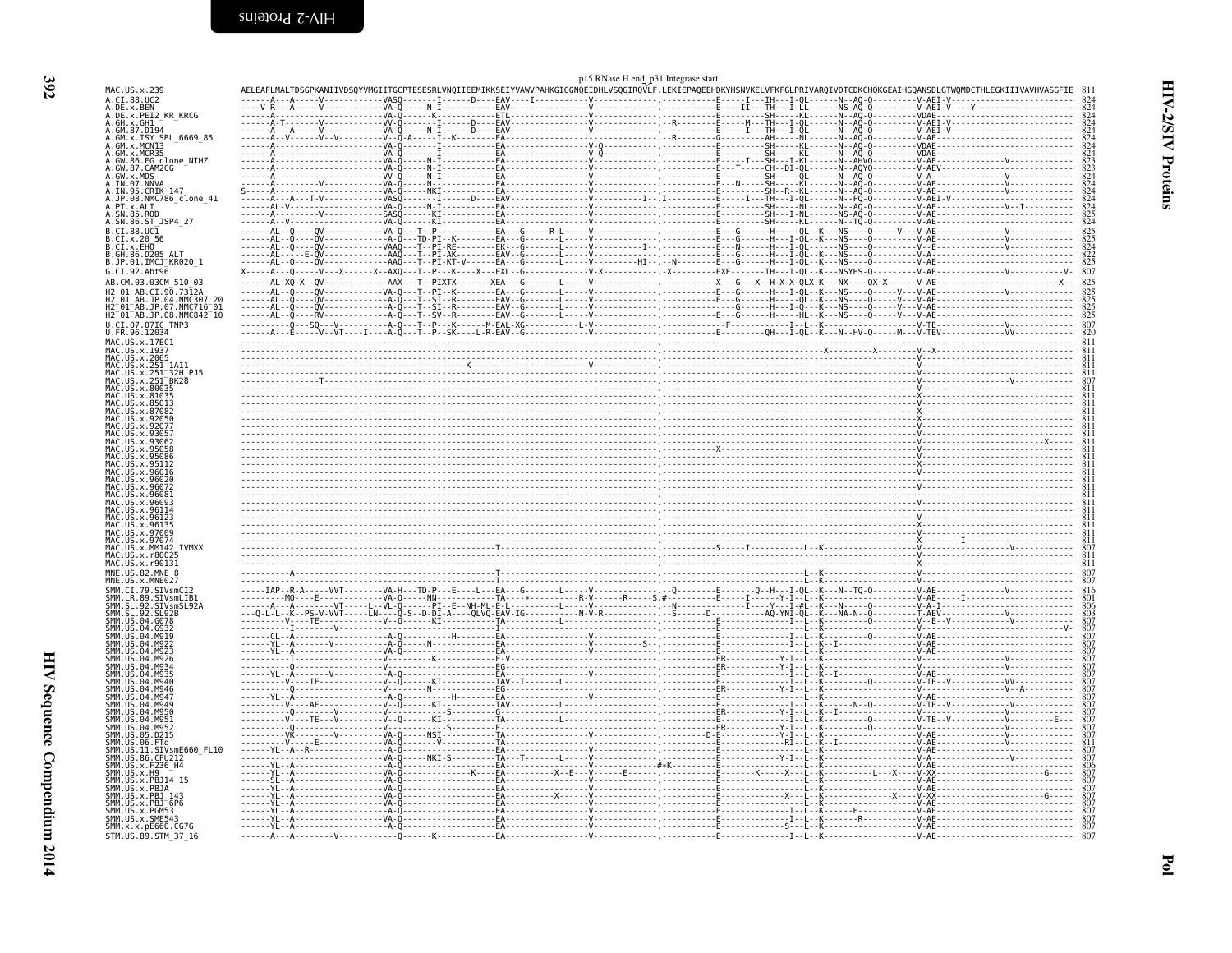p15 RNase H end_p31 Integrase start

```
MAC.US.x.239               AELEAFLMALTDSGPKANIIVDSQYVMGIITGCPTESESRLVNQIIEEMIKKSEIYVAWVPAHKGIGGNQEIDHLVSQGIRQVLF.LEKIEPAQEEHDKYHSNVKELVFKFGLPRIVARQIVDTCDKCHQKGEAIHGQANSDLGTWQMDCTHLEGKIIIVAVHVASGFIE  811
A.CI.88.UC2                824
A.DE.x.BEN                 824
A.DE.x.PEI2_KR_KRCG        824
A.GH.x.GH1                 824
A.GM.87.D194               824
A.GM.x.ISY_SBL_6669_85     824
A.GM.x.MCN13               824
A.GM.x.MCR35               824
A.GW.86.FG_clone_NIHZ      823
A.GW.87.CAM2CG             823
A.GW.x.MDS                 824
A.IN.07.NNVA               824
A.IN.95.CRIK_147           824
A.JP.08.NMC786_clone_41    824
A.PT.x.ALI                 824
A.SN.85.ROD                825
A.SN.86.ST_JSP4_27         824
B.CI.88.UC1                825
B.CI.x.20_56               825
B.CI.x.EHO                 824
B.GH.86.D205_ALT           822
B.JP.01.IMCJ_KR020_1       825
G.CI.92.Abt96              807
AB.CM.03.03CM_510_03       825
H2_01_AB.CI.90.7312A       825
H2_01_AB.JP.04.NMC307_20   825
H2_01_AB.JP.07.NMC716_01   825
H2_01_AB.JP.08.NMC842_10   825
U.CI.07.07IC_TNP3          807
U.FR.96.12034              820
MAC.US.x.17EC1             811
MAC.US.x.1937              811
MAC.US.x.2065              811
MAC.US.x.251_1A11          811
MAC.US.x.251_32H_PJ5       811
MAC.US.x.251_BK28          807
MAC.US.x.80035             811
MAC.US.x.81035             811
MAC.US.x.85013             811
MAC.US.x.87082             811
MAC.US.x.92050             811
MAC.US.x.92077             811
MAC.US.x.93057             811
MAC.US.x.93062             811
MAC.US.x.95058             811
MAC.US.x.95086             811
MAC.US.x.95112             811
MAC.US.x.96016             811
MAC.US.x.96020             811
MAC.US.x.96072             811
MAC.US.x.96081             811
MAC.US.x.96093             811
MAC.US.x.96114             811
MAC.US.x.96123             811
MAC.US.x.96135             811
MAC.US.x.97009             811
MAC.US.x.97074             811
MAC.US.x.MM142_IVMXX       807
MAC.US.x.r80025            811
MAC.US.x.r90131            811
MNE.US.82.MNE_8            807
MNE.US.x.MNE027            807
SMM.CI.79.SIVsmCI2         816
SMM.LR.89.SIVsmLIB1        801
SMM.SL.92.SIVsmSL92A       806
SMM.SL.92.SL92B            803
SMM.US.04.G078             807
SMM.US.04.G932             807
SMM.US.04.M919             807
SMM.US.04.M922             807
SMM.US.04.M923             807
SMM.US.04.M926             807
SMM.US.04.M934             807
SMM.US.04.M935             807
SMM.US.04.M940             807
SMM.US.04.M946             807
SMM.US.04.M947             807
SMM.US.04.M949             807
SMM.US.04.M950             807
SMM.US.04.M951             807
SMM.US.04.M952             807
SMM.US.05.D215             807
SMM.US.06.FTq              811
SMM.US.11.SIVsmE660_FL10   807
SMM.US.86.CFU212           807
SMM.US.x.F236_H4           806
SMM.US.x.H9                807
SMM.US.x.PBJ14_15          807
SMM.US.x.PBJA              807
SMM.US.x.PBJ_143           807
SMM.US.x.PBJ_6P6           807
SMM.US.x.PGM53             807
SMM.US.x.SME543            807
SMM.x.x.pE660.CG7G         807
STM.US.89.STM_37_16        807
```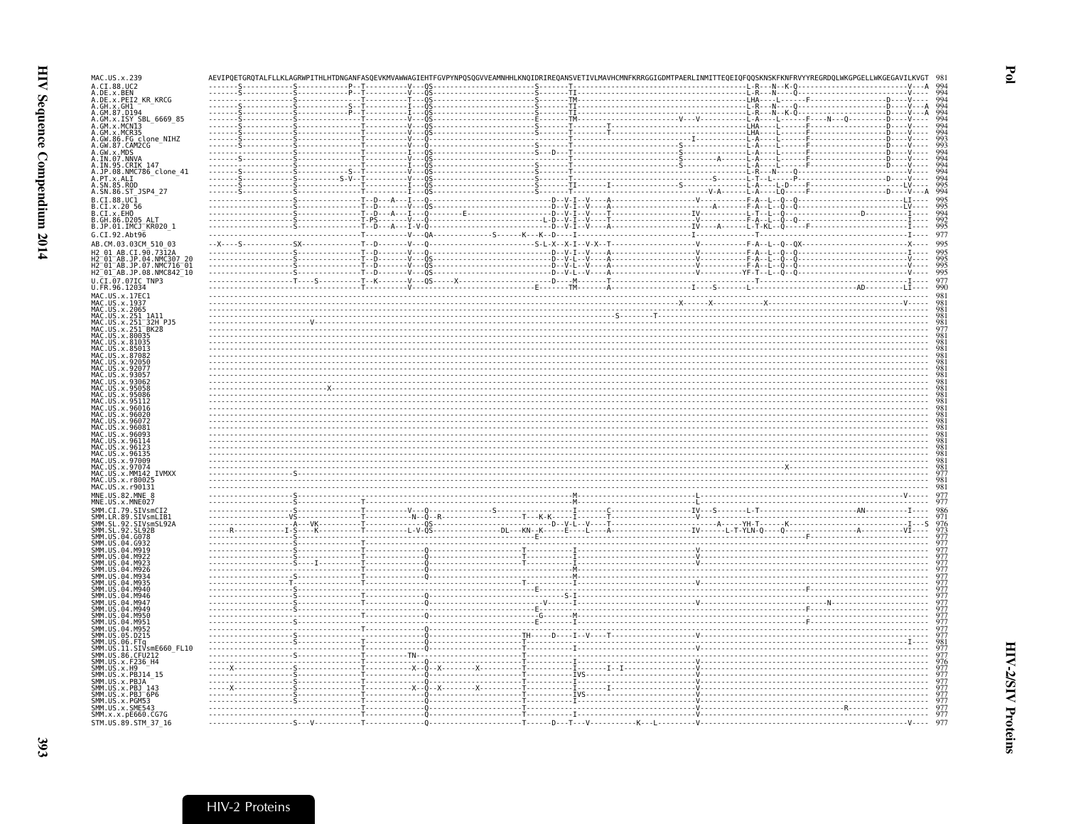```
MAC.US.x.239              AEVIPQETGRQTALFLLKLAGRWPITHLHTDNGANFASQEVKMVAWWAGIEHTFGVPYNPQSQGVVEAMNHHLKNQIDRIREQANSVETIVLMAVHCMNFKRRGGIGDMTPAERLINMITTEQEIQFQQSKNSKFKNFRVYYREGRDQLWKGPGELLWKGEGAVILKVGT  981
A.CI.88.UC2                                                                                                                                                                   994
A.DE.x.BEN                                                                                                                                                                    994
A.DE.x.PEI2_KR_KRCG                                                                                                                                                           994
A.GH.x.GH1                                                                                                                                                                    994
A.GM.87.D194                                                                                                                                                                  994
A.GM.x.ISY_SBL_6669_85                                                                                                                                                        994
A.GM.x.MCN13                                                                                                                                                                  994
A.GM.x.MCR35                                                                                                                                                                  994
A.GW.86.FG_clone_NIHZ                                                                                                                                                         994
A.GW.87.CAM2CG                                                                                                                                                                993
A.GW.x.MDS                                                                                                                                                                    994
A.IN.07.NNVA                                                                                                                                                                  994
A.IN.95.CRIK_147                                                                                                                                                              994
A.JP.08.NMC786_clone_41                                                                                                                                                       994
A.PT.x.ALI                                                                                                                                                                    994
A.SN.85.ROD                                                                                                                                                                   995
A.SN.86.ST_JSP4_27                                                                                                                                                            994
B.CI.88.UC1                                                                                                                                                                   995
B.CI.x.20_56                                                                                                                                                                  995
B.CI.x.EHO                                                                                                                                                                    994
B.GH.86.D205_ALT                                                                                                                                                              992
B.JP.01.IMCJ_KR020_1                                                                                                                                                          995
G.CI.92.Abt96                                                                                                                                                                 977
AB.CM.03.03CM_510_03                                                                                                                                                          995
H2_01_AB.CI.90.7312A                                                                                                                                                          995
H2_01_AB.JP.04.NMC307_20                                                                                                                                                      995
H2_01_AB.JP.07.NMC716_01                                                                                                                                                      995
H2_01_AB.JP.08.NMC842_10                                                                                                                                                      995
U.CI.07.07IC_TNP3                                                                                                                                                             977
U.FR.96.12034                                                                                                                                                                 990
MAC.US.x.17EC1                                                                                                                                                                981
MAC.US.x.1937                                                                                                                                                                 981
MAC.US.x.2065                                                                                                                                                                 981
MAC.US.x.251_1A11                                                                                                                                                             981
MAC.US.x.251_32H_PJ5                                                                                                                                                          981
MAC.US.x.251_BK28                                                                                                                                                             977
MAC.US.x.80035                                                                                                                                                                981
MAC.US.x.81035                                                                                                                                                                981
MAC.US.x.85013                                                                                                                                                                981
MAC.US.x.87082                                                                                                                                                                981
MAC.US.x.92050                                                                                                                                                                981
MAC.US.x.92077                                                                                                                                                                981
MAC.US.x.93057                                                                                                                                                                981
MAC.US.x.93062                                                                                                                                                                981
MAC.US.x.95058                                                                                                                                                                981
MAC.US.x.95086                                                                                                                                                                981
MAC.US.x.95112                                                                                                                                                                981
MAC.US.x.96016                                                                                                                                                                981
MAC.US.x.96020                                                                                                                                                                981
MAC.US.x.96072                                                                                                                                                                981
MAC.US.x.96081                                                                                                                                                                981
MAC.US.x.96093                                                                                                                                                                981
MAC.US.x.96114                                                                                                                                                                981
MAC.US.x.96123                                                                                                                                                                981
MAC.US.x.96135                                                                                                                                                                981
MAC.US.x.97009                                                                                                                                                                981
MAC.US.x.97074                                                                                                                                                                981
MAC.US.x.MM142_IVMXX                                                                                                                                                          977
MAC.US.x.r80025                                                                                                                                                               981
MAC.US.x.r90131                                                                                                                                                               981
MNE.US.82.MNE_8                                                                                                                                                               977
MNE.US.x.MNE027                                                                                                                                                               977
SMM.CI.79.SIVsmCI2                                                                                                                                                            986
SMM.LR.89.SIVsmLIB1                                                                                                                                                           971
SMM.SL.92.SIVsmSL92A                                                                                                                                                          976
SMM.SL.92.SL92B                                                                                                                                                               973
SMM.US.04.G078                                                                                                                                                                977
SMM.US.04.G932                                                                                                                                                                977
SMM.US.04.M919                                                                                                                                                                977
SMM.US.04.M922                                                                                                                                                                977
SMM.US.04.M923                                                                                                                                                                977
SMM.US.04.M926                                                                                                                                                                977
SMM.US.04.M934                                                                                                                                                                977
SMM.US.04.M935                                                                                                                                                                977
SMM.US.04.M940                                                                                                                                                                977
SMM.US.04.M946                                                                                                                                                                977
SMM.US.04.M947                                                                                                                                                                977
SMM.US.04.M949                                                                                                                                                                977
SMM.US.04.M950                                                                                                                                                                977
SMM.US.04.M951                                                                                                                                                                977
SMM.US.04.M952                                                                                                                                                                977
SMM.US.05.D215                                                                                                                                                                977
SMM.US.06.FTq                                                                                                                                                                 981
SMM.US.11.SIVsmE660_FL10                                                                                                                                                      977
SMM.US.86.CFU212                                                                                                                                                              977
SMM.US.x.F236_H4                                                                                                                                                              976
SMM.US.x.H9                                                                                                                                                                   977
SMM.US.x.PBJ14_15                                                                                                                                                             977
SMM.US.x.PBJA                                                                                                                                                                 977
SMM.US.x.PBJ_143                                                                                                                                                              977
SMM.US.x.PBJ_6P6                                                                                                                                                              977
SMM.US.x.PGM53                                                                                                                                                                977
SMM.US.x.SME543                                                                                                                                                               977
SMM.x.x.pE660.CG7G                                                                                                                                                            977
STM.US.89.STM_37_16                                                                                                                                                           977
```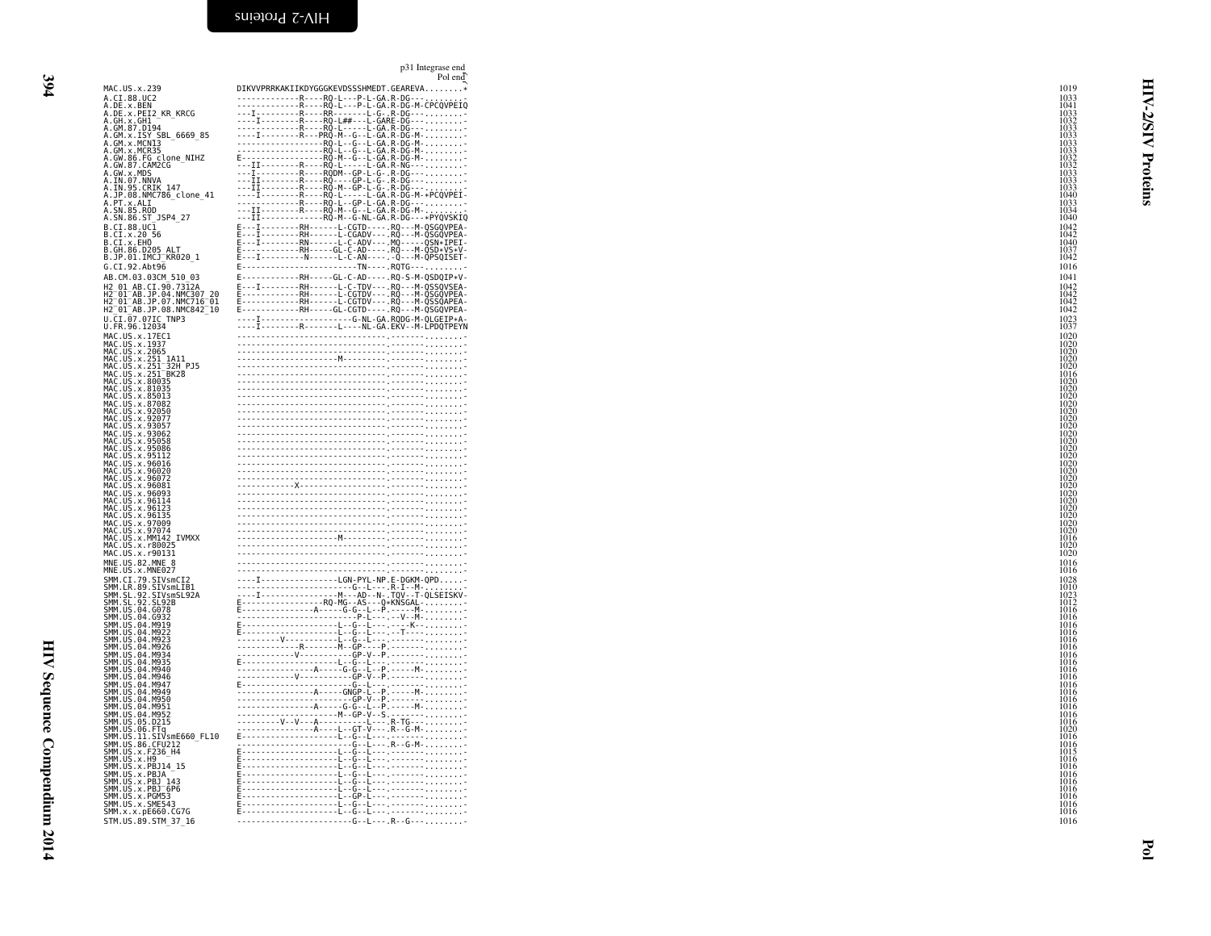p31 Integrase end
Pol end

```
MAC.US.x.239                DIKVVPRRKAKIIKDYGGGKEVDSSSHMEDT.GEAREVA........*    1019
A.CI.88.UC2                 -------------R----RQ-L---P-L-GA.R-DG---.........    1033
A.DE.x.BEN                  -------------R----RQ-L---P-L-GA.R-DG-M-CPCQVPEIQ    1041
A.DE.x.PEI2_KR_KRCG         ---I---------R----RR-------L-G-.R-DG---.........    1033
A.GH.x.GH1                  ---I---------R----RQ-L##---L-GARE-DG---.........    1032
A.GM.87.D194                -------------R----RQ-L-----L-GA.R-DG---.........    1033
A.GM.x.ISY_SBL_6669_85      ----I--------R----PRQ-M--G--L-GA.R-DG-M-........    1033
A.GM.x.MCN13                ------------------RQ-L--G--L-GA.R-DG-M-.........    1033
A.GM.x.MCR35                ------------------RQ-L--G--L-GA.R-DG-M-.........    1033
A.GW.86.FG_clone_NIHZ       E-----------------RQ-M--G--L-GA.R-DG-M-.........    1032
A.GW.87.CAM2CG              ---II--------R----RQ-L-----L-GA.R-NG---.........    1032
A.GW.x.MDS                  ---I---------R----RQDM--GP-L-G-.R-DG---.........    1033
A.IN.07.NNVA                ---II--------R----RQ-----GP-L-G-.R-DG---........    1033
A.IN.95.CRIK_147            ---II--------R----RQ-M--GP-L-G-.R-DG---.........    1033
A.JP.08.NMC786_clone_41     ----I--------R----RQ-L-----L-GA.R-DG-M-*PCQVPEI-    1040
A.PT.x.ALI                  -------------R----RQ-L--GP-L-GA.R-DG---.........    1033
A.SN.85.ROD                 ---II--------R----RQ-M--G--L-GA.R-DG-M-.........    1034
A.SN.86.ST_JSP4_27          ---II-------------RQ-M--G-NL-GA.R-DG---*PYQVSKIQ    1040
B.CI.88.UC1                 E---I--------RH-------L-CGTD-----.RQ---M-QSGQVPEA-  1042
B.CI.x.20_56                E---I--------RH-------L-CGADV---.RQ---M-QSGQVPEA-   1042
B.CI.x.EHO                  E---I--------RN-------L-C-ADV---.MQ-----QSN*IPEI-   1040
B.GH.86.D205_ALT            E------------RH-----GL-C-AD-----.RQ---M-QSD*VS*V-   1037
B.JP.01.IMCJ_KR020_1        E---I--------N--------L-C-AN-----.-Q---M-QPSQISET-  1042
G.CI.92.Abt96               E-----------------------TN-----.RQTG---.........    1016
AB.CM.03.03CM_510_03        E------------RH-----GL-C-AD-----.RQ-S-M-QSDQIP*V-   1041
H2_01_AB.CI.90.7312A        E---I--------RH-------L-C-TDV----.RQ---M-QSSQVSEA-  1042
H2_01_AB.JP.04.NMC307_20    E------------RH-------L-CGTDV---.RQ---M-QSGQVPEA-   1042
H2_01_AB.JP.07.NMC716_01    E------------RH-------L-CGTDV---.RQ---M-QSSQAPEA-   1042
H2_01_AB.JP.08.NMC842_10    E------------RH-----GL-CGTD-----.RQ---M-QSGQVPEA-   1042
U.CI.07.07IC_TNP3           ----I-----------------G-NL-GA.RQDG-M-QLGEIP*A-      1023
U.FR.96.12034               ----I--------R--------L----NL-GA.EKV--M-LPDQTPEYN  1037
MAC.US.x.17EC1              -------------------------------.-------.........    1020
MAC.US.x.1937               -------------------------------.-------.........    1020
MAC.US.x.2065               -------------------------------.-------.........    1020
MAC.US.x.251_1A11           --------------------M----------.-------.........    1020
MAC.US.x.251_32H_PJ5        -------------------------------.-------.........    1020
MAC.US.x.251_BK28           -------------------------------.-------.........    1016
MAC.US.x.80035              -------------------------------.-------.........    1020
MAC.US.x.81035              -------------------------------.-------.........    1020
MAC.US.x.85013              -------------------------------.-------.........    1020
MAC.US.x.87082              -------------------------------.-------.........    1020
MAC.US.x.92050              -------------------------------.-------.........    1020
MAC.US.x.92077              -------------------------------.-------.........    1020
MAC.US.x.93057              -------------------------------.-------.........    1020
MAC.US.x.93062              -------------------------------.-------.........    1020
MAC.US.x.95058              -------------------------------.-------.........    1020
MAC.US.x.95086              -------------------------------.-------.........    1020
MAC.US.x.95112              -------------------------------.-------.........    1020
MAC.US.x.96016              -------------------------------.-------.........    1020
MAC.US.x.96020              -------------------------------.-------.........    1020
MAC.US.x.96072              -------------------------------.-------.........    1020
MAC.US.x.96081              ------------X------------------.-------.........    1020
MAC.US.x.96093              -------------------------------.-------.........    1020
MAC.US.x.96114              -------------------------------.-------.........    1020
MAC.US.x.96123              -------------------------------.-------.........    1020
MAC.US.x.96135              -------------------------------.-------.........    1020
MAC.US.x.97009              -------------------------------.-------.........    1020
MAC.US.x.97074              -------------------------------.-------.........    1020
MAC.US.x.MM142_IVMXX        --------------------M----------.-------.........    1016
MAC.US.x.r80025             -------------------------------.-------.........    1020
MAC.US.x.r90131             -------------------------------.-------.........    1020
MNE.US.82.MNE_8             -------------------------------.-------.........    1016
MNE.US.x.MNE027             -------------------------------.-------.........    1016
SMM.CI.79.SIVsmCI2          ----I----------------LGN-PYL-NP.E-DGKM-QPD......    1028
SMM.LR.89.SIVsmLIB1         ------------------------G--L----.R-I--M-........    1010
SMM.SL.92.SIVsmSL92A        ----I----------------M---AD--N-.TQV--T-QLSEISKV-    1023
SMM.SL.92.SL92B             E----------------RQ-MG--AS---Q*KNSGAL-.........     1012
SMM.US.04.G078              E-----------------A-----G-G--L--P.-----M-.......    1016
SMM.US.04.G932              ------------------------P-L----.--V--M-.........    1016
SMM.US.04.M919              E--------------------L--G--L----.---K--.........    1016
SMM.US.04.M922              E--------------------L--G--L----.--T----........    1016
SMM.US.04.M923              ---------V-----------L--G--L----.-------........    1016
SMM.US.04.M926              -------------R-------M--GP----P.-------.........    1016
SMM.US.04.M934              ------------V-----------GP-V--P.-------.........    1016
SMM.US.04.M935              E--------------------L--G--L----.-------........    1016
SMM.US.04.M940              ----------------A-----G-G--L--P.-----M-.........    1016
SMM.US.04.M946              ------------V-----------GP-V--P.-------.........    1016
SMM.US.04.M947              E-----------------------G--L----.-------........    1016
SMM.US.04.M949              ----------------A-----GNGP-L--P.-----M-.........    1016
SMM.US.04.M950              ------------------------GP-V--P.-------.........    1016
SMM.US.04.M951              ----------------A-----G-G--L--P.-----M-.........    1016
SMM.US.04.M952              ---------------------M--GP-V--S.-------.........    1016
SMM.US.05.D215              ----------V--V---A-----------L----.R-TG---......    1016
SMM.US.06.FTq               ----------------A-----L--GT-V----.R--G-M-.......    1020
SMM.US.11.SIVsmE660_FL10    E--------------------L--G--L----.-------........    1016
SMM.US.86.CFU212            ------------------------G--L----.R--G-M-........    1016
SMM.US.x.F236_H4            E--------------------L--G--L----.-------........    1015
SMM.US.x.H9                 E--------------------L--G--L----.-------........    1016
SMM.US.x.PBJ14_15           E--------------------L--G--L----.-------........    1016
SMM.US.x.PBJA               E--------------------L--G--L----.-------........    1016
SMM.US.x.PBJ_143            E--------------------L--G--L----.-------........    1016
SMM.US.x.PBJ_6P6            E--------------------L--G--L----.-------........    1016
SMM.US.x.PGM53              E--------------------L--GP-L----.-------........    1016
SMM.US.x.SME543             E--------------------L--G--L----.-------........    1016
SMM.x.x.pE660.CG7G          E--------------------L--G--L----.-------........    1016
STM.US.89.STM_37_16         ------------------------G--L----.R--G---........    1016
```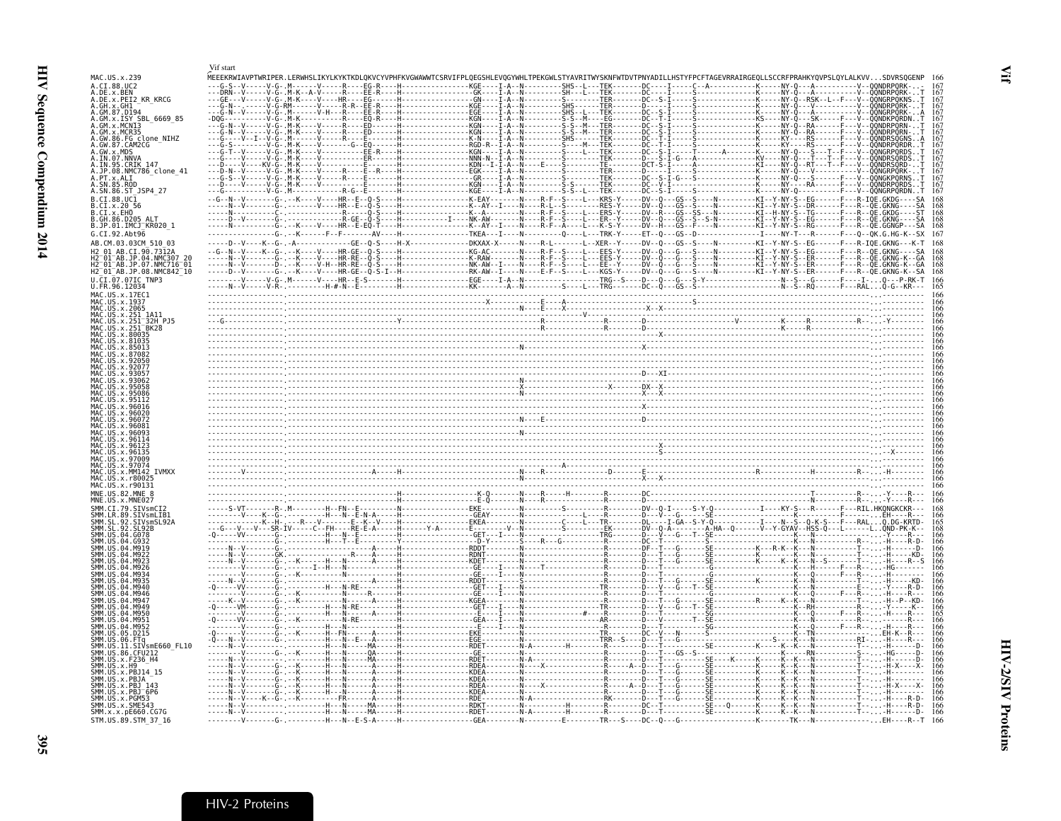Vif

HIV Sequence Compendium 2014

```
                          Vif start
MAC.US.x.239              MEEEKRWIAVPTWRIPER.LERWHSLIKYLKYKTKDLQKVCYVPHFKVGWAWWTCSRVIFPLQEGSHLEVQGYWHLTPEKGWLSTYAVRITWYSKNFWTDVTPNYADILLHSTYFPCFTAGEVRRAIRGEQLLSCCRFPRAHKYQVPSLQYLALKVV...SDVRSQGENP  166
A.CI.88.UC2               ---G-S--V-----V-G-.M------V-----R----EG-R----H---------------KGE----I-A--N---------SHS--L---TEK-------DC----I-----C--A-----------K-----NY-Q---A----------V--QQNDRPQRK-..-  167
A.DE.x.BEN                ---DRN--V-----V-G-.M-K--A-V-----R----EE-R----H---------------GK-----I-A--N---------SH---L---TEK-------DC----I-----S-----------------K-----NY-Q---A----------V--QQNDRPQRK-..T  167
A.DE.x.PEI2_KR_KRCG       ---GE---V-----V-G-.M-K----V-----HR---EG-----H---------------GN-----I-A--N---------S---------TER-------DC--S-I-----S-----------------K-----NY-Q--RSK--L--F---V--QQNGRPQKNS..T  167
A.GH.x.GH1                ---G-N--.-----V-G-RM------V-----R-R--EE-R----H---------------KGE----I-A--N---------SHS-------TER-------D-----I-----S-----------------K-----NY-Q---V----------V--QQNGRPQRK-..T  167
A.GM.87.D194              ---G-N--V-----V-G-.M------V-H---R----EE-R----H---------------EGE----I-A--N---------SHS--L---TEK-------DC--S-I-----S-----------------K-----NY-Q---A----------V--QQNGRPQRK-..A  167
A.GM.x.ISY_SBL_6669_85    -DQG----------V-G-.M-K--------R----EQ-R----H---------------KGN----I-A--N---------S-S--M---EG--------DC--T-I-----S-----------------KS----NY-Q---SK------F---V--QQNDKPQRDN..T  167
A.GM.x.MCN13              ---G-N--V-----V-G-.M-K----V-----R----ED-----H---------------KGN----I-A--N---------S-S--M---TER-------DC--S-I-----S-----------------K-----NY-Q--RA------F---V--QQNDRPQRN-..T  167
A.GM.x.MCR35              ---G-N--V-----V-G-.M-K----V-----R----ED-----H---------------KGN----I-A--N---------S-S--M---TER-------DC--S-I-----S-----------------K-----NY-Q--RA------F---V--QQNDRPQRN-..T  167
A.GW.86.FG_clone_NIHZ     ---G----V--I--V-G-.M------V-----R----E------H---------------KGN----I-A--N---------SHS--------TEK-------DC--S-I-----S-----------------K-----KY----RS------F---V--QQNDRSQGNS..A  167
A.GW.87.CAM2CG            ---G-S--------V-G-.M-K----V--------G--EQ-----H---------------RGD-R--I-A--N---------S----M---TEK-------DC--T-I-----S-----------------K-----KY----RS------F---V--QQNGRPQRDR..T  167
A.GW.x.MDS                ---G-T--V-----V-G-.M-K----V-----------EE-R----H---------------KGN----I-A--N---------S----L---TEK-------DC--S-I-----T-------A-------K-----NY-Q---S---T--F---V--QQNGRPQRDS..T  167
A.IN.07.NNVA              ---G----V-----V-G-.M-K----V-----------ER-----H---------------NNN-N--I-A--N---------S---------TEK-------D---S-I-G---A-----------------KV----NY-Q---T---T--F---V--QQNDRPQRDS..T  167
A.IN.95.CRIK_147          ---D----V-----KV-G-.M-K----V----------E------H---------------KDN--I-I-A--N----E----S---------TE--------DCT-S-I-----A-----------------KI----NY-Q--RT---T--F---V--QQNDRSQRD-..T  167
A.JP.08.NMC786_clone_41   ---D-N--V-----V-G-.M-K----V-----R----E--R----H---------------EGK----I-A--N---------S---------TER-------D-----I-----S-----------------K-----NY-Q---V----------V--QQNGRPQRK-..T  167
A.PT.x.ALI                ---G-S--V-----V-G-.M-K----V-----R----E------H---------------GR-----I-A--N---------S---------TEK-------DC--S-I-G---S-----------------K-----NY-Q---S----------V--QQNGKPQRNS..T  167
A.SN.85.ROD               ---D----V-----V-G-.M-K----V-----------E------H---------------KGN----I-A--N---------S-S-------TEK-------DC--V-I-----S-----------------K-----NY----RA------F---V--QQNGRPQRDS..T  167
A.SN.86.ST_JSP4_27        ---G----------V-G-.M--------------R-G-E------H---------------KGE----I-A--N---------S-S--L---TEK-------DC--S-I-----S-----------------K-----NY-Q---------F---V--QQNGRPQRDN..T  167
B.CI.88.UC1               --G--N--V-------G-..-K----V----HR--E--Q-S----H---------------K-EAY-------N-----R-F--S----L---KRS-Y------DV--Q---GS--S-----N----------KI--Y-NY-S--EG------F---R-IQE.GKDG----SA  168
B.CI.x.20_56              ---N--V---------G-..------V----HR--E--Q-S----H---------------K-AY--I-----N-----R-L--S-------RES-Y------DV--Q---GS--S-----N----------KI--Y-NY-S--DR------F---R--QE.GKNG----SA  168
B.CI.x.EHO                ---N------------C-..--------------R-----Q-S----H---------------K--A-------N-----R-F--S----L---ERS-Y------DV--R---GS--SS---N----------KI--H-NY-S--TG------F---R--QE.GKDG----ST  168
B.GH.86.D205_ALT          ---D--V---------G-..------------R-GE--Q-S----H---------I-----NK-AW-------N-----R-F--S----L---ER--Y------DV--Q---GS--S--S-N----------KI--Y-NY-S--EG------F---R--QE.GKNG----SA  168
B.JP.01.IMCJ_KR020_1      ---N------------G-..-K----V----HR--E-EQ-T----H---------------K--AY--I-----N-----R-F--A----L---K-S-Y------DV--H---GS--F-----N----------KI--Y-NY-S--RG------F---R--QE.GGNGP---SA  168
G.CI.92.Abt96             ---------------G-..-K-----F--F------AV----H---------------TKEA--I----N-----------Q----L---TRK-Y------ET--Q---GS--D--------------------I----NY-T---R------F---Q--QK.G.HG-K--SX  167
AB.CM.03.03CM_510_03      -----D--V-----K--G-..-A-----------GE--Q-S----H-X-------------DKXAX-X-----N-----R-L-------L--XER--Y------DV--Q---GS--S-----N----------KI--Y-NY-S--EG------F---R-IQE.GKNG---K-T  168
H2_01_AB.CI.90.7312A      --G--N--V-----K--G-..-K----V----HR-GE--Q-S----H---------------KG-AC-------N-----R-F--S----L---EES-Y------DV--Q---G---S-----N----------KI--Y-NY-S--EG------F---R--QE.GKNG----SA  168
H2_01_AB.JP.04.NMC307_20  -----N--V-------G-..-K----V----HR-RE--Q-S----H---------------K-RAW-------N-----R-F--S----L---EES-Y------DV--Q---G---S-----N----------KI--Y-NY-S--ER------F---R--QE.GKNG-K--GA  168
H2_01_AB.JP.07.NMC716_01  -----N--V-------G-..-K-V-H----HR-RE--Q-S----H---------------NK-AW--I-----N-----R-F--S----L---EE--Y------DV--Q---G---S-----N----------KI--Y-NY-S--ER------F---R--QE.GKNG-K--GA  168
H2_01_AB.JP.08.NMC842_10  -----D--V-------G-..-K----V----HR-GE--Q-S-I--H---------------RK-AW--I-----N-----E-F--S----L---KGS-Y------DV--Q---G---S-----N----------KI--Y-NY-S--ER------F---R--QE.GKNG-K--SA  168
U.CI.07.07IC_TNP3         --------V-----V-G-.M------V-----HR--E-S-------H---------------EGE----I-A--N---------S----L---TRG--S-----D---Q---G---S-Y---------------N--S---G------F----I-...Q---P-RK-T  166
U.FR.96.12034             -----N--V-----V-G-.-------------H-#-N--E------H---------------KK-------A--N---------S----L---TRG------DC--Q---GS--S---------------------N--S--RQ------F---RAL...Q-G--KR---  165
MAC.US.x.17EC1            ----------------------------------------------------------------------------------------------------------------------------------------------------------------...----------  166
MAC.US.x.1937             ----------------------------------------------------------X-------------E----A---------------------------------S-------------------------------------------------...----------  166
MAC.US.x.2065             ---------------------------------------------------------------------N-----E----X---------------------X--X-------------------------------------------------------...----------  166
MAC.US.x.251_1A11         ---------------------------------------------------------------------------------V------------------------------------------------------------------------------...----------  166
MAC.US.x.251_32H_PJ5      ---G----------------------------------------Y-------------------------R---------------R--------D-----------------------V----------K-----R----------R-...---Y------  166
MAC.US.x.251_BK28         ----------------------------------------------------------------------R---------------R--------D-------------------------------K----R-------------------...----------  166
MAC.US.x.80035            ----------------------------------------------------------------------------------------------------------X-------------------------------------------------...----------  166
MAC.US.x.81035            ----------------------------------------------------------------------------------------------------------------------------------------------------------------...----------  166
MAC.US.x.85013            ---------------------------------------------------------------------N-------------------------X-------------------------------------------------------------...----------  166
MAC.US.x.87082            ----------------------------------------------------------------------------------------------------------------------------------------------------------------...----------  166
MAC.US.x.92050            ----------------------------------------------------------------------------------------------------------------------------------------------------------------...----------  166
MAC.US.x.92077            ----------------------------------------------------------------------------------------------------------------------------------------------------------------...----------  166
MAC.US.x.93057            ----------------------------------------------------------------------------------------------D---XI------------------------------------------------------------...----------  166
MAC.US.x.93062            ---------------------------------------------------------------------N--------------------------------------------------------------------------------------...----------  166
MAC.US.x.95058            ---------------------------------------------------------------------X----------------X--------DX--X-------------------------------------------------------------...----------  166
MAC.US.x.95086            ---------------------------------------------------------------------N--------------------------X--X-------------------------------------------------------------...----------  166
MAC.US.x.95112            ----------------------------------------------------------------------------------------------------------------------------------------------------------------...----------  166
MAC.US.x.96016            --------------------------------------------------------------------------------------------X---------------------------------------------------------------------...----------  166
MAC.US.x.96020            ----------------------------------------------------------------------------------------------------------------------------------------------------------------...----------  166
MAC.US.x.96072            ---------------------------------------------------------------------N-----E--------------------D-------------------------------------------------------------...----------  166
MAC.US.x.96081            ----------------------------------------------------------------------------------------------------------------------------------------------------------------...----------  166
MAC.US.x.96093            ---------------------------------------------------------------------N--------------------------------------------------------------------------------------...----------  166
MAC.US.x.96114            ----------------------------------------------------------------------------------------------------------------------------------------------------------------...----------  166
MAC.US.x.96123            ---------------------------------------------------------------------------------------------------------S-----------------------------------------------------...----------  166
MAC.US.x.96135            ---------------------------------------------------------------------------------------------------------X-----------------------------------------------...X---------  166
MAC.US.x.97009            ----------------------------------------------------------------------------------------------------------------------------------------------------------------...----------  166
MAC.US.x.97074            ----------------------------------------------------------------------------A---------------------------------------------------------------------------------...----------  166
MAC.US.x.MM142_IVMXX      --------V---------------------------------A-----H------------------N-----R----------------D--------E-----------------------------R-----------H----------R-...---H------  166
MAC.US.x.r80025           ---------------------------------------------------------------------N---------------------------X---X------------------------------------------------------...----------  166
MAC.US.x.r90131           ----------------------------------------------------------------------------------------------------------------------------------------------------------------...----------  166
MNE.US.82.MNE_8           -----------------------------------------------H---------------K-Q-------N-----R-----H--------R--------DC------------------------------------T-----------R-...---Y----R---  166
MNE.US.x.MNE027           -----------------------------------------------H---------------E-Q-------N-----R--------------R--------D------------------------------------N----------R-...---Y----R---  166
SMM.CI.79.SIVsmCI2        -----S-VT--------R-.M--------H--FN--E--------N---------------EKE---------N---------S---------R--------DV--Q-I-----S-Y-Q------------I-----KY-S---R------F---RIL.HKQNGKCKR---  168
SMM.LR.89.SIVsmLIB1       ---------V------K--G-.-------H--N--E-N-A------H---------------GEAY-------N---------C-----L---TR--------D---V-I-----SE------------------K----------R-------F---...EH-----R---  166
SMM.SL.92.SIVsmSL92A      ----------K--H-----R---V-----------E--K--V----H---------------EKEA-------N---------C-----L---TR--------DL----I-GA--S-Y-Q-----------I----N--S--Q-K-S---F---RAL..Q.DG-KRTD-  165
SMM.SL.92.SL92B           ---G---V---V--SR-IV------C--FH---RE-E-A------H------Y-A---------E-------V--N---------S---------EK-------DV--Q-A---------A-HA--Q-------V--Y-GYAV--HSS-Q---L-------L..QND-PK-K--  168
SMM.US.04.G078            -Q------VV--------G-.---------H--N--E-----------------------------GET---I----N-----------------TRR--------D---V---G---T--SE--------------------K----N---------------Y-----R---  166
SMM.US.04.G932            ----------------G-.-------H--T--E---------Y-------------------D-Y-------S-----R---G----------R--------DC--T-----------S--------------------K----N-----------R-----H----R-D-  166
SMM.US.04.M919            -----N--V-------G-.----------------A-----H---------------RDDT-------N---------------------R--------DF--T---G-----SE-------------K---R-K--K----N---------T-----H------D-  166
SMM.US.04.M922            -----N--V-------GK.----------------R-----H---------------RDNT-------N---------------------R--------D---T---G-----SE-------------K---------K----N---------T-----H-----KD-  166
SMM.US.04.M923            -----N--V-------G-.---K--------H---N-----A-----H---------------KDET-------N---------------------R--------D---T---G-----SE-------------K---K--K----N--S-------T-----H---R--S  166
SMM.US.04.M926            --------V-------G-.-------I--H---N-----------H----------------GE----I----N-------T----------R--------D---T-----------G--------------------K----H--------F----R-----HG-------  166
SMM.US.04.M934            ----------------G-.---K----------N--------------------------------GE----I----N-------------------------R--------D---T-----------SE--------------------K----Q--------F----R-----H-------  166
SMM.US.04.M935            -----N--V-------G-.-------------------A-----H---------------RDDT-------S---------------------R--------D---T---G-----SE-------------K---------K----N---------T-----H-----KD-  166
SMM.US.04.M940            -Q------VV--------G-.-----------H--N-RE-----------------------------GET---I----N-------------------TR--------D---V---G---T--SE--------------------K----N---------E-----Y-----R-D-  166
SMM.US.04.M946            --------V-------G-.---K--------H---N-----------------------------GE----I----N-------------------------R--------D---T-----------SE--------------------K----Q--------F----R-----H-------  166
SMM.US.04.M947            ----K--V-------G-.---K--------H---N-----A-----H---------------KGEA-------N---------------------R--------D---T---G-----SE--------------R-----K--K----N---------T-----H--P-KD-  166
SMM.US.04.M949            -Q------VM--------G-.-----------H--N-RE-----------------------------GET---I----N-------------------TR--------D---V---G---T--SE--------------------K-RH---------R-----Y-----K--  166
SMM.US.04.M950            --------V-------G-.-----------H---N-----A-----H---------------E-----I----N-------#-----R--------D---T-----------SG--------------------K----Q---------F----R-----H----R---  165
SMM.US.04.M951            -Q------VV--------G-.-----------H--N-RE-----------------------------GEA---I----N-------------------AR--------D---V---------T--SE--------------------K----N---------R-----R-----R---  166
SMM.US.04.M952            --------V-------G-.-------------H--N--------------------------------E-----I----N----------------------R--------D---T-----------SG--------------------K----Q--------F----R-----H----R---  166
SMM.US.05.D215            -Q------V-------G-.---K--------H--FN-----A-----H----------------EKE-------N-------------------TR--------DC--V----N---------S-----------------K-TN------------EH-K--R---  166
SMM.US.06.FTq             -Q---N--V-------G-.-------------H---N--E--A-----H----------------EGE-------N-------------------TRR--S----D---T---G-----------------------S----K----N---------RI----H----R---  166
SMM.US.11.SIVsmE660_FL10  -----N--V-------------------H---N-----MA-----H---------------RDET-------N-A---------H--------R--------D---T-----------SE--------K-----K--K----N---------T-----H------D-  166
SMM.US.86.CFU212          ---------V-------G-.-K--------H---N-----QA-----H----------------GE-------N---------------------R--------D---T----GS--S-------------K-----K--RN---------S-----HG-----D-  166
SMM.US.x.F236_H4          -----N--V-------------------H---N-----MA-----H---------------RDET-------N-A--------------------R--------D---T-------------SE---K-----K--K--K----N---------T-----H------D-  166
SMM.US.x.H9               -----N--V-------G-.-K--------H---N-----A-----H---------------RDEA-------N----X-----------------R-----A--D---T---G-----SE-------------K---------K----N---------T-----H-X----X-  166
SMM.US.x.PBJ14_15         -----N--V-------G-.-K--------H---N-----A-----H---------------KDEA-------N---------------------R--------D---T---G-----SE-------------K---------K----N---------T-----H------D-  166
SMM.US.x.PBJA             -----N--V-------G-.-K--------H---N-----A-----H---------------KDEA-------N---------------------R--------D---T---G-----SE-------------K---------K----N---------T-----H--------  166
SMM.US.x.PBJ_143          -----N--V-------G-.-K--------H---N-----A-----H---------------RDEA-------N----X-----------------R-----A--D---T---G-----SE-------------K---------K----N---------T-----H-X----X-  166
SMM.US.x.PBJ_6P6          -----N--V-------G-.-K--------H---N-----A-----H---------------KDEA-------N---------------------R--------D---T---G-----SE-------------K---------K----N---------T-----H--------  166
SMM.US.x.PGM53            -----N--V---K--G-.-K--------FR-------A-----H---------------RDE--------N-A------------------RK--------D---T---G-----SE-------------K---------K----N---------T-----H----R-D-  166
SMM.US.x.SME543           -----N--V-----------------H---N-----MA-----H---------------RDKT-------N---------H-------------R--------DC--T-----------SE--Q-------K-----K--K----N---------T-----H----R-D-  166
SMM.x.x.pE660.CG7G        -----N--V-------------------H---N-----MA-----H---------------RDET-------N-A--------H--------R--------D---T-----------SE--------K-----K--K----N---------T-----H------D-  166
STM.US.89.STM_37_16       --------V-------G-.-------H---N--E-S-A-----H---------------GEA---------N---------E--------TR---S----DC--Q---G---------------------------K--------TK---N-----------...EH----R--T  166
```

HIV-2/SIV Proteins

HIV-2 Proteins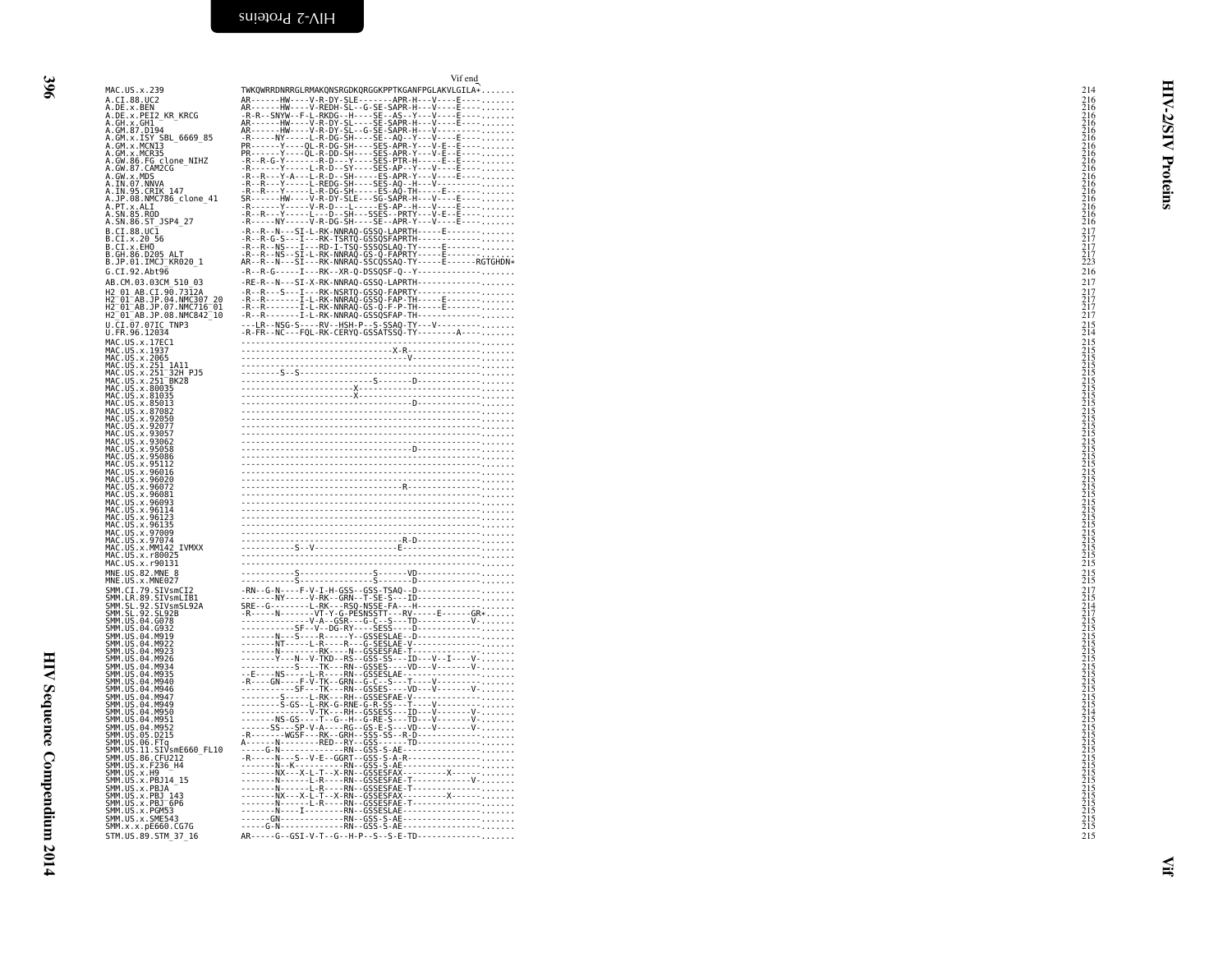```
                                                      Vif end
MAC.US.x.239                  TWKQWRRDNRRGLRMAKQNSRGDKQRGGKPPTKGANFPGLAKVLGILA*.......         214
A.CI.88.UC2                   AR------HW----V-R-DY-SLE-------APR-H---V----E----.......         216
A.DE.x.BEN                    AR------HW----V-REDH-SL--G-SE-SAPR-H---V----E----.......         216
A.DE.x.PEI2_KR_KRCG           -R-R--SNYW--F-L-RKDG--H----SE--AS--Y---V----E----.......         216
A.GH.x.GH1                    AR------HW----V-R-DY-SL----SE-SAPR-H---V----E----.......         216
A.GM.87.D194                  AR------HW----V-R-DY-SL--G-SE-SAPR-H---V---------.......         216
A.GM.x.ISY_SBL_6669_85        -R------NY-----L-R-DG-SH----SE--AQ--Y---V----E----.......        216
A.GM.x.MCN13                  PR------Y----QL-R-DG-SH----SES-APR-Y---V-E--E----.......         216
A.GM.x.MCR35                  PR------Y----QL-R-DD-SH----SES-APR-Y---V-E--E----.......         216
A.GW.86.FG_clone_NIHZ         -R--R-G-Y------R-D---Y----SES-PTR-H-----E--E----.......          216
A.GW.87.CAM2CG                -R------Y------L-R-D--SY----SES-AP--Y---V----E----.......        216
A.GW.x.MDS                    -R--R---Y-A---L-R-D--SH-----ES-APR-Y---V----E----.......         216
A.IN.07.NNVA                  -R--R---Y-----L-REDG-SH----SES-AQ--H---V---------.......         216
A.IN.95.CRIK_147              -R--R---Y-----L-R-DG-SH-----ES-AQ-TH-----E-------.......         216
A.JP.08.NMC786_clone_41       SR------HW----V-R-DY-SLE---SG-SAPR-H---V----E----.......         216
A.PT.x.ALI                    -R------Y-----V-R-D---L-----ES-AP--H---V----E----.......         216
A.SN.85.ROD                   -R--R---Y-----L---D--SH---SSES--PRTY---V-E--E----.......         216
A.SN.86.ST_JSP4_27            -R-----NY-----V-R-DG-SH----SE--APR-Y---V----E----.......         216
B.CI.88.UC1                   -R--R--N---SI-L-RK-NNRAQ-GSSQ-LAPRTH-----E-------.......         217
B.CI.x.20_56                  -R--R-G-S---I---RK-TSRTQ-GSSQSFAPRTH-------------.......         217
B.CI.x.EHO                    -R--R--NS---I---RD-I-TSQ-SSSQSLAQ-TY-----E-------.......         217
B.GH.86.D205_ALT              -R--R--NS--SI-L-RK-NNRAQ-GS-Q-FAPRTY-----E-------.......         217
B.JP.01.IMCJ_KR020_1          AR--R--N---SI---RK-NNRAQ-SSCQSSAQ-TY-----E------RGTGHDN*         223
G.CI.92.Abt96                 -R--R-G-----I---RK--XR-Q-DSSQSF-Q--Y-------------.......         216
AB.CM.03.03CM_510_03          -RE-R--N---SI-X-RK-NNRAQ-GSSQ-LAPRTH-------------.......         217
H2_01_AB.CI.90.7312A          -R--R---S---I---RK-NSRTQ-GSSQ-FAPRTY-------------.......         217
H2_01_AB.JP.04.NMC307_20      -R--R-------I-L-RK-NNRAQ-GSSQ-FAP-TH-----E-------.......         217
H2_01_AB.JP.07.NMC716_01      -R--R-------I-L-RK-NNRAQ-GS-Q-F-P-TH-----E-------.......         217
H2_01_AB.JP.08.NMC842_10      -R--R-------I-L-RK-NNRAQ-GSSQSFAP-TH-------------.......         217
U.CI.07.07IC_TNP3             ---LR--NSG-S----RV--HSH-P--S-SSAQ-TY---V---------.......         215
U.FR.96.12034                 -R-FR--NC---FQL-RK-CERYQ-GSSATSSQ-TY--------A----.......         214
MAC.US.x.17EC1                -------------------------------------------------.......         215
MAC.US.x.1937                 -------------------------------X-R---------------.......         215
MAC.US.x.2065                 ---------------------------------V---------------.......         215
MAC.US.x.251_1A11             -------------------------------------------------.......         215
MAC.US.x.251_32H_PJ5          --------S--S-------------------------------------.......         215
MAC.US.x.251_BK28             -----------------------------S-------D-----------.......         215
MAC.US.x.80035                ------------------------X------------------------.......         215
MAC.US.x.81035                ------------------------X------------------------.......         215
MAC.US.x.85013                -------------------------------------D-----------.......         215
MAC.US.x.87082                -------------------------------------------------.......         215
MAC.US.x.92050                -------------------------------------------------.......         215
MAC.US.x.92077                -------------------------------------------------.......         215
MAC.US.x.93057                -------------------------------------------------.......         215
MAC.US.x.93062                -------------------------------------------------.......         215
MAC.US.x.95058                -------------------------------------D-----------.......         215
MAC.US.x.95086                -------------------------------------------------.......         215
MAC.US.x.95112                -------------------------------------------------.......         215
MAC.US.x.96016                -------------------------------------------------.......         215
MAC.US.x.96020                -------------------------------------------------.......         215
MAC.US.x.96072                ----------------------------------R--------------.......         215
MAC.US.x.96081                -------------------------------------------------.......         215
MAC.US.x.96093                -------------------------------------------------.......         215
MAC.US.x.96114                -------------------------------------------------.......         215
MAC.US.x.96123                -------------------------------------------------.......         215
MAC.US.x.96135                -------------------------------------------------.......         215
MAC.US.x.97009                -------------------------------------------------.......         215
MAC.US.x.97074                -----------------------------------R-D-----------.......         215
MAC.US.x.MM142_IVMXX          -----------S--V-----------------E----------------.......         215
MAC.US.x.r80025               -------------------------------------------------.......         215
MAC.US.x.r90131               -------------------------------------------------.......         215
MNE.US.82.MNE_8               -----------S---------------S------VD-------------.......         215
MNE.US.x.MNE027               -----------S---------------S-------D-------------.......         215
SMM.CI.79.SIVsmCI2            -RN--G-N----F-V-I-H-GSS--GSS-TSAQ--D-------------.......         217
SMM.LR.89.SIVsmLIB1           -------NY-----V-RK--GRN--T-SE-S---ID-------------.......         215
SMM.SL.92.SIVsmSL92A          SRE--G--------L-RK---RSQ-NSSE-FA---H-------------.......         214
SMM.SL.92.SL92B               -R-----N-------VT-Y-G-PESNSSTT---RV-----E------GR*......         217
SMM.US.04.G078                -------------V-A--GSR---G-C--S---TD-----------V--.......         215
SMM.US.04.G932                -----------SF--V--DG-RY----SESS----D-------------.......         215
SMM.US.04.M919                -------N---S----R-----Y---GSSESLAE--D------------.......         215
SMM.US.04.M922                -------NT------L-R----R---G-SESLAE-V-------------.......         215
SMM.US.04.M923                -------N----------RK-----N--GSSESFAE-T-----------.......         215
SMM.US.04.M926                -------Y---N--V-TKD--RS--GSS-SS---ID---V--I-----V-.......        215
SMM.US.04.M934                -----------S----TK---RN--GSSES-----VD---V-------V-.......        215
SMM.US.04.M935                --E----NS------L-R----RN--GSSESLAE---------------.......         215
SMM.US.04.M940                -R----GN----F-V-TK--GRN--G-C--S---T-----V--------.......         215
SMM.US.04.M946                -----------SF---TK---RN--GSSES-----VD---V-------V-.......        215
SMM.US.04.M947                --------S------L-RK---RH--GSSESFAE-V-------------.......         215
SMM.US.04.M949                --------S-GS--L-RK-G-RNE-G-R-SS---T-----V--------.......         215
SMM.US.04.M950                -------------V-TK---RH--GSSESS---ID---V-------V--.......         214
SMM.US.04.M951                -------NS-GS----T--G--H--G-RE-S---TD---V-------V-.......         215
SMM.US.04.M952                ------SS---SP-V-A----RG--GS-E-S---VD---V-------V-.......         215
SMM.US.05.D215                -R-------WGSF---RK--GRH--SSS-SS--R-D-------------.......         215
SMM.US.06.FTq                 A------N--------RED--RY--GSS------TD-------------.......         215
SMM.US.11.SIVsmE660_FL10      -----G-N--------------RN--GSS-S-AE---------------.......         215
SMM.US.86.CFU212              -R-----N---S--V-E--GGRT--GSS-S-A-R---------------.......         215
SMM.US.x.F236_H4              -------N--K-----------RN--GSS-S-AE---------------.......         215
SMM.US.x.H9                   -------NX---X-L-T--X-RN--GSSESFAX---------X------.......         215
SMM.US.x.PBJ14_15             -------N-------L-R----RN--GSSESFAE-T------------V-.......        215
SMM.US.x.PBJA                 -------N-------L-R----RN--GSSESFAE-T-------------.......         215
SMM.US.x.PBJ_143              -------NX---X-L-T--X-RN--GSSESFAX---------X------.......         215
SMM.US.x.PBJ_6P6              -------N-------L-R----RN--GSSESFAE-T-------------.......         215
SMM.US.x.PGM53                -------N----I---------RN--GSSESLAE---------------.......         215
SMM.US.x.SME543               ------GN--------------RN--GSS-S-AE---------------.......         215
SMM.x.x.pE660.CG7G            -----G-N--------------RN--GSS-S-AE---------------.......         215
STM.US.89.STM_37_16           AR-----G--GSI-V-T--G--H-P--S--S-E-TD-------------.......         215
```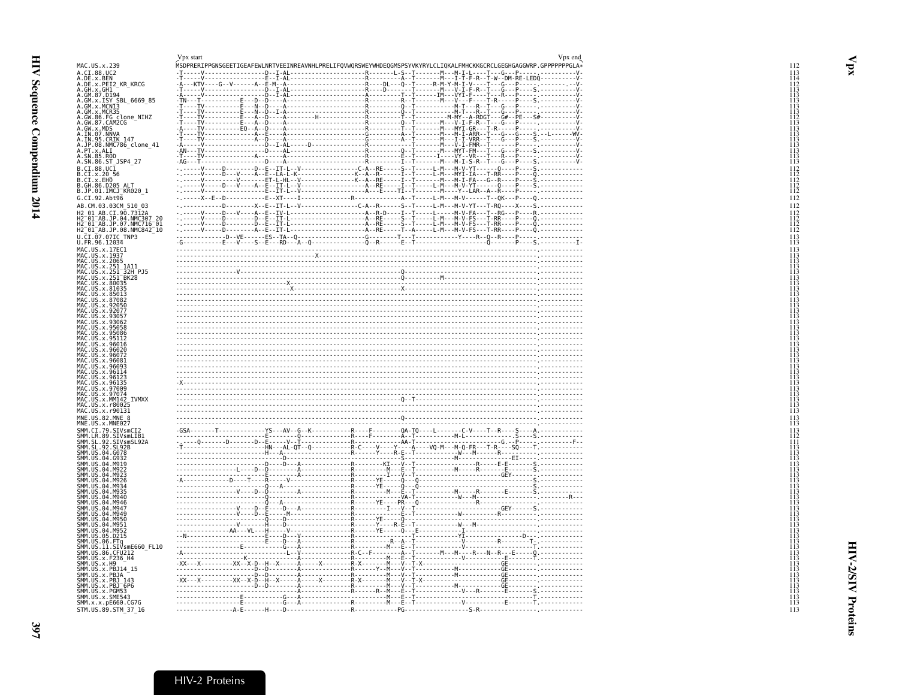```
                              Vpx start                                                                                                  Vpx end
MAC.US.x.239                  MSDPRERIPPGNSGEETIGEAFEWLNRTVEEINREAVNHLPRELIFQVWQRSWEYWHDEQGMSPSYVKYRYLCLIQKALFMHCKKGCRCLGEGHGAGGWRP.GPPPPPPPGLA*   112
A.CI.88.UC2                   -T-----V-----------------D--I-AL-----------------------R-------L-S--T-------M---M-I-L----T---G---P-------.----------V-   113
A.DE.x.BEN                    -T-----V-----------------E--I-AL-----------------------R---------A--T-------M---I-T-F-R--T-W--DM-RE-LEDQ-----------V-   114
A.DE.x.PEI2_KR_KRCG           -A---KTV-----G--V------A--E-M--A-----------------------R----DL---Q--T------R-M-Y-M-I-V----T---G---P-------.--------.--V-   112
A.GH.x.GH1                    -T-----V-----------------D--I-AL-----------------------R----D-----T-------M---V-I-F-R--T---G---P----S.----------V-   113
A.GM.87.D194                  -A-----V-----------------D--I-AL-----------------------A---------T--T------IM---VYI-F----T---R---P-------.----------V-   113
A.GM.x.ISY_SBL_6669_85        -TN---T----------E---D--D----A-------------------------R---------R--T-------M---V----F----T-R-----P----S.----------V-   113
A.GM.x.MCN13                  -T----TV---------E---N--D----A-------------------------R---------Q--T-----------M-T---R--T---G---P-------.----------V-   113
A.GM.x.MCR35                  -T----TV---------E---N--D--I-A-------------------------R---------Q--T-----------M-T---R--T---G---P-------.----------V-   113
A.GW.86.FG_clone_NIHZ         -T----TV---------E----A--D----A--------H--------------R---------T--T--------M-MY--A-RDGT---G#--PE---S#---------V-   113
A.GW.87.CAM2CG                -T----TV---------E---A--D----A-------------------------R---------Q--T-------M---V-I-F-R--T---G---P-------.----------V-   113
A.GW.x.MDS                    -A----TV--------EQ--A--D-----A-------------------------R---------T--T-------M---MYI-GR---T-R-----P-------.----------V-   113
A.IN.07.NNVA                  -T----TV---------------A--E-----A----------------------G---------A--T-------M---M-I-ARR--T---G---G----S.--L-------WV-   113
A.IN.95.CRIK_147              -T----TV--------------A--D----A------------------------G---------A--T-------M---I-I-VRR--T---G---P----S.----------V-   113
A.JP.08.NMC786_clone_41       -A-----V-----------------D--I-AL------D----------------R---------T--T-------M---V-I-FMR--T-------P-------.----------V-   113
A.PT.x.ALI                    -AN---TV-----------------D-----AL----------------------R---------Q--T-------M---MYT-FM---T---G---P----S.----------V-   113
A.SN.85.ROD                   -T----TV--------------A-----A--------------------------R---------E--T------I----VY--VR---T---R---P-------.----------V-   113
A.SN.86.ST_JSP4_27            -AG---T------------------D-----A-----------------------R---------I--T-------M---M-I-S-R--T---G---P----S.----------V-   113
B.CI.88.UC1                   -.-----V------D---------D--E--IT-L--V----------------C-A--RE-----S--T------L-M---M-V-YT------Q----P----S.------------   112
B.CI.x.20_56                  -.-----V------D---V----A--E--LA-L-K------------------K--A--R-----I--T------L-M---MYI-IA----T-RR----P----Q.------------   112
B.CI.x.EHO                    -.-----V-----------V-------ET-L-HL--V----------------K--A--RE-----I--T---------M---M-I-FA----G--R----P----S.------------   112
B.GH.86.D205_ALT              -.-----V------D---V----A--E--IT-L--V-----------------A--RE-----I--T------L-M---M-V-YT------Q----P----S.------------   112
B.JP.01.IMCJ_KR020_1          -.-----V-------------------E--IT-L--V----------------A--E-----TI--T-------M---Y--LAR--A--R----P-------.------------   112
G.CI.92.Abt96                 -.------X--E--D-----------E--XT-----I---------------R--------------A--T------L-M---M-V------T--QK---P----Q.------------   112
AB.CM.03.03CM_510_03          -.------------D--------X--E--IT-L--V-----------------C-A--RE-----S--T------L-M---M-V-YT---T-RQ----X----S.------------   112
H2_01_AB.CI.90.7312A          -.-----V------D---V----A--E--IV-L--------------------A--R-D----I--T-------L-----M-V-FA----T--RG---P----R.------------   112
H2_01_AB.JP.04.NMC307_20      -.-----V------D--------D--E--IT-L--------------------A--RE-----S--T------L-M---M-V-FS----T-RR----P----Q.------------   112
H2_01_AB.JP.07.NMC716_01      -.-----V------D--------D--E--IT-L--------------------A--RE-----S--T------L-M---M-V-FS----T-RR----P----Q.------------   112
H2_01_AB.JP.08.NMC842_10      -.-----V------D--------A--E--IT-L--------------------A--RE-----T--A------L-M---M-V-FS----T-RR----P----Q.------------   112
U.CI.07.07IC_TNP3             ---------------D--VE-------ES--TA--Q-----------------G---------T---T-------------Y-----R--Q--R----P-------.------------   113
U.FR.96.12034                 -G-----------E---V-----S--E---RD---A--Q--------------Q--R------E--T-------------------------Q-------P----S.-----------I-   113
MAC.US.x.17EC1                -------------------------------------------------------------------------------------------------------.------------   113
MAC.US.x.1937                 ----------------------------------------------X--------------------------------------------------------.------------   113
MAC.US.x.2065                 -------------------------------------------------------------------------------------------------------.------------   113
MAC.US.x.251_1A11             -------------------------------------------------------------------------------------------------------.------------   113
MAC.US.x.251_32H_PJ5          -----------------V----------------------------------------------------Q--------------------------------.------------   113
MAC.US.x.251_BK28             ----------------------------------------------------------------------Q-----------M--------------------.------------   113
MAC.US.x.80035                --------------------------------X----------------------------------------------------------------------.------------   113
MAC.US.x.81035                ---------------------------------X------------------------------------X--------------------------------.------------   113
MAC.US.x.85013                -------------------------------------------------------------------------------------------------------.------------   113
MAC.US.x.87082                -------------------------------------------------------------------------------------------------------.------------   113
MAC.US.x.92050                -------------------------------------------------------------------------------------------------------.------------   113
MAC.US.x.92077                -------------------------------------------------------------------------------------------------------.------------   113
MAC.US.x.93057                -------------------------------------------------------------------------------------------------------.------------   113
MAC.US.x.93062                -------------------------------------------------------------------------------------------------------.------------   113
MAC.US.x.95058                -------------------------------------------------------------------------------------------------------.------------   113
MAC.US.x.95086                -------------------------------------------------------------------------------------------------------.------------   113
MAC.US.x.95112                -------------------------------------------------------------------------------------------------------.------------   113
MAC.US.x.96016                -------------------------------------------------------------------------------------------------------.------------   113
MAC.US.x.96020                -------------------------------------------------------------------------------------------------------.------------   113
MAC.US.x.96072                -------------------------------------------------------------------------------------------------------.------------   113
MAC.US.x.96081                -------------------------------------------------------------------------------------------------------.------------   113
MAC.US.x.96093                -------------------------------------------------------------------------------------------------------.------------   113
MAC.US.x.96114                -------------------------------------------------------------------------------------------------------.------------   113
MAC.US.x.96123                -------------------------------------------------------------------------------------------------------.------------   113
MAC.US.x.96135                -X-----------------------------------------------------------------------------------------------------.------------   113
MAC.US.x.97009                -------------------------------------------------------------------------------------------------------.------------   113
MAC.US.x.97074                -------------------------------------------------------------------------------------------------------.------------   113
MAC.US.x.MM142_IVMXX          ------------------------------------------------------------------Q--T---------------------------------.------------   113
MAC.US.x.r80025               -------------------------------------------------------------------------------------------------------.------------   113
MAC.US.x.r90131               -------------------------------------------------------------------------------------------------------.------------   113
MNE.US.82.MNE_8               ----------------------------------------------------------------------Q--------------------------------.------------   113
MNE.US.x.MNE027               -------------------------------------------------------------------------------------------------------.------------   113
SMM.CI.79.SIVsmCI2            -GSA-------T-------------YS----AV--G--K-------------R-----F---------QA-TQ-----L-------C-V----T--R----S-----A.------------   113
SMM.LR.89.SIVsmLIB1           -------------------------E-------V--------------------R----F---------A--T-----------M-L----------------S----S.------------   112
SMM.SL.92.SIVsmSL92A          ----Q--------D-------D--E------V--T--------------------------AA-T---------------------------G.--P-------------F--   111
SMM.SL.92.SL92B               -T-----------------------HN---AL-QT--Q-------------R-C----V-----Y----A----VQ-M---M-Q-FR----T-R----SQ-----T.------------   113
SMM.US.04.G078                ------------------------H------A---------------------R---------Y----R-E--T-----------W---M------R-----E-----.------------   113
SMM.US.04.G932                ---------------------------D------------------------------------------S-----------------M-----------------EI-----.------------   113
SMM.US.04.M919                ---------------------------D-----D---A---------------R----------KI----V--T--------------------R------E-E-------S.------------   113
SMM.US.04.M922                ---------------L-----D--D--------A-------------------R----------M----E--T-----------M--------R-----E-------S.------------   113
SMM.US.04.M923                ------------------------E-----------A----------------R----------I----V--T------------------------GEY------------.------------   113
SMM.US.04.M926                -A-------------D----T-----R-------V------------------R-------YE------Q---Q-----------------------------------S.------------   113
SMM.US.04.M934                -----------------------------A----A------------------R-------YE------Q---Q-----------------------------------S.------------   113
SMM.US.04.M935                -----------------V-----D--D----------A---------------R----------M----E--T-----------M-------R--------E-------S.------------   113
SMM.US.04.M940                ---------------------------Q-------------------------R------------VA-T-----------W---M------------------------.--------R---   113
SMM.US.04.M946                ---------------------------Q---A---------------------R-------YE-----PR---Q------------------R-----------------.------------   113
SMM.US.04.M947                -----------------V-----D--E-----D---A----------------R----------I----V--T----------------------------GEY------S.------------   113
SMM.US.04.M949                -----------------V-----D--E------M-------------------R-----------E--T-----------W-------------R-----------------.------------   113
SMM.US.04.M950                ---------------------------Q-------D-----------------R-------YE------Q-----------------------------------------.------------   113
SMM.US.04.M951                -----------------V-------H-------D-------------------R-------Y-----R-E--T-----------W---M-------------------------.------------   113
SMM.US.04.M952                ---------------AA---VL---H------V--------------------R-------YE------Q---E-----------I---------------------------.------------   113
SMM.US.05.D215                --N----------------------E------D---V---------------R--------------------T---------YI-----------------------D----.------------   113
SMM.US.06.FTq                 -------------------------E-----D---A-----------------R--------R--A--T-----------V--------R--------T-.------------   113
SMM.US.11.SIVsmE660_FL10      -----------------E--------------G----A---------------R---------M-----E--T-----------V------------------------T.------------   113
SMM.US.86.CFU212              -A---------------------------------L--V--------------R-C--F---------A--T-------M---M----R---N--R---E-----Q.------------   113
SMM.US.x.F236_H4              -------------------K--------------A------------------R---------M---E--T-----------V--------------E------T.------------   113
SMM.US.x.H9                   -XX---X----------XX--X-D--H--X------A------X---------R-X--------M----V--T-X-------------------GE---------.------------   113
SMM.US.x.PBJ14_15             -------------------------D--D-------A----------------R--------Y--M----V--T-----------M----------GE---------.------------   113
SMM.US.x.PBJA                 ---------------------------D--D-------A--------------R---------M----V--T-----------M-------------GE---------.------------   113
SMM.US.x.PBJ_143              -XX---X----------XX--X-D--H--X------A------X---------R-X--------M----V--T-X-------------------GE---------.------------   113
SMM.US.x.PBJ_6P6              -------------------------D--D-------A----------------R---------M----V--T-----------M-------------GE---------.------------   113
SMM.US.x.PGM53                ------------------------------------A----------------R-----R--M----E--T-----------V---R-------E-----S.------------   113
SMM.US.x.SME543               -----------------E---------------G---A---------------R---------M-----E--T-----------------------------T.------------   113
SMM.x.x.pE660.CG7G            -----------------E---------------G---A---------------R---------M-----E--T-----------V----------E------T.------------   113
STM.US.89.STM_37_16           ----------------A-E------H----D----------------------R-------------PG-----------------S-R------------------.------------   113
```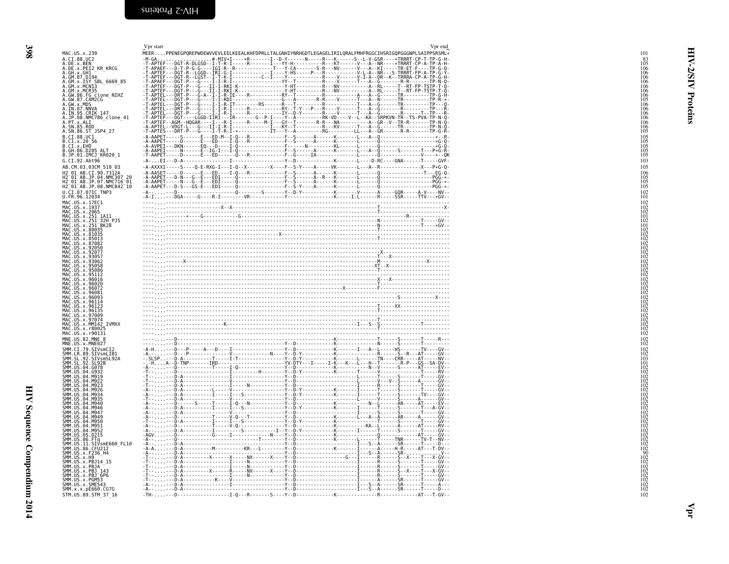```
                            Vpr start                                                                                        Vpr end
MAC.US.x.239                MEER....PPENEGPQREPWDEWVVEVLEELKEEALKHFDPRLLTALGNHIYNRHGDTLEGAGELIRILQRALFMHFRGGCIHSRIGQPGGGNPLSAIPPSRSML*  101
A.CI.88.UC2                 -M-GA..................#-MIV*I----*R-------I--D-Y------N-----R---K------S--L-V-GSR----*TRRRT-CP-T-TP-G-H-  83
A.DE.x.BEN                  -T-APTEF---DGT-R-DLGSD--I-T-R-I------R-------I---YY-H----------R---KT------V---A--NR----*TRRRT-CP-A-TP-A-H-  105
A.DE.x.PEI2_KR_KRCG         -T-APAEF---D-T-P-G-G----IGI-R--R------------T---Y-CA-------S-R---NV------V---A--KI----TR-ET-F----TP-G-Q-  106
A.GH.x.GH1                  -T-APTEF---DGT-R--LGGD--IRI-G-I-------------I----Y-HS-----P--IA----------V-L-A--NR---S-TRRRT-FP-A-TP-G-Y-  106
A.GM.87.D194                -T-APTEF---DGT-R--LGST--I-T-K-I----------C--I----Y--------------R----V------V-I-A--DR--K--TRRRA-CP-A-TP-G-H-  106
A.GM.x.ISY_SBL_6669_85      -T-APAEF---DGT-P---G----I-I-R-I--------------YY--T----------R----V------T---A--G------R-R-------TP-N-Q-  106
A.GM.x.MCN13                -T-APTEF---DGT-P---G---II-I-RKI-K----------------Y-HT---------R---NV----------A--RL-----T--RT-FP-TSTP-T-Q-  106
A.GM.x.MCR35                -T-APTEF---DGT-P---G---II-I-RKI-K----------------Y-HT---------R---NV----------A--RL-----T--RT-FP-TSTP-T-Q-  106
A.GW.86.FG_clone_NIHZ       -T-APTEL---DRT-P---G-A--I-I-R-IE-----R-----------RY--T---------R----------A---A--G------TR---------TP-G-H-  106
A.GW.87.CAM2CG              -T-APTEL---DGT-P---G----I-I-RDI-----------------G---A-------R-R----V------T---A--N------TR---------TP-R-*-  106
A.GW.x.MDS                  -T-APTEL---DGT-P---G----I-I-R-IT---------RS------R---T---------R-----------T---A--G------TR---------TP----Q-  106
A.IN.07.NNVA                -T-APTEL---DRT-P---G----I-I-R-I------R-----------RY--T-Y---P---R----V------T---A--G------R---------TP---R-  106
A.IN.95.CRIK_147            -T-APTEL---DGT-P---G----I-I-R-I------R-----------IY--D-Y--------R----V------T---A--G------R-------T--TP---R-  106
A.JP.08.NMC786_clone_41     -T-APTEF---DGT----LGGD-IIRI---IR-------G--P-I----Y--A---------RK-VD----V--L--KA--SRPKVN-TR--TS-PVA-TP-N-Q-  106
A.PT.x.ALI                  -T-APTEF--AGM--HQGAR----I---R-I------R-----M-I---GY--T---------R-R----NA---------A--GR--V--TR-R-------TP-N-Q-  106
A.SN.85.ROD                 -A-APTEL--VDGT-L---G---II-I-R-I--------------I---KY--T---------R---KV------T---A--G------TR---------TP-N-Q-  106
A.SN.86.ST_JSP4_27          -T-APTES---DRT-P---G----I-T-R-I-*------------IT---Y--A---------RG---------LL---A--GR------R-R-------TP-G-R-  105
B.CI.88.UC1                 -A-AAPET-----S-----E---ED-M--I-Q---R------------F--S------A------K-------L---A--Q------------------*--R-  105
B.CI.x.20_56                -A-AAPET-----D-----E---ED----I-Q---R------------F--S------A------K-------L------Q------------------*G-Q-  105
B.CI.x.EHO                  -A-AVPEI---DKN------EQ---D----I-Q------------------F------N---------KL-------L------Q------------------*G-Q-  105
B.GH.86.D205_ALT            -A-AAPEI-----N-----E---IG-I---I-Q-------------------F--S------A------K-------L---A--Q--------S--------T---P*G-R-  105
B.JP.01.IMCJ_KR020_1        -T-AAPET-----D-----E---ED-------Q---R---------------F--G------IA--R-------L------Q-------------------V----*--QK  105
G.CI.92.Abt96               -A-...EI---D-A---------------------I------------------Y--D-------------K--------L----D-RC----GNA------T-----GVF-  103
AB.CM.03.03CM_510_03        -A-AXXXI-----S----Q-E-RXG-I---I-Q--X--------X----F--S-Y----A-----VK-------L---A--R---------------X---P*G-Q-  105
H2_01_AB.CI.90.7312A        -A-AASET-----D-----E---ED----I-Q---R------------F--S------A------K-------L------Q-------------------T---EG-Q-  106
H2_01_AB.JP.04.NMC307_20    -A-AAPET---D-N---G--E---EDI-----Q------------------F--S------A--R---K-------L------Q--------------------PGG-*-  105
H2_01_AB.JP.07.NMC716_01    -A-AAPET-----N----G--E---EDI-----Q------------------F--S------A------K-------L------Q--------------------PGG-*-  105
H2_01_AB.JP.08.NMC842_10    -A-AAPET---D-S---GS-E---EDI-----Q------------------F--S-Y----A------K-------L------Q--------------------PGG-*-  105
U.CI.07.07IC_TNP3           -A-.....---D---------------------Q--------S-------Y--D-Y-----------K------V-------A------GQR-----A-V-----NV--  102
U.FR.96.12034               -A-I....---DGA-----G----R-I--------VR----------------Y----------------------K------I-L------R-----SSR-----TTV---*GV--  101
MAC.US.x.17EC1              ----....-------------------------------------------------------------------------------------------------  102
MAC.US.x.1937               ----....--------------------X--X-------------------------------------------T--------------------------X-  102
MAC.US.x.2065               ----....-------------------------------------------------------------------T--------------------------  102
MAC.US.x.251_1A11           ----....-------*-----G--------------------G------------------------------------------------------R-------  101
MAC.US.x.251_32H_PJ5        ----....-------------------------------------------------------------------N---------------------T-----GV--  102
MAC.US.x.251_BK28           ----....-------------------------------------------------------------------N---------------------T----*GV--  101
MAC.US.x.80035              ----....-------------------------------------------------------------------T--------------------------  102
MAC.US.x.81035              ----....----------------------------------------X---------------------------------------------------  102
MAC.US.x.85013              ----....-------------------------------------------------------------------T--------------------------  102
MAC.US.x.87082              ----....-------------------------------------------------------------------------------------------------  102
MAC.US.x.92050              ----....-------------------------------------------------------------------------------------------------  102
MAC.US.x.92077              ----....---------------------------------------------------------------------X-------------------------  102
MAC.US.x.93057              ----....-------------------------------------------------------------------T---X-----------------------  102
MAC.US.x.93062              ----....-----X-------------------------------------------------------------M------------------X-------  102
MAC.US.x.95058              ----....-------------------------------------------------------------------XT--X----------------------  102
MAC.US.x.95086              ----....-------------------------------------------------------------------T--------------------------  102
MAC.US.x.95112              ----....-------------------------------------------------------------------------------------------------  102
MAC.US.x.96016              ----....-------------------------------------------------------------------X---X-----------------------  102
MAC.US.x.96020              ----....-------------------------------------------------------------------T--------------------------  102
MAC.US.x.96072              ----....-------------------------------------------------------X-----------F--------------------------  102
MAC.US.x.96081              ----....-------------------------------------------------------------------------------------------------  102
MAC.US.x.96093              ----....-------------------------------------------------------------------------S-------------X----  102
MAC.US.x.96114              ----....-------------------------------------------------------------------------------------------------  102
MAC.US.x.96123              ----....-------------------------------------------------------------------T------XX-------------------  102
MAC.US.x.96135              ----....-------------------------------------------------------------------T--------------------------  102
MAC.US.x.97009              ----....-------------------------------------------------------------------------------------------------  102
MAC.US.x.97074              ----....-------------------------------------------------------------------T--------------------------  102
MAC.US.x.MM142_IVMXX        ----....--------------------K-------------------------------------------I---S--S----------------T---------  102
MAC.US.x.r80025             ----....-------------------------------------------------------------------T--------------------------  102
MAC.US.x.r90131             ----....-------------------------------------------------------------------------------------------------  102
MNE.US.82.MNE_8             ----....---D-----------------------------------------------------K--------------T------S-------T-----R---  102
MNE.US.x.MNE027             ----....---D---------------------------------------Y--D----------K--------------N------S-------T---------  102
SMM.CI.79.SIVsmCI2          -A-H....---D---P-----A---D----I------------------Y--D-----------K--------I---A--L------HS-------TV-----GV--  102
SMM.LR.89.SIVsmLIB1         -A-.....---D---P---------------T-------------N------Y--D-Y-------K--------------R------S--R----AT-----GV--  102
SMM.SL.92.SIVsmSL92A        -.SLSP..---D-A-----------T-----I-T----------------Y--D-Y-------K--------L------TN----CRR-----AT-----NV--  103
SMM.SL.92.SL92B             -.-H....A--D-TNP-------IRD------------------------YV-DTY---I-----I-K---K---L---H--T-------R-P---GS--SA-DV--  101
SMM.US.04.G078              -A-.....---D---------------T------I-Q---------------Y--D-----------K--------------N--V------S-------AT-----EV--  102
SMM.US.04.G932              -T-.....---D----------------------I--------H--------Y--D-Y---------K--------T------V------------T-----RV--  102
SMM.US.04.M919              -T-.....---D-A-----------------I------------------Y--D-------------------L------T------S-------T-----GV--  102
SMM.US.04.M922              -T-.....---D-A-----------------I------------------Y--D-------------------L------V--V--S-------A-----GV--  102
SMM.US.04.M923              -T-.....---D-A-----------------I------N-----------Y--D-------------------I------R------S-------T-----GV--  102
SMM.US.04.M926              -A-.....---D-A------------L-----V------------------Y--D-Y---------K--------I------T------S-------T-----GV--  102
SMM.US.04.M934              -A-.....---D-A-----------I------I---S--------------Y--D-----------K--------I------T------S-------TV-----GV--  102
SMM.US.04.M935              -T-.....---D-A-----------------V------------------Y--D-------------------L------V------S-------A-----GV--  102
SMM.US.04.M940              -A-.....---D------S-----T-----I-Q---N--------------Y--D-----------K------------N--L------AR-----AT-----EV--  102
SMM.US.04.M946              -A-.....---D-A-----------I------I---S--------------Y--D-Y---------K--------I------T------S-------T---A-GV--  102
SMM.US.04.M947              -A-.....---D-A-----------------V------------------Y--D-------------------I------S------S-------T-----GV--  102
SMM.US.04.M949              -A-.....---D-------------T-----V-Q---T------------Y--D-----------K--------L---A--A------AR-----A-----GV--  102
SMM.US.04.M950              -T-.....---D-A-----------I------I---S--------------Y--D-Y---------K--------------T------S-------T-----GV--  102
SMM.US.04.M951              -A-.....---D-------------T-----V-Q-----------------Y--D-----------K----------KA--L------A-------AT-----RV--  102
SMM.US.04.M952              -A-.....---D-A-----------I------------S-----------I--Y--D-Y---------K--------I------T------S-------T-----GV--  102
SMM.US.05.D215              -AGV....---D------------------G-----I------------N---Y--D-----------K--------------Q------------AT-----GV--  102
SMM.US.06.FTq               -A-.....---D----------------------------------T-------Y--D-----------K--------L------T------TNR-------TV-T--NV--  102
SMM.US.11.SIVsmE660_FL10    -A-.....---D-A------------------------------------Y--D-------------------I---S--A------SR-------T-----D---  102
SMM.US.86.CFU212            -A-A....---D-A-----------M------------KR----L-----Y--D-----------K--------I------A------H-R-----AT---T-DV--  102
SMM.US.x.F236_H4            -A-.....---D-A------------------------------------Y--D-------------------I---S--A------SR-.........V-  90
SMM.US.x.H9                 -T-.....---D-A---------X-------X-----NX------X----Y--D--------------G---I------R------S--X----T---X-GV--  102
SMM.US.x.PBJ14_15           -T-.....---D-A-----------------I-----N------------Y--D-------------------I------R------S-------T-----GV--  102
SMM.US.x.PBJA               -T-.....---D-A-----------------I-----N------------Y--D-------------------I------R------S-------T-----GV--  102
SMM.US.x.PBJ_143            -T-.....---D-A---------X-------R-----NX------X----Y--D-------------------I------R------S--X----T---X-GV--  102
SMM.US.x.PBJ_6P6            -T-.....---D-A-----------------I-----N------------Y--D-------------------I------R------S-------T-----GV--  102
SMM.US.x.PGM53              -T-.....---D-A-----------K-----V------------------Y--D-------------------I------A------SR-------T-----GV--  102
SMM.US.x.SME543             -A-.....---D-A-----------------I------------------Y--D-------------------I---S--A------SR-------T-----A---  102
SMM.x.x.pE660.CG7G          -A-.....---D-A------------------------------------Y--D-------------------I---S--A------SR-------T-----D---  102
STM.US.89.STM_37_16         -TH-....---D-----------------I-Q---R-------S----Y--D-------------K--------------R--------------AT---T-GV--  102
```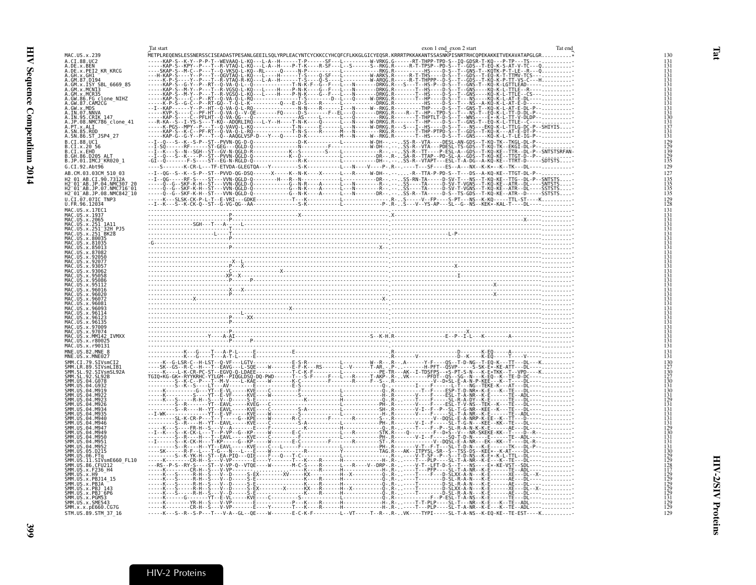```
                         Tat start                                                                                                    exon 1 end exon 2 start                          Tat end
MAC.US.x.239             METPLREQENSLESSNERSSCISEADASTPESANLGEEILSQLYRPLEACYNTCYCKKCCYHCQFCFLKKGLGICYEQSR.KRRRTPKKAKANTSSASNKPISNRTRHCQPEKAKKETVEKAVATAPGLGR..........*   130
A.CI.88.UC2              -----KAP-S--K-Y--P-P-T--WEVAAQ-L-KQ---L-A--H------T-P------SF---L---------W-VRKG.G------RT-THPP-TPD-S--IQ-GDSR-T-KQ---P-TP---TS----..........   131
A.DE.x.BEN               -----KAP-S--KPY--P---T--R-VTAQ-L-KQ---L-A--H----P-T-K----R-SF---L--S------S--RKG.R------R-T-TPSP--PD-S--T--GDS--T-EQ-K-S-AT-V-TC----Q.........   131
A.DE.x.PEI2_KR_KRCG      ----SKAP-S--M-C--P---T--Q-VKSQ-L-KQ--RL------Q------N-P-----------L---------RKG.R---------HS----D-S--T--GNS--T-KQTK-P-T-LE--R----Q.........   131
A.GH.x.GH1               --H-KAP-S----Y--P---T--QGVTAQ-L-KQ---L-----H------T-S----Q-SF---L---------W-ARKS.R------R-T-THS----D-S--T--GDS--T-EQ-K-T-TTMV-TCS---.........   131
A.GM.87.D194             -----K-P-S----Y--P---T--R-VTAQ-R-KQ---L-A--H------T-S----Q-S----L---------W-ARQG.R------R-T-THPPP--D-S--T--GDS--T-EQ-K-P-TT-VS-C----H.........   131
A.GM.x.ISY_SBL_6669_85   -----KAP-S--G-Y--P--RT--Q-VA-Q-L--Q---------T-N-K-F--G--F---L----N-------DRKG.R---S---T--HS-P--D-S--T--GNS-T--KQ-K-LGTTLEAD-----.........   131
A.GM.x.MCN13             -----KAP-S--M-Y--P---T--R-VGSQ-L-KQ---L-----H----P-N-K----G--F---L---N-------DRKG.R---------T--HS----D-S--T--GNS----KQ-K-L-TTLE--R---.........   131
A.GM.x.MCR35             -----KAP-S--M-Y--P---T--R-VGSQ-L-KQ---L-----H----P-N-K----G--F---L---N-------DRKG.R---------T--HS----D-S--T--GNS----KQ-K-L-TTLE--CS---.........   131
A.GW.86.FG_clone_NIHZ    -----KVP-S----C--P--RT--Q-VA-Q-L-RQ------------T-S---------D--L---Q------W-DRKG.R---------T--HP----D-S--T--NS-----KQ-K-E-AT-E-DL-----.........   131
A.GW.87.CAM2CG           -----K-P-S--G-C--P--RT-GQ--T-Q-L-K----------Q---E-D-S-----R------L-----------DRKG.R----------HS----D-S--T--NS--A-KQ-K-L-AT-E-D------.........   131
A.GW.x.MDS               --I--KAP------Y--P--HT--Q-VA-Q-L-RQ------------N-N----R------I---N-----W--RKG.R---------THP----D-S--T--GNS-T-KQ-K-L-AT-E-DL-P--.........   131
A.IN.07.NNVA             ---KVP-S----C--PF-HT--Q-VA-Q-L-KQ------FQ------D-S----F--EL---Q-------DRKG.R---R--T--HP--TPD-S--T--NS-T--EQ-K-L-TT-D-DL-P--.........   131
A.IN.95.CRIK_147         -----KAP-S---C--PFLHT--Q-VA-QG---Q------------AS-------L-------Q---------RKG.R---------T-THPTLT-D-S--T--WNS----E--K-L-TT-V-DLDP--.........   130
A.JP.08.NMC786_clone_41  ---R-KA--S--I-YS-S---T-KQ--ADQRLIRQ---L-Y--H----T-N-K----Q------L---N-----W-DRKG.R---------T--HP----D-S--T--GNS-T--EQ-K-L-TTLE--C----.........   131
A.PT.x.ALI               -----K-PGS--MPY--P---T--Q-VAVQ-L-KQ------------T-N-----E------L---N-----W-DRKG.R---S---T--HS----D-S--T--NS---EKQ-K-L-TTLG-DC-P--SHIYIS.....   137
A.SN.85.ROD              -----KAP-S--K-C--PF-RT--Q-VA-Q-L-RQ------------T-N-S----R------M---N--------RKG.R---------T-THP-PTPD-S--T--GDS--T-KQ-K---AT-E-DT-P--.........   131
A.SN.86.ST_JSP4_27       -----KAP-G--G-Y--P---T--Q--AAQGLVSP-D---Y---Q------D-K----------M---N-----W--RKG.R---------T--HS----D-S--T--GNS----KQ-K-L-T-LE-IG-P--.........   131
B.CI.88.UC1              --I--Q---S--K--S-P--ST--PVVN-QG-D-Q---------------D-K-----------L--------W-DH--.-..SS-R--VTA----DESL-AN-GDS--T-KQ-TK--TKGL-DL-P--.........   129
B.CI.x.20_56             --I-SQ------RF------ST-GEG---QGLD-Q------------N--------F-------L--------W-DH--.-..SS-R--VTA----PDESL-TS-GDS--T-KQ-TK--EKGI-DL-P--.........   129
B.CI.x.EHO               --I--K---S--N--SGH--ST--GV-N-QGLD-R------------K--S---------S----L---------R--.-..SS-R--TT----P-ESL-A--GDS--T-KQ-KE--TTR--DL-P--SNTSTSRFAN-   139
B.GH.86.D205_ALT         --I--Q---S--K----P---ST--PVVN-QGLD-Q------------K--D----------L--------DR--.R-..SA-R--TTAP--PD-SL-A--GDS--T-KQ-KE--TTGT-D--P--.........   129
B.JP.01.IMCJ_KR020_1     -GI--Q------F-S----ST--EG-N-RGLD-Q------------R-K---------L---------DH--.-..SS-R--VTAPT----ESL-T-A-DG--A-KQ-KE--TTRT-D-----SDTSTS.....   135
G.CI.92.Abt96            -----S-------K-CR-L---TF-ETVDA-GLEGTQA---Y---------S-K-----------L---N----V----P-.R-.-----T---SF----ES--A---NX--K-K*--K-TK---DL----.........   129
AB.CM.03.03CM_510_03     --I--QG--S--K--S-P--ST--PVVD-QG-DSQ------X-----K--N-K-----X------L----R-----W-DH--.-.--R--TTA-P-DS--T---DS--A-KQ-KE--TTGT-DL-P--.........   127
H2_01_AB.CI.90.7312A     --I--QG------RF-S----ST---VVN-QGLD-Q--------H---R--N-------------L-----------DR--.-..SS-RN-TA-----D-SV-T---NS--T-KQ-KE--TTG--DL-P--SNTSTS.....   135
H2_01_AB.JP.04.NMC307_20 -----Q--G--SKF-K-H--ST---VVN-QGLD-Q-----------G--N-R----A------L---N-----------R--.-..SS----TA-----D-SV-T-VGNS--T-KQ-KE--ATR--DL----SNTSTS.....   135
H2_01_AB.JP.07.NMC716_01 -----Q--G--SKF-K-H--ST---VVN-QGLD-Q-----------G--N-K----A------L---N---------DR--.-..SS----TA-----D-SV-T-VGNS--T-KQ-KE--ATR--DL----SSTSTS.....   135
H2_01_AB.JP.08.NMC842_10 -----Q--G--SKF-K-H--ST---VVN-QGLD-Q-----------G--N-K----A------L---N---------DR--.-..SS-R--TA-----D-SV-T--TS-GDS--T-KQ-KE--ATR--DL----SSTSTS.....   135
U.CI.07.07IC_TNP3        -----K---SLSK-CK-P-L-T--E-VRI---GDKE------------T---K---------------------R-.S-----V--FP----S-PT---NS--K-KQ------TTL-ST----K.........   129
U.FR.96.12034            --I--K---S--K-CK-Q---T--G-VG-QG--AA-------------S-K-------------------P-.R-.S---V--YS-AP---SL--G--NS--KEK*-KAL-T----DL----.........   128
MAC.US.x.17EC1           ----------------------------------------------------------------------------------------------------------------------------------.........   131
MAC.US.x.1937            -----------------------P---------------------X--------------------------.X----------------------------------------------------.........   131
MAC.US.x.2065            -----------------------P------------------------------------------------------------------------------------------X---------.........   131
MAC.US.x.251_1A11        ----------------SGH---T---A---L--------------------------------------------------------------------------------------------.........   131
MAC.US.x.251_32H_PJ5     ------------------------T----------------------------------------------------------------------------------------------------.........   131
MAC.US.x.251_BK28        ---------------------L----T-----------------------------------------------------------L-P-----------------------------------.........   131
MAC.US.x.80035           -------------------------P-----------------------------------------------------------------------------------------------------.........   131
MAC.US.x.81035           -G---------------------------------------------------------------------------------------------------------------------------.........   131
MAC.US.x.85013           ------------------------P--------------------------------------X--.-------------------------------------------------------.........   131
MAC.US.x.87082           ---------------------------------------------------------------------------------------------------------------------------.........   131
MAC.US.x.92050           ---------------------------------------------------------------------------------------------------------------------------.........   131
MAC.US.x.92077           -------------------------X--L--------------------------------------------------------------------------------------------.........   131
MAC.US.x.93057           ------------------------P---X----------------------------------------------------------X----------------------------------.........   131
MAC.US.x.93062           -----------------------C-----------X------------------------------------------------------------------------------------.........   131
MAC.US.x.95058           -----------------------XP--X---------------------------------------------------------I------------------------------------.........   131
MAC.US.x.95086           ------------------------P------P----------------------------------------------------------------------------------------.........   131
MAC.US.x.95112           --------------------------------------------------------------------------------------------------------X-------------------.........   131
MAC.US.x.96016           -------------------------X---X--------------------------------------------------------------------------------------------.........   131
MAC.US.x.96020           ------------------------P-------------------------------------------------------------------------------X-----------------.........   131
MAC.US.x.96072           ----------X----------------------------------------------------X--.-------------------------------------------------------.........   131
MAC.US.x.96081           ---------------------------------------------------------------------------------------------------------------------------.........   131
MAC.US.x.96093           --------------------------------------X-------------------------------------------------------------------------------------.........   131
MAC.US.x.96114           ---------------------------------------------------------------------------------------------------------------------------.........   131
MAC.US.x.96123           -------------------------P-----XX----------------------------------------------------------------------------------------.........   131
MAC.US.x.96135           ------------------------P---------------------------------------------------------------------------------------------------.........   131
MAC.US.x.97009           ---------------------------------------------------------------------------------------------------------------------------.........   131
MAC.US.x.97074           ------------------------P-------------------------------------------------------------X---------------------------------.........   131
MAC.US.x.MM142_IVMXX     ------------------Y----A-AI--------------------------------S--K-H.R----------------E--P--I-L---K---------A-----------.........   131
MAC.US.x.r80025          ------------------------P------P----------------------------------------------------------------------------------------.........   131
MAC.US.x.r90131          ---------------------------------------------------------------------------------------------------------------------------.........   131
MNE.US.82.MNE_8          -----------K---G----T---A-P-L------E-----------E-----------------------R-------------------D---------K-EQ-----A-----------.........   131
MNE.US.x.MNE027          -----------K---G----T---A-T-L------E-----------E-----------------------R----------V---------D--K----K-EQ-----T-----V-----.........   131
SMM.CI.79.SIVsmCI2       ----K--G-LSR-C--H-LST--Q-VF---LGTV--------------E-S-R------------L---------W--R---R--.A------Y-F----QS--T-D-NG--T-EQ-K---TT---DL---K.........   130
SMM.LR.89.SIVsmLIB1      ---SK--GS--R-C--H--ST--EAVG---L-SQE-----W--------E-F-K----RS------L----V-----T-AR.-.P-.--------H-PFT--QSVP-----S-SK-E*-KE-ATT---DL---.........   127
SMM.SL.92.SIVsmSL92A     -----K----L-K-CR-PC-ST--EGVQ-Q-LDAEE-----------T-C-K-F--------L-----------PE-TR---AK--I-TDSFPS--*S-PT-S-N---K-E*TKK--T--VPD---K.........   130
SMM.SL.92.SL92B          TGIQ*KG-GK*-RYYKRHC-YTLGM--PIQGLDSQ-DQ-PWD------T---S-F------F---L---R-----T-AKP-.R-..VK------PFDT--QS--SG--N---K-EQ--K--TE-D-DC---.........   127
SMM.US.04.G078           ----------S--K-C--P---T--M-V----L-KAE----W--------K-C--------F------R-----F--S--.R-----------V--D*SL-E-A-N-P-KEE---K--T-----.........   130
SMM.US.04.G932           ----------S--K--S----LT---AV------------E---------E-S--------------------Q-.-------------I----F-------L-T---NG--TEKE-K---AT---DL----.........   131
SMM.US.04.M919           -----K------------G---YT--E-VL------KVE----C----------F---------------------Q-.R-----------T--F----ESP-T-D-NR*-K-E---K--TE---DL----.........   130
SMM.US.04.M922           -----K-----------S----YT--E-VF------KVE----W----------S---------------------Q-.R----------V----F----ESL-T-A-NR--K-E-----TE--AD-----.........   131
SMM.US.04.M923           -----K---S------R-H--S---V--D------S-E--------------------K----------H--------Q-.R-.---------Y----F----SL-R-A-DY--K-E-----TE---DL----.........   129
SMM.US.04.M926           ----------S--R-------YT--EAVL------KVEG---C---------------------------------PH-.R---------V----F----ESL-T-V-NS--TEK--K---TE---DL----.........   131
SMM.US.04.M934           ----------S--R------H--YT--EAVL------KVE----C------------S-A--------------SH-.R-------V-I--F--P--SL-T-G-NR--KEE--K---TE---DL----.........   131
SMM.US.04.M935           --I-WK----------------YT--E-VF------KVE----W----------S-------------------H-.R--------V----F------SL-T-A-NR--K-E-----TE---ADL----.........   131
SMM.US.04.M940           -----------SL-K-CR-P---T--T-----G--KPE----W--------R-C-------F------R--------S--.R-----------V--DQSL-E-A-NRP-K-EE--K--TT---D------.........   131
SMM.US.04.M946           ---------S--R---H--YT--EAVL------KVE----C---------S-A--------------------PH-.R---------V-I--F--P--SL-T-G-N---KEE--KK--TE---DL----.........   131
SMM.US.04.M947           -----K---S----FR-H--S---V--A---------E-----F----------K-----------H-------Q-.R-.---------T----F--P--SL-R-A-N-K-K-E-----AE---DL----.........   129
SMM.US.04.M949           --I--K---S--K-CK-L---T--P-VP--G--KP----W--------E-C------------L---R------STK.R-----Q---------F--D*S--V---NR-SKEKE-KK--T----D--R--.........   130
SMM.US.04.M950           ----------S--R---H---T--EAVL------KVE----C-------------F-------------------PH-.R---------V-I--F------SQ-T-D-N------E------TE--ADL----.........   131
SMM.US.04.M951           --I------S--K-CK-H---T-KP------G--KP----W--------E-C--------F--------------ST-.R-----------------V--DQSL-E-A-NR---EK--KK--T----D--R--.........   131
SMM.US.04.M952           ---------S--R-----H--YT--EAVL------KVE----C---L-----F----------L---------PH-.R---------V-T--F-T---SL-T-D-N---K-E-----TK---DL-P--.........   131
SMM.US.05.D215           -----SK----R-F--L---T-G---N---L--E-----W----------R----------Y-----------TAG.R---AK--ITPYSL-SR--S--TSS-DS--KEE*--K-AT-------.........   130
SMM.US.06.FTq            ---------S--K-YK-H--ST--EA-PIQ---QIE----F---Q---T-C---------------------R--.------V-T-SF--P--S--T-D-NS--K-E*-K-L-TTL--DL----.........   129
SMM.US.11.SIVsmE660_FL10 -----K---------CR-H--S---V-VP-------E----Y-------T---K----R------H-------------H-.R-.--------T----PLP-----SL-T-A-NR--K-E---K--TE---DL----.........   129
SMM.US.86.CFU212         ---RS--P-S--RY-S----ST--V-VP-Q-VTQE----W-------M-C-S----R------L---R----V--DRP-.R-.----V-T--LFT-D-S--T---NS----E*-KE-VST--SDL----.........   128
SMM.US.x.F236_H4         -----K----------CR-H--S---V-VP-------E----Y-------T---K----R------H--------------H-.R-.--------T----PFP-----SL-T-A-NR--K-E-----TE--ADL----.........   117
SMM.US.x.H9              -----K---S-----R-H--S---V--D------S-EX--------XV-----KX---------H--X--------Q-.R-.---------T----F---D-SLXX-A-N---K-E-----XE---DL--X-.........   129
SMM.US.x.PBJ14_15        -----K---S-----R-H--S---V--D------S-E---------------K----R------H--------------Q-.R-.---------T--------D-SL-R-A-N---K-E-----AE---DL----.........   129
SMM.US.x.PBJA            -----K---S-----R-H--S---V--D------S-E---------------K----R------H--------------Q-.R-.---------T--------D-SL-R-A-N---K-E-----AE---DL----.........   129
SMM.US.x.PBJ_143         -----K---S-----R-H--S---V--D------S-EX-------X-------KX---------H--X--------Q-.R-.---------T--------D-SLXX-A-N---K-E-----XE---DL--X-.........   129
SMM.US.x.PBJ_6P6         -----K---S-----R-H--S---V--D------S-E---------------K----R------H--------------Q-.R-.---------T--------D-SL-R-A-N---K-E-----AE---DL----.........   129
SMM.US.x.PGM53           -----K--------G------YT--E-VL------KVE----C-------------S-----------------------Q-.R------------------F--P-ESL-T-A-NS--K-E-----TE---DL----.........   131
SMM.US.x.SME543          -----K---------YR-H--S---V-VP-------E-----------P---K----R------H--------------H-.R-.---------T-T-PLP-----SL-T---NR--K-E---K--TE--ADL----.........   129
SMM.US.x.pE660.CG7G      -----K---------CR-H--S---V-VP-------E----Y-------T---K----R------H--------------H-.R-.---------T-T-PLP-----SL-T-A-NR--K-E---K--TE--ADL----.........   129
STM.US.89.STM_37_16      -----K---S--R--S-P---T---V-A--GL--QE-----W--------E-C-K-F---------L--VT-----T--R--.R-..VK----TYPI-----SL-T-A-NS--K-EQ-KE--TE-EST----K.........   129
```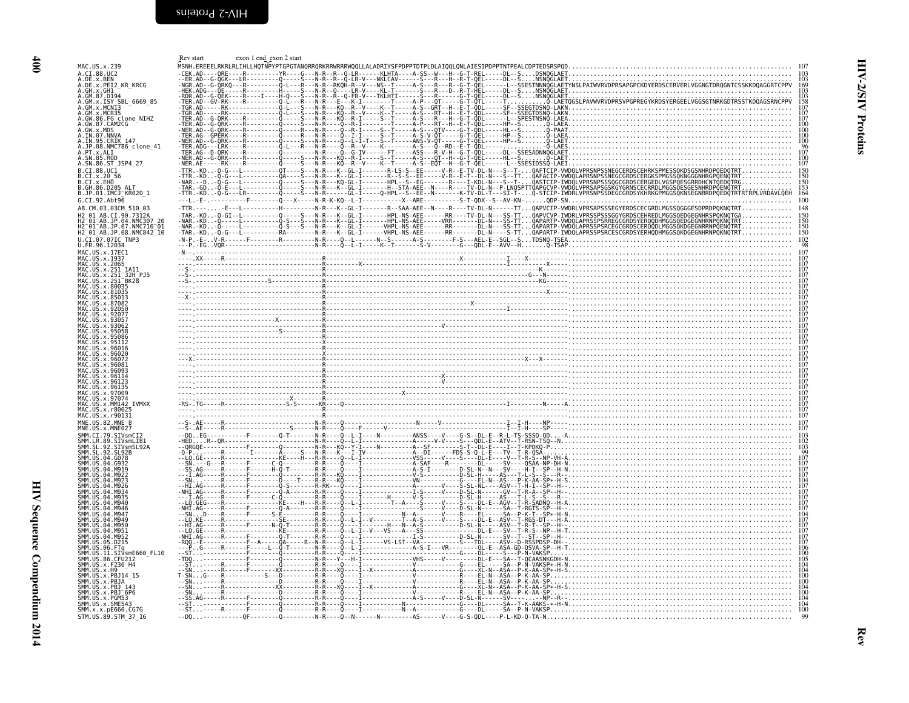# HIV-2/SIV Proteins

## Rev

```
                     Rev start          exon 1 end_exon 2 start
MAC.US.x.239         MSNH.EREEELRKRLRLIHLLHQTNPYPTGPGTANQRRQRKRRWRRRWQQLLALADRIYSFPDPPTDTPLDLAIQQLQNLAIESIPDPPTNTPEALCDPTEDSRSPQD.......   107
A.CI.88.UC2          -CEK.AD----QRE-----R---------YR----G---N-R--R--Q-LR------KLHTA-----A-SS--W---H--G-T-REL-----DL--S....DSNQGLAET....   103
A.DE.x.BEN           --ER.AD--G-QGK----LR---------Q-----S---N-R--R--Q-LR-V---NKLCAV------S---R---H-R-T-QEL-----DL--S....NSNQGLAET....   103
A.DE.x.PEI2_KR_KRCG  -NGR.AD--G-QRKQ---R----------Q-L---R---N-R--RKQH-R--V---NS--T------A-S---R---R--G-T-QEL------L--SSESTNNNQGLAETYNSLPAIWVRVDPRSAPGPCKDYERDSCERVERLVGGNGTDRQGNTCSSKKDQAGGRTCPPV   169
A.GH.x.GH1           -HEK.ADG---QE-----R----------H-----S---N-R--Q-----LR-V----KL-T------A-S---R---D--R-T-HEL-----DL--S....NSNQGLAET....   103
A.GM.87.D194         -RDR.AD--G-QEK----R----I-----H-Q---S---N-R--R--Q-FR-V---TKLHTI------S---R---------G-T-QEL-----DL--S....NSNQGLAET....   103
A.GM.x.ISY_SBL_6669_85 -TER.AD--GV-RK----R----------Q-L---R---N-R--E---K-I--------T------A-P---QT------G-T-QTL-----T--.......Q-LAETQGSLPAVWVRVDPRSVPGPREGYKRDSYERGEELVGGSGTNRKGDTRSSTKDQAGSRNCPPV   158
A.GM.x.MCN13         -TGR.AD-----RK------------------Q-L---S---N-R--R--KQ--R--V----K--T------A-S--GRT--H--E-T-QDL-----SF--SSEGTDSNQ-LAKN..   107
A.GM.x.MCR35         -TGR.AD-----RK------------------Q-L---S---N-R--R--KQ--R--V----K--T------A-S---RT--H--E-T-QDL-----SF--SSEGTDSNQ-LAKN..   107
A.GW.86.FG_clone_NIHZ -TER.AD--G-QRK----R----------Q-----S---N-R--R--KQ--R-I------S--T------A-S---R---H--G-T-QDL-----L--SPESTNSNQ-LAEA..   107
A.GW.87.CAM2CG       -TER.AD--G-QRK----R----------Q-----S---N-R--Q--R-I-------------T------A-P---RT--H--E-T-QDL-----HP--S........Q-LAEA   100
A.GW.x.MDS           -NER.AD--G-QRK----R----------Q-----R---N-R--Q--R-I-------S--T------A-S---QTV-----G-T-QDL-----HL--S........Q-PAAT   100
A.IN.07.NNVA         -TER.AG--GPERK----R----------Q-----S---N-R--Q--I-I------S--T------A-S-V-QT------G-T-QEL-----HP--S........Q-LAEA   100
A.IN.95.CRIK_147     -NER.AD--G-QRK----R----------Q-----S---N-R--Q--L-I-T---S--T------ANS-V-QT------G-T-QEL-----HP--S........Q-LAET   100
A.JP.08.NMC786_clone_41 -TER.ADG---LRK----R----------Q-L---R---N-R--Q--R--V----K-----------A-S---Q--RD--E-T-QDL-----........Q-LAES    96
A.PT.x.ALI           -TER.AG--D-QRK----R----------Q-L---R---N-R--Q--G-IV------FT-----ASS---R-V-H--G-T-QDL-----DL--SSESADNNQGLAET....   107
A.SN.85.ROD          -NER.AD--G-QRK----R----------Q-----S---N-R--KQ--R-I------S--T------A-S---QT--H--G-T-QEL-----HL--S........Q-LAET   100
A.SN.86.ST_JSP4_27   -NER.AE-----RK----R----------Q-----S---N-R--KQ--R--V----K--T------A-S--EQT--H--G-T-QEL-----L--SSESIDSSQ-LAEI..   107
B.CI.88.UC1          -TTR.-KD---Q-G---L-----------QT-----S---N-R---K--GL-I--------R-LS-S--EE------V-R--E-TV-DL-N---S--T...QAFTCIP-VWDQLVPRSNPSSNEGCERDSCEHRKSPMESSQKDSGSNHRDPQEDQTRT.............   150
B.CI.x.20_56         -TTR.-KD---Q-G---L-----------QA-----S---N-R---K--GL-I--------R--S-S--EE------V-R--E-T--DL-N---S--TT...QAFACIP-VWDQLAPRSNPSSNEGCGRDSCERGKSPMGSSQKNGGGNHRGPQENQTRT.............   150
B.CI.x.EHO           -NAR.--D---Q-G---L-----------Q-----S---N-R---KQ-GL-I--------HPL--S--EG--------R-----I-KDL-N---S--T...QASTCIP-IWDQLVPRSNPSSSQGCGRDSCERGEDLVGSPQESGRRDHCNTQEDQTRG.............   150
B.GH.86.D205_ALT     -TAR.-GD---Q-E---L-----------Q-----S---N-R---K--GL-I--------H--STA-AEE--N----R----TV-DL-N---P-LNQSPTTQAPGCVP-VWDQLVPRSAPSGSKGYGRNSCECRRDLMGGSQESGESNHRDPQENQTRT.............   153
B.JP.01.IMCJ_KR020_1 -TTR.-KD---Q-G---LR----------Q-----S---N-R---K--GL-I--------Q-HPL--S--EE--N-----R-----K-TV-DL-T---SI-T-...Q-STCIP-IWDRLVPRSNPSSDEGCGRDSYKHRKGPMGGSQKNSEGNRRDPQEDQTRTRTRPLVRDAVLQEH   164
G.CI.92.Abt96        ---L.-E-----------------F---------Q---X------N-R-K-KQ--L-I-------------X--ARE----------S-T-QDX--S--AV-KN-......QDP-SN.........   100
AB.CM.03.03CM_510_03 -TTR.---....E---L-----------H-----------N-R---K--GL-I--------R--SAA-AEE--N----R-----TV-DL-N-------TT...QAPVCIP-VWDRLVPRSAPSSSEGYERDSCECGRDLMGSSQGGGESDPRDPQKNQTRT.............   148
H2_01_AB.CI.90.7312A -TAR.-KD---Q-GI--L-----------Q-----S---N-R---K--GL-I--------HPL-NS-AEE-------RR-----TV-DL-N---SS-TT...QAPVCVP-IWDRLVPRSSPSSSGGYGRDSCEHREDLMGGSQEDGEGNHRSPQKNQTGA.............   150
H2_01_AB.JP.04.NMC307_20 -NAR.-KD---Q-----L-----------Q-S---S---N-R---K--GL-I--------HPL-NS-AEE-------VRR-------DL-N---SS-TT...QAPARTP-VWDQLAPRSSPSRREGCGRDSYERQQDHMGGSQEDGEGNHRNPQENQTRT.............   150
H2_01_AB.JP.07.NMC716_01 -NAR.-KD---Q-----L-----------Q-S---S---N-R---K--GL-I--------VHPL-NS-AEE------RR-------DL-N---SS-TT...QAPARTP-VWDQLAPRSSPSRCEGCGRDSCERQQDLMGGSQEDGEGNHRNPQENQTRT.............   150
H2_01_AB.JP.08.NMC842_10 -TAR.-KD---Q-G---L-----------RA---------N-R---K--GL-I--------VHPL-NS-AEE------RR-------DL-N---S--TT...QAPARTP-IWDQLAPRSSPSRCESCGRDSYERHQDHMGGSQKDGEGNHRNPQKNQTRT.............   150
U.CI.07.07IC_TNP3    -N-P.-E-..V-R------F---------R--------N-R---Q--L-----N--S------A-S---------F-S---AEL-E--SGL--S...TDSNQ-TSEA.........   102
U.FR.96.12034        ---P.-EG..VQR------------------------N-R----Q--L-I-----K--T------S-V---------G---QDL-E--AVV--H.........Q-TSAP......    98
MAC.US.x.17EC1       -N-.-----------------------------------------------------------------------------------------------------------   107
MAC.US.x.1937        ----.XX-----R--------------------R---------------------------------------X-----------I----X-------------------   107
MAC.US.x.2065        ----.--------------------------R------X-------------------------------------------I---------X------------------   107
MAC.US.x.251_1A11    --S-.--------------------------R-----------------------------------------------------------K------------------   107
MAC.US.x.251_32H_PJ5 --S-.--------------------------R------------------------------------------------------G--N-------------------   107
MAC.US.x.251_BK28    --S-.---------S----------------R------------------------------------------------------KG-------------------   107
MAC.US.x.80035       ----.--------------------------R-------------------------------------------------------------------------------   107
MAC.US.x.81035       ----.--------------------------R--------------------------------------------------------X------------------   107
MAC.US.x.85013       --X-.--------------------------R-------------------------------------------------------------------------------   107
MAC.US.x.87082       ----.--------------------------R---------------------------X--------------------------------------------------   107
MAC.US.x.92050       ----.--------------------------R-------------------------------------I-----------------------------------------   107
MAC.US.x.92077       ----.--------------------------R-------------------------------------------------------------------------------   107
MAC.US.x.93057       ----.------------X-------------R-------------------------------------------------------------------------------   107
MAC.US.x.93062       ----.--------------------------R-----------------------------V------------------------------------------------   107
MAC.US.x.95058       ----.-------------S------------R-------------------------------------------------------------------------------   107
MAC.US.x.95086       ----.--------------------------R-------------------------------------------------------------------------------   107
MAC.US.x.95112       ----.--------------------------X-------------------------------------------------------------------------------   107
MAC.US.x.96016       ----.--------------------------R-------------------------------------------------------------------------------   107
MAC.US.x.96020       ----.--------------------------R-------------------------------------------------------------------------------   107
MAC.US.x.96072       --X-.--------------------------R------------------------------------------------X--X---------------------------   107
MAC.US.x.96081       ----.--------------------------R-------------------------------------------------------------------------------   107
MAC.US.x.96093       ----.--------------------------R-------------------------------------------------------------------------------   107
MAC.US.x.96114       ----.--------------------------R--------------------------X----------------------------------------------------   107
MAC.US.x.96123       ----.--------------------------R--------------------------V----------------------------------------------------   107
MAC.US.x.96135       ----.--------------------------R-------------------------------------------------------------------------------   107
MAC.US.x.97009       ----.--------------------------R------------------X----------------------------------------------------------   107
MAC.US.x.97074       ----.-------------X------------R-------------------------------------------------------------------------------   107
MAC.US.x.MM142_IVMXX -RS-.TG-----R---------------S-S------KR----Q-------------------------------------------I---------N-----A--------   107
MAC.US.x.r80025      ----.--------------------------R-------------------------------------------------------------------------------   107
MAC.US.x.r90131      ----.--------------------------R-------------------------------------------------------------------------------   107
MNE.US.82.MNE_8      --S-.AE-----R-----------------------N-R-------------------------N-----V-----------------I--I-H----NP----------   107
MNE.US.x.MNE027      --S-.AE-----R--------------S------N-R----Q-----F------V--------------------------------I--I-H----SP----------   107
SMM.CI.79.SIVsmCI2   --DQ..EG-----------F---------Q-T-------N-R----Q--L-I------N----------ANSS----V----G-S--DL-E--R-L-TS-SSSQ-QD....-A...   103
SMM.LR.89.SIVsmLIB1  -HED.---R--QR-------------------------N-R----Q--L-I-----------------A-----V-V----S---QDL-E--ATV--T-RSN-TSQ--N...   100
SMM.SL.92.SIVsmSL92A --QRGQE-----------F--------Q----------N-R----KQ--Y-I----N----------A--SF-------S-T--DL-E-----I--T-KPDKQ-P.......   103
SMM.SL.92.SL92B      -Q-P.-------R-------I-------A-----S---N-R----K---I-IV-------------A--DI--------FDS-S-Q-L-E---TV--T-R-QSA-.....    99
SMM.US.04.G078       --LQ.GE-----R--------------KE----H---R-R----Q--L-I-------------VSS------V----S---DL-E-----V--T-R-S--NP-VH-A....   107
SMM.US.04.G932       --SN.---G---R-------F-------C-Q---------R-R----Q--I-------------A-SAF----R--------DL--------SV----QSAA-NP-DH-N....   107
SMM.US.04.M919       --SS.AG-----R-------F-------H-Q-T-------R-R----Q--I-------------A-S-I--------D-SL-N--N---SV----H-I--SP--H-N....   107
SMM.US.04.M922       --I.AG------R-------F-------Q-----------R-R----Q--I-------------V-S---------D-SL-H----AS----T-L-S---S---R....   107
SMM.US.04.M923       --SN.-------R-------F-------D---T-------R-R----KQ--I-------------VN-----------G----EL-N--AS---P-K-AA-SP+-H-S....   104
SMM.US.04.M926       --HI.AG-----R-------F-------Q-S---------R-RK----Q--I-------------A-------V----S-SL-NL----ASV--T-H-I--SP--H....   107
SMM.US.04.M934       -NHI.AG-----R-------F-------Q-A---------R-R----Q--I-------------I-S------V----D-SL-N-----GV--T-R-A--SP--H....   107
SMM.US.04.M935       --I.AG------R-------F-------C-Q---------R-R----Q--I--------H------V-S--------D-SL-H-----AS---T-L-S--S---R....   107
SMM.US.04.M940       --LQ.GEG----R-------F--------KE----H----R-R----Q--L-I-------T--A----S--------V----S---DL-E--AGV--T-R-SADNQ--H-A....   107
SMM.US.04.M946       -NHI.AG-----R-------F-------Q-A---------R-R----Q--I-------------I-S------V----D-SL-N-----SA--T-RGTS-SP--H....   107
SMM.US.04.M947       --SN..D-----R-------F-------S-E---------R-R----Q--I-------------N--A------V----R-----EL-----SA--P-K-T--SP+-H-N....   104
SMM.US.04.M949       --LQ.KE-----R-----------------SE--------R-R----Q--L-I--V---------T--A-S------V----S---DL-E--ASV--T-RGS-DT---H-A....   107
SMM.US.04.M950       --HI.AG-----R-------F-------N-Q-T-------R-R----Q--I---------H---N--A-S--------D-SL-N-----ASV--T-R-T--SP--H....   107
SMM.US.04.M951       --LQ.GE-----R-----------------KE--------R-R----Q--L-I--V---VS----A--SS---------------DL-E---SV--T-R-S--NP--H-T....   107
SMM.US.04.M952       -NHI.AG-----R-------F-------Q-T---------R-R----Q--I-------------I-S---------D-SL-N-----SV--T--ST-SP--H....   107
SMM.US.05.D215       -RQQ.-E-----R-------F--A-----QA----R-N-R----Q--I-------------VS-LST--VA--------S----TDL-----ASV--D-RSSPDSP-DH....   107
SMM.US.06.FTq        ---P..G-----R-------F---L--Q-T---------R-R----Q--L-I-------------A-S-I---VR---------QL-E--ASA-GD-QSVA-SP--H-T....   106
SMM.US.11.SIVsmE660_FL10 --ST.-------R-------F-------Q-----------R-R----Q--I------------------------------G---DL-----S---P-N-VAKSP.......   100
SMM.US.86.CFU212     -TDQ.-------R-------F-------Q-----------N-R----Y---H-I-----------VHS-------V----------DL-E--SA--T-QCAASNKGDH-N....   105
SMM.US.x.F236_H4     --ST.-------R-------F-------Q-----------R-R----Q--I-------------------------G----EL-----SA--P-N-VAKSP+-H-N....   104
SMM.US.x.H9          --SN.-------R-------F-------XX----------R-R----XQ----I--X-------A----------G----XL-N--ASA--P-K-AA-SP+-H-S....   104
SMM.US.x.PBJ14_15    T-SN..G-----R----------S---D------------R-R----Q--I-------------V-S----------R----EL-N--ASA--P-K-AA-SP.......   100
SMM.US.x.PBJA        --SN.-------R---------------D-----------R-R----Q--I-------------------------R----EL-N--ASA--P-K-AA-SP.......   100
SMM.US.x.PBJ_143     --SN.-------R---------------XX----------R-R----XQ----I--X-------A----------G----XL-N--ASA--P-K-AA-SP+-H-S....   104
SMM.US.x.PBJ_6P6     --SN.-------R---------------D-----------R-R----Q--I-------------------------R----EL-N--ASA--P-K-AA-SP.......   100
SMM.US.x.PGM53       --SS.AG-----R-------F-------Q-----------R-R----Q--I-------------A-S------V----D-SL-N-----SV-----NP--R-....   104
SMM.US.x.SME543      --ST.-------R-------F-------Q-----------R-R----Q--I--------N------------G----DL-----SA--T-K-AAKS-+-H-N....   104
SMM.x.x.pE660.CG7G   --ST.-------R-------F-------Q-----------R-R----Q--I--------N------------G----DL-----SA--P-N-VAKSP.......   100
STM.US.89.STM_37_16  --DQ.-----------QF----------Q-----------N-R----Q--N------N---------AS------V----G-S-QDL----P-L-KD-Q-TA-N.........    99
```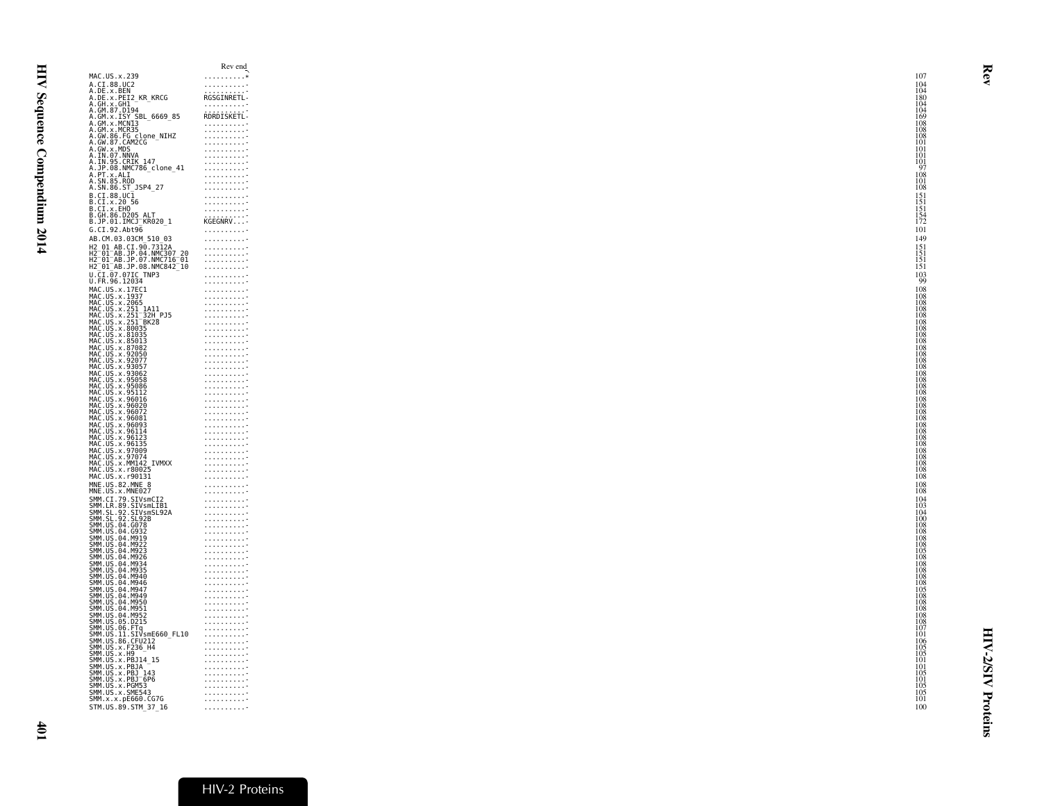| | Rev end | |
|---|---|---|
| MAC.US.x.239 | .........* | 107 |
| A.CI.88.UC2 | ..........- | 104 |
| A.DE.x.BEN | ..........- | 104 |
| A.DE.x.PEI2_KR_KRCG | RGSGINRETL- | 180 |
| A.GH.x.GH1 | ..........- | 104 |
| A.GM.87.D194 | ..........- | 104 |
| A.GM.x.ISY_SBL_6669_85 | RDRDISKETL- | 169 |
| A.GM.x.MCN13 | ..........- | 108 |
| A.GM.x.MCR35 | ..........- | 108 |
| A.GW.86.FG_clone_NIHZ | ..........- | 108 |
| A.GW.87.CAM2CG | ..........- | 101 |
| A.GW.x.MDS | ..........- | 101 |
| A.IN.07.NNVA | ..........- | 101 |
| A.IN.95.CRIK_147 | ..........- | 101 |
| A.JP.08.NMC786_clone_41 | ..........- | 97 |
| A.PT.x.ALI | ..........- | 108 |
| A.SN.85.ROD | ..........- | 101 |
| A.SN.86.ST_JSP4_27 | ..........- | 108 |
| B.CI.88.UC1 | ..........- | 151 |
| B.CI.x.20_56 | ..........- | 151 |
| B.CI.x.EHO | ..........- | 151 |
| B.GH.86.D205_ALT | ..........- | 154 |
| B.JP.01.IMCJ_KR020_1 | KGEGNRV...- | 172 |
| G.CI.92.Abt96 | ..........- | 101 |
| AB.CM.03.03CM_510_03 | ..........- | 149 |
| H2_01_AB.CI.90.7312A | ..........- | 151 |
| H2_01_AB.JP.04.NMC307_20 | ..........- | 151 |
| H2_01_AB.JP.07.NMC716_01 | ..........- | 151 |
| H2_01_AB.JP.08.NMC842_10 | ..........- | 151 |
| U.CI.07.07IC_TNP3 | ..........- | 103 |
| U.FR.96.12034 | ..........- | 99 |
| MAC.US.x.17EC1 | ..........- | 108 |
| MAC.US.x.1937 | ..........- | 108 |
| MAC.US.x.2065 | ..........- | 108 |
| MAC.US.x.251_1A11 | ..........- | 108 |
| MAC.US.x.251_32H_PJ5 | ..........- | 108 |
| MAC.US.x.251_BK28 | ..........- | 108 |
| MAC.US.x.80035 | ..........- | 108 |
| MAC.US.x.81035 | ..........- | 108 |
| MAC.US.x.85013 | ..........- | 108 |
| MAC.US.x.87082 | ..........- | 108 |
| MAC.US.x.92050 | ..........- | 108 |
| MAC.US.x.92077 | ..........- | 108 |
| MAC.US.x.93057 | ..........- | 108 |
| MAC.US.x.93062 | ..........- | 108 |
| MAC.US.x.95058 | ..........- | 108 |
| MAC.US.x.95086 | ..........- | 108 |
| MAC.US.x.95112 | ..........- | 108 |
| MAC.US.x.96016 | ..........- | 108 |
| MAC.US.x.96020 | ..........- | 108 |
| MAC.US.x.96072 | ..........- | 108 |
| MAC.US.x.96081 | ..........- | 108 |
| MAC.US.x.96093 | ..........- | 108 |
| MAC.US.x.96114 | ..........- | 108 |
| MAC.US.x.96123 | ..........- | 108 |
| MAC.US.x.96135 | ..........- | 108 |
| MAC.US.x.97009 | ..........- | 108 |
| MAC.US.x.97074 | ..........- | 108 |
| MAC.US.x.MM142_IVMXX | ..........- | 108 |
| MAC.US.x.r80025 | ..........- | 108 |
| MAC.US.x.r90131 | ..........- | 108 |
| MNE.US.82.MNE_8 | ..........- | 108 |
| MNE.US.x.MNE027 | ..........- | 108 |
| SMM.CI.79.SIVsmCI2 | ..........- | 104 |
| SMM.LR.89.SIVsmLIB1 | ..........- | 103 |
| SMM.SL.92.SIVsmSL92A | ..........- | 104 |
| SMM.SL.92.SL92B | ..........- | 100 |
| SMM.US.04.G078 | ..........- | 108 |
| SMM.US.04.G932 | ..........- | 108 |
| SMM.US.04.M919 | ..........- | 108 |
| SMM.US.04.M922 | ..........- | 108 |
| SMM.US.04.M923 | ..........- | 108 |
| SMM.US.04.M926 | ..........- | 105 |
| SMM.US.04.M934 | ..........- | 108 |
| SMM.US.04.M935 | ..........- | 108 |
| SMM.US.04.M940 | ..........- | 108 |
| SMM.US.04.M946 | ..........- | 108 |
| SMM.US.04.M947 | ..........- | 108 |
| SMM.US.04.M949 | ..........- | 105 |
| SMM.US.04.M950 | ..........- | 108 |
| SMM.US.04.M951 | ..........- | 108 |
| SMM.US.04.M952 | ..........- | 108 |
| SMM.US.05.D215 | ..........- | 108 |
| SMM.US.06.FTq | ..........- | 108 |
| SMM.US.11.SIVsmE660_FL10 | ..........- | 107 |
| SMM.US.86.CFU212 | ..........- | 101 |
| SMM.US.x.F236_H4 | ..........- | 106 |
| SMM.US.x.H9 | ..........- | 105 |
| SMM.US.x.PBJ14_15 | ..........- | 105 |
| SMM.US.x.PBJA | ..........- | 101 |
| SMM.US.x.PBJ_143 | ..........- | 101 |
| SMM.US.x.PBJ_6P6 | ..........- | 105 |
| SMM.US.x.PGM53 | ..........- | 101 |
| SMM.US.x.SME543 | ..........- | 105 |
| SMM.x.x.pE660.CG7G | ..........- | 105 |
| STM.US.89.STM_37_16 | ..........- | 101 |
| | | 100 |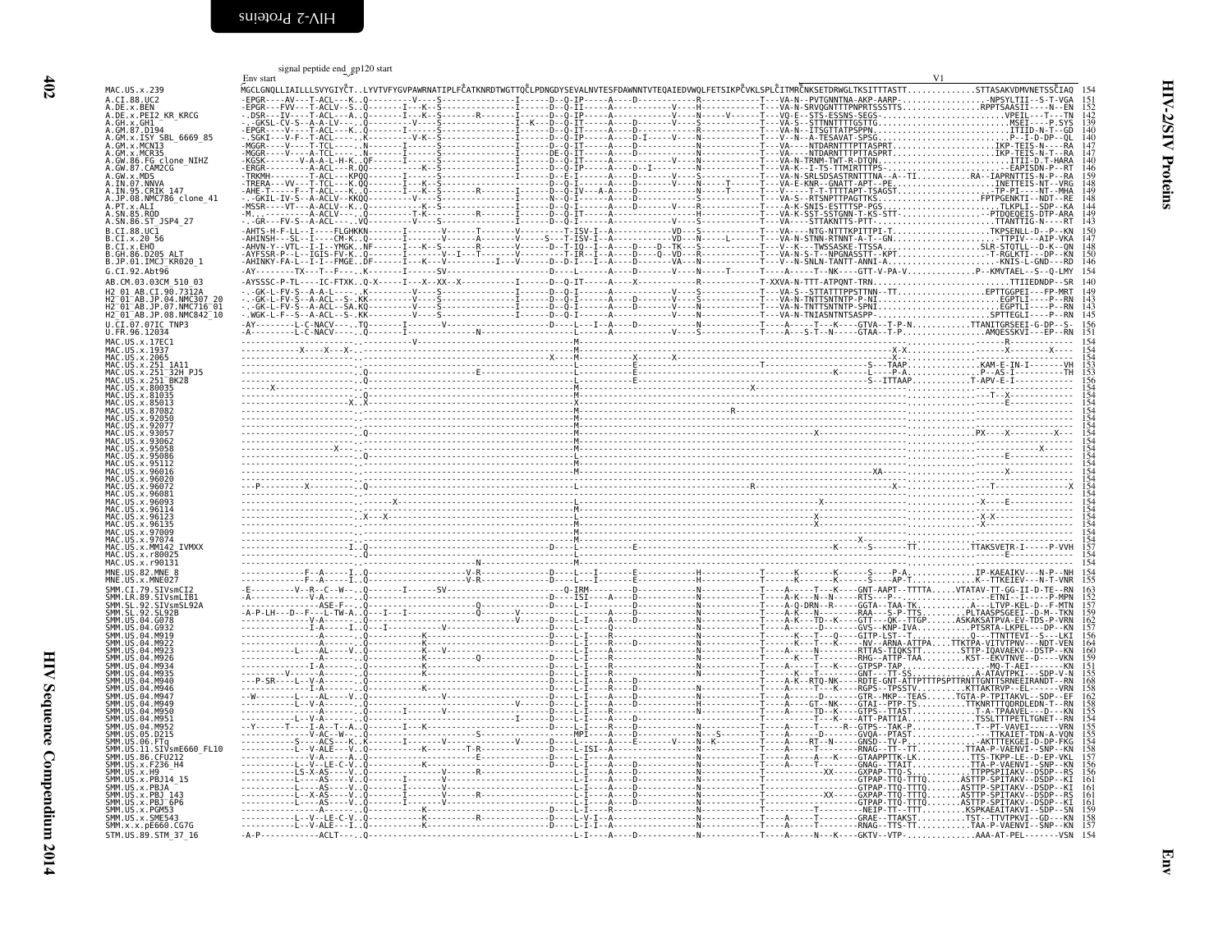```
                        signal peptide end  gp120 start
                        Env start                                                                                                                                  V1
MAC.US.x.239            MGCLGNQLLIAILLLSVYGIYC..LYVTVFYGVPAWRNATIPLFCATKNRDTWGTTQCLPDNGDYSEVALNVTESFDAWNNTVTEQAIEDVWQLFETSIKPCVKLSPLCITMRCNKSETDRWGLTKSSITTTASTT..............STTASAKVDMVNETSSCIAQ  154
A.CI.88.UC2             -EPGR----AV---T-ACL---K..Q---------V----S---------------I-------D--Q-IP-----A----D------------R-------------T---VA-N--PVTGNNTNA-AKP-AARP-.................-NPSYLTII--S-T-VGA  151
A.DE.x.BEN              -EPGR---FVV---T-ACLV--S..Q---------I----K--S--------------I-------D--Q-II-----A-------------V----H-------------T---VA-N-SRVQGNTTTPNPRTSSSTTS..................RPPTSAASII----N--EN  152
A.DE.x.PEI2_KR_KRCG     -.DSR---IV----T-ACL---A..Q---------I----K--S--------R--------I-------D--Q-IP-----A-------------V----N------V------T---VQ-E--STS-ESSNS-SEGS-..........................VPEIL---T---TN  142
A.GH.x.GH1              ---GKSL-CV-S--A-A-LV---..Q---------V----S--------------I--K--D--Q-IT-----A-------------V----N-------------T---VA-S-STTNNTTTTGSTTG............................MSEI----P-SYS  139
A.GM.87.D194            -EPGR----V----T-ACL---K..Q---------I----S---------------I-------D--Q-IT-----A----D------------N-------------T---VA-N--ITSGTTATPSPPN..........................ITIID-N-T--GD  140
A.GM.x.ISY_SBL_6669_85  -.SGKI---V-F--T-ACL----K..Q---------I----V-K--S--------------I-------D--Q-IP-----A----D-I-----V----N-------------T---V--N--A-TESAVAT-SPSG.........................P--I-D-DP--QL  140
A.GM.x.MCN13            -MGGR----V----T-TCL-----..N---------I----S---------------I-------D--Q-IT-----A----D------------N-------------T---VA----NTDARNTTTPTTASPRT........................IKP-TEIS-N----RA  147
A.GM.x.MCR35            -MGGR----V----A-TCL-----..N---------I----S---------------I-------DE-Q-IT-----A----D------------N-------------T---VA----NTDARNTTTPTTASPRT........................IKP-TEIS-N---RA  147
A.GW.86.FG_clone_NIHZ   -KGSK--------V-A-A-L-H-K..QF--------I----S---------------I-------D--Q-IT-----A----D------V-----N-------------T---VA-E-TRNM-TWT-R-DTQN............................ITII-D-T-HARA  140
A.GW.87.CAM2CG          -ERGR---------A-ACL---R.RQQ---------K---S---------------I-------D--Q-IP-----A----D--I---------N-------------T---VA-K--I-TS-TTMIRTTTPS-..........................EAPISDN-P--RT  146
A.GW.x.MDS              -TRKMH--------T-ACL---KPQQ---------I----S---------------I-------D--E-I------A----D-------V----S-------------T---VA-N-SRLSDSASTRNTTTNA--A--TI..........RA--IAPRNTTIS-N-P--RA  159
A.IN.07.NNVA            -TRERA---VV---T-TCL---K.QQ---------I----K--S---------------I-------D--Q-I------A----D-------V----N----T-------T---VA-E-KNR--GNATT-APT--PE.......................INETTEIS--NT--VRG  148
A.IN.95.CRIK_147        -AHE-T-----F--T-ACL---K..Q---------I----K--S--------R--------I-------D--Q-IV---A-A----D-------------N-------T-----T---V------T-T-TTTTAPT-TSAGST.................TP-PI----NT--MHA  149
A.JP.08.NMC786_clone_41 -.-GKIL-IV-S--A-ACLV--KKQQ---------V----S---------------I-------N--Q-I------A----D-------------S-------------T---VA-S--RTSNPTTPAGTTKS......................FPTPGENKTI--NDT--RE  148
A.PT.x.ALI              -MSSR-----VT---A-ACLV--K..Q---------K----S---------------I-------D--Q-I------A----D-------V----N-------------T---A-K-SNIS-ESTTTSP-PGS-.......................TLKPLI--SDP--KA  144
A.SN.85.ROD             -M.------------A-ACLV--.--Q---------T-K--------R--------I-------D--Q-IT-----A----------------H-------------T---VA-K-SST-SSTGNN-T-KS-STT-.....................PTDQEQEIS-DTP-ARA  149
A.SN.86.ST_JSP4_27      -.-GR---FV-S--A-ACL---.VQ---------V----S---------------I-------D--Q-I------A----D-------V----S-------------T---VA----STTAKNTTS-PTT-.........................TTANTTIG-N----RT  143
B.CI.88.UC1             -AHTS-H-F-LL--I----FLGHKKN--------I-------V------T-----V--------T-ISV-I--A----------VD---S-------------T---VA----NTG-NTTTKPITTPI-T.......................TKPSENLL-D--P--KN  150
B.CI.x.20_56            -AHINSH--SL--I----CM-K..Q---------I-------V------A-----V------T-ISV-I--A----------VD---N-----L-------T---VA-N-STNN-RTNNT-A-T--GN...........................--TTPIV---AIP-VKA  147
B.CI.x.EHO              -AHVN-Y--VTL--I-I--YMGK..NF--------I---K--S--------R-------V-------D--T-IQ--I--A-----D--TK---S-------------T---V--K---TWSSASKE-TTSSA.........................SLR-STQTLL--D-K--QN  148
B.GH.86.D205_ALT        -AYFSSR-P--L--IGIS-FV-K..Q---------I---K--S-------I--T--------T-IR--I--A----D---Q--VD---R-------------T---VA-N-S-T--NPGNASSTT--KPT.........................-T-RGLKTI---DP--KN  150
B.JP.01.IMCJ_KR020_1    -AHINKY-FA-L--I-I--FMGE..DF--------I---K--V-----------I---V-------D-I---I--A----D-------VA---N-------------T---V--N-SNLN-TANTT-ANNI-A...........................-KNIS-L-GND---RD  146
G.CI.92.Abt96           -AY---------TX---T--F---..K---------I-------SV------------------D----L-----A----D-------V----N-----T------T---A-----T--NK-----GTT-V-PA-V...............P--KMVTAEL--S--Q-LMY  154
AB.CM.03.03CM_510_03    -AYSSSC-P-TL----IC-FTXK..Q-X-----I---X--XX--X---------I-------D--Q-IT-----A----X------------R-------------T-XXVA-N-TTT-ATPQNT-TRN............................TTIIEDNDP--SR  140
H2_01_AB.CI.90.7312A    -.-GK-L-FV-S--A-A-L-----..K----------V----S---------------I-------D--Q-I------A----D-------V----S-------------T---VA-S--STTATTTPPSTTNN--TT...................EPTTGGPEI---FP-MRT  149
H2_01_AB.JP.04.NMC307_20 -.-GK-L-FV-S--A-ACL--S-.KK---------V----S---------------I-------D--Q-I------A----D-------V----N-------------T---VA-N-TNTTSNTNTP-P-NI.........................EGPTLI----P--RN  143
H2_01_AB.JP.07.NMC716_01 -.-GK-L-FV-S--A-ACL--SA.KQ---------V----S---------------I-------D--Q-I------A----D-------V----N-------------T---VA-N-TNTTSNTNTP-SPNI.........................EGPTLI----P--RN  143
H2_01_AB.JP.08.NMC842_10 -.WGK-L-F--S--A-ACL--S-.KK---------V----S---------------I-------D--Q-I------A----D-------V----N-------------T---VA-N-TNIASNTNTSASPP-.........................SPTTEGLI----P--RN  145
U.CI.07.07IC_TNP3       -AY--------L-C-NACV----.TQ--------I-------V------------------D----L--I--A----D------------N-----------T----A----T---K----GTVA--T-P-N...........TTANITGRSEEI-G-DP--S-  156
U.FR.96.12034           -A---------L-C-NACV----.Q---------I-----------N-----------------L-----A----D-------V----S-----------T----A----S-T--N----GTAA--T-P....................AMQESSKVI---EP--RN  151
MAC.US.x.17EC1          ----------------------..------------V--------------------------M-------------------------------------------------------------------------------------------R---------  154
MAC.US.x.1937           ------------X----X---X-..------------------------------------M-------------------------------------------------------------X-X........................-X-----X----  154
MAC.US.x.2065           ----------------------..----------------------------------X----M--------X--------X-----------------------------------------------X..............................  154
MAC.US.x.251_1A11       ----------------------..Q-------------------------------------L---------E--------------------T------------------------S---TAAP................KAM-E-IN-I--------VH  153
MAC.US.x.251_32H_PJ5    ----------------------..Q--------------------E-------------------L---------E----------------------------------K------L----P-A..................P--AS-I---------TH  153
MAC.US.x.251_BK28       ----------------------..Q-------------------------------------L---------E--------------------------------------------------S--ITTAAP..............T-APV-E-I-------------  156
MAC.US.x.80035          ----------X-----------..------------------------------------M--------------------------------X------------------------------------------------------------------  154
MAC.US.x.81035          ----------------------..Q-----------------------------------M--------------------------------------------------------------------------------------T--X----------  154
MAC.US.x.85013          ----------------------X..X-------------------------------------X--------------------------------------------------------------------------------E-------------  154
MAC.US.x.87082          ----------------------..------------------------------------M------------------------R---------------------------------------------------------------------------  154
MAC.US.x.92050          ----------------------..------------------------------------M--------------------------------------------------------------------------------------------------  154
MAC.US.x.92077          ----------------------..Q-----------------------------------M--------------------------------------------------------------------------------------------------  154
MAC.US.x.93057          ----------------------..Q-----------------------------------M--------------------------------------------------------X------------------PX----X----------X---  154
MAC.US.x.93062          ----------------------..------------------------------------M--------------------------------------------------------------------------------------------------  154
MAC.US.x.95058          ---------------X------..------------------------------------M----------------------------------------------------------------------------------------------X------  154
MAC.US.x.95086          ----------------------..Q-----------------------------------M--------------------------------------------------------------------------------------------------  154
MAC.US.x.95112          ----------------------..------------------------------------M--------------------------------------------------------------------------------------------------  154
MAC.US.x.96016          ----------------------..------------------------------------M------------------------------------------------------------------XA--------------------X-----------  154
MAC.US.x.96020          ----------------------..Q-----------------------------------M--------------------------------------------------------------------------------------------------  154
MAC.US.x.96072          ---P---------X--------..Q-----------------------------------L--------------------------R-------------------------------------------X---------------T-------------X  154
MAC.US.x.96081          ----------------------..------------------------------------L--------------------------------------------------------------------------------------------------  154
MAC.US.x.96093          ----------------------..-------X----------------------------L--------------------------------------X-----------------------------------------------X-----E----------  154
MAC.US.x.96114          ----------------------..------------------------------------M--------------------------------------------------------------------------------------------------  154
MAC.US.x.96123          ----------------------..X--X--------------------------------M--------------------------------------X---------------------------------------------X-X-------------  154
MAC.US.x.96135          ----------------------..Q-----------------------------------M--------------------------------------X--------------------------------------------X--------------  154
MAC.US.x.97009          ----------------------..------------------------------------M--------------------------------------------------------------------------------------------------  154
MAC.US.x.97074          ----------------------..------------------------------------M-------------------------------------------------X-------------------------------------------------  154
MAC.US.x.MM142_IVMXX    ----------------------I..Q-----------------------------D----L---------E--------------------------------------K-----S-------TT..........TTAKSVETR-I-----P-VVH  157
MAC.US.x.r80025         ----------------------..Q-----------------------------------L--------------------------------------------------------------------------------------E-------------  155
MAC.US.x.r90131         ----------------------..------------------N----------------M--------------------------------------------------------------------------------------------------  154
MNE.US.82.MNE_8         ------------F--A-----I..Q-----------------V-R-------------D----L---I-------E--------------H-------------T------K--------K------S----P-A...............IP-KAEAIKV---N-P--NH  154
MNE.US.x.MNE027         ------------F--A-----I..Q-----------------V-R-------------D----L---I-------E--------------H-------------T------K--------K------S----AP-T..............K--TTKEIEV---N-T-VNR  155
SMM.CI.79.SIVsmCI2      -E---------V--R--C--W-..Q--------I-------SV-------------Q-IRM-----------D------------N-----------T----A-----T---K----GNT-AAPT--TTTTA.....VTATAV-TT-GG-II-D-TE--RN  163
SMM.LR.89.SIVsmLIB1     -A-----------V-A------..-----------------------------D----ISI---A----D-------------N-----------T----A-K---N--N-----RTS---P-...............ETNI---I-----P-MPN  152
SMM.SL.92.SIVsmSL92A    ------------ASE-F-----..Q-------------------Q-------------D----L-I-------A----D-------------N-----------T----A-Q-DRN--R-----GGTA--TAA-TK.............A---LTVP-KEL-D--F-MTN  157
SMM.SL.92.SL92B         -A-P-LH---D--F---L-TW-A..Q--I--I--------------------V-------D----L-------A----D-------------N-----------T----A-K---N-------RAA-----S-P-TTS..........PLTAASPSGEEI--D-M--TKN  159
SMM.US.04.G078          ------------I-V-------..Q-------------------------------D----L-I-------A----D-------------N-----------T----A-K---TD--K-----GTT---QK--TTGP.........ASKAKSATPVA-EV-TDS-P-VRN  162
SMM.US.04.G932          ------------I-A------I..Q--I------------V-------------------D----L-------Q-----------------N-----------T----A-----D-------GVS--KNP-IVA..............PTSRTA-LKPEL---DP--KN  157
SMM.US.04.M919          ------------A--------.Q-----------K------------------------D----L-I-------A-----------------N-----------T----K---T--Q------GITP-LST--T..............Q---TTNTTEVI--S---LKI  156
SMM.US.04.M922          ------------I--------..Q-----------K------------------------D----L-I-------A----D-------------N-----------T----K---T--K------NV--ARNA-ATTPA......TTKTPA-VITVTPNV---NDT-VEN  164
SMM.US.04.M923          ----------L----AL---V-.Q-----------K----V-------------------D----L-I-------R----------------N-----------T----A------N----------RTTAS-TIQKSTT........STTP-IQAVAEKV--DSTP--KN  160
SMM.US.04.M926          ------------A--------..Q-----------K--------------Q---------D----L-I-------A-----------------N-----------T----K---T---------RHG--ATTP-TAA.........KST--EKVTNVE--D----VKN  159
SMM.US.04.M934          ------------I-A-------..Q-----------K------------------------D----L-I-------A----------------N-----------T----A-K---K------GTPSP-TAP..........................MQ-T-AEI-------KN  151
SMM.US.04.M935          --------V-----A-------..Q-----------K------------------------D----L-I-------A----------------N-----------T-----K---T--------GNT----TT-SS..................A-ATAVTPKI----SDP-V-N  155
SMM.US.04.M940          ----P-SR----L--V-A----..Q-----------K------------------------D----L-I-------A----D-----------N-----------T----A-K---RTQ-NK-----RDTE-GNT-ATTPTTTPSPTTRNTTGNTTSRNEEIRANDT--RN  168
SMM.US.04.M946          ------------I-A-------..Q-----------K------------------------D----L-I-------A----D-----------N-----------T----A-----T---K-----RGPS--TPSSTV..........KTTAKTRVP---EL-------VRN  158
SMM.US.04.M947          --W--------L---AL----V-.Q------------------V----------------D----L-I-------A----D-------------N-----------T----A--------D----GTR--MKP--TEAS.........TGTA-P-TPITAKVL--SDP--EF  162
SMM.US.04.M949          ----------L--V-A------..Q-----------------------------V------D----L-I-------R----D-------------N-----------T----A-----GT--NK-----GTAI--PTP-TS..........TTKNRTTTQDRDLEDN-T--RN  158
SMM.US.04.M950          ------------A--------..Q-------I--------V-------------------D----L-I-------R----D-------------N-----------T----A-----TD--K------GTPS--TTAST................T-A-TPAAVEL---D---KN  155
SMM.US.04.M951          ----------L--V-A------..Q----------------------------------I-----D----L-I-------A----D-------------N-----------T---------K------ATT-PATTIA................TSSLTTTPETLTGNET--RN  154
SMM.US.04.M952          --Y------T----I-A--T--A..Q-------I---K----------------------D----L-I-------R----D-------------N-----------T----A-----T------R--GTPS--TAK-P..................T--PT-VAVEI-------VRN  155
SMM.US.05.D215          ------------V-AC--W----.Q-------------------------S------MPI------A----D-------------N---S-------T----A-----------GVQA--PTAST.......................TTKAIET-TDN-A-VQN  155
SMM.US.06.FTq           ----------S----ACS---K..K--------I--------V----------V-----D----L-------A----E--------V----N--K-------T-----RT--N-----GNSD--TV-P..................AKTTTEKGEI-D-DP-FKG  154
SMM.US.11.SIVsmE660_FL10 ----------L--V-ALE---V-.Q-----------K--------T-R------------D----L-ISI--A----------------------------T----A-----T-----------RNAG--TT--TT...........TTAA-P-VAENVI--SNP--KN  158
SMM.US.86.CFU212        ------------V-A-------..Q-----------------------------E----D----L-I-------A----D-------------N-----------T----A-----A---K----GTAAPPTTK-LK..........TTS-TKPP-LE--D-EP-VKL  157
SMM.US.x.F236_H4        ----------L--V--LE-C-V.Q-----------K-----------------------D----L-I-------A----D-------------N-----------T----A-----T---------GNAG--TTAIT...........TTA-P-VAENVI--SNP--KN  156
SMM.US.x.H9             ----------LS-X-AS----V..Q--------------V-------R--------------L-I-------A----D-------------N-----------T-----------XX-----GXPAP-TTQ-S............TTPPSPIIAKV--DSDP--RS  156
SMM.US.x.PBJ14_15       ----------L----AS-----V..Q--------I-------V------------------L-I-------A----D-------------N-----------T-----------------GTPAP-TTQ-TTTQ.......ASTTP-SPITAKV--DSDP--KI  161
SMM.US.x.PBJA           ----------L----AS-----V..Q--------I-------V------------------L-I-------A----D-------------N-----------T-----------------GTPAP-TTQ-TTTQ.......ASTTP-SPITAKV--DSDP--KI  161
SMM.US.x.PBJ_143        ----------L--X-AS----V..Q--------I-------V-------R-----------L-I-------A----D-------------N-----------T-----------XX-----GXPAP-TTQ-TTTQ.......ASTTP-SPITAKV--DSDP--RS  161
SMM.US.x.PBJ_6P6        ----------L----AS-----V..Q--------I-------V------------------L-I-------A----D-------------N-----------T-----------------GTPAP-TTQ-TTTQ.......ASTTP-SPITAKV--DSDP--KI  161
SMM.US.x.PGM53          ----------A----------..Q-----------K------------------------D----L-I-------R----D-------------N-----------T---------T-------NEIP-TT--TTT..........KSPKAEAITAKVI--SDP--SN  159
SMM.US.x.SME543         ----------L--V--LE-C-V.Q-----------K-----------------------D----L-I-------A----D-------------N-----------T----A-----T---------GRAE--TTAKST...........TST--TTVTPKVI--GD---KN  158
SMM.x.x.pE660.CG7G      ----------L--V-ALE---I..Q-----------K--------------------D----L-I-------A----D-------------N-----------T----A-----T---------RNAG--TTS-TT...........TAA-P-VAENVI--SNP--KN  157
STM.US.89.STM_37_16     -A-P----------ACLT---..Q--------------------------------------L-I----A----D-------------N-----------T----A-----N---K----GKTV--VTP-...................AAA-AT-PEL-------VSN  154
```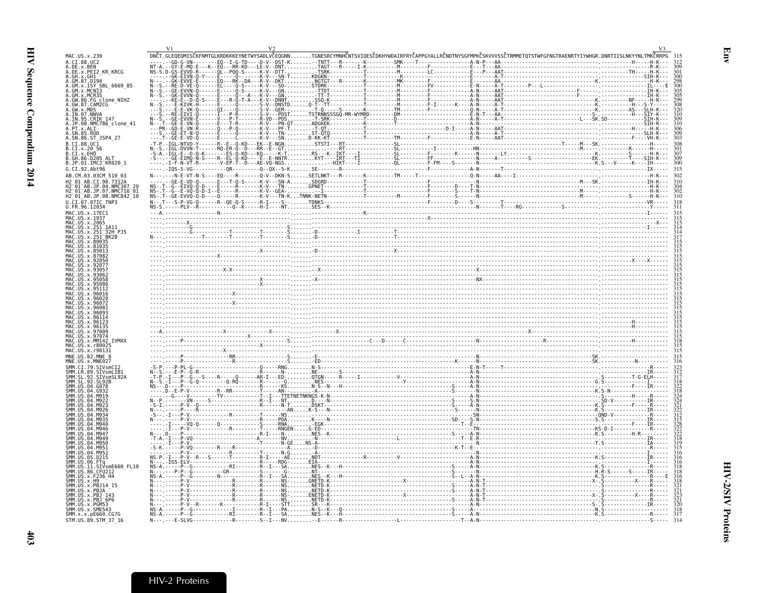```
                              V1                                          V2                                                                                                                                                      V3
MAC.US.x.239                  DNCT.GLEQEQMISCKFNMTGLKRDKKKEYNETWYSADLVCEQGNN.......TGNESRCYMNHCNTSVIQESCDKHYWDAIRFRYCAPPGYALLRCNDTNYSGFMPKCSKVVVSSCTRMMETQTSTWFGFNGTRAENRTYIYWHGR.DNRTIISLNKYYNLTMKCRRPG  315
A.CI.88.UC2                   312
A.DE.x.BEN                    309
A.DE.x.PEI2_KR_KRCG           301
A.GH.x.GH1                    300
A.GM.87.D194                  298
A.GM.x.ISY_SBL_6669_85        300
A.GM.x.MCN13                  305
A.GM.x.MCR35                  305
A.GW.86.FG_clone_NIHZ         299
A.GW.87.CAM2CG                308
A.GW.x.MDS                    320
A.IN.07.NNVA                  310
A.IN.95.CRIK_147              309
A.JP.08.NMC786_clone_41       310
A.PT.x.ALI                    306
A.SN.85.ROD                   309
A.SN.86.ST_JSP4_27            303
B.CI.88.UC1                   308
B.CI.x.20_56                  301
B.CI.x.EHO                    307
B.GH.86.D205_ALT              309
B.JP.01.IMCJ_KR020_1          300
G.CI.92.Abt96                 315
AB.CM.03.03CM_510_03          302
H2_01_AB.CI.90.7312A          310
H2_01_AB.JP.04.NMC307_20      304
H2_01_AB.JP.07.NMC716_01      302
H2_01_AB.JP.08.NMC842_10      310
U.CI.07.07IC_TNP3             318
U.FR.96.12034                 311
MAC.US.x.17EC1                315
MAC.US.x.1937                 315
MAC.US.x.2065                 315
MAC.US.x.251_1A11             314
MAC.US.x.251_32H_PJ5          314
MAC.US.x.251_BK28             317
MAC.US.x.80035                315
MAC.US.x.81035                315
MAC.US.x.85013                315
MAC.US.x.87082                315
MAC.US.x.92050                315
MAC.US.x.92077                315
MAC.US.x.93057                315
MAC.US.x.93062                315
MAC.US.x.95058                315
MAC.US.x.95086                315
MAC.US.x.95112                315
MAC.US.x.96016                315
MAC.US.x.96020                315
MAC.US.x.96072                315
MAC.US.x.96081                315
MAC.US.x.96093                315
MAC.US.x.96114                315
MAC.US.x.96123                315
MAC.US.x.96135                315
MAC.US.x.97009                315
MAC.US.x.97074                315
MAC.US.x.MM142_IVMXX          318
MAC.US.x.r80025               315
MAC.US.x.r90131               315
MNE.US.82.MNE_8               315
MNE.US.x.MNE027               316
SMM.CI.79.SIVsmCI2            323
SMM.LR.89.SIVsmLIB1           312
SMM.SL.92.SIVsmSL92A          317
SMM.SL.92.SL92B               318
SMM.US.04.G078                322
SMM.US.04.G932                318
SMM.US.04.M919                324
SMM.US.04.M922                324
SMM.US.04.M923                321
SMM.US.04.M926                322
SMM.US.04.M934                312
SMM.US.04.M935                315
SMM.US.04.M940                326
SMM.US.04.M946                322
SMM.US.04.M947                322
SMM.US.04.M949                318
SMM.US.04.M950                319
SMM.US.04.M951                315
SMM.US.04.M952                316
SMM.US.05.D215                316
SMM.US.06.FTq                 316
SMM.US.11.SIVsmE660_FL10      318
SMM.US.86.CFU212              318
SMM.US.x.F236_H4              316
SMM.US.x.H9                   318
SMM.US.x.PBJ14_15             321
SMM.US.x.PBJA                 321
SMM.US.x.PBJ_143              323
SMM.US.x.PBJ_6P6              321
SMM.US.x.PGM53                320
SMM.US.x.SME543               318
SMM.x.x.pE660.CG7G            317
STM.US.89.STM_37_16           314
```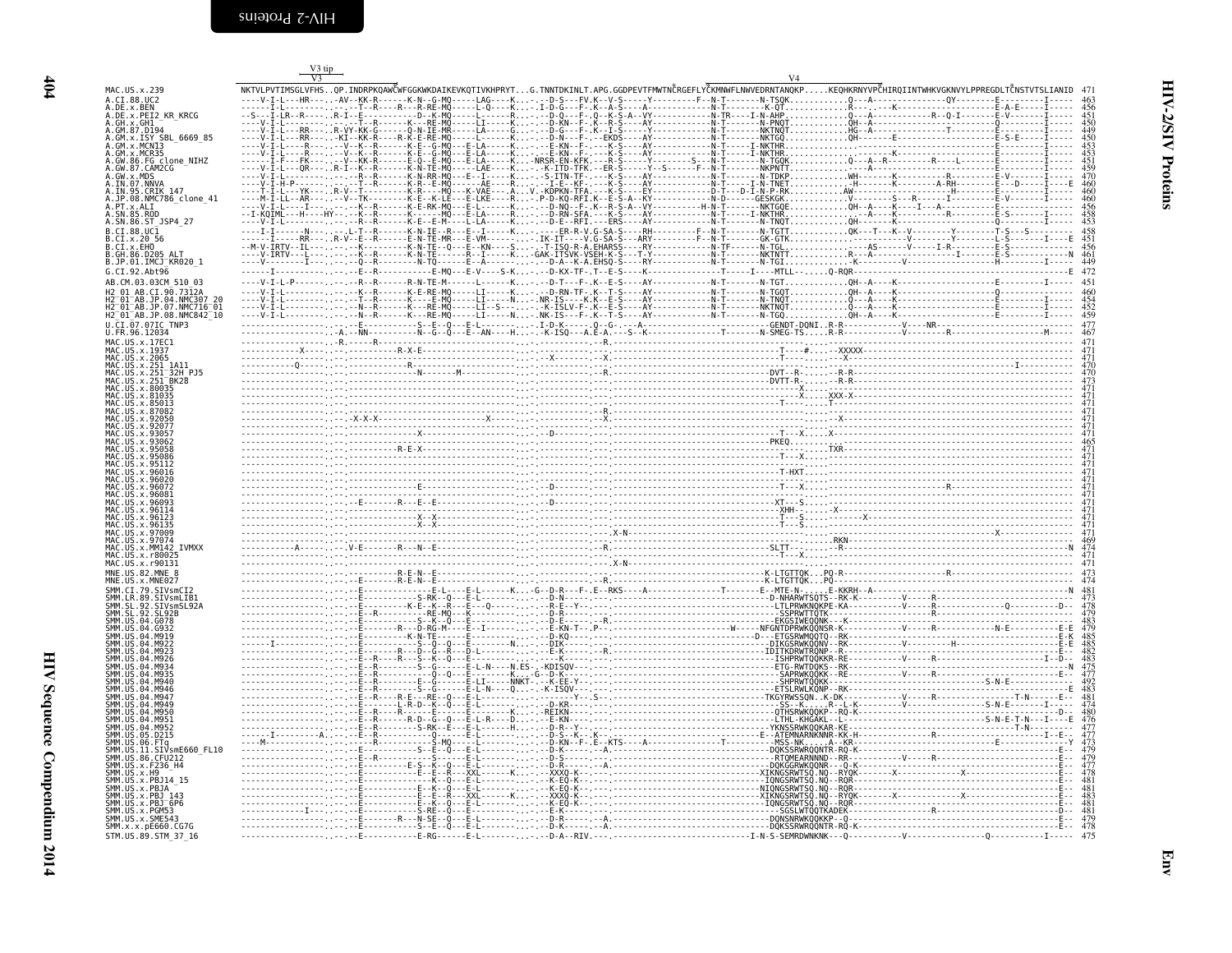```
                 V3 tip
                 V3                                                                                                V4
MAC.US.x.239                NKTVLPVTIMSGLVFHS..QP.INDRPKQAWCWFGGKWKDAIKEVKQTIVKHPRYT...G.TNNTDKINLT.APG.GGDPEVTFMWTNCRGEFLYCKMNWFLNWVEDRNTANQKP.....KEQHKRNYVPCHIRQIINTWHKVGKNVYLPPREGDLTCNSTVTSLIANID  471
A.CI.88.UC2                                                                                                                                                                                 463
A.DE.x.BEN                                                                                                                                                                                  456
A.DE.x.PEI2_KR_KRCG                                                                                                                                                                         451
A.GH.x.GH1                                                                                                                                                                                  450
A.GM.87.D194                                                                                                                                                                                449
A.GM.x.ISY_SBL_6669_85                                                                                                                                                                      450
A.GM.x.MCN13                                                                                                                                                                                453
A.GM.x.MCR35                                                                                                                                                                                453
A.GW.86.FG_clone_NIHZ                                                                                                                                                                       451
A.GW.87.CAM2CG                                                                                                                                                                              459
A.GW.x.MDS                                                                                                                                                                                  470
A.IN.07.NNVA                                                                                                                                                                                460
A.IN.95.CRIK_147                                                                                                                                                                            460
A.JP.08.NMC786_clone_41                                                                                                                                                                     460
A.PT.x.ALI                                                                                                                                                                                  456
A.SN.85.ROD                                                                                                                                                                                 458
A.SN.86.ST_JSP4_27                                                                                                                                                                          453
B.CI.88.UC1                                                                                                                                                                                 458
B.CI.x.20_56                                                                                                                                                                                451
B.CI.x.EHO                                                                                                                                                                                  456
B.GH.86.D205_ALT                                                                                                                                                                            461
B.JP.01.IMCJ_KR020_1                                                                                                                                                                        449
G.CI.92.Abt96                                                                                                                                                                               472
AB.CM.03.03CM_510_03                                                                                                                                                                        451
H2_01_AB.CI.90.7312A                                                                                                                                                                        460
H2_01_AB.JP.04.NMC307_20                                                                                                                                                                    454
H2_01_AB.JP.07.NMC716_01                                                                                                                                                                    452
H2_01_AB.JP.08.NMC842_10                                                                                                                                                                    459
U.CI.07.07IC_TNP3                                                                                                                                                                           477
U.FR.96.12034                                                                                                                                                                               467
MAC.US.x.17EC1                                                                                                                                                                              471
MAC.US.x.1937                                                                                                                                                                               471
MAC.US.x.2065                                                                                                                                                                               471
MAC.US.x.251_1A11                                                                                                                                                                           470
MAC.US.x.251_32H_PJ5                                                                                                                                                                        470
MAC.US.x.251_BK28                                                                                                                                                                           473
MAC.US.x.80035                                                                                                                                                                              471
MAC.US.x.81035                                                                                                                                                                              471
MAC.US.x.85013                                                                                                                                                                              471
MAC.US.x.87082                                                                                                                                                                              471
MAC.US.x.92050                                                                                                                                                                              471
MAC.US.x.92077                                                                                                                                                                              471
MAC.US.x.93057                                                                                                                                                                              471
MAC.US.x.93062                                                                                                                                                                              465
MAC.US.x.95058                                                                                                                                                                              471
MAC.US.x.95086                                                                                                                                                                              471
MAC.US.x.95112                                                                                                                                                                              471
MAC.US.x.96016                                                                                                                                                                              471
MAC.US.x.96020                                                                                                                                                                              471
MAC.US.x.96072                                                                                                                                                                              471
MAC.US.x.96081                                                                                                                                                                              471
MAC.US.x.96093                                                                                                                                                                              471
MAC.US.x.96114                                                                                                                                                                              471
MAC.US.x.96123                                                                                                                                                                              471
MAC.US.x.96135                                                                                                                                                                              471
MAC.US.x.97009                                                                                                                                                                              471
MAC.US.x.97074                                                                                                                                                                              469
MAC.US.x.MM142_IVMXX                                                                                                                                                                        474
MAC.US.x.r80025                                                                                                                                                                             471
MAC.US.x.r90131                                                                                                                                                                             471
MNE.US.82.MNE_8                                                                                                                                                                             473
MNE.US.x.MNE027                                                                                                                                                                             474
SMM.CI.79.SIVsmCI2                                                                                                                                                                          481
SMM.LR.89.SIVsmLIB1                                                                                                                                                                         473
SMM.SL.92.SIVsmSL92A                                                                                                                                                                        478
SMM.SL.92.SL92B                                                                                                                                                                             479
SMM.US.04.G078                                                                                                                                                                              483
SMM.US.04.G932                                                                                                                                                                              479
SMM.US.04.M919                                                                                                                                                                              485
SMM.US.04.M922                                                                                                                                                                              485
SMM.US.04.M923                                                                                                                                                                              482
SMM.US.04.M926                                                                                                                                                                              483
SMM.US.04.M934                                                                                                                                                                              475
SMM.US.04.M935                                                                                                                                                                              477
SMM.US.04.M940                                                                                                                                                                              492
SMM.US.04.M946                                                                                                                                                                              483
SMM.US.04.M947                                                                                                                                                                              481
SMM.US.04.M949                                                                                                                                                                              474
SMM.US.04.M950                                                                                                                                                                              480
SMM.US.04.M951                                                                                                                                                                              476
SMM.US.04.M952                                                                                                                                                                              477
SMM.US.05.D215                                                                                                                                                                              477
SMM.US.06.FTq                                                                                                                                                                               473
SMM.US.11.SIVsmE660_FL10                                                                                                                                                                    479
SMM.US.86.CFU212                                                                                                                                                                            479
SMM.US.x.F236_H4                                                                                                                                                                            477
SMM.US.x.H9                                                                                                                                                                                 478
SMM.US.x.PBJ14_15                                                                                                                                                                           481
SMM.US.x.PBJA                                                                                                                                                                               481
SMM.US.x.PBJ_143                                                                                                                                                                            483
SMM.US.x.PBJ_6P6                                                                                                                                                                            481
SMM.US.x.PGM53                                                                                                                                                                              481
SMM.US.x.SME543                                                                                                                                                                             479
SMM.x.x.pE660.CG7G                                                                                                                                                                          478
STM.US.89.STM_37_16                                                                                                                                                                         475
```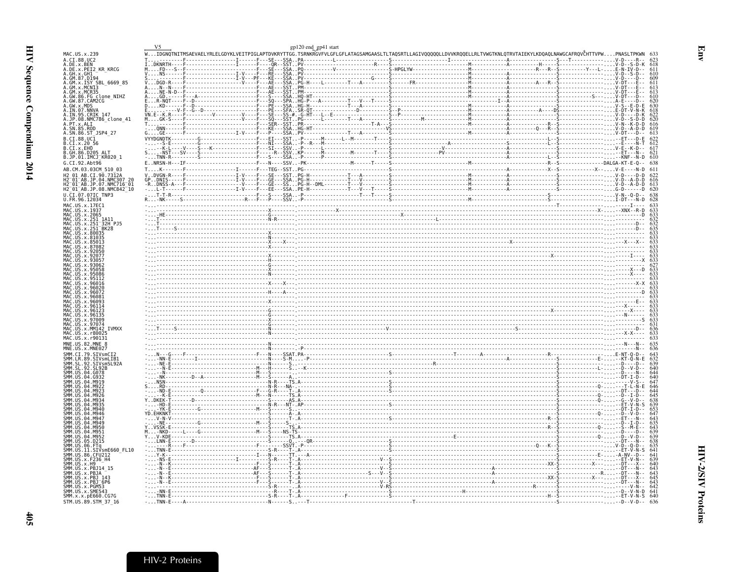```
                V5                                       gp120 end gp41 start
MAC.US.x.239              W...IDGNQTNITMSAEVAELYRLELGDYKLVEITPIGLAPTDVKRYTTGG.TSRNKRGVFVLGFLGFLATAGSAMGAASLTLTAQSRTLLAGIVQQQQQLLDVVKRQQELLRLTVWGTKNLQTRVTAIEKYLKDQAQLNAWGCAFRQVCHTTVPW....PNASLTPKWN  633
A.CI.88.UC2               T...........F-----------------I-------F---SE---SSA..PA----------L-------------------S--------------------I-----------------A----------------S---T------------.V-D---R-   623
A.DE.x.BEN                I..DKNRTH----F-----------------I-------F----QR--SST..PV-------------------R----S-------------------------M-----------A-----------H-----S-------------------.V-D--S-D-K  618
A.DE.x.PEI2_KR_KRCG       M....FD---S--F----------------------F---SE---SSA..PQ----------V----------------S-HPGLYW----------------M-------------------R---R--S---------Y---L-....E-N-IV-D--   611
A.GH.x.GH1                V....NS-R----F-----------------I-V-----F---RE---SSA..PV-----------------------S------------------------M-----------A----------------S-------------------.V-D--S-D--   610
A.GM.87.D194              S............F-----------------I-V---PF---KE---SSA..PV-------------------G-----S------------------------M-----------A----------------S-------------------.V-D----D--   609
A.GM.x.ISY_SBL_6669_85    V..DGD-R-----F------------------V-----F---AE---SSA..PG-H----L-------T---A--------S------FR--------------M-----------A--------A---R--S-------------------.V-DT---E--   611
A.GM.x.MCN13              A....N--N----F----------------------F---AE---SST..PM---------------------------S------------------------M-----------A----------------S-------------------.V-DT---E--   613
A.GM.x.MCR35              A....NE-N-D--F----------------------F---AE---SST..PM---------------------------S------------------------M-----------A----------------S-------------------.V-DT---E--   613
A.GW.86.FG_clone_NIHZ     A....GD.-----F---A------------------F---S----SSA..HQ-HT------------------------S------------------------M-----------A----------------S-----------S----.V-DT--D--   610
A.GW.87.CAM2CG            E...R-NQT----F--D-------------------F---SQ---SPA..HG-P---A---------T---V---T----S---------------------I--A-----------------------------S-------------------.A-E----D--   620
A.GW.x.MDS                D....KD------F--D-------------------F---PE---SSA..HG-H-------------T---A--------S------------------------M-----------A----------------S-------------------.V-S--E-D-E  630
A.IN.07.NNVA              E......V-F--G--D--------------------F---PE---SFA..SR-QT-----------D------------S--P-----------------------M-----------A--------A------DS-------------------.E-DT-V-N-K  618
A.IN.95.CRIK_147          VN.E--K.R----F---------V-----------V----F---SE---SS-#..G-HT---L--E-----------------S--P-----------------------M-----------A----------------S-------------------.V-D----D-K  622
A.JP.08.NMC786_clone_41   M....GK-S----F----------------------F---SQ---SST..PG--------L-------T---A--------S-----------M------------M-----------A----------------S-------------------.V-D--S-D-D  620
A.PT.x.ALI                T............F----------------------F---SER--SST..PR---------------------------T-A---S------------------------M-----------A------------R--S-------------------.V-N--K-D-D  616
A.SN.85.ROD               -....QNN-----F----------------------F---KE---SSA..HG-HT------------------------VS-----------------------M-----------A-------Q---R--S-------------------.V-D--A-D-D  619
A.SN.86.ST_JSP4_27        G....GE------F-----------------I-V-----F---P----SSA..PV-----------------T---A--------S------------------------M-----------A----------------S-------------------.V-DT---D--   613
B.CI.88.UC1               VYYDGNDTK----------G----------------F---EI---SST..-P------M------L--M-------T---S--------------------------------------------------------L--S-------------------.----ET---D-E  622
B.CI.x.20_56              -....-S-E----------G----------------F---NI---SSA..-P--R---M-------------------S------------------------------------------S--------------L--S-------------------.----E---N-T  612
B.CI.x.EHO                -....--K-L-----V----S---K-----------F---SI---SSV..-P------L-----------------------S----------------V--------------------------------------------S-------------------.V-E--K-D--  617
B.GH.86.D205_ALT          S....--NST---SV-----S---------------F---R---SSV..KP-------M--------M-------T---S----------------PV---------------------------------------S-------------------.----ET--N--  621
B.JP.01.IMCJ_KR020_1      -....TNN-R---------S----------------F---S----SSA..-P------P--------------------S-----------------------------------------------------------L--S-------------------.----KNF--N-D  610
G.CI.92.Abt96             E..NRSN-H---IF----------------------F---N----SSV..-PK-----------------M------T-----S------------------------M--------------------------R--S-----------------DALGA-KT-E-Q--  638
AB.CM.03.03CM_510_03      T....K-------F-----------------I-------F---TEG--SST..PG--------------------------------S------------------------------------A------------X--S-----------X-....V-E-----N-D  611
H2_01_AB.CI.90.7312A      V..DVGN-R----F-----------------I-V-----F---SE---SST..PG-H-------------T---A--------S------------------------M-----------A----------------S-------------------.V-D----D-D  622
H2_01_AB.JP.04.NMC307_20  GP..DNIS-----F-----------------I-V-----F---GE---SSA..PG-H-------------T---V--------S------------------------M-----------A----------------S-------------------.V-D--A-D-D  616
H2_01_AB.JP.07.NMC716_01  -R..DNSS-A---F-----------------I-V-----F---GE---SS-..PG-H--DML---------T---V--------S------------------------M-----------A----------------S-------------------.V-D--A-D-D  613
H2_01_AB.JP.08.NMC842_10  -....L-T-----F-----------------I-V-----F---EE---SSA..PE-H-------------T---V---T-----S------------------------M-----------A----------------S-------------------.G-D------D  620
U.CI.07.07IC_TNP3         -....T-T-R--------------------------F---S----SSA..-P---------------------T---T------S-------------------------------------------------------S-------------------.V-N--Q-D--  638
U.FR.96.12034             R....NK------S------------------R---F---P----SSV..-P--------------------------------S------------------------M----------------------------S-------------------.I-DT---N-D  628
MAC.US.x.17EC1            -...-----------------------------------------------------------------------------------------------------------------------------T------------------------------I---   633
MAC.US.x.1937             -...------------------------------X--------------------X-------------------------------------------------------------------------------------------X-......-XNX--R-D  633
MAC.US.x.2065             -....HE---------------------------G--------------------------------------X-----------------------------------------------------------------------------------------D  633
MAC.US.x.251_1A11         -...T-----------------------------N-R---------------------------------------------L--------------------------------------------------------------------------------   632
MAC.US.x.251_32H_PJ5      -...T---------------------------------------------------------------------------------------------------------------------------------------------------------D--   632
MAC.US.x.251_BK28         -...T----S-----------------------------------------------------------------------------------------------------------------------------------------------------D--   635
MAC.US.x.80035            -...------------------------------X-----------------------------------------------------------------------------------------------------------------------------   633
MAC.US.x.81035            -...------------------------------N-----------------------------------------------------------------------------------------------------------------------------   633
MAC.US.x.85013            -...------------------------------X----X-------------------------------------------------X--------------------------------------------------------------X----X--   633
MAC.US.x.87082            -...------------------------------X-----------------------------------------------------------------------------------------------------------------------------   633
MAC.US.x.92050            -...------------------------------------------------------------------------------------------------------------------------------------------------------------   633
MAC.US.x.92077            -...------------------------------X---------------------------------------------------------------------------X--------------------------------------I---   633
MAC.US.x.93057            -...------------------------------H-------------------------------------------------------------------------------------------------------------------------X   633
MAC.US.x.93062            -...------------------------------G-----------------------------------------------------------------------------------------------------------------------------   627
MAC.US.x.95058            -...------------------------------X---------------------------------------------------------------------------------------------------------------------X---D   633
MAC.US.x.95086            -...------------------------------N---------------------------------------------------------------------------------------------------------------------X----   633
MAC.US.x.95112            -...------------------------------------------------------------------------------------------------------------------------------------------------------------   633
MAC.US.x.96016            -...------------------------------X----X----------------------------------------------------------------------------------------------------------------------X-X   633
MAC.US.x.96020            -...------------------------------------------------------------------------------------------------------------------------------------------------------------   633
MAC.US.x.96072            -...------------------------------H----A--------------------------------------------------------------------------------------------------------------------------D   633
MAC.US.x.96081            -...------------------------------------------------------------------------------------------------------------------------------------------------------------   633
MAC.US.x.96093            -...------------------------------X----------------------------------------------------------------------------------------------------------------------E--   633
MAC.US.x.96114            -...------------------------------------------------------------------------------------------------------------------------------------------------X------   633
MAC.US.x.96123            -...------------------------------G-----------------------------------------------------------------------------X------------------------------------X----   633
MAC.US.x.96135            -...------------------------------G--------------------------------------------------------------------------------------------------------------------N----   633
MAC.US.x.97009            -...------------------------------X-----------------------------------------------------------------------------------------------------------------------S   633
MAC.US.x.97074            -...------------------------------G-----------------------------------------------------------------------------------------------------------------------------   631
MAC.US.x.MM142_IVMXX      -...T----S------------------------N------------------------------------V--------------------------------------V----------------------------------------------D--   636
MAC.US.x.r80025           -...------------------------------N-------------------------------------------------------------------------------------------------------------------X-X----   633
MAC.US.x.r90131           -...------------------------------------------------------------------------------------------------------------------------------------------------------------   633
MNE.US.82.MNE_8           -...------------------------------N--------------------------------------------------------------------------------------------------------------------N---N--   635
MNE.US.x.MNE027           -...------------------------------N--------P-----------------------------------------------------------------------------------------------------------------N--   636
SMM.CI.79.SIVsmCI2        -....N---G----F---------------------F---N----SSAT.PA--------------------------S--------------------T---------A------------------------R--------------------E-NT-Q-D--  643
SMM.LR.89.SIVsmLIB1       -....NN-E--------I-------------------------S-M.....P-------------------------------------------------A----------------------------S-----------------E-.....KT-Q-N-E  632
SMM.SL.92.SIVsmSL92A      -....NE-E-----------------------------------N-------------------------------R-----------------------------------------------------S-------------------.D-----D--   639
SMM.SL.92.SL92B           -....N-E-----------------------------M---H------S----K--------------------------------------------------------------------------------S-----------------L-.....D--V-D--  640
SMM.US.04.G078            -....N--E----------------------------M---N------S----------------------S-------------------------------------------------------------S-------------------.D---N--   644
SMM.US.04.G932            -....NK---------D---A----------------M---S------A----------------------------------------------------------------------------------------S-------------------.DT-I-D--   640
SMM.US.04.M919            -....NSN-----------------------------------N-R----TS.A------------------------S--------------------------------------------------------S-------------------.-V-S--   647
SMM.US.04.M922            S....RD------------------------------------N-R---NA-.-------------------------S--------------------------------------------------------S-----------------Q-.....T-L-N-E  646
SMM.US.04.M923            -....ND-E---------Q-----------------F---G-R------T..A------------------------S--------------------------------------------------------S-------------------.DT---D--   644
SMM.US.04.M926            -....K-E-----------------------------M---N------TS.A--------------------------------------------------------------------------------------S-----------------Q-.....D--I-D--  645
SMM.US.04.M934            Y..DKEK-T--------D------------------S------AS.A-------------------------------------------------------------------------------------S-----------------Q-.....G--V-D--  638
SMM.US.04.M935            -....HD-E----------------------------------N-R---NT..AP-----------------------S--------------------------------------------------------S-------------------.ET-V-N-S  639
SMM.US.04.M940            -....YK-E---------G------------------M---S------S..-------------------------------------------------------------------------------------------S-------------------.DT-I-D--  653
SMM.US.04.M946            YD.EHKNKT-------------------------------S------A..A-------------------------------------------------------------------------------------S-----------------Q-.....D--V-D--  647
SMM.US.04.M947            -....V-N-V-------------------------------S------T..A------------------------S-----------------------------------------------R--S-------------------.ET---N--   643
SMM.US.04.M949            -....NE-----------G------------------M---S------S..------------------------------------------------------------------------------R--S-------------------.D--I-D--  635
SMM.US.04.M950            Y...VSSK-E-------------------------------S------TS.A-------------------------------------------------------------------------------R--S-------------------.S--M-E--  643
SMM.US.04.M951            M....NKD-----L----G------------------M---S------NS-TS-------------------------------------------------------------------------------------S-------------------.D---D--   639
SMM.US.04.M952            Y....V-KDE-------------------------------------TS.A--------------------------------------------E-------------------------------S-----------------Q-.....D--V-D--  639
SMM.US.05.D215            -....LNN-E-------D-------------------S------Q....QR-----------------------S----------------------------------------------------------S-------------------.DT---N--   638
SMM.US.06.FTq             -....---R-----F-----------------------F----------SSVT.-P-----------------------S------------------------------Q---K--S-------------------.V-D--Q-D--  635
SMM.US.11.SIVsmE660_FL10  -....TNN-E--------------------------------S-R----T..A------------------------S--------------------------------------------------------S-------------------.ET-V-N-S  641
SMM.US.86.CFU212          -....Y-K------------------------------I---N-----TT.--A-----------------------------------------------------------------------------------S-----------------E-.....A-NV-D--  641
SMM.US.x.F236_H4          -....NS-E--------------------I--------S-R----T..A---------------------V--S------------------------------------------------------------S-------------------.ET-V-N--   639
SMM.US.x.H9               -....N--K--------------------------F---S------T..A----------------------S-------------------------------------------------------XX-S-----------X-.....DT---X--  640
SMM.US.x.PBJ14_15         -....N--E---------------------AF---S------T..A----------------------V--S-------------------------A-----------------------------S-------------------.DT---N--   643
SMM.US.x.PBJA             -....N--E---------------------AF---S------T..A------------------S---V--S-------------------------A-----------------------------S-------------R-.....DT---N--   643
SMM.US.x.PBJ_143          -....N--K--------------------------F---S------T..A----------------------S-------------------------------------------------------XX-S-----------X-.....DT---X--  645
SMM.US.x.PBJ_6P6          -....N--E--------------------------F---S------T..A----------------------V--S-------------------------A-----------------------------S-------------------.DT---N--   643
SMM.US.x.PGM53            -....-----------------------------------S-R------A----------------------V-RS-------------------------------------------R-------S-------------------.----V-N--  642
SMM.US.x.SME543           -....NN-E-----------------------------R-----T..A------------------------S-----------------------H--------------------------------S-------------------.D--V-N-D  641
SMM.x.x.pE660.CG7G        -....TNN-E-----------------------------S-R----T..A-----------------F-----S--------------------------------------------------H--S-------------------.ET-V-N-S  640
STM.US.89.STM_37_16       -....TNN-E-----A--------------------N------S....-T---------------------------------------T-----------------------------------------S-------------------.D--V-D--   636
```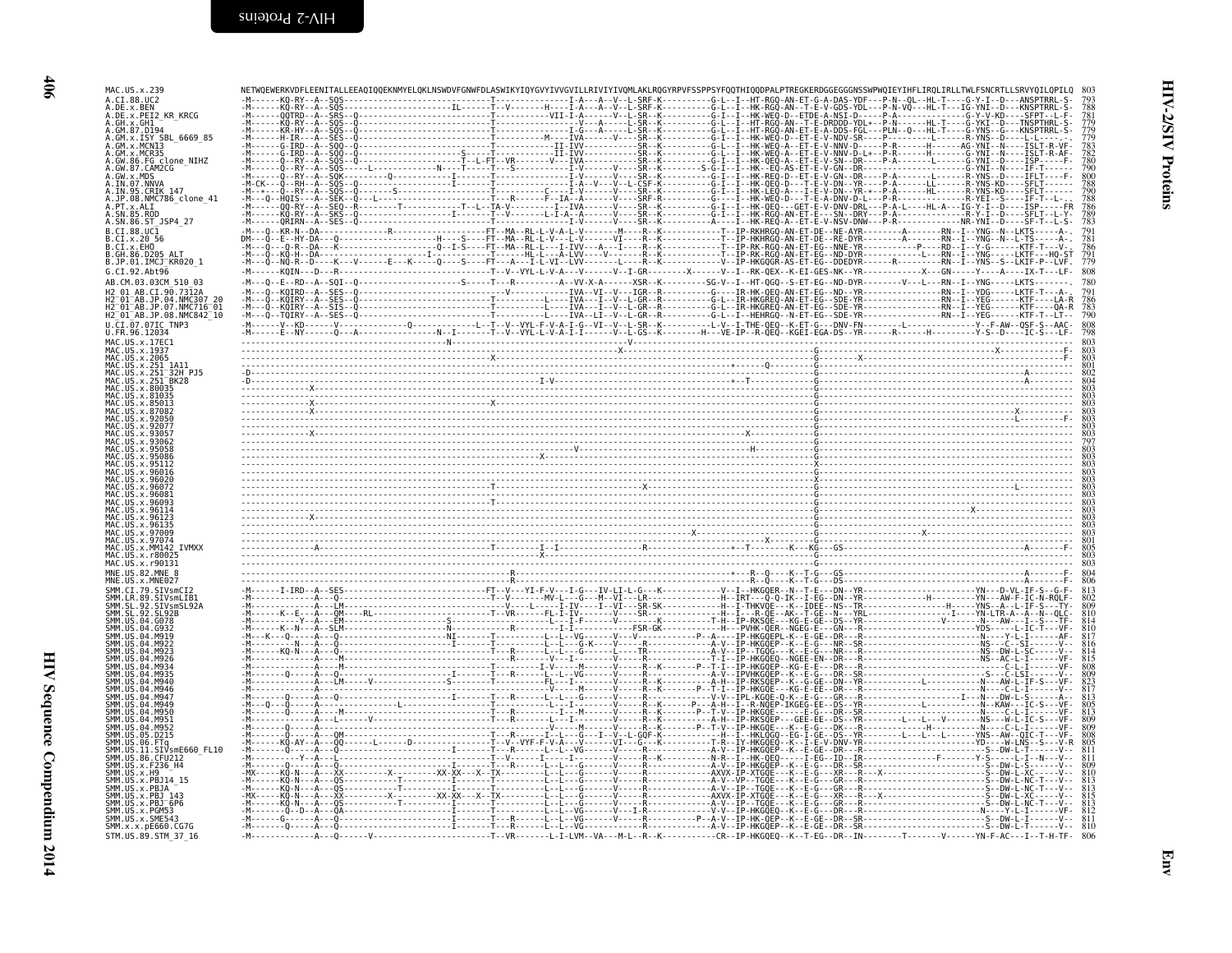```
MAC.US.x.239              NETWQEWERKVDFLEENITALLEEAQIQQEKNMYELQKLNSWDVFGNWFDLASWIKYIQYGVYIVVGVILLRIVIYIVQMLAKLRQGYRPVFSSPPSYFQQTHIQQDPALPTREGKERDGGEGGGNSSWPWQIEYIHFLIRQLIRLLTWLFSNCRTLLSRVYQILQPILQ 803
A.CI.88.UC2               -M------KQ-RY--A--SQS---------------------------T--------------I-A---A--V--L-SRF-K----------G-L--I--HT-RGQ-AN-ET-G-A-DAS-YDF---P-N--QL--HL-T----G-Y-I--D---ANSPTRRL-S- 793
A.DE.x.BEN                -M------KQ-RY--A--SQS--------------------IL------T--V--------H----I-A---A--V--L-SRF-K----------G-L--I--HK-RGQ-AN--T-E-V-GDS-YDL---P-N-VQ---HL-T---IG-YNI--D---KNSPTRRL-S- 788
A.DE.x.PEI2_KR_KRCG       -M------QQTRD--A--SRS--Q------------------------T------------VII-I-A-----V--L-SR--K----------G-I--I--HK-WEQ-D--ETDE-A-NSI-D------P-A---------------G-Y-V-KD----SFPT---L-F- 781
A.GH.x.GH1                -M------KQ-RY--A--SQS--Q------------------------T--------------V---A-----L-SR--K----------G-L--I--HT-RGQ-AN--T-E-DRDDD-YDL+--P-N-------HL-T---IG-YKI--D---TNSPTHRL-S- 779
A.GM.87.D194              -M------KR-HY--A--SQS--Q------------------------T---------------I-G---A--V--L-SR--K----------G-L--I--HT-RGQ-AN-ET-E-A-DDS-FGL---PLN--Q---HL-T---G-YNS--G---KNSPTRRL-S- 779
A.GM.x.ISY_SBL_6669_85    -M------H-IR---A--SES--Q------------------------T-----------M----IVA------V---SR--K----------G-L--I--HK-WEQ-D--ET-E-V-NDV-SR----P---------L-------R-YNS--D----L-L-----. 779
A.GM.x.MCN13              -M------G-IRD--A--SQQ--Q------------------------T------------II-IVV----------SR--K----------G-L--I--HK-WEQ-A--ET-E-V-NNV-D------P-R-------H------AG-YNI--N----ISLT-R-VF- 783
A.GM.x.MCR35              -M------G-IRD--A--SQQ--Q-----------------S------T------------II-IVV----------SR--K----------G-L--I--HK-WEQ-A--ET-E-V-NNV-D-L+--P-R-------H-------G-YNI--N----ISLT-R-AF- 782
A.GW.86.FG_clone_NIHZ     -M------Q--RY--A--SQS--Q---------------------T--L-FT--VR---------V--IVA------------SR--K----------G-I--I--HK-QEQ-A--ET-E-V-SN--DR-----P-A-------L--------G-YNI--D----ISP-----F- 780
A.GW.87.CAM2CG            -M------Q--RY--A--SQS-----L----------N------T------T---S-----------I-V-----V----SR--K--------S-G-I--I--HK--EQ-AS-ET-E-V-GN--DR-----------------------G-YNI--N----IF-T------ 790
A.GW.x.MDS                -M------Q--RY--A--SQK----------Q------------I-------T------------I-V-----V----SR--K----------G-I--I--HK-REQ-D--ET-E-V-GN--DR-----P-A-------L-------R-YNS--D----IFLT----F- 800
A.IN.07.NNVA              -M-CK----Q--RH--A--SQS--Q-------------------I-------T------------I-A---V----L-CSF-K----------G-I--I--HK-QEQ-A--ET-E-V-DN--YR-----P-A-------L-------R-YNS-KD----SFLT------ 788
A.IN.95.CRIK_147          -M-*----Q--RY--A--SQS--Q-----------S------------------------C-----I-V-----V----SR--K----------G-I--I--HK-LEQ-A---I-E-V-DN--YR-*--P-A-------HL------R-YNS-KD----SFLT------ 790
A.JP.08.NMC786_clone_41   -M---Q--HQIS---A--SEK--Q---L-------------------------T---R-------F--IA--A------V----SRF-R----------G---I--HK-WEQ-D--T-E-A-DNV-D-L---P-R----------------R-YEI--S----IF-T--L-- 788
A.PT.x.ALI                -M------QQ-RY--A--SEQ--R--------T-----------T--L--TA-V--------I--IVA------V----SR--K----------G-I--I--HK-QEQ----GET-E-V-DNV-DRL---P-A-L-----HL-A---IG-Y-I--D----ISP-----FR 786
A.SN.85.ROD               -M------Q--RY--A--SKS--Q-----------------I---------T---V--------L-I-A--A------V----SR--K----------G-I--I--HK-REQ-AN-ET-E---SN--DRY---P-A---------------R-Y-I--D----SFLT--L-Y- 789
A.SN.86.ST_JSP4_27        -M------QRIRN--A--SES--Q------------------------------------------I-V------V----SR--K----------A----I--HK-REQ-A--ET-E-V-NSV-DNW---P-R------------------NR-YNI--D----SF-T--L-S- 783
B.CI.88.UC1               -M---Q--KR-N--DA--------------R---------------------FT--MA--RL-L-V-A-L-V-------M----R--K----------T--IP-RKHRGQ-AN-ET-DE--NE-AYR--------A--------RN--I--YNG--N--LKTS-----A- 791
B.CI.x.20_56              DM--Q--E--HY-DA--Q--------------------H---S-----FT--MA--RL-L-V---L-V------VI----R--K----------T--IP-HKHRGQ-AN-ET-DE--RE-DYR--------A--------RN--I--YNG--N--L-TS-----A- 781
B.CI.x.EHO                -M---Q---Q-R--DA--K------------------------Q--I-S----FT--MA--RL-L---I-IVV---A---I----R--K----------T--IP-HKHRGQ-AN-ET-EG--NNE-YR-------------P-----RD--I--Y-G------KTF-T---V-. 786
B.GH.86.D205_ALT          -M---Q--KQ-H--DA--------------------I-------------T----------HL-L---A-LVV-----V----R--K----------T--IP-HK-R--AN-ET-EG--ND-DYR--------------------RN--I--YNG-----LKTF---HQ-ST 791
B.JP.01.IMCJ_KR020_1      -M---Q--NQ-R--D---K----V------E---K-----Q----S-----FT---A---I-L-VI--LVV-------V----R--K----------T--IP-HKGQR-AS-ET-EG--DDEDYR-------R--------RN--I--YNS--S--LKIF-P--LVF- 779
G.CI.92.Abt96             -M------KQIN---D---R-------------------------------T--V--VYL-L-V-A---V-------V--I-GR--------X------V--I--RK-QEX--K-EI-GES-NK--YR---------------X---GN-----Y----A----IX-T---LF- 808
AB.CM.03.03CM_510_03      -M---Q--E--RD--A--SQI--Q--------------------S-----T---R---------A--VV-X-A------XSR--K---------SG-V--I--HT-QGQ--S-ET-EG--ND-DYR--------V----L---RN--I--YNG-----LKTS--------- 780
H2_01_AB.CI.90.7312A      -M---Q--KQIRD--A--SES--Q--------------------------V--------------IVA---VI--V---IGR--R---------G----IR-HK-QEQ-AN-ET-EG--ND--YR-----------------RN--I--YDG-----LKTF-T---A-. 791
H2_01_AB.JP.04.NMC307_20  -M---Q--KQIRY--A--SES--Q------------------------T-------------L----IVA---I--V--L-GR--R----------G-L--I-HKGREQ-AN-ET-EG--SDE-YR----------------RN--I--YEG------KTF----LA-R 786
H2_01_AB.JP.07.NMC716_01  -M---Q--KQIRY--A--SIS--Q------------------------T-------------L----IVA---I--V--L-GR--R----------G-L--I-HKGREQ-AN-ET-EG--SDE-YR----------------RN--I--YEG------KTF----QA-R 783
H2_01_AB.JP.08.NMC842_10  -M---Q--TQIRY--A--SES--Q------------------------T-------------L----IVA--LI--V--L-GR--R----------G-L--I--HEHRGQ--N-ET-EG--SDE-YR----------------RN--I--YEG------KTF-T--LT-- 790
U.CI.07.07IC_TNP3         -M------V--KD------V------------------Q---------------L--T--V--VYL-F-V-A-I-GG--VI--V--L-GR--K----------L-V--I-THE-QEQ--K-ET-G---DNV-FN--------L------------Y--F-AW--QSF-S--AAC- 808
U.FR.96.12034             -M------E--NY------Q---A-----------------N--I-------T--V--VYL-L-V-A-I-I------V--L-GS--K---------H---VE-IP--R-QEQ--KGEI-EGA-DS--YR------R-----H------------Y-S--D-----IC-S---LF- 798
MAC.US.x.17EC1            ------------------------------------------N------------------------------------------------------------------------------------------------------------------------------ 803
MAC.US.x.1937             -----------------------------------------------------------------------X-------------------------------------G-------------------------------------X------------F- 803
MAC.US.x.2065             -----------------------------------------X--------------------------------------------------------------------G-----------------X---------------------------------F- 803
MAC.US.x.251_1A11         ------------------------------------------------------------------------------------------------------------G-------------------------------------------------------- 801
MAC.US.x.251_32H_PJ5      -D----------------------------------------------------------------------------------------*-----------------G---------------------------------------------A--------- 802
MAC.US.x.251_BK28         -D-------------------------------------------------I-V------------------------------------------*--T--------G-------------------------------------------A--------- 804
MAC.US.x.80035            -------------X----------------------------------------------------------------------------------------------G-------------------------------------------------------- 803
MAC.US.x.81035            ------------------------------------------------------------------------------------------------------------G-------------------------------------------------------- 803
MAC.US.x.85013            -------------X---------------------------X------------------------------------------------------------------G-------------------------------------------------------- 803
MAC.US.x.87082            -------------X----------------------------------------------------------------------------------------------G-------------------------------------------X------------ 803
MAC.US.x.92050            ------------------------------------------------------------------------------------------------------------G---------------------------------------------L-------F- 803
MAC.US.x.92077            ------------------------------------------------------------------------------------------------------------G-------------------------------------------------------- 803
MAC.US.x.93057            -------------X-------------------------------------------------------------------------------X--------------G-------------------------------------------------------- 803
MAC.US.x.93062            ------------------------------------------------------------------------------------------------------------G-------------------------------------------------------- 797
MAC.US.x.95058            ---------------------------------------------------------V---------------------------------H----------------G-------------------------------------------------------- 803
MAC.US.x.95086            ---------------------------------------------X--------------------------------------------------------------G-------------------------------------------------------- 803
MAC.US.x.95112            ------------------------------------------------------------------------------------------------------------X-------------------------------------------------------- 803
MAC.US.x.96016            ------------------------------------------------------------------------------------------------------------G-------------------------------------------------------- 803
MAC.US.x.96020            ------------------------------------------------------------------------------------------------------------G-------------------------------------------------------- 803
MAC.US.x.96072            ------------------------------------------T-----------------------------X------------------------------------G-------------------------------------------L---------- 803
MAC.US.x.96081            ------------------------------------------------------------------------------------------------------------G-------------------------------------------------------- 803
MAC.US.x.96093            ------------------------------------------T-----------------------------------------------------------------G-------------------------------------------------------- 803
MAC.US.x.96114            ------------------------------------------------------------------------------------------------------------G---------------------------------X---------------------- 803
MAC.US.x.96123            -------------X----------------------------------------------------------------------------------------------G-------------------------------------------------------- 803
MAC.US.x.96135            ------------------------------------------------------------------------------------------------------------G-------------------------------------------------------- 803
MAC.US.x.97009            ---------------------------------------------------------------------------------X--------------------------G----------------------X--------------------------------- 803
MAC.US.x.97074            ----------------------------------------------------------------------------------------------X-------------G-------------------------------------------------------- 801
MAC.US.x.MM142_IVMXX      ---------------A-------------------------T----------I--I---------------R---------------------*--T--------K---KG---GS----------------------------------------A-------F- 805
MAC.US.x.r80025           ---------------------------------------------X---------------------------------------------------------------------------------------------------------------------- 803
MAC.US.x.r90131           ------------------------------------------------------------------------------------------------------------------------------------------------------------------- 803
MNE.US.82.MNE_8           -----------------------------------------R---------------------------------------------*---R--Q----K--T-G---GS-----------------------------------------A-------F- 804
MNE.US.x.MNE027           -----------------------------------------R---------------------------------------------------R-Q----K--T-G---GS-----------------------------------------A-------F- 806
SMM.CI.79.SIVsmCI2        -M------I-IRD--A--SES---------------------------FT--V---YI-F-V---I-G---IV-LI-L-G---K------------V--I--HKGQER--N--T-E---DN--YR----------------------YN----D-VL-IF-S--G-F- 813
SMM.LR.89.SIVsmLIB1       -M---------------Q-------------------------------T--V-------MV-L---I---M--VI---LR-----------------H--IRT---Q-IK--I-EG-DN--YR----------------H--------YN---AW-F-IC-N-RQLF- 802
SMM.SL.92.SIVsmSL92A      -M---------------LM-----------------------------V--------L-----I-IV----I--VI---SR-SK-----------H--I-THKVQE--K--IDEE--NS--TR----------------H-------YNS---A--L-IF-S---TY- 809
SMM.SL.92.SL92B           -M------K--E---A--QM----RL---------------------T--VR------FL-I-IV--------V----SR--------------H---I---R-QE--AK--T-GE--N---YRL-----------------I-----YN-LTR-A--A--N--QLC- 810
SMM.US.04.G078            -M----------Y--A--EM-----------------------------S-------------L--I-F-----V-------K---------T-V--IP-RKSQE---KG-E-GE-DS--YR--------------------V-------N---AW---I--S---TF- 814
SMM.US.04.G932            -M------K--N---A--SLM-----------------------N-------------R--------I-I--------FSR-GK-----------H---PVHK-QER--NGEG-E---GN---R-----------------------YDS------L-IC-T---VF- 810
SMM.US.04.M919            -M---K---Q------A--Q------------------------NI-------T---------L--L---VG--------V---V-----------P--A---IP-HKGQEPL-K--E-GE--DR---R-----------------------N-----Y-L-I------AF- 817
SMM.US.04.M922            -M---------------A--Q---------------------------I-------T------------L--L---G------V----R--K----------A-V--IP-HKGQEP--K--E-GE--DR---R---------------------NS---C--SI------V- 816
SMM.US.04.M923            -M------KQ-N---A--Q--------------------------------T---R------L---L---G-K--L--------TR-------------A-V--IP--TGQG---K--E-G---NR---R--------------------NS---DW-L-SC-----V- 814
SMM.US.04.M926            -M---------------A---M----------------------------------R-----V---I--------V------R--------------T-I--IP-HKGQEQ--NGEE-EN--DR---R--------------------NS---AC-L-I------VF- 815
SMM.US.04.M934            -M---------------A---M---------------------------T-------------I-V---M-------V----R--K----------P--T-I--IP-HKGQEP--KG-E-G---DR--SR--------------------N----C-L-I------VF- 808
SMM.US.04.M935            -M--------Q------A---Q---------------------------I-------T---R-----L--L---VG-------V-----R---------A-V--IPVHKGQEP--K---E-G---DR--SR------------------------S---C-LSI------V- 809
SMM.US.04.M940            -M--------------A--LM-----V------------------S-------T-------FL--I-------V--------R-----------A-H--IP-RKSQEP--K--G-GE--DN--YR-------------L--------N---AW-L-IF-S---VF- 823
SMM.US.04.M946            -M---------------A---Q-----------------------------T-------------V-----M--------V------R--K-----P--T-I--IP-HKGQE--KG-E-EE--DR---R----------------------N---C-L-I------V- 817
SMM.US.04.M947            -M---------Q-----A---Q---------------------------I-------T---R-----L--L---G--------V------R--K---------V-V--IPL-KGQE-Q-K--E-G---GR---R-----------------I----N---DW-L-S------A- 813
SMM.US.04.M949            -M---Q---Q-------A---Q------------L------------------T-------------L---I-----V------R--K--------P---A-H--I--R-NQEP-IKGEG-EE--DS--YR-------------------N--KAW---IC-S---VF- 805
SMM.US.04.M950            -M---------------A---M---------------------------T-------------I--M------V----R--K--------P--T-V--IP-HKGQEP--K--E-G---DR--SR-------------------N----C-L-I------V- 813
SMM.US.04.M951            -M---------------A---L-----V---------------------T---R--------L---I-----V---------R--K----------A-H--IP-RKSQEP---GEE-EE--DS--YR------L----L----V-------NS---W-L-IC-S---VF- 809
SMM.US.04.M952            -M--------Q------A---Q----------------------------------------V----M------V-----R--K--------P--T-V--IP-HKGQE--K--E-G---DK---R----------------H-------N---C-L-I------VF- 809
SMM.US.05.D215            -M--------Q------A---QM-----------------------------T---R----I---L---G---I--V--L-GQF-K----------H--I--IRT---Q-IK--I-EG-DN--YR----------L---L---L-------YNS---AW--QIC-T---VF- 808
SMM.US.06.FTq             -M------KQ-AY--A---QQ-------L-------D-------------T--V--VYF-F-V-A---V-----VI---G---K----------T-R--IY-HKGQEP--K--I-E-V-DNV-YR--------------------------YD----W-LNS--S---V-R 805
SMM.US.11.SIVsmE660_FL10  -M---------Q-----A---Q---------------------------I-------T---R------L--L---VG-------V------R--K---------A-V--IP-HKGQEP--K--E-GE--DR---R----------------------S---DW-L-T------V- 811
SMM.US.86.CFU212          -M---------Y-----A---L------------------------------------------------------------------R--K----------N-R--I--HK-QEQ----I-EG--ID--IR--------------F------------Y-S-------L-I--N-----V- 811
SMM.US.x.F236_H4          -M---------Q-----A---Q---------------------------I-------T---R-----L--L---G--------V------R--K---------A-V--IP-HKGQEP--K--E-G---DR--SR----------------------S---DW-L-S------V- 809
SMM.US.x.H9               -MX------KQ-N---A---XX-----------X------XX-XX--X--TX-----------L--L---G--------V------R-----------AXVX-IP-XTGQE---K--E-G---XR---R---X----------------------S---DW-L-XC------V- 810
SMM.US.x.PBJ14_15         -M------KQ-N---A---QS-------------T-----------I------T-------------L--L---G--------V------R-----------A-V--VP--TGQE---K--E-G---GR---R-------------------------S---DW-L-NC-T----V- 813
SMM.US.x.PBJA             -M------KQ-N---A---QS-------------T-----------I------T-------------L--L---G--------V------R-----------A-V--IP--TGQE---K--E-G---GR---R-------------------------S---DW-L-NC-T----V- 813
SMM.US.x.PBJ_143          -MX------KQ-N---A---XX-----------X------XX-XX--X--TX-----------L--L---G--------V------R-----------AXVX-IP-XTGQE---K--E-G---XR---R---X----------------------S---DW-L-XC------V- 815
SMM.US.x.PBJ_6P6          -M------KQ-N---A---QS-------------T-----------I------T-------------L--L---G--------V------R-----------A-V--IP--TGQE---K--E-G---GR---R-------------------------S---DW-L-NC-T----V- 813
SMM.US.x.PGM53            -M---------Q--D--A---QA-----------------------I------T-------------L--L---VG-------V---I--R-----------V-V--IP-HKGQEP--K--E-G---DR---R----------------------N------Y-L-I------VF- 812
SMM.US.x.SME543           -M------G--------A---Q---------------------------I-------T---R-----L--L---VG-------V------R--K--------P--A-V--IP-HK-QEP--K--E-GE--DR--SR----------------------S---DW-L-I------V- 811
SMM.x.x.pE660.CG7G        -M---------Q-----A---Q---------------------------I-------T---R-----L--L---VG-------V------R--K---------A-V--IP-HKGQEP--K--E-GE--DR--SR----------------------S---DW-L-T------V- 810
STM.US.89.STM_37_16       -M---------------A---Q-------V------------------------T--VR---------L-I-LVM--VA---M-L--R--K-----------CR--IP-HKGQEQ--K--T-EG--DR--IN---------T-------V------YN-F-AC---I--T-H-TF- 806
```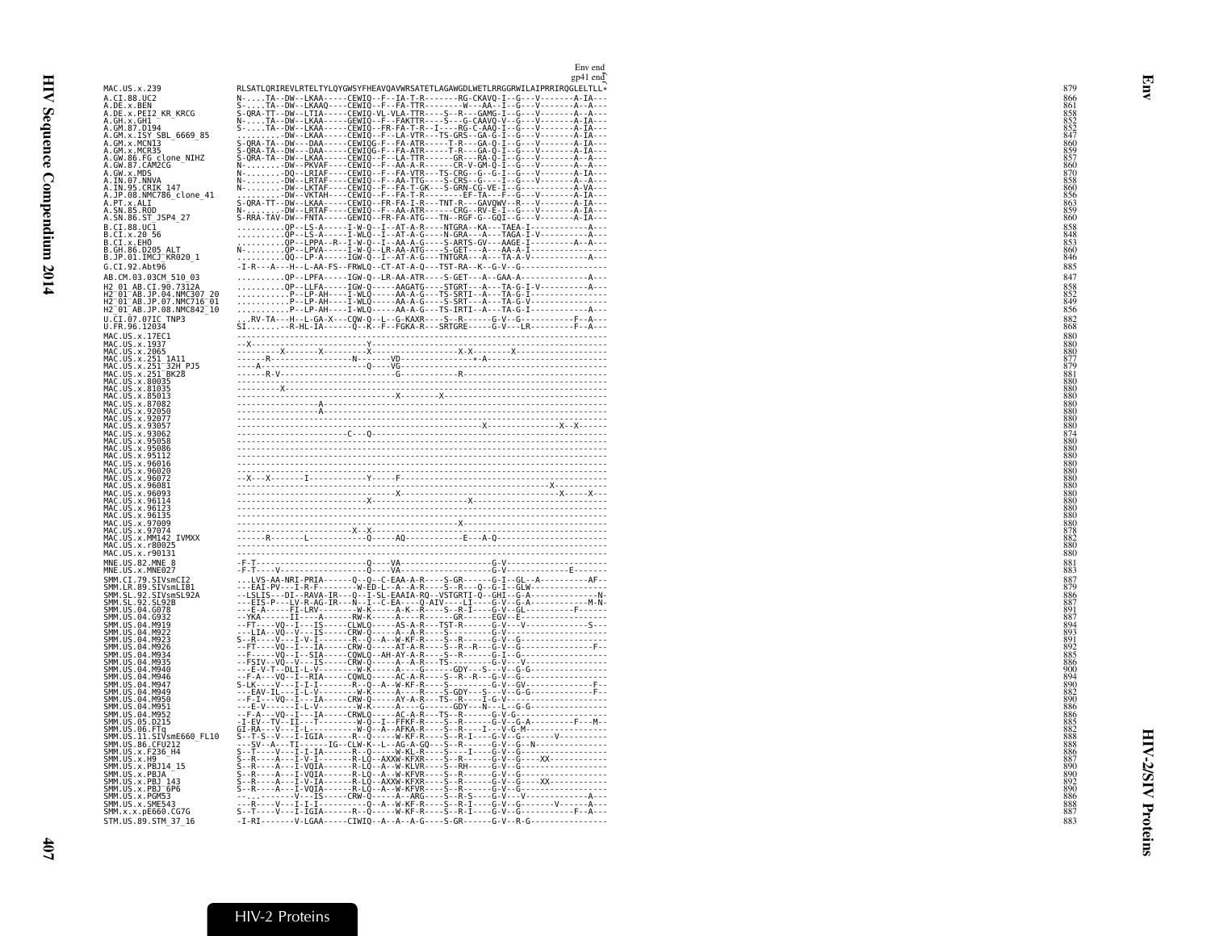Env end
gp41 end

```
MAC.US.x.239              RLSATLQRIREVLRTELTYLQYGWSYFHEAVQAVWRSATETLAGAWGDLWETLRRGGRWILAIPRRIRQGLELTLL*   879
A.CI.88.UC2               N-.....TA--DW--LKAA-----CEWIQ--F--IA-T-R-------RG-CKAVQ-I--G---V-------A-IA---   866
A.DE.x.BEN                S-.....TA--DW--LKAAQ----CEWIQ--F--FA-TTR--------W---AA--I--G---V-------A--A---   861
A.DE.x.PEI2_KR_KRCG       S-QRA-TT--DW--LTIA-----CEWIQ-VL-VLA-TTR----S--R---GAMG-I--G---V-------A--A---   858
A.GH.x.GH1                N-.....TA--DW--LKAA-----GEWIQ--F--FAKTTR----S---G-CAAVQ-V--G---V-------A-IA---   852
A.GM.87.D194              S-.....TA--DW--LKAA-----CEWIQ--FR-FA-T-R--I----RG-C-AAQ-I--G---V-------A-IA---   852
A.GM.x.ISY_SBL_6669_85    .........-DW--LKAA-----CEWIQ--F--LA-VTR---TS-GRS--GA-G-I--G---V-------A-IA---   847
A.GM.x.MCN13              S-QRA-TA--DW---DAA-----CEWIQG-F--FA-ATR-----T-R---GA-Q-I--G---V-------A-IA---   860
A.GM.x.MCR35              S-QRA-TA--DW---DAA-----CEWIQG-F--FA-ATR-----T-R---GA-Q-I--G---V-------A-IA---   859
A.GW.86.FG_clone_NIHZ     S-QRA-TA--DW--LKAA-----CEWIQ--F--LA-TTR------GR---RA-Q-I--G---V-------A--A---   857
A.GW.87.CAM2CG            N-.......-DW--PKVAF----CEWIQ--F--AA-A-R------CR-V-GM-Q-I--G---V-------A--A---   860
A.GW.x.MDS                N-.......-DQ--LRIAF----CEWIQ--F--FA-VTR---TS-CRG--G--G-I--G---V-------A-IA---   870
A.IN.07.NNVA              N-.......-DW--LRTAF----CEWIQ--F--AA-TTG----S-CRS--G---I--G---V-------A--A---   858
A.IN.95.CRIK_147          N-.......-DW--LKTAF----CEWIQ--F--FA-T-GK---S-GRN-CG-VE-I--G-----------A-VA---   860
A.JP.08.NMC786_clone_41   .........-DW--VKTAH----CEWIQ--F--FA-T-R--------EF-TA---F--G---V-------A-IA---   856
A.PT.x.ALI                S-QRA-TT--DW--LKAA-----CEWIQ--FR-FA-I-R---TNT-R---GAVQWV--R---V-------A-IA---   863
A.SN.85.ROD               N-.......-DW--LKTAF----CEWIQ--F--AA-ATR------CRG--RV-E-I--G---V-------A-IA---   859
A.SN.86.ST_JSP4_27        S-RRA-TAV-DW--FNTA-----GEWIQ--FR-FA-ATG---TN--RGF-G--GQI--G---V-------A-IA---   860
B.CI.88.UC1               ..........QP--LS-A-----I-W-Q--I--AT-A-R----NTGRA--KA---TAEA-I-------------A---   858
B.CI.x.20_56              ..........QP--LS-A-----I-WLQ--I--AT-A-G----N-GRA---A---TAGA-I-V-----------A---   848
B.CI.x.EHO                ..........QP--LPPA--R--I-W-Q--I--AA-A-G----S-ARTS-GV---AAGE-I---------A--A---   853
B.GH.86.D205_ALT          N-........QP--LPVA-----I-W-Q--LR-AA-ATG----S-GET---A---AA-A-I-----------------   860
B.JP.01.IMCJ_KR020_1      ..........QQ--LP-A-----IGW-Q--I--AT-A-G---TNTGRA---A---TA-A-V-------------A---   846
G.CI.92.Abt96             -I-R---A---H--L-AA-FS--FRWLQ--CT-AT-A-Q---TST-RA--K--G-V--G------------------   885
AB.CM.03.03CM_510_03      ..........QP--LPFA-----IGW-Q--LR-AA-ATR----S-GET--A--GAA-A---------------A---   847
H2_01_AB.CI.90.7312A      ..........QP--LLFA-----IGW-Q-----AAGATG----STGRT---A---TA-G-I-V-----------A---   858
H2_01_AB.JP.04.NMC307_20  ..........P--LP-AH----I-WLQ-----AA-A-G----TS-SRTI--A---TA-G-I----------------   852
H2_01_AB.JP.07.NMC716_01  ..........P--LP-AH----I-WLQ-----AA-A-G----S-SRT---A---TA-G-V----------------   849
H2_01_AB.JP.08.NMC842_10  ..........P--LP-AH----I-WLQ-----AA-A-G----TS-IRTI--A---TA-G-I------------A---   856
U.CI.07.07IC_TNP3         ...RV-TA---H--L-GA-X---CQW-Q--L--G-KAXR----S-GET------G-V--G-----------F--A---   882
U.FR.96.12034             SI.......--R-HL-IA-----Q--K--F--FGKA-R---SRTGRE------G-V---LR---------F--A---   868
MAC.US.x.17EC1            ------------------------------------------------------------------------------   880
MAC.US.x.1937             --X----------------------Y----------------------------------------------------   880
MAC.US.x.2065             ---------X-------X-------X-----------------------X-X--------X------------------   880
MAC.US.x.251_1A11         ------R-----------------N-------VD-----------------+-A--------------------------   877
MAC.US.x.251_32H_PJ5      ----A--------------------Q----VG----------------------------------------------   879
MAC.US.x.251_BK28         ------R-V----------------------G----------------R-----------------------------   881
MAC.US.x.80035            ------------------------------------------------------------------------------   880
MAC.US.x.81035            ----------X-------------------------------------------------------------------   880
MAC.US.x.85013            ------------------------------------X--------X--------------------------------   880
MAC.US.x.87082            -----------------A------------------------------------------------------------   880
MAC.US.x.92050            -----------------A------------------------------------------------------------   880
MAC.US.x.92077            ------------------------------------------------------------------------------   880
MAC.US.x.93057            -------------------------------------------------------X------------X--X-----   880
MAC.US.x.93062            -----------------------C---Q--------------------------------------------------   874
MAC.US.x.95058            ------------------------------------------------------------------------------   880
MAC.US.x.95086            ------------------------------------------------------------------------------   880
MAC.US.x.95112            ------------------------------------------------------------------------------   880
MAC.US.x.96016            ------------------------------------------------------------------------------   880
MAC.US.x.96020            ------------------------------------------------------------------------------   880
MAC.US.x.96072            --X---X-------I------------Y-----F--------------------------------------------   880
MAC.US.x.96081            ---------------------------------------------------------------X-------------   880
MAC.US.x.96093            ------------------------------------X-----------------------------X-----X---   880
MAC.US.x.96114            ---------------------------X--------------------X-----------------------------   880
MAC.US.x.96123            ------------------------------------------------------------------------------   880
MAC.US.x.96135            ------------------------------------------------------------------------------   880
MAC.US.x.97009            --------------------------------------------------X---------------------------   880
MAC.US.x.97074            ------------------------X--X--------------------------------------------------   878
MAC.US.x.MM142_IVMXX      ------R-------L--------------Q-----AQ-------------E---A-Q---------------------   882
MAC.US.x.r80025           ------------------------------------------------------------------------------   880
MAC.US.x.r90131           ------------------------------------------------------------------------------   880
MNE.US.82.MNE_8           -F-T-------------------------Q-----VA-------------------G-V-------------------   881
MNE.US.x.MNE027           -F-T----V--------------------Q-----VA-------------------G-V-------------E-----   883
SMM.CI.79.SIVsmCI2        ...LVS-AA-NRI-PRIA------Q--Q--C-EAA-A-R----S-GR-------G-I--GL--A-----------AF--   887
SMM.LR.89.SIVsmLIB1       --EAI-PV---I-R-F--------W-ED-L--A--A-R----S--R---Q--G-I--GLW------------------   879
SMM.SL.92.SIVsmSL92A      --LSLIS---DI--RAVA-IR---Q--I-SL-EAAIA-RQ--VSTGRTI-Q--GHI--G-A---------------N-   886
SMM.SL.92.SL92B           ---EIS-P---LV-R-AG-IR---N--I--C-EA----Q-AIV----LI-----G-V--G-A-------------M-N-   887
SMM.US.04.G078            ---E-A-----FI-LRV--------W-K-----A-K--R----S--R-I-----G-V--GL-------------F-----   891
SMM.US.04.G932            --YKA------II----A-----RW-K------A----R-----GR------EGV--E-----------------------   887
SMM.US.04.M919            --FT----VQ--I---IS------CLWLQ------AS-A-R---TST-R------G-V---V-----------S---   894
SMM.US.04.M922            --LIA--VQ--V---IS------CRW-Q------A--A-R----S-------G-V---------------------   893
SMM.US.04.M923            S--R----V---I-V-I-------R--Q--A--W-KF-R----S--R------G-V--G-----------------   891
SMM.US.04.M926            --FT----VQ--I---IA------CRW-Q-----AT-A-R----S--R--R---G-V--G-----------------F--   892
SMM.US.04.M934            --F-----VQ--I---SIA-----CQWLQ---AH-AY-A-R----S--R------G-I--G-----------------   885
SMM.US.04.M935            --FSIV--VQ--V---IS------CRW-Q------A--A-R----TS---------G-V---V---------------   886
SMM.US.04.M940            ---E-V-T--DLI-L-V--------W-K------A----G-------GDY---S---V--G-G-------------------   900
SMM.US.04.M946            --F-A---VQ--I--RIA------CQWLQ------AC-A-R----S--R--R---G-V--G-----------------   894
SMM.US.04.M947            S-LK----V---I-I---------R--Q--A--W-KF-R----S-----------G-V--GV-------------F--   890
SMM.US.04.M949            ---EAV-IL---I-L-V--------W-K------A----R----S-GDY---S---V--G-G-------------F--   882
SMM.US.04.M950            --F-I---VQ--I---IA------CRW-Q------AY-A-R----TS--R----I-G-V-----------------   890
SMM.US.04.M951            ---E-V------I-L-V--------W-K------A----G-------GDY---N---L--G-G------------------   886
SMM.US.04.M952            --F-A---VQ--I---IA------CRWLQ------AC-A-R----TS--R------G-V-G------------------   886
SMM.US.05.D215            -I-EV--TV--II---I--------W-Q--I--FFKF-R----S--R------G-V--G-A---------F---M-   885
SMM.US.06.FTq             GI-RA---V---I-L----------W-Q--A--AFKA-R----S--R---I---V-G-M-------------------   882
SMM.US.11.SIVsmE660_FL10  S--T-S--V---I-IGIA------R--Q------W-KF-R----S--R-I----G-V--G-------V---------   888
SMM.US.86.CFU212          ---SV--A---TI------IG--CLW-K--L--AG-A-GQ---S--R------G-V--G--N----------------   888
SMM.US.x.F236_H4          S--T----V---I-I-IA------R--Q------W-KL-R----S----I-----G-V--G-----------------   886
SMM.US.x.H9               S--R----A---I-V-I-------R-LQ--AXXW-KFXR----S--R------G-V--G-----XX-------------   887
SMM.US.x.PBJ14_15         S--R----A---I-VQIA------R-LQ--A--W-KLVR----S--RH-----G-V--G-------------------   890
SMM.US.x.PBJA             S--R----A---I-VQIA------R-LQ--A--W-KFVR----S--R------G-V--G-------------------   890
SMM.US.x.PBJ_143          S--R----A---I-V-IA------R-LQ--AXXW-KFXR----S--R------G-V--G-----XX-------------   892
SMM.US.x.PBJ_6P6          S--R----A---I-VQIA------R-LQ--A--W-KFVR----S--R------G-V--G-------------------   890
SMM.US.x.PGM53            --.--------V---IS-----CRW-Q------A--ARG----S--R-S----G-V---V-------------------   886
SMM.US.x.SME543           --R-----V---I-I-I----------Q--A--W-KF-R----S--R-I----G-V--G---------V-------A---   888
SMM.x.x.pE660.CG7G        S--T----V---I-IGIA------R--Q------W-KF-R----S--R-I----G-V--G-----------F--A---   887
STM.US.89.STM_37_16       -I-RI-------V-LGAA-----CIWIQ--A--A--A-G----S-GR------G-V--R-G-----------------   883
```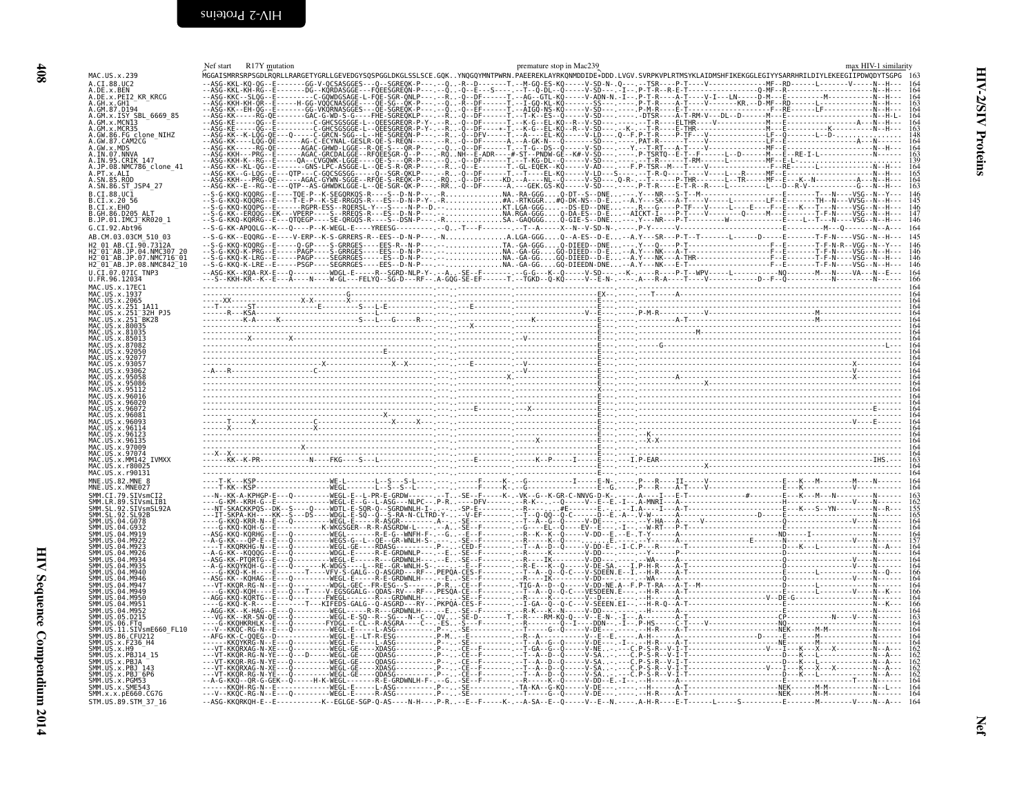```
                 Nef start    R17Y mutation                                                      premature stop in Mac239                                                          max HIV-1 similarity
MAC.US.x.239              MGGAISMRRSRPSGDLRQRLLRARGETYGRLLGEVEDGYSQSPGGLDKGLSSLSCE.GQK..YNQGQYMNTPWRN.PAEEREKLAYRKQNMDDIDE*DDD.LVGV.SVRPKVPLRTMSYKLAIDMSHFIKEKGGLEGIYYSARRHRILDIYLEKEEGIIPDWQDYTSGPG  163
A.CI.88.UC2               --ASG-KKL-KQ-QG--E-------GG-V-QCSASGGES---Q--SGREQK-P----.--Q..-R--D--------T.--M-GQ-ES-KQ-----V-SD-N-.Q--.--TSR----P-T----V-------------MF--RD------L-------V-----N--H---  164
A.DE.x.BEN                --ASG-KKL-KH-RG--E-------DG--KQRDASGGE---FQEESGREQN-P----.--Q..-Q--E---S-----.--T--Q-DL--Q-----V-SD---.-I--.P-T-R--R-E-T-----------------Q-MF--R-------------------N--H---  164
A.DE.x.PEI2_KR_KRCG       --ASG-KKC--SLQG--E---------C-GQWDGSAGE-L-FQE-SGR-QNLP----.--R..-Q--DF------T.--AG---GTL-KQ-----V-ADN-N.-I--.P-T-R----A-T----V-I---LN----D-M----E--------M-----------N--H---  164
A.GH.x.GH1                --ASG-KKH-KH-QR--E-------H-GG-VQQCNASGGE---QE-SG--QK-P----.--Q..-R--DF------T.--I-GQ-KL-KQ-----S-SS--.-----P-T-R----A-T----V--------KR.--D-MF--RD------L-----------N--H---  163
A.GM.87.D194              --ASG-KK--EH-QG--E-------GG-VKQRNASGGES---QE-SGREQK-P----.--Q..-Q--EF------T.--AIGQ-NS-KQ-----V-SD---.-----P-M-R----E-T------------------F--RE-------LF-----------N--H---  164
A.GM.x.ISY_SBL_6669_85    --ASG-KE-----RG-QE------GAC-G-WD-S-G----FHE-SGREQKLP----.--R..-Q--DF------T.--T-K--ES--Q-----V-SD---.-----DTSR----A-T-RM-V---DL--D-----M---E-----------------N--H-L-  164
A.GM.x.MCN13              --ASG-KE-----QG--E---------C-GHCSGSGGE-L-QEESGREQR-P-Y--.--R..-Q--DF------T.--K-G--EL-KQ--R--V-SD---.-----T-R----ELTHR----V-----------M---E-----------------A---N--H---  164
A.GM.x.MCR35              --ASG-KE-----QG--E---------C-GHCSGSGGE-L-QEESGREQR-P-Y--.--R..-Q--DF-----+-T.--K-G--EL-KQ--R--V-SD---.--K--.-T-R----E-THR------------M---E---------K--------N--H---  163
A.GW.86.FG_clone_NIHZ     --ASG-KKH-----PRG--E---Q------C-GRCN-SGG--L-HE-SGREQN-P----.--R..-Q--DFV-----T.--A-----EL-KQ-----V-LD---.Q--F.P-T-R----P-TF---V------------LF---D--------L--D--------  148
A.GW.87.CAM2CG            --ASG-KK-----LGQ-QE------AG-C-ECYNAL-GESLR-QE-S-REQN------.--R..-Q--DF------A.--A-GK-N---Q-----SD---.-----PAT-R------T-----V-------------LF--E-----------------A---N-----  164
A.GW.x.MDS                --ASG-KK-----RG-QE------AGAC-GHWD-LGGE--R-QE-S---QR-P----.--Q..-Q--DF------T.--T-G--DS--Q-----V-SD---.-----Y-T-RT----A-T----V-------------MF--E-----------------N--H---  164
A.IN.07.NNVA              --ASG-KKH-----PRG--E------AGAC-GRCDALGGE--RFQEESGR-Q--P----.-RQ..NH--E-ADR---#-ST--PNDW-GE--K#-V-SD---.-----P-TSRTQ---E-T--F-----L--D------M---E--RE-I-L-----------N--H---  164
A.IN.95.CRIK_147          --ASG-KKH-K--RG--E------QA--CVGQWK-LGGE---QE-S---QR-P----.--Q..-Q--DF------T.--T-KG-DL--Q-----V-SD---.-----T-R------T-RM------L-------MF--E-L--------------------------  139
A.JP.08.NMC786_clone_41   --ASG-KK--KL-QG--E-------GNS-LPC-ASGGE-L--QE-S-R-QR-P----.--R..-Q--E-------T.-GL-EQEK--KQ-----V-AD---.--F.P-TSR--M---T-----V-------------F--RE-----------------N--H---  164
A.PT.x.ALI                --ASG-KK--G-LQG--E---QTP---C-GQCSGSG-----Q--SGR-QKLP----.--R..-Q--DF------T.--T-----EL-KQ-----V-LD---S---.---T-R-Q--------------V------L---R-----MF--E----------------N--H---  165
A.SN.85.ROD               --ASG-KKH----PRG-QE------AGAC-GYWN-SGGE--RFQE-S-REQK-P----.-RQ..-Q--DF------KD.--A-----NL--Q-----V-SD---.Q-R-.-T-----P-THR-------L--TR-----MF--E---K--N-----------A---N--H---  164
A.SN.86.ST_JSP4_27        --ASG-KK--E--RG--E---QTP--AS-GHWDKLGGE-L--QE-SGR-QK-P----.-RR..-Q--DF------A.----GEK.GS-KQ-----V-SD---.-----P-T-R----E-T-R--R-----L--------L---D--R-V------------G---N--H---  163
B.CI.88.UC1               --S-G-KKQ-KQQRG--E----TQE-P--K-SEGQRKQS-R----S.-D-N-P----.-R............NA.-RA-GGG....Q-DT--S--DNE.---.Y---NR---S-T.-M---------------------E--------T--N----VSG--N--Y---  146
B.CI.x.20_56              --S-G-KKQ-KQQRG--E----T-E-P--K-SE-RRGQS-R---ES.-D-N-P-Y-..R............#A.-RTKGGR...#Q-DK-NS--D-E.---.A.Y---SK---A-T----V------L---------LF--E--------TH--N---VVSG--N--H---  145
B.CI.x.EHO                --S-G-KKQ-KQQPG--E-------RGPR-ESS---RQERSL-Y---S-----N-P--D.-..............KT.LGA-GGG.....-DS-ED--DNE.---.R---G----P-TF---V------L----E----F---E---K---T---N----VSG--N--H---  146
B.GH.86.D205_ALT          --S-G-KK--ERQQG--EK---VPERP-----S---RREQS-R---ES.-D-N-P--..............NA.RGA-GGG....Q-DA-ES--D-E.---AICKT-I----P-T----V-----Q-----M---E-------T-F-N----VSG--N--H---  147
B.JP.01.IMCJ_KR020_1      --S-G-KKQ-KQRRG--E----QTQEGP----SE-QRGQS-R---S--DSN-P---.-R............SA.-GAQGGG....Q-GIE-S--DNE.---.Y---NR---P-T----V-----W------------E-----L--T---N----VSG--N--H---  146
G.CI.92.Abt96             --S-G-KK-APQQLG--K---Q---P--K-WEGL-E----YREESG----------.--Q..-T---F----------T--A-----X--N--V-SD-N-.-----P-Y---------V-----------------------E---------M---Q--------N--A---  164
AB.CM.03.03CM_510_03      --S-G-KKQ-EQQRG--E----V-ERP--K-S-GRRERS-R--EES--D-N-P---.-N............A.LGA-GGG....Q--A-ES--D-E.---A.Y---SR---P-T--T--------L------D-----E--------T-F-N----VSG--N--H---  145
H2_01_AB.CI.90.7312A      --S-G-KKQ-KQQRG--E-------Q-GP----S-GRRGES-----EES-R--D-N-P---.-...............TA.-GA-GGG....Q-DIEED--DNE.---.Y---Q----P-T-------------------------F--E--------T-F-N-R--VGG--N--Y---  146
H2_01_AB.JP.04.NMC307_20  --S-G-KK-K-PRG--E-------PAGP-----S-GRRGES-----EES--D-N-P---.-...............NA.-GA-GG.....GQ-DIEED--D-E.---A.Y---NK---A-T-------------------------F--E--------T-F-N----VSG--N--H---  146
H2_01_AB.JP.07.NMC716_01  --S-G-KKQ-K-LRG--E-------PAGP----S-SEGRRGES-----ES--D-N-P---.-...............NA.-GA-GG.....GQ-DIEED--D-E.---A.Y---NK---A-THR--------------------------F--E--------T-F-N----VSG--N--H---  146
H2_01_AB.JP.08.NMC842_10  --S-G-KKQ-K-LRE--E-------PSGP----S-SEGRRGES-----EES--D-N-P---.-...............NA.-GA-GG.....GQ-DIEEDN-DNE.---A.Y---NK---E-T-------------------------F--E--------T-F-N----VSG--N--H---  146
U.CI.07.07IC_TNP3         --ASG-KK--KQA-RX-E---Q---------WDGL-E-----R--SGRD-NLP-Y--.-A..-SE--F----------G-G--K--Q-----V-SD---.--K---.---R----P-T--WPV------L------------NQ--------M---N----VA---N--E---  164
U.FR.96.12034             ---S--KKH-KR--K--E----A----N----W-GL---FELYQ--SG-D-N---RF--.A-GQG-SE-EF------T.--TGKD---Q-KQ-----V--E-N-.-----A---R-A----T----V------------D--F--Q------------N-------N-----  166
MAC.US.x.17EC1            --------------------------------------------------------------------------------.-------------------------------E--.------------------------------------------------------------------  164
MAC.US.x.1937             ----------------------------------G-----------------------------------------------.-------------------EX--.-----T----A-------------------------------------------------------  164
MAC.US.x.2065             -----XX--------------------X-X---------X--------------------------------------------.-----------------------E--.-------------------------------------------------------------------  164
MAC.US.x.251_1A11         ---T------ST------------E-----------S----L-E--------------E----------------------------.-------------------E--.-------------------------------------------------------------------  164
MAC.US.x.251_32H_PJ5      ----R---KSA---------------------------L-----------------------------------------------.-----------------V---E--.---P-M-R-----------V-------------------------M---------------------  164
MAC.US.x.251_BK28         ------------K-A------K--------------S----L---G-----R----------------------------------.-------------------E--.----------------------A-T-----------------------M---------------------  164
MAC.US.x.80035            ----------------------------------------------------------X----------------------------.-------------------E--.-------------------------------------------------------------------  164
MAC.US.x.81035            ---------------------------------------------------------------------------------------.-------------------E--.---------------M----------------------------------------------------  164
MAC.US.x.85013            ---------X-------X------------------------------------------------V-------------------.-------------------E--.-------------------------------------------------------------------  164
MAC.US.x.87082            ---------------------------------------------------------------------------------------.-------------------E--.-----------G-----------------------------------------------L---  164
MAC.US.x.92050            ----------------------------------------E-------------------------------------------------.-------------------E--.-------------------------------------------------------------------  164
MAC.US.x.92077            ---------------------------------------------------------------------------------------.-------------------E--.-------------------------------------------------------------------  164
MAC.US.x.93057            ------------------------X--------------X--X-----------E-----------V-------------------.-------------------E--.-------------------------------------------X---------------------  164
MAC.US.x.93062            --A---R----------------C----------------------------------------V-------------------.-------------------E--.-------------------------------------------X---------------------  164
MAC.US.x.95058            ---------------------------------------------------------X.--------------------------.-------------------E--.--------A--------------------------------X---------------------  164
MAC.US.x.95086            -----------------------------------------------------------------------------------------.-------------------E--.------------------X------------------------------------------  164
MAC.US.x.95112            ---------------------------------------------------------------------------------------.-------------------E--.-------------------------------------------------------------------  164
MAC.US.x.96016            ---------------------------------------------------------------------------------------.-------------------X--.-------------------------------------------------------------------  164
MAC.US.x.96020            ---------------------------------------------------------------------------------------.-------------------E--.-------------------------------------------------------------------  164
MAC.US.x.96072            ------------------------------------------------E-------------X---------------------.-------------------E--.------------------------------------------------E------------------  164
MAC.US.x.96081            -------------------------------------X------------------------------------------------.-------------------E--.-------------------------------------------------------------------  164
MAC.US.x.96093            ------T-----X--------------C-----------------X-----X-------------------------------.-------------------E--.--------------------------------------------V----E---------------  164
MAC.US.x.96114            -------X-----------------X------------------------------------------------------------.-------------------E--.-------------------------------------------------------------------  164
MAC.US.x.96123            ---------------------------------------------------------------------------------------.-------------------E--.---K-----------------------------------------------------------  164
MAC.US.x.96135            ---------------------------------------------------------------------------------------.-------------------E--.---X-X---------------------------------------------------------  164
MAC.US.x.97009            ------------------X------------------------------------------------------------------.-------------------E--.-------------------------------------------------------------------  164
MAC.US.x.97074            --X--X-------------------------------------------------------------------------------.-------------------E--.-------------------------------------------------------------------  164
MAC.US.x.MM142_IVMXX      ------KK--K-PR----------N----FKG----S---L-----------------E----------K--P-----I-----E--.---I.P-EAR--------------------------------------------------------------IHS.----  163
MAC.US.x.r80025           ---------------------------------------------------------------------------------------.-------------------E--.--------------------X-------------------------------------------  164
MAC.US.x.r90131           ---------------------------------------------------------------------------------------.-------------------E--.-------------------------------------------------------------------  164
MNE.US.82.MNE_8           ----T-K---KSP----------------WE-L--------L--S---S-L----.---.---F-----K-.--G-------------I-----E-N--.---P---R----II--------V--------------------E---K---M---------M----N--------  164
MNE.US.x.MNE027           ----T-K---KSP----------------WEGL--------L--S---S--L----.---.---F-----K-.--G----------------------E-G--.---P---R----T-----------------------------E---K---------------V-------------  164
SMM.CI.79.SIVsmCI2        ---N--KK-A-KPHGP-E---Q----------WEGL-E--L-PR-E-GRDW---.---T.--SE--F------K-.-VK--G--K-GR-C-NNVG-D-K-.----.A---I---E-T--------#-----------E---K---M---N----------N------  163
SMM.LR.89.SIVsmLIB1       ---G-KM--KRH-G--E-------------WEGL-E--G---L-ASG---NLPC--.P-R..----DFV------R-K---.--Q------V-E-.E.-I-.-A-MNRI---A-----------------------H----------------------V-----N------  164
SMM.SL.92.SIVsmSL92A      ---NT-SKACKKPQS--DK--S----Q-----WDTL-E-SQR-Q--SGRDWNLH-I---.--SP-E-------#E-------E---.--I-A---I---A-T----------------------------------E---K---S--YN---------N--R---  155
SMM.SL.92.SL92B           ---IT-SKPA-KH----KK--S---DS-----WEGL-E-SQ--Q--S-RA-N-CLTRD-Y---V-EF----------T--Q-QQ--Q-C------D--E.-A-.V-W-------A--------------------D--------E------------------N------  165
SMM.US.04.G078            ---G-KKQ-KRR-N---E---Q----------WEGL-E-------R-ASGR----N---.-A..-SE--F-------T--A---G--Q-----V-DD---.-----Y-HA-------------V--------------E-------------------V-----N------  164
SMM.US.04.G932            ----G-KKQ-KQH-G--E--------------K-WKGSGER--R-R-ASGRDW-L-I---.A..-SE--F-------G---EL---Q------EV--E---.-I---.---W-RT---P-T-----------------E-----------------------N------  164
SMM.US.04.M919            --ASG-KKQ-KQRHG--E---Q----------WEGL-------R-E-G--WNFH-F---.--G..-E--F------R--K--K--Q-----V-DD--E--E-.T-Y------A----------------------ND------I-------------N------  164
SMM.US.04.M922            --A-G-KK---QP-E--E-------------WEGS-G--L--QR-GR-WNLH-S---.-----SE--F---------R--A---G--Q-----V-DD---.------E-----------N---------------E-------------------V-----N------  157
SMM.US.04.M923            ----T-KQRKHG-N--E---Q-----------WEGL-GE-----RDASG---------P---CED-F------T--A--D--Q-----V-DD-E--I-C.P---R------T--------------------D---K----L---------------N--A---  164
SMM.US.04.M926            --A-G-KK--KQQQG--E---Q----------WDGL-E-------R-E-GRDWNLP----.-E..-SE-F------R-----K--Q-----V-DD---.----Y------P-----------------------D---------------------------N------  164
SMM.US.04.M934            --ASG-KK-PTQRTG--E---Q----------WEGL-E-------R---GRDWNLH---.-E..-SE-F--------R------IK------V-DD---.-----WA-----A-T-------------------D-------------------V-----N------  164
SMM.US.04.M935            --A-G-KKQYKQH-G--E---Q-----------K-WDGS----L--RE--GR-WNLH-S---.-----E--F------R-E--K--Q------V-DE-SA.---I.P-H-R----A-T-------------------D-----------------V-----N------  164
SMM.US.04.M940            ----G-KKQ-K-H---E-------T----VFV-S-GALG--Q-ASGRD---RF---.PEPQA-CES-F-------T--A--Q--Q-C-----V-SDEEN.E--I.--H-R----A-T-------------------D---K-----------------N--Q---  166
SMM.US.04.M946            --ASG-KK--KQHAG--E---Q----------WEGL-E-------R-E-GRDWNLH---.-E..-SE-F------R-----IK------V-DD---.---WA-----A-T-------------------E---------------------------N------  164
SMM.US.04.M947            ---VT-KKQR-RG-N--E---Q----------WDGL-GEC--FR-ESG-------P-R..-CE--F-------TIG-A--D--Q-----V-DD-NE.A--F.P-T-RA---A-T--M-----------------D---------L-----------N------  164
SMM.US.04.M949            ----G-KKQ-KQH----E---Q---T-----V-EGSGGALG--QDAS-RV---RF---.PESQA-CES-F-------T--A--Q--Q-C-----VESDEEN.E---.--H-R----A-T-------------------E-------------V------N--K---  166
SMM.US.04.M950            --AGG-KKQ-KQRTG--E---Q----------FWEGL----------R---GRDWNLH---.-----SE-F--------R--------V------V-D---.----H-----A-----------------V--DE-G-------------------N------  164
SMM.US.04.M951            ----G-KKQ-K-R----E---------T----KIFEDS-GALG--Q-ASGRD---RY---.PKPQA-CES-F------I-GA--Q--Q-C-----V-SEEEN.EI--.--H-R-Q--A-T-------------------E---------------------N--K---  166
SMM.US.04.M952            --AGG-KK--K-HAG--E---Q----------WEGL-------R-R---GRDWNLH---.--E..-SE-F------R-K---K--N------V-DD---.----H------A-----------------------E---------------------------N------  164
SMM.US.05.D215            ---VG-KK--KR-SN-QE---Q----------WEGL-E-SQ--R--SG---N-C---.QV..-SE-D-------T.-R----RM-KQ-Q---V--E-N-.-I--.A-----A-----------------------CP-------N--------V-----N------  163
SMM.US.06.FTq             ----G-KKQHKRHLK--E---Q---------FYDGL---CL--R-ASGRA---C---.-ES..-S--F------Q-I----DDN--.-I--.P-HS-----C-T----V-------------------------NQ-------------------------N------  164
SMM.US.11.SIVsmE660_FL10  ---V--KKQC-RG-N--E---Q----------WEGL-E-------L-ASG---------P---.-SE-----------T------G--Q-----V-DE---.-----H-R----A-T-------------------NEK------M-M-------------N------  164
SMM.US.86.CFU212          --AFG-KK-C-QQEG--D--------------WEGL-E---LT-R-ESG---------P-M.--E---------R-A------------V--E-E.-----A-H------A------------------D--------E---------M--------------N------  164
SMM.US.x.F236_H4          ------KKQYKRG-N--E---Q----------WEGL-E-------L-ASG---------P---.-SE------------T--A--G--Q-----V-DE---.-I---.--H-R----A-T-------------------NE------M---------------N------  164
SMM.US.x.H9               ---VT-KKQRXAG-N-XE---Q----------WEGL-GE------XDASG----------P---.-CE--F------T-GA--G--Q-----V-NE.--.-----C.P-S-R-V-I-T--------------V----I---K---X---X--------N--A---  162
SMM.US.x.PBJ14_15         ---VT-KKQR-RG-N-YE---Q---D-------WEGL-GE------QDASG----------P---.-CE--F------T--A--D--Q-----V-SA.--.-----C.P-S-R-V-I-T-------------------D---K---L-----------------N--A---  162
SMM.US.x.PBJA             ---VT-KKQR-RG-N-YE---Q----------WEGL-GE------QDASG----------P---.-CE--F------T--A--D--Q-----V-SA.--.-----C.P-S-R-V-I-T-------------------D---K---L-----------------N--A---  162
SMM.US.x.PBJ_143          ---VT-KKQRXAG-N-XE---Q----------WEGL-GE------XDASG----------P---.-CE--F------T--A--D--Q-----V-SA.--.-----C.P-S-R-V-I-T--------------V----I---K---X---X--------N--A---  162
SMM.US.x.PBJ_6P6          ---VT-KKQR-RG-N-YE---Q----------WEGL-GE------QDASG----------P---.-CE--F------T--A--D--Q-----V-SA.--.-----C.P-S-R-V-I-T-------------------D---K---L-----------------N--A---  162
SMM.US.x.PGM53            --A-G-KKQ--QR-G-GEK--Q-----H-K-WEGL-------R-E-GRDWNLH-F---.--G..-SE--F------R-----K--Q-----V-DD--E-.I--.--H-----------------------------------T-----N------  164
SMM.US.x.SME543           ------KKQH-RG-N--E---Q----------WEGL-E-------L-ASG---------P---.-SE------------TA-KA--G-KQ-----V-DE---.-----H------A-T-------------------NEK------M-M-------------N--L---  164
SMM.x.x.pE660.CG7G        ---V--KKQC-RG-N--E---Q----------WEGL-E-------L-ASG---------P---.-SE------------T-KQC-G--Q-----V-DE---.-----H-R----A-T-------------------NEK------M-M-------------N------  164
STM.US.89.STM_37_16       --ASG-KKQRKQH-E--E-----------K--EGLGE-SGP-Q-AS----N-H---.P-R..--E--F------K-.--A-SA--E--Q-----V--E--N.-----A-H-R----E-T------L-----S-----------E---------M---------V-----N--A---  164
```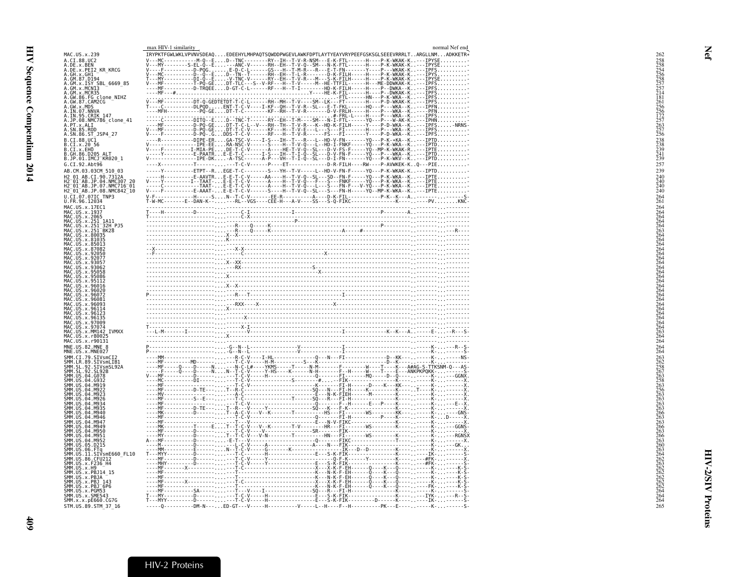max HIV-1 similarity

normal Nef end

```
MAC.US.x.239                IRYPKTFGWLWKLVPVNVSDEAQ....EDEEHYLMHPAQTSQWDDPWGEVLAWKFDPTLAYTYEAYVRYPEEFGSKSGLSEEEVRRRLT..ARGLLNM...ADKKETR*   262
A.CI.88.UC2                 V---MC-----------M-Q--E....D--TNC--------RY--IH--T-V-R-NSM---E-K-FTL-------H----P-K-WKAK-K..---IPYSE.........  258
A.DE.x.BEN                  V---MY---------S-EL-Q--E....---ANC-V-------RH--EH--T-V-Q--SM---N-K-FTL-------H----P-K-WKAK-K..---IPYSE.........  258
A.DE.x.PEI2_KR_KRCG         V----F----------D-PQG......E-D-C-L------GS---H--T-M-R---R---E-T-FN-------Y----P---WKAK-K..---IPFS..........  254
A.GH.x.GH1                  V---MC-----------D--Q--E....D--TN--T------RH--EH--T-L-R------D-K-FILH------H----P-K-WKAK-K..---IPYS..........  256
A.GM.87.D194                T---MY----------DI-Q--E....-V-TNC-V------RY--EH--T-V-R---M---S-K-FILH------H----P-K-WKAK-K..---IPYSE.........  258
A.GM.x.ISY_SBL_6669_85      V---MF----------T-PQ-GE....DT-TLC---S--V-RF---H--T-V-----M--HE-TTFIL-------H---ME-DDWKAK-K..---IPFS..........  257
A.GM.x.MCN13                ----MF----------D-TRQEE....D-GT-C-L------RF---H--T-I---------HD-K-FILH------H----P---DWKA--K..---IPFS..........  257
A.GM.x.MCR35                ----MF---#............................................Y----HE-K-FIL-------H----P---DWKAK-K..---IPFS..........  214
A.GW.86.FG_clone_NIHZ       ...........................................................---FTL-------HN---P-K-WKA--K..---IPFS..........  181
A.GW.87.CAM2CG              V---MF----------DT-Q-GEDTETDT-T-C-L------RH--MH--T-V----SM--LK---FT-------H----P-D-WKAK-K..---IPFS..........  261
A.GW.x.MDS                  T----C----------DLPQD.....ENT-T-C-V----I-KF--QH--T-V-R--SL---E-T-FKL-------HQ---P---WKA--K..---IPFN..........  256
A.IN.07.NNVA                ----MFH------------PQ-GE....DT-T-C-------KF--RH--T-V-R--------D-V-FRLH------H----P---WKA--K..---PFN..........  256
A.IN.95.CRIK_147            .......................................................#-FRL-L-----H----P---WKA--K..---IPFS..........  172
A.JP.08.NMC786_clone_41     ----C-----------DITQ--E....D--TNC-T------RY--EH--T-M----SM---N-I-FTL-------YQ---P---W-AK-K..---IPHN..........  257
A.PT.x.ALI                  ----MF----------D-PQ-GE....DT-T-C-L--V---RH--TH--T-V-R---K--HD-K-FILH------Y----P-D-WKA--K..---IPFS......NRNS-  263
A.SN.85.ROD                 V---MF----------D-PQ-GE....DT-T-C-V------KF---H--T-V-E---L---S---FI-------H----P---WKA--K..---IPFS..........  257
A.SN.86.ST_JSP4_27          V----F----------D-PQ-.G....DDS-T-C-V------RF---H--T-V-R------FS---FI-------Y----P-D-WKA--K..---IPFS..........  256
B.CI.88.UC1                 ----R----------DIPE-ER....GA-TSC-V----I-S---IH--T---R---L--HD-V-FN-------YQ---P-K-+KA--K..---IPTD..........  238
B.CI.x.20_56                V---------------IPE-EE....RA-NSC-V-------S---H--T-V-Q---L--HD-I-FNKF------YQ---P-K-WKA--K..---IPTD..........  238
B.CI.x.EHO                  V----F---------I-MIA-PE....DE-T-C-V-------A----HE-T-V-Q--SL---D-V-FS-F-----YQ---MP-K-WKA--R..---IPTE..........  239
B.GH.86.D205_ALT            ----Y-----------E-PAATR...E-E-T-C-------I-S---IH--T-I-Q--SL---D-V-FN-F-----YQ---P---WKA--K..---IPTD..........  241
B.JP.01.IMCJ_KR020_1        V---------------IPE-DK....A-TSC------A-P---VH--T-I-Q--SL---D-I-FN-------YQ---P-K-WKV--K..---IPTD..........  239
G.CI.92.Abt96               -----X----------T--------.---T-C-V-------P----ET-----------D-R-FILH-----RW----P-AVWKEK-K..Q---PIE..........  257
AB.CM.03.03CM_510_03        -----Y----------ETPT--R...EGE-T-C--------S---YH--T-V-----L--HD-V-FN-F-----YQ---P-K-WKAK-K..---IPTD..........  239
H2_01_AB.CI.90.7312A        -----H----------E-AAVTR...E-E-T-C-V-----AA----H--T-V-Q--SL---SD--FN-F-----YQ---P-K-WKA--K..---IPTE..........  240
H2_01_AB.JP.04.NMC307_20    V----Y----------I--TAAT-...E-E-T-C-V-----A----H--T-V-Q---F---S---FNKF-----YQ---P-K-WKA--K..---IPTE..........  240
H2_01_AB.JP.07.NMC716_01    ----C-----------TAAT-...E-E-T-C-V-----A----H--T-V-Q---L---S---FN-F---V-YQ---P-K-WKA--K..---IPTE..........  240
H2_01_AB.JP.08.NMC842_10    V----F----------E-AAAT-...E-E-T-C-V-------S---H--T-V-Q--SL---S---FN-H-----YQ--MP-K-WKA--K..---IPTE..........  240
U.CI.07.07IC_TNP3           V-F----------H-----S....N--T-C-V------EE-R----------A----D-K-FIL----------P-K--K---A..---------------S-  264
U.FR.96.12034               T-W-MC---------E--DAN-K-.....---RL--VGS----CEE-H---A-V----SS---S-Q-FIKC--------------K-----.......---PV........KNC-  261
MAC.US.x.17EC1              ......................................................................................................  264
MAC.US.x.1937               T----H----------D------.....-----C-I-------------I--------------------------P--------A..........  264
MAC.US.x.2065               T-----------------------.....-----C-X-----------------------------------------.........  264
MAC.US.x.251_1A11           ------------------------.....----------------P------------------------------------.........  264
MAC.US.x.251_32H_PJ5        ------------------------.....---R----Q-----K-----------------------------P--------.........  264
MAC.US.x.251_BK28           ------------------------.....---R----Q-----K---------------------A------#---------.........R----  263
MAC.US.x.80035              ------------------------.....X--X-----------------------------------------.........  264
MAC.US.x.81035              ------------------------.....K-------------------------------------------.........  264
MAC.US.x.85013              ------------------------.....--------------------------------------------.........  264
MAC.US.x.87082              --X---------------------.....---X-X--------------------------------------.........  264
MAC.US.x.92050              --F---------------------.....------C--------------------X----------------.........  264
MAC.US.x.92077              ------------------------.....--------------------------------------------.........  264
MAC.US.x.93057              ------------------------.....X--XX---------------------------------------.........  264
MAC.US.x.93062              ------------------------.....---RX----------------S--------------------------.........  264
MAC.US.x.95058              ------------------------.....-------------------------X-------------------.........  264
MAC.US.x.95086              ------------------------.....X-------------------------------------------.........  264
MAC.US.x.95112              ------------------------.....--------------------------------------------.........  264
MAC.US.x.96016              ------------------------.....X--X----------------------------------------.........  264
MAC.US.x.96020              ------------------------.....--------------------------------------------.........  264
MAC.US.x.96072              P-----------------------.....---R---T-------------------I----------------.........  264
MAC.US.x.96081              ------------------------.....--------------------------------------------.........  264
MAC.US.x.96093              ------------------------.....---RXX-----X-----------------X----------------.........  264
MAC.US.x.96114              ------------------------.....X-------------------------------------------.........  264
MAC.US.x.96123              ------------------------.....--------------------------------------------.........  264
MAC.US.x.96135              ------------------------.....-------X------------------------------------.........  264
MAC.US.x.97009              ------------------------.....--------------------------------------------.........  264
MAC.US.x.97074              T-----------------------.....-----X-I------------------------------------.........  264
MAC.US.x.MM142_IVMXX        ---L-M-------I-----------.....---------V-----------------I--------------K--K---A..------E------R---S-  263
MAC.US.x.r80025             ------------------------.....X-------------------------------------------.........  264
MAC.US.x.r90131             ------------------------.....--------------------------------------------.........  264
MNE.US.82.MNE_8             P-----------------------.....-G--N--L-----------V--------------I--------------------.------K------R--S-  264
MNE.US.x.MNE027             P-----------------------.....-G--N--L-----------V--------------I--------------------.------K----------S-  264
SMM.CI.79.SIVsmCI2          ----MM------------------.....---R-C-V----I-HL-----------Q---N---FI-------------D--KK----.------K--------NS-  263
SMM.LR.89.SIVsmLIB1         ----MF---------MD-------.....---T-C-V-----H-M-----------S---K---------------D--K------.------K----------  262
SMM.SL.92.SIVsmSL92A        ----MF-----Q----D-----N.....--N-C-L#----YKMS-----T----N-M--------F--------W----T----K---A#AG-S-TTKSNM-Q---AS-  258
SMM.SL.92.SL92B             ----F-----Q----D-----N.....N--T-C-V-----Y-HS----K------N-H--------F--H-----W----T----E---ANKPKPQKK--------S-  267
SMM.US.04.G078              V---MF----------D-------.....---T-C-V-----H------------Q--------FI------MQ-----D--Q----.------K------GGNX.  263
SMM.US.04.G932              ----MC----------DI------.....---T-C-V--------------S-------#....---FIK-------------K-----.------K----------X.  258
SMM.US.04.M919              ----MF------------------.....---T-C-V----------------------K------FI-H--------D-----K--KK---.------K----------X.  263
SMM.US.04.M922              ----MF----------D-TE----.....T--T-C-V------------------SQ---N---FI-H------K-----------K-----.T-----K----------X.  256
SMM.US.04.M923              ----MV------------------.....---A-C-----------------------E---N-K-FIEH------M----------K-----.------K----------X.  263
SMM.US.04.M926              ----MF--------S--E------.....---T-C-------------T------SQ---R---FI-H-------------------K-----.------K----------X.  263
SMM.US.04.M934              ----MF------------------.....---T-C-V------------------------F---H----------E---P------K-----.------K-------E--X.  263
SMM.US.04.M935              ----MF----------D-TE----.....T--R---V------Y-------------SQ---K---F-K----------------K-----.------K----------X.  263
SMM.US.04.M940              ----MK----------D-------.....T--A-C-V---V--K-------T--------HS---FI-------WS--------KK----.------K---------GNS-  266
SMM.US.04.M946              ----MF------------------.....---T-C-V------------------Q--------FI-H--------P------K-----.------K----D-----X.  263
SMM.US.04.M947              ----MF------------------.....---T---V--------------------E---N-V-FIKC---------------K-----.------K----------X.  263
SMM.US.04.M949              ----MK----------T-----E.....T--T-C-V---V--K-------T-V--------HR---FI-------WS--------K-----.------K---------GGNS-  266
SMM.US.04.M950              ----MF----------D-------.....---T-C-V------V-------------SR-----FIK--------------K-----.------K----------X.  263
SMM.US.04.M951              ----MY----------D-------.....T--T-C-V---V-N-------T--------HN---FI-------WS--------K-----.------K--------RGNSX  266
SMM.US.04.M952              A---MF----------D-------.....-E-T---V-------------------Q--------FIKC-------------T-----.------K----------X.  263
SMM.US.05.D215              ----M-----------D-------.....---L-C-V-------A------------A---N---FIK---------------K-----.------K------GK..  260
SMM.US.06.FTq               ----MM----------E-------.....N--T-C-V-----G-------K-----------IK---D--D-------K-----.------K----------X.  263
SMM.US.11.SIVsmE660_FL10    T---MYY---------D-------.....---T-C-------H----------------E---S-K-FIK------------K-----.----IK---------S-  264
SMM.US.86.CFU212            ----MF----------D-------.....---T-C-V-----Y-----------------Q-F-K-------Y--------K-----.----#FK---------X.  262
SMM.US.x.F236_H4            ----MHY---------D-------.....---T-C-V-----Y----------------E---S-K-FIK--------------K-----.----#FK---------S-  263
SMM.US.x.H9                 ----MF-------X----------.....---T-C------------------------X---X-K-F-EH-------Q----K---Q----.------K--------K-S-  262
SMM.US.x.PBJ14_15           ----MF------------------.....---T-C------------------------K---N-K-F-EH-------Q----K---Q----.------K--------K-S-  262
SMM.US.x.PBJA               ----MF------------------.....---T--------------------------K---N-K-F-EH-------Q----K---Q----.------K--------K-S-  262
SMM.US.x.PBJ_143            ----MF-------X----------.....---T-C------------------------X---X-K-F-EH-------Q----K---Q----.------K--------K-S-  262
SMM.US.x.PBJ_6P6            ----MF------------------.....---T-C------------------------K---N-K-F-EH-------Q----K---Q----.------FK-------K-S-  262
SMM.US.x.PGM53              ----MF----------SA------.....---T---V----I--------------SQ---R---FI-H-------------K-----.------K----------S-  264
SMM.US.x.SME543             T---MY----------D-------.....---T-C-V-----H----------------E---S-K-FIK---------------K-----.----IYK-------R--S-  264
SMM.x.x.pE660.CG7G          T---MYY---------D-------.....---T-C-V-----H----------------E---S-K-FIK-------------D--K-----.----IK---------S-  264
STM.US.89.STM_37_16         -----Q----------DM-N----.....ED-GT---V-----H----------V-----L--H----F--H-----------PK---E-----.------K----------S-  265
```